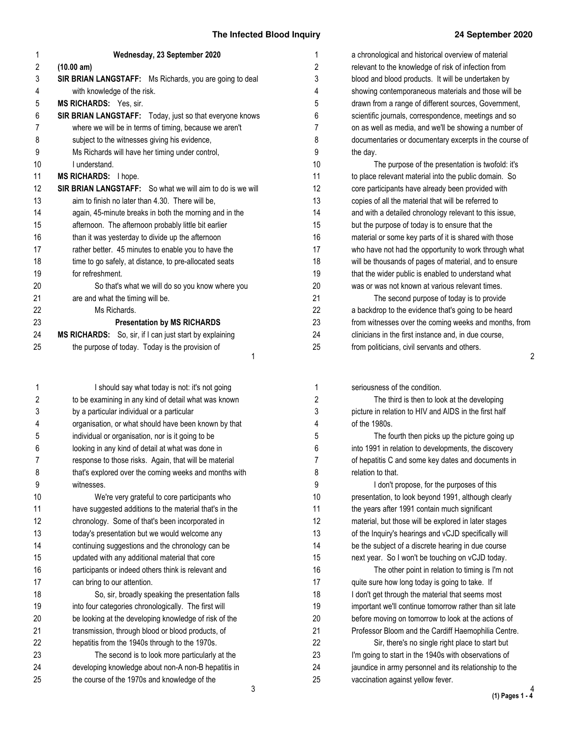**Wednesday, 23 September 2020**

**(10.00 am)**

**SIR BRIAN LANGSTAFF:** Ms Richards, you are going to deal with knowledge of the risk.

**MS RICHARDS:** Yes, sir.

**SIR BRIAN LANGSTAFF:** Today, just so that everyone knows where we will be in terms of timing, because we aren't subject to the witnesses giving his evidence, Ms Richards will have her timing under control, I understand.

**MS RICHARDS:** I hope.

**SIR BRIAN LANGSTAFF:** So what we will aim to do is we will aim to finish no later than 4.30. There will be, again, 45-minute breaks in both the morning and in the afternoon. The afternoon probably little bit earlier than it was yesterday to divide up the afternoon rather better. 45 minutes to enable you to have the time to go safely, at distance, to pre-allocated seats for refreshment.

So that's what we will do so you know where you are and what the timing will be.

Ms Richards.

**Presentation by MS RICHARDS**

**MS RICHARDS:** So, sir, if I can just start by explaining the purpose of today. Today is the provision of a chronological and historical overview of material relevant to the knowledge of risk of infection from blood and blood products. It will be undertaken by showing contemporaneous materials and those will be drawn from a range of different sources, Government, scientific journals, correspondence, meetings and so on as well as media, and we'll be showing a number of documentaries or documentary excerpts in the course of the day.

The purpose of the presentation is twofold: it's to place relevant material into the public domain. So core participants have already been provided with copies of all the material that will be referred to and with a detailed chronology relevant to this issue, but the purpose of today is to ensure that the material or some key parts of it is shared with those who have not had the opportunity to work through what will be thousands of pages of material, and to ensure that the wider public is enabled to understand what was or was not known at various relevant times.

The second purpose of today is to provide a backdrop to the evidence that's going to be heard from witnesses over the coming weeks and months, from clinicians in the first instance and, in due course, from politicians, civil servants and others.

I should say what today is not: it's not going to be examining in any kind of detail what was known by a particular individual or a particular organisation, or what should have been known by that individual or organisation, nor is it going to be looking in any kind of detail at what was done in response to those risks. Again, that will be material that's explored over the coming weeks and months with witnesses.

We're very grateful to core participants who have suggested additions to the material that's in the chronology. Some of that's been incorporated in today's presentation but we would welcome any continuing suggestions and the chronology can be updated with any additional material that core participants or indeed others think is relevant and can bring to our attention.

So, sir, broadly speaking the presentation falls into four categories chronologically. The first will be looking at the developing knowledge of risk of the transmission, through blood or blood products, of hepatitis from the 1940s through to the 1970s.

The second is to look more particularly at the developing knowledge about non-A non-B hepatitis in the course of the 1970s and knowledge of the seriousness of the condition.

The third is then to look at the developing picture in relation to HIV and AIDS in the first half of the 1980s.

The fourth then picks up the picture going up into 1991 in relation to developments, the discovery of hepatitis C and some key dates and documents in relation to that.

I don't propose, for the purposes of this presentation, to look beyond 1991, although clearly the years after 1991 contain much significant material, but those will be explored in later stages of the Inquiry's hearings and vCJD specifically will be the subject of a discrete hearing in due course next year. So I won't be touching on vCJD today.

The other point in relation to timing is I'm not quite sure how long today is going to take. If I don't get through the material that seems most important we'll continue tomorrow rather than sit late before moving on tomorrow to look at the actions of Professor Bloom and the Cardiff Haemophilia Centre.

Sir, there's no single right place to start but I'm going to start in the 1940s with observations of jaundice in army personnel and its relationship to the vaccination against yellow fever.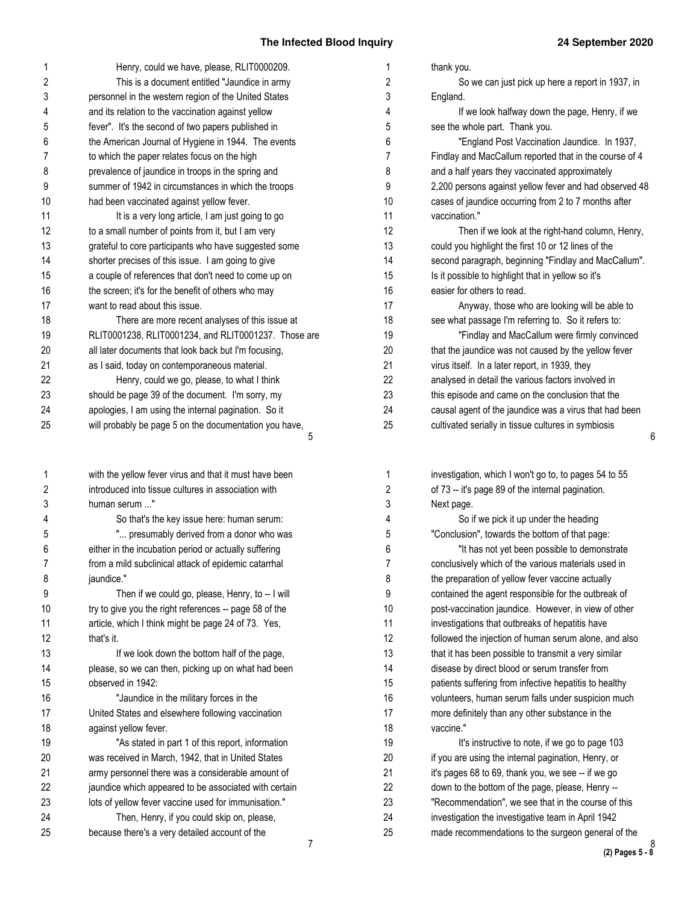Henry, could we have, please, RLIT0000209.

This is a document entitled "Jaundice in army personnel in the western region of the United States and its relation to the vaccination against yellow fever". It's the second of two papers published in the American Journal of Hygiene in 1944. The events to which the paper relates focus on the high prevalence of jaundice in troops in the spring and summer of 1942 in circumstances in which the troops had been vaccinated against yellow fever.

It is a very long article, I am just going to go to a small number of points from it, but I am very grateful to core participants who have suggested some shorter precises of this issue. I am going to give a couple of references that don't need to come up on the screen; it's for the benefit of others who may want to read about this issue.

There are more recent analyses of this issue at RLIT0001238, RLIT0001234, and RLIT0001237. Those are all later documents that look back but I'm focusing, as I said, today on contemporaneous material.

Henry, could we go, please, to what I think should be page 39 of the document. I'm sorry, my apologies, I am using the internal pagination. So it will probably be page 5 on the documentation you have, thank you.

So we can just pick up here a report in 1937, in England.

If we look halfway down the page, Henry, if we see the whole part. Thank you.

"England Post Vaccination Jaundice. In 1937, Findlay and MacCallum reported that in the course of 4 and a half years they vaccinated approximately 2,200 persons against yellow fever and had observed 48 cases of jaundice occurring from 2 to 7 months after vaccination."

Then if we look at the right-hand column, Henry, could you highlight the first 10 or 12 lines of the second paragraph, beginning "Findlay and MacCallum". Is it possible to highlight that in yellow so it's easier for others to read.

Anyway, those who are looking will be able to see what passage I'm referring to. So it refers to:

"Findlay and MacCallum were firmly convinced that the jaundice was not caused by the yellow fever virus itself. In a later report, in 1939, they analysed in detail the various factors involved in this episode and came on the conclusion that the causal agent of the jaundice was a virus that had been cultivated serially in tissue cultures in symbiosis with the yellow fever virus and that it must have been introduced into tissue cultures in association with human serum ..."

So that's the key issue here: human serum:

"... presumably derived from a donor who was either in the incubation period or actually suffering from a mild subclinical attack of epidemic catarrhal jaundice."

Then if we could go, please, Henry, to -- I will try to give you the right references -- page 58 of the article, which I think might be page 24 of 73. Yes, that's it.

If we look down the bottom half of the page, please, so we can then, picking up on what had been observed in 1942:

"Jaundice in the military forces in the United States and elsewhere following vaccination against yellow fever.

"As stated in part 1 of this report, information was received in March, 1942, that in United States army personnel there was a considerable amount of jaundice which appeared to be associated with certain lots of yellow fever vaccine used for immunisation."

Then, Henry, if you could skip on, please, because there's a very detailed account of the investigation, which I won't go to, to pages 54 to 55 of 73 -- it's page 89 of the internal pagination. Next page.

So if we pick it up under the heading "Conclusion", towards the bottom of that page:

"It has not yet been possible to demonstrate conclusively which of the various materials used in the preparation of yellow fever vaccine actually contained the agent responsible for the outbreak of post-vaccination jaundice. However, in view of other investigations that outbreaks of hepatitis have followed the injection of human serum alone, and also that it has been possible to transmit a very similar disease by direct blood or serum transfer from patients suffering from infective hepatitis to healthy volunteers, human serum falls under suspicion much more definitely than any other substance in the vaccine."

It's instructive to note, if we go to page 103 if you are using the internal pagination, Henry, or it's pages 68 to 69, thank you, we see -- if we go down to the bottom of the page, please, Henry -- "Recommendation", we see that in the course of this investigation the investigative team in April 1942 made recommendations to the surgeon general of the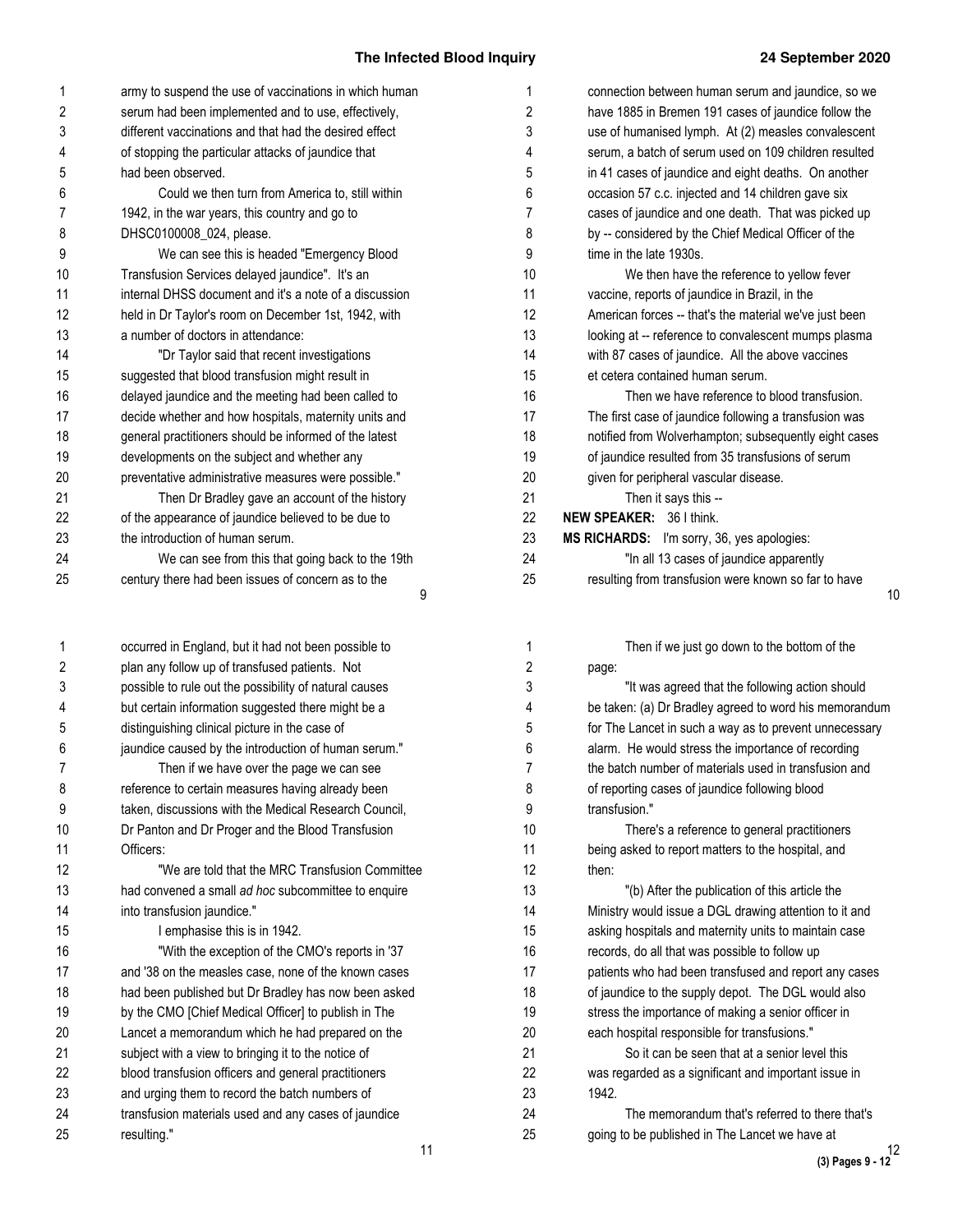army to suspend the use of vaccinations in which human serum had been implemented and to use, effectively, different vaccinations and that had the desired effect of stopping the particular attacks of jaundice that had been observed.

Could we then turn from America to, still within 1942, in the war years, this country and go to DHSC0100008_024, please.

We can see this is headed "Emergency Blood Transfusion Services delayed jaundice". It's an internal DHSS document and it's a note of a discussion held in Dr Taylor's room on December 1st, 1942, with a number of doctors in attendance:

"Dr Taylor said that recent investigations suggested that blood transfusion might result in delayed jaundice and the meeting had been called to decide whether and how hospitals, maternity units and general practitioners should be informed of the latest developments on the subject and whether any preventative administrative measures were possible."

Then Dr Bradley gave an account of the history of the appearance of jaundice believed to be due to the introduction of human serum.

We can see from this that going back to the 19th century there had been issues of concern as to the connection between human serum and jaundice, so we have 1885 in Bremen 191 cases of jaundice follow the use of humanised lymph. At (2) measles convalescent serum, a batch of serum used on 109 children resulted in 41 cases of jaundice and eight deaths. On another occasion 57 c.c. injected and 14 children gave six cases of jaundice and one death. That was picked up by -- considered by the Chief Medical Officer of the time in the late 1930s.

We then have the reference to yellow fever vaccine, reports of jaundice in Brazil, in the American forces -- that's the material we've just been looking at -- reference to convalescent mumps plasma with 87 cases of jaundice. All the above vaccines et cetera contained human serum.

Then we have reference to blood transfusion. The first case of jaundice following a transfusion was notified from Wolverhampton; subsequently eight cases of jaundice resulted from 35 transfusions of serum given for peripheral vascular disease.

Then it says this --

**NEW SPEAKER:** 36 I think.

**MS RICHARDS:** I'm sorry, 36, yes apologies:

"In all 13 cases of jaundice apparently resulting from transfusion were known so far to have occurred in England, but it had not been possible to plan any follow up of transfused patients. Not possible to rule out the possibility of natural causes but certain information suggested there might be a distinguishing clinical picture in the case of jaundice caused by the introduction of human serum."

Then if we have over the page we can see reference to certain measures having already been taken, discussions with the Medical Research Council, Dr Panton and Dr Proger and the Blood Transfusion Officers:

"We are told that the MRC Transfusion Committee had convened a small *ad hoc* subcommittee to enquire into transfusion jaundice."

I emphasise this is in 1942.

"With the exception of the CMO's reports in '37 and '38 on the measles case, none of the known cases had been published but Dr Bradley has now been asked by the CMO [Chief Medical Officer] to publish in The Lancet a memorandum which he had prepared on the subject with a view to bringing it to the notice of blood transfusion officers and general practitioners and urging them to record the batch numbers of transfusion materials used and any cases of jaundice resulting."

Then if we just go down to the bottom of the page:

"It was agreed that the following action should be taken: (a) Dr Bradley agreed to word his memorandum for The Lancet in such a way as to prevent unnecessary alarm. He would stress the importance of recording the batch number of materials used in transfusion and of reporting cases of jaundice following blood transfusion."

There's a reference to general practitioners being asked to report matters to the hospital, and then:

"(b) After the publication of this article the Ministry would issue a DGL drawing attention to it and asking hospitals and maternity units to maintain case records, do all that was possible to follow up patients who had been transfused and report any cases of jaundice to the supply depot. The DGL would also stress the importance of making a senior officer in each hospital responsible for transfusions."

So it can be seen that at a senior level this was regarded as a significant and important issue in 1942.

The memorandum that's referred to there that's going to be published in The Lancet we have at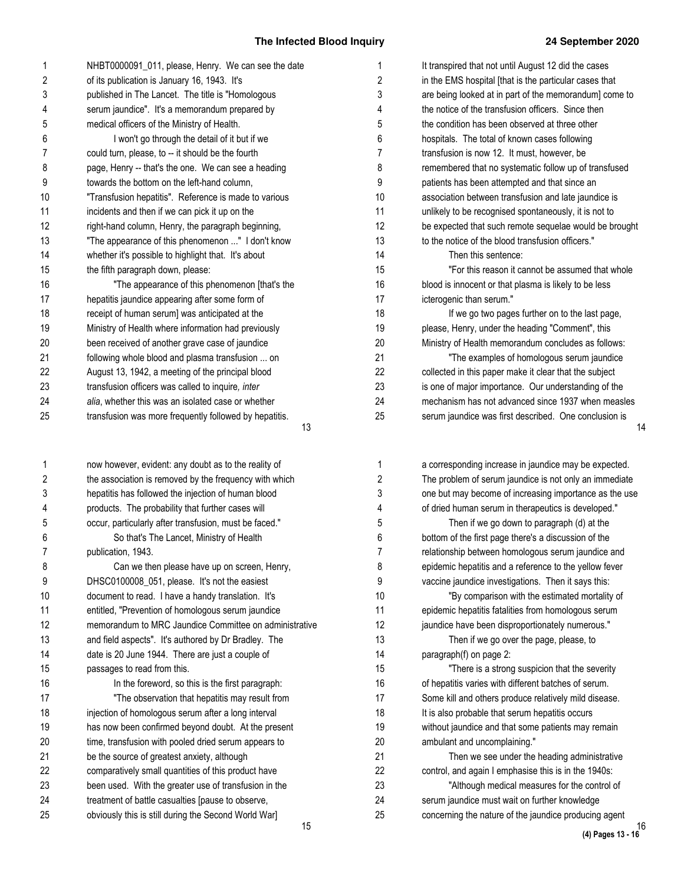NHBT0000091_011, please, Henry. We can see the date of its publication is January 16, 1943. It's published in The Lancet. The title is "Homologous serum jaundice". It's a memorandum prepared by medical officers of the Ministry of Health.

I won't go through the detail of it but if we could turn, please, to -- it should be the fourth page, Henry -- that's the one. We can see a heading towards the bottom on the left-hand column, "Transfusion hepatitis". Reference is made to various incidents and then if we can pick it up on the right-hand column, Henry, the paragraph beginning, "The appearance of this phenomenon ..." I don't know whether it's possible to highlight that. It's about the fifth paragraph down, please:

"The appearance of this phenomenon [that's the hepatitis jaundice appearing after some form of receipt of human serum] was anticipated at the Ministry of Health where information had previously been received of another grave case of jaundice following whole blood and plasma transfusion ... on August 13, 1942, a meeting of the principal blood transfusion officers was called to inquire, *inter alia*, whether this was an isolated case or whether transfusion was more frequently followed by hepatitis. It transpired that not until August 12 did the cases in the EMS hospital [that is the particular cases that are being looked at in part of the memorandum] come to the notice of the transfusion officers. Since then the condition has been observed at three other hospitals. The total of known cases following transfusion is now 12. It must, however, be remembered that no systematic follow up of transfused patients has been attempted and that since an association between transfusion and late jaundice is unlikely to be recognised spontaneously, it is not to be expected that such remote sequelae would be brought to the notice of the blood transfusion officers."

Then this sentence:

"For this reason it cannot be assumed that whole blood is innocent or that plasma is likely to be less icterogenic than serum."

If we go two pages further on to the last page, please, Henry, under the heading "Comment", this Ministry of Health memorandum concludes as follows:

"The examples of homologous serum jaundice collected in this paper make it clear that the subject is one of major importance. Our understanding of the mechanism has not advanced since 1937 when measles serum jaundice was first described. One conclusion is now however, evident: any doubt as to the reality of the association is removed by the frequency with which hepatitis has followed the injection of human blood products. The probability that further cases will occur, particularly after transfusion, must be faced."

So that's The Lancet, Ministry of Health publication, 1943.

Can we then please have up on screen, Henry, DHSC0100008_051, please. It's not the easiest document to read. I have a handy translation. It's entitled, "Prevention of homologous serum jaundice memorandum to MRC Jaundice Committee on administrative and field aspects". It's authored by Dr Bradley. The date is 20 June 1944. There are just a couple of passages to read from this.

In the foreword, so this is the first paragraph:

"The observation that hepatitis may result from injection of homologous serum after a long interval has now been confirmed beyond doubt. At the present time, transfusion with pooled dried serum appears to be the source of greatest anxiety, although comparatively small quantities of this product have been used. With the greater use of transfusion in the treatment of battle casualties [pause to observe, obviously this is still during the Second World War] a corresponding increase in jaundice may be expected. The problem of serum jaundice is not only an immediate one but may become of increasing importance as the use of dried human serum in therapeutics is developed."

Then if we go down to paragraph (d) at the bottom of the first page there's a discussion of the relationship between homologous serum jaundice and epidemic hepatitis and a reference to the yellow fever vaccine jaundice investigations. Then it says this:

"By comparison with the estimated mortality of epidemic hepatitis fatalities from homologous serum jaundice have been disproportionately numerous."

Then if we go over the page, please, to paragraph(f) on page 2:

"There is a strong suspicion that the severity of hepatitis varies with different batches of serum. Some kill and others produce relatively mild disease. It is also probable that serum hepatitis occurs without jaundice and that some patients may remain ambulant and uncomplaining."

Then we see under the heading administrative control, and again I emphasise this is in the 1940s:

"Although medical measures for the control of serum jaundice must wait on further knowledge concerning the nature of the jaundice producing agent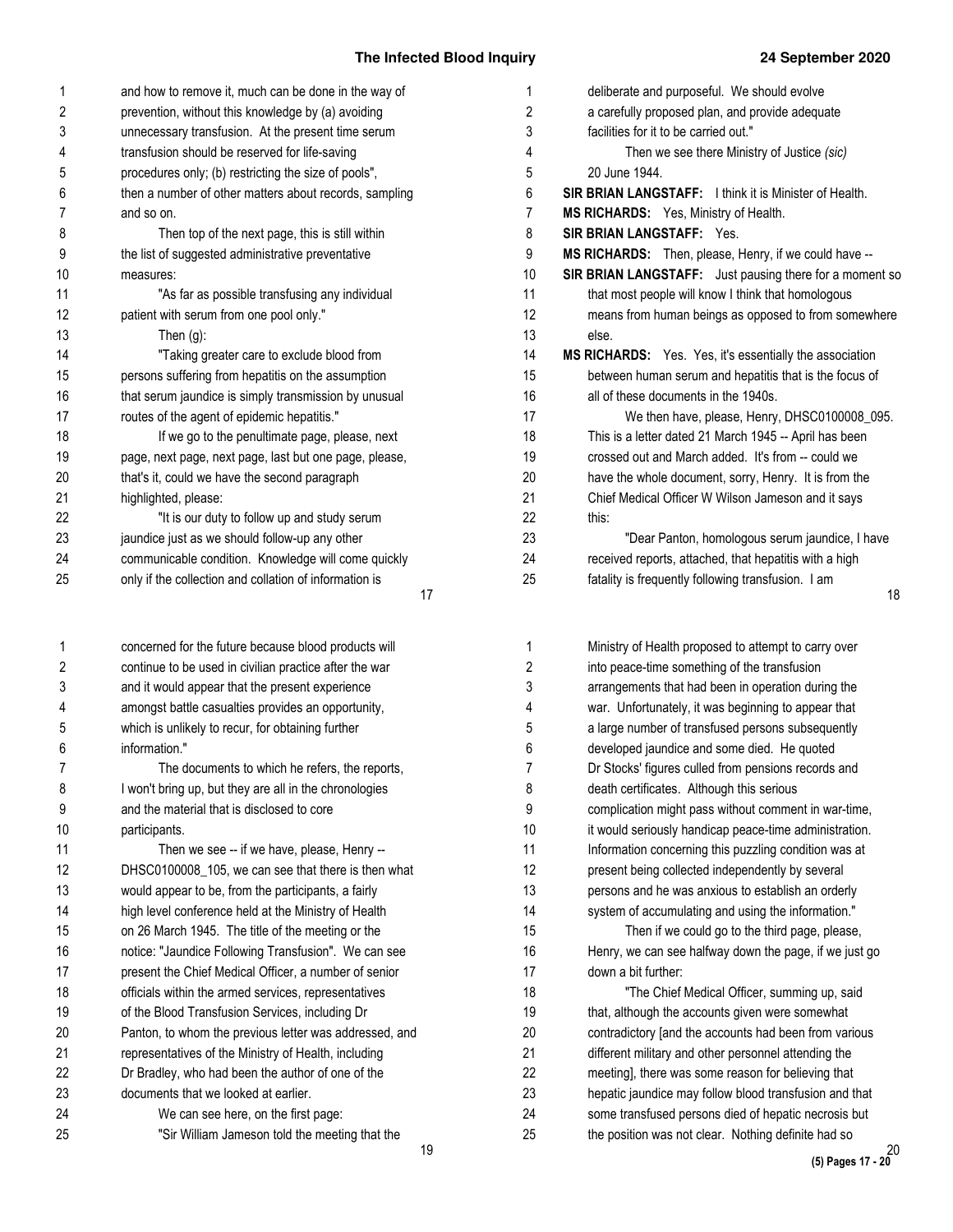and how to remove it, much can be done in the way of prevention, without this knowledge by (a) avoiding unnecessary transfusion. At the present time serum transfusion should be reserved for life-saving procedures only; (b) restricting the size of pools", then a number of other matters about records, sampling and so on.

Then top of the next page, this is still within the list of suggested administrative preventative measures:

"As far as possible transfusing any individual patient with serum from one pool only."

Then (g):

"Taking greater care to exclude blood from persons suffering from hepatitis on the assumption that serum jaundice is simply transmission by unusual routes of the agent of epidemic hepatitis."

If we go to the penultimate page, please, next page, next page, next page, last but one page, please, that's it, could we have the second paragraph highlighted, please:

"It is our duty to follow up and study serum jaundice just as we should follow-up any other communicable condition. Knowledge will come quickly only if the collection and collation of information is deliberate and purposeful. We should evolve a carefully proposed plan, and provide adequate facilities for it to be carried out."

Then we see there Ministry of Justice *(sic)* 20 June 1944.

**SIR BRIAN LANGSTAFF:** I think it is Minister of Health.

**MS RICHARDS:** Yes, Ministry of Health.

**SIR BRIAN LANGSTAFF:** Yes.

**MS RICHARDS:** Then, please, Henry, if we could have --

**SIR BRIAN LANGSTAFF:** Just pausing there for a moment so that most people will know I think that homologous means from human beings as opposed to from somewhere else.

**MS RICHARDS:** Yes. Yes, it's essentially the association between human serum and hepatitis that is the focus of all of these documents in the 1940s.

We then have, please, Henry, DHSC0100008_095. This is a letter dated 21 March 1945 -- April has been crossed out and March added. It's from -- could we have the whole document, sorry, Henry. It is from the Chief Medical Officer W Wilson Jameson and it says this:

"Dear Panton, homologous serum jaundice, I have received reports, attached, that hepatitis with a high fatality is frequently following transfusion. I am concerned for the future because blood products will continue to be used in civilian practice after the war and it would appear that the present experience amongst battle casualties provides an opportunity, which is unlikely to recur, for obtaining further information."

The documents to which he refers, the reports, I won't bring up, but they are all in the chronologies and the material that is disclosed to core participants.

Then we see -- if we have, please, Henry -- DHSC0100008_105, we can see that there is then what would appear to be, from the participants, a fairly high level conference held at the Ministry of Health on 26 March 1945. The title of the meeting or the notice: "Jaundice Following Transfusion". We can see present the Chief Medical Officer, a number of senior officials within the armed services, representatives of the Blood Transfusion Services, including Dr Panton, to whom the previous letter was addressed, and representatives of the Ministry of Health, including Dr Bradley, who had been the author of one of the documents that we looked at earlier.

We can see here, on the first page:

"Sir William Jameson told the meeting that the Ministry of Health proposed to attempt to carry over into peace-time something of the transfusion arrangements that had been in operation during the war. Unfortunately, it was beginning to appear that a large number of transfused persons subsequently developed jaundice and some died. He quoted Dr Stocks' figures culled from pensions records and death certificates. Although this serious complication might pass without comment in war-time, it would seriously handicap peace-time administration. Information concerning this puzzling condition was at present being collected independently by several persons and he was anxious to establish an orderly system of accumulating and using the information."

Then if we could go to the third page, please, Henry, we can see halfway down the page, if we just go down a bit further:

"The Chief Medical Officer, summing up, said that, although the accounts given were somewhat contradictory [and the accounts had been from various different military and other personnel attending the meeting], there was some reason for believing that hepatic jaundice may follow blood transfusion and that some transfused persons died of hepatic necrosis but the position was not clear. Nothing definite had so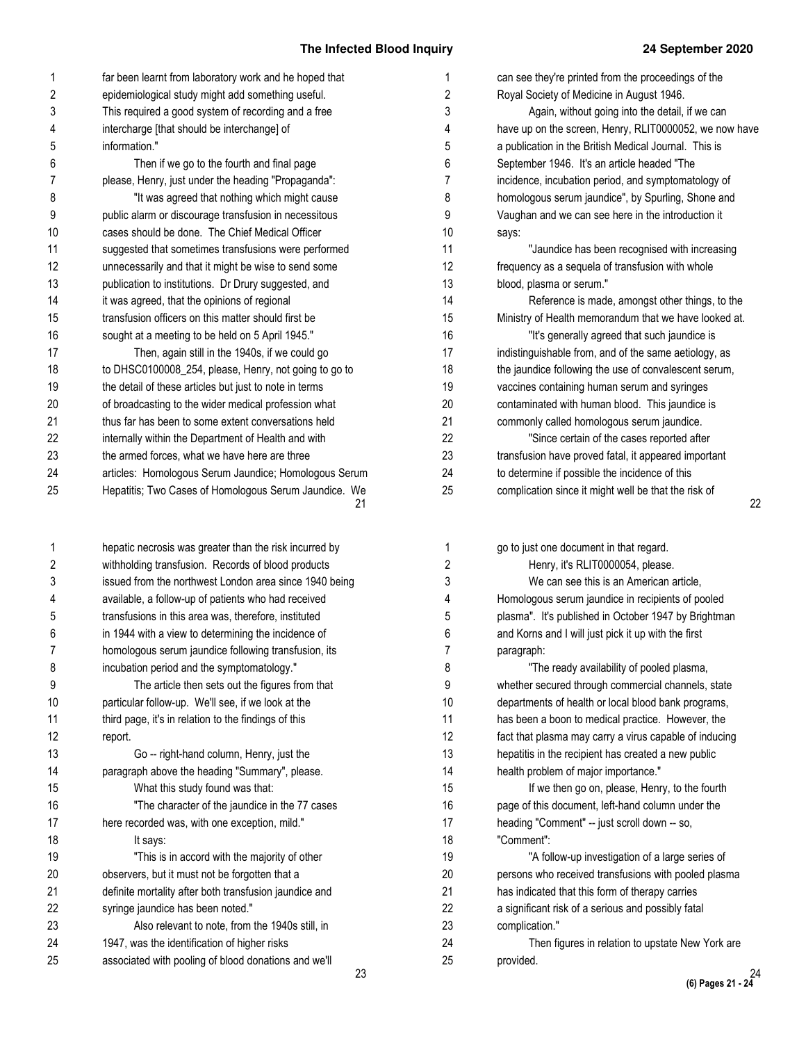far been learnt from laboratory work and he hoped that epidemiological study might add something useful. This required a good system of recording and a free intercharge [that should be interchange] of information."

Then if we go to the fourth and final page please, Henry, just under the heading "Propaganda":

"It was agreed that nothing which might cause public alarm or discourage transfusion in necessitous cases should be done. The Chief Medical Officer suggested that sometimes transfusions were performed unnecessarily and that it might be wise to send some publication to institutions. Dr Drury suggested, and it was agreed, that the opinions of regional transfusion officers on this matter should first be sought at a meeting to be held on 5 April 1945."

Then, again still in the 1940s, if we could go to DHSC0100008_254, please, Henry, not going to go to the detail of these articles but just to note in terms of broadcasting to the wider medical profession what thus far has been to some extent conversations held internally within the Department of Health and with the armed forces, what we have here are three articles: Homologous Serum Jaundice; Homologous Serum Hepatitis; Two Cases of Homologous Serum Jaundice. We can see they're printed from the proceedings of the Royal Society of Medicine in August 1946.

Again, without going into the detail, if we can have up on the screen, Henry, RLIT0000052, we now have a publication in the British Medical Journal. This is September 1946. It's an article headed "The incidence, incubation period, and symptomatology of homologous serum jaundice", by Spurling, Shone and Vaughan and we can see here in the introduction it says:

"Jaundice has been recognised with increasing frequency as a sequela of transfusion with whole blood, plasma or serum."

Reference is made, amongst other things, to the Ministry of Health memorandum that we have looked at.

"It's generally agreed that such jaundice is indistinguishable from, and of the same aetiology, as the jaundice following the use of convalescent serum, vaccines containing human serum and syringes contaminated with human blood. This jaundice is commonly called homologous serum jaundice.

"Since certain of the cases reported after transfusion have proved fatal, it appeared important to determine if possible the incidence of this complication since it might well be that the risk of hepatic necrosis was greater than the risk incurred by withholding transfusion. Records of blood products issued from the northwest London area since 1940 being available, a follow-up of patients who had received transfusions in this area was, therefore, instituted in 1944 with a view to determining the incidence of homologous serum jaundice following transfusion, its incubation period and the symptomatology."

The article then sets out the figures from that particular follow-up. We'll see, if we look at the third page, it's in relation to the findings of this report.

Go -- right-hand column, Henry, just the paragraph above the heading "Summary", please.

What this study found was that:

"The character of the jaundice in the 77 cases here recorded was, with one exception, mild."

It says:

"This is in accord with the majority of other observers, but it must not be forgotten that a definite mortality after both transfusion jaundice and syringe jaundice has been noted."

Also relevant to note, from the 1940s still, in 1947, was the identification of higher risks associated with pooling of blood donations and we'll go to just one document in that regard.

Henry, it's RLIT0000054, please.

We can see this is an American article, Homologous serum jaundice in recipients of pooled plasma". It's published in October 1947 by Brightman and Korns and I will just pick it up with the first paragraph:

"The ready availability of pooled plasma, whether secured through commercial channels, state departments of health or local blood bank programs, has been a boon to medical practice. However, the fact that plasma may carry a virus capable of inducing hepatitis in the recipient has created a new public health problem of major importance."

If we then go on, please, Henry, to the fourth page of this document, left-hand column under the heading "Comment" -- just scroll down -- so, "Comment":

"A follow-up investigation of a large series of persons who received transfusions with pooled plasma has indicated that this form of therapy carries a significant risk of a serious and possibly fatal complication."

Then figures in relation to upstate New York are provided.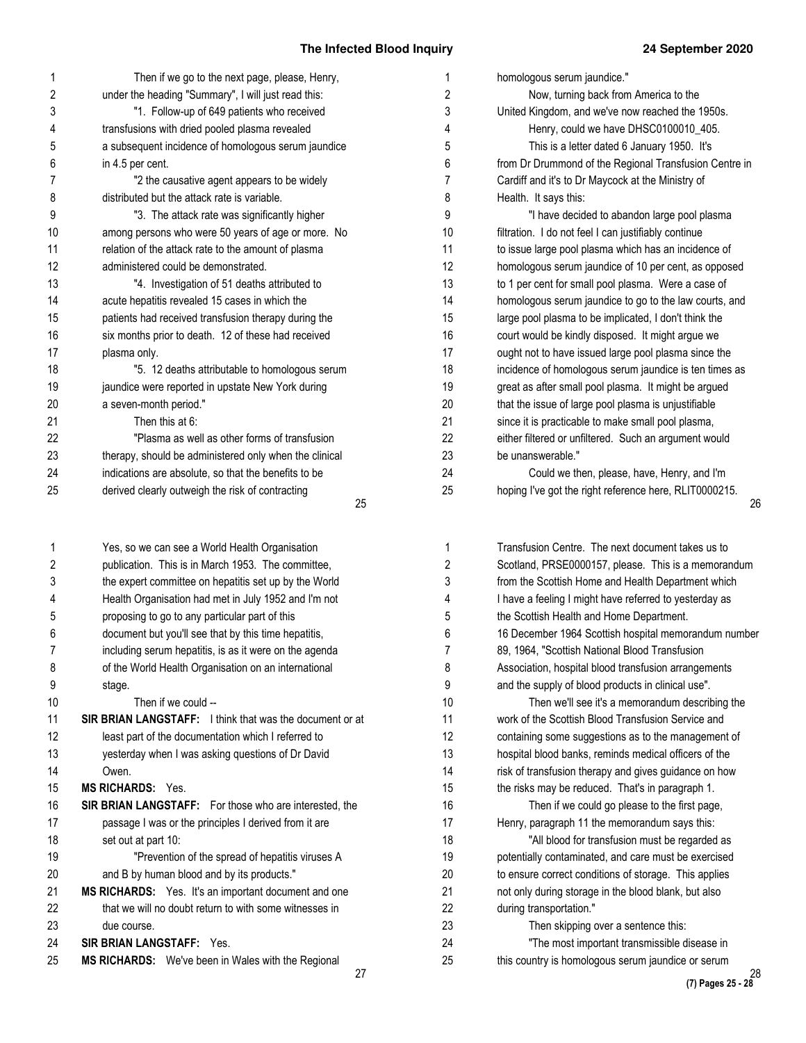Then if we go to the next page, please, Henry, under the heading "Summary", I will just read this:

"1. Follow-up of 649 patients who received transfusions with dried pooled plasma revealed a subsequent incidence of homologous serum jaundice in 4.5 per cent.

"2 the causative agent appears to be widely distributed but the attack rate is variable.

"3. The attack rate was significantly higher among persons who were 50 years of age or more. No relation of the attack rate to the amount of plasma administered could be demonstrated.

"4. Investigation of 51 deaths attributed to acute hepatitis revealed 15 cases in which the patients had received transfusion therapy during the six months prior to death. 12 of these had received plasma only.

"5. 12 deaths attributable to homologous serum jaundice were reported in upstate New York during a seven-month period."

Then this at 6:

"Plasma as well as other forms of transfusion therapy, should be administered only when the clinical indications are absolute, so that the benefits to be derived clearly outweigh the risk of contracting homologous serum jaundice."

Now, turning back from America to the United Kingdom, and we've now reached the 1950s.

Henry, could we have DHSC0100010_405.

This is a letter dated 6 January 1950. It's from Dr Drummond of the Regional Transfusion Centre in Cardiff and it's to Dr Maycock at the Ministry of Health. It says this:

"I have decided to abandon large pool plasma filtration. I do not feel I can justifiably continue to issue large pool plasma which has an incidence of homologous serum jaundice of 10 per cent, as opposed to 1 per cent for small pool plasma. Were a case of homologous serum jaundice to go to the law courts, and large pool plasma to be implicated, I don't think the court would be kindly disposed. It might argue we ought not to have issued large pool plasma since the incidence of homologous serum jaundice is ten times as great as after small pool plasma. It might be argued that the issue of large pool plasma is unjustifiable since it is practicable to make small pool plasma, either filtered or unfiltered. Such an argument would be unanswerable."

Could we then, please, have, Henry, and I'm hoping I've got the right reference here, RLIT0000215.

Yes, so we can see a World Health Organisation publication. This is in March 1953. The committee, the expert committee on hepatitis set up by the World Health Organisation had met in July 1952 and I'm not proposing to go to any particular part of this document but you'll see that by this time hepatitis, including serum hepatitis, is as it were on the agenda of the World Health Organisation on an international stage.

Then if we could --

**SIR BRIAN LANGSTAFF:** I think that was the document or at least part of the documentation which I referred to yesterday when I was asking questions of Dr David Owen.

**MS RICHARDS:** Yes.

**SIR BRIAN LANGSTAFF:** For those who are interested, the passage I was or the principles I derived from it are set out at part 10:

"Prevention of the spread of hepatitis viruses A and B by human blood and by its products."

**MS RICHARDS:** Yes. It's an important document and one that we will no doubt return to with some witnesses in due course.

**SIR BRIAN LANGSTAFF:** Yes.

**MS RICHARDS:** We've been in Wales with the Regional Transfusion Centre. The next document takes us to Scotland, PRSE0000157, please. This is a memorandum from the Scottish Home and Health Department which I have a feeling I might have referred to yesterday as the Scottish Health and Home Department. 16 December 1964 Scottish hospital memorandum number 89, 1964, "Scottish National Blood Transfusion Association, hospital blood transfusion arrangements and the supply of blood products in clinical use".

Then we'll see it's a memorandum describing the work of the Scottish Blood Transfusion Service and containing some suggestions as to the management of hospital blood banks, reminds medical officers of the risk of transfusion therapy and gives guidance on how the risks may be reduced. That's in paragraph 1.

Then if we could go please to the first page, Henry, paragraph 11 the memorandum says this:

"All blood for transfusion must be regarded as potentially contaminated, and care must be exercised to ensure correct conditions of storage. This applies not only during storage in the blood blank, but also during transportation."

Then skipping over a sentence this:

"The most important transmissible disease in this country is homologous serum jaundice or serum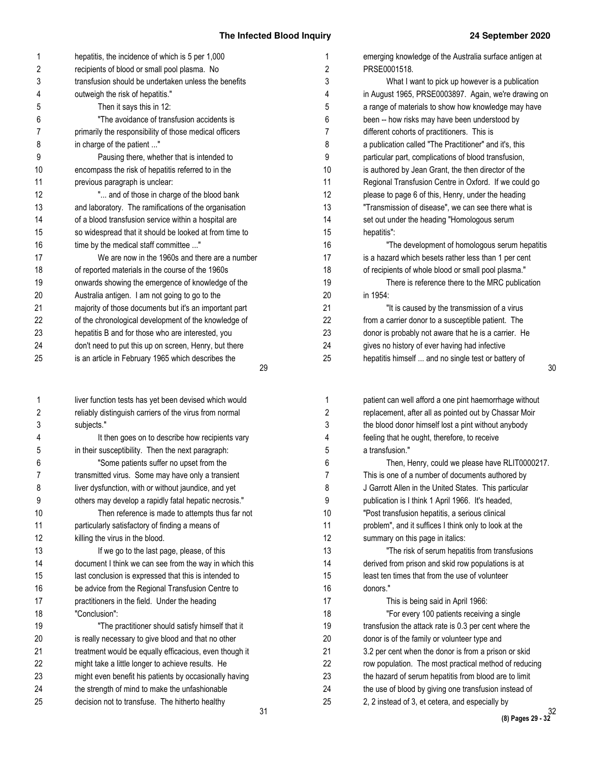hepatitis, the incidence of which is 5 per 1,000 recipients of blood or small pool plasma. No transfusion should be undertaken unless the benefits outweigh the risk of hepatitis."

Then it says this in 12:

"The avoidance of transfusion accidents is primarily the responsibility of those medical officers in charge of the patient ..."

Pausing there, whether that is intended to encompass the risk of hepatitis referred to in the previous paragraph is unclear:

"... and of those in charge of the blood bank and laboratory. The ramifications of the organisation of a blood transfusion service within a hospital are so widespread that it should be looked at from time to time by the medical staff committee ..."

We are now in the 1960s and there are a number of reported materials in the course of the 1960s onwards showing the emergence of knowledge of the Australia antigen. I am not going to go to the majority of those documents but it's an important part of the chronological development of the knowledge of hepatitis B and for those who are interested, you don't need to put this up on screen, Henry, but there is an article in February 1965 which describes the emerging knowledge of the Australia surface antigen at PRSE0001518.

What I want to pick up however is a publication in August 1965, PRSE0003897. Again, we're drawing on a range of materials to show how knowledge may have been -- how risks may have been understood by different cohorts of practitioners. This is a publication called "The Practitioner" and it's, this particular part, complications of blood transfusion, is authored by Jean Grant, the then director of the Regional Transfusion Centre in Oxford. If we could go please to page 6 of this, Henry, under the heading "Transmission of disease", we can see there what is set out under the heading "Homologous serum hepatitis":

"The development of homologous serum hepatitis is a hazard which besets rather less than 1 per cent of recipients of whole blood or small pool plasma."

There is reference there to the MRC publication in 1954:

"It is caused by the transmission of a virus from a carrier donor to a susceptible patient. The donor is probably not aware that he is a carrier. He gives no history of ever having had infective hepatitis himself ... and no single test or battery of liver function tests has yet been devised which would reliably distinguish carriers of the virus from normal subjects."

It then goes on to describe how recipients vary in their susceptibility. Then the next paragraph:

"Some patients suffer no upset from the transmitted virus. Some may have only a transient liver dysfunction, with or without jaundice, and yet others may develop a rapidly fatal hepatic necrosis."

Then reference is made to attempts thus far not particularly satisfactory of finding a means of killing the virus in the blood.

If we go to the last page, please, of this document I think we can see from the way in which this last conclusion is expressed that this is intended to be advice from the Regional Transfusion Centre to practitioners in the field. Under the heading "Conclusion":

"The practitioner should satisfy himself that it is really necessary to give blood and that no other treatment would be equally efficacious, even though it might take a little longer to achieve results. He might even benefit his patients by occasionally having the strength of mind to make the unfashionable decision not to transfuse. The hitherto healthy patient can well afford a one pint haemorrhage without replacement, after all as pointed out by Chassar Moir the blood donor himself lost a pint without anybody feeling that he ought, therefore, to receive a transfusion."

Then, Henry, could we please have RLIT0000217. This is one of a number of documents authored by J Garrott Allen in the United States. This particular publication is I think 1 April 1966. It's headed, "Post transfusion hepatitis, a serious clinical problem", and it suffices I think only to look at the summary on this page in italics:

"The risk of serum hepatitis from transfusions derived from prison and skid row populations is at least ten times that from the use of volunteer donors."

This is being said in April 1966:

"For every 100 patients receiving a single transfusion the attack rate is 0.3 per cent where the donor is of the family or volunteer type and 3.2 per cent when the donor is from a prison or skid row population. The most practical method of reducing the hazard of serum hepatitis from blood are to limit the use of blood by giving one transfusion instead of 2, 2 instead of 3, et cetera, and especially by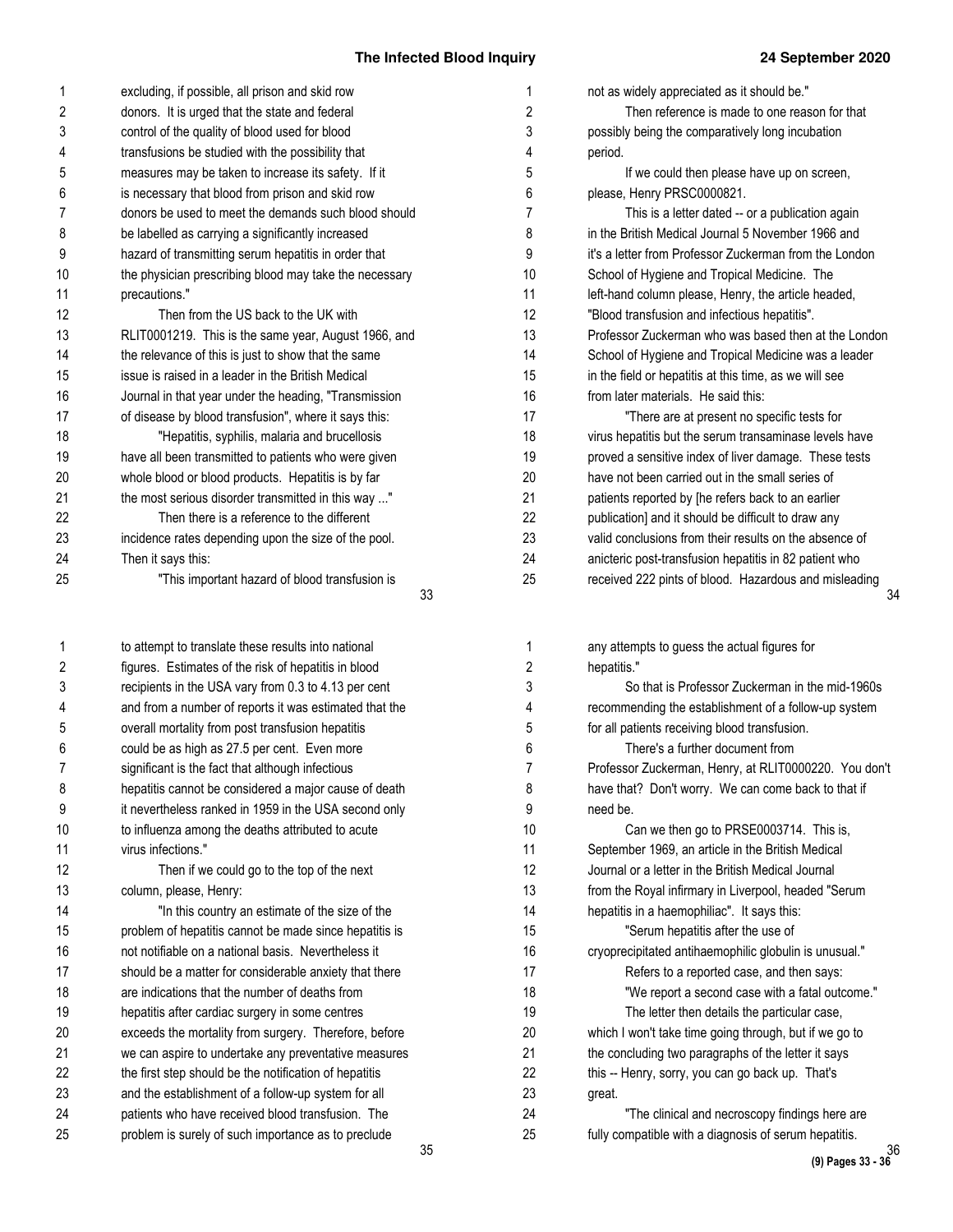excluding, if possible, all prison and skid row donors. It is urged that the state and federal control of the quality of blood used for blood transfusions be studied with the possibility that measures may be taken to increase its safety. If it is necessary that blood from prison and skid row donors be used to meet the demands such blood should be labelled as carrying a significantly increased hazard of transmitting serum hepatitis in order that the physician prescribing blood may take the necessary precautions."

Then from the US back to the UK with RLIT0001219. This is the same year, August 1966, and the relevance of this is just to show that the same issue is raised in a leader in the British Medical Journal in that year under the heading, "Transmission of disease by blood transfusion", where it says this:

"Hepatitis, syphilis, malaria and brucellosis have all been transmitted to patients who were given whole blood or blood products. Hepatitis is by far the most serious disorder transmitted in this way ..."

Then there is a reference to the different incidence rates depending upon the size of the pool. Then it says this:

"This important hazard of blood transfusion is not as widely appreciated as it should be."

Then reference is made to one reason for that possibly being the comparatively long incubation period.

If we could then please have up on screen, please, Henry PRSC0000821.

This is a letter dated -- or a publication again in the British Medical Journal 5 November 1966 and it's a letter from Professor Zuckerman from the London School of Hygiene and Tropical Medicine. The left-hand column please, Henry, the article headed, "Blood transfusion and infectious hepatitis". Professor Zuckerman who was based then at the London School of Hygiene and Tropical Medicine was a leader in the field or hepatitis at this time, as we will see from later materials. He said this:

"There are at present no specific tests for virus hepatitis but the serum transaminase levels have proved a sensitive index of liver damage. These tests have not been carried out in the small series of patients reported by [he refers back to an earlier publication] and it should be difficult to draw any valid conclusions from their results on the absence of anicteric post-transfusion hepatitis in 82 patient who received 222 pints of blood. Hazardous and misleading to attempt to translate these results into national figures. Estimates of the risk of hepatitis in blood recipients in the USA vary from 0.3 to 4.13 per cent and from a number of reports it was estimated that the overall mortality from post transfusion hepatitis could be as high as 27.5 per cent. Even more significant is the fact that although infectious hepatitis cannot be considered a major cause of death it nevertheless ranked in 1959 in the USA second only to influenza among the deaths attributed to acute virus infections."

Then if we could go to the top of the next column, please, Henry:

"In this country an estimate of the size of the problem of hepatitis cannot be made since hepatitis is not notifiable on a national basis. Nevertheless it should be a matter for considerable anxiety that there are indications that the number of deaths from hepatitis after cardiac surgery in some centres exceeds the mortality from surgery. Therefore, before we can aspire to undertake any preventative measures the first step should be the notification of hepatitis and the establishment of a follow-up system for all patients who have received blood transfusion. The problem is surely of such importance as to preclude any attempts to guess the actual figures for hepatitis."

So that is Professor Zuckerman in the mid-1960s recommending the establishment of a follow-up system for all patients receiving blood transfusion.

There's a further document from Professor Zuckerman, Henry, at RLIT0000220. You don't have that? Don't worry. We can come back to that if need be.

Can we then go to PRSE0003714. This is, September 1969, an article in the British Medical Journal or a letter in the British Medical Journal from the Royal infirmary in Liverpool, headed "Serum hepatitis in a haemophiliac". It says this:

"Serum hepatitis after the use of cryoprecipitated antihaemophilic globulin is unusual."

Refers to a reported case, and then says:

"We report a second case with a fatal outcome."

The letter then details the particular case, which I won't take time going through, but if we go to the concluding two paragraphs of the letter it says this -- Henry, sorry, you can go back up. That's great.

"The clinical and necroscopy findings here are fully compatible with a diagnosis of serum hepatitis.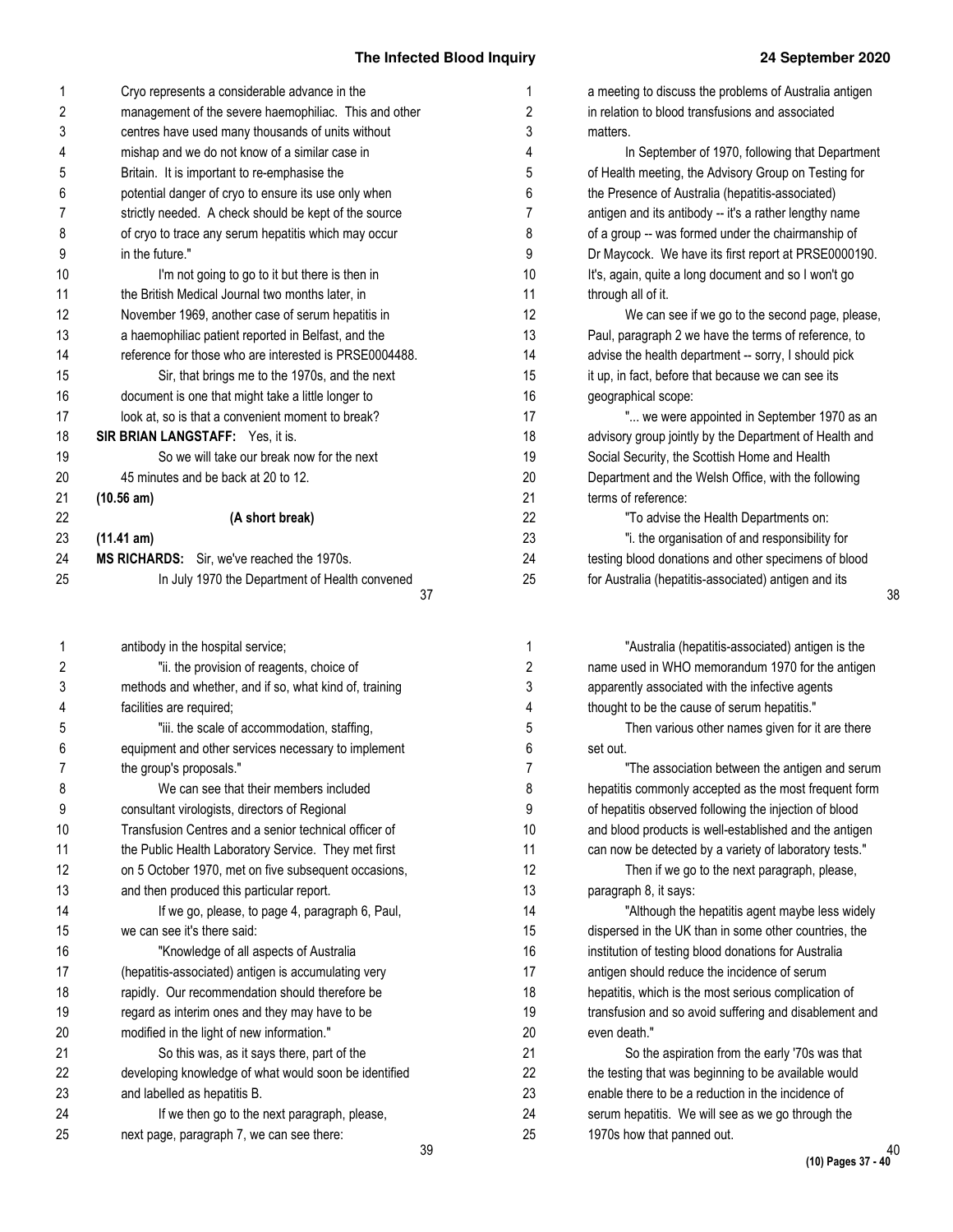Cryo represents a considerable advance in the management of the severe haemophiliac. This and other centres have used many thousands of units without mishap and we do not know of a similar case in Britain. It is important to re-emphasise the potential danger of cryo to ensure its use only when strictly needed. A check should be kept of the source of cryo to trace any serum hepatitis which may occur in the future."

I'm not going to go to it but there is then in the British Medical Journal two months later, in November 1969, another case of serum hepatitis in a haemophiliac patient reported in Belfast, and the reference for those who are interested is PRSE0004488.

Sir, that brings me to the 1970s, and the next document is one that might take a little longer to look at, so is that a convenient moment to break?

**SIR BRIAN LANGSTAFF:** Yes, it is.

So we will take our break now for the next 45 minutes and be back at 20 to 12.

**(10.56 am)**

**(A short break)**

**(11.41 am)**

**MS RICHARDS:** Sir, we've reached the 1970s.

In July 1970 the Department of Health convened a meeting to discuss the problems of Australia antigen in relation to blood transfusions and associated matters.

In September of 1970, following that Department of Health meeting, the Advisory Group on Testing for the Presence of Australia (hepatitis-associated) antigen and its antibody -- it's a rather lengthy name of a group -- was formed under the chairmanship of Dr Maycock. We have its first report at PRSE0000190. It's, again, quite a long document and so I won't go through all of it.

We can see if we go to the second page, please, Paul, paragraph 2 we have the terms of reference, to advise the health department -- sorry, I should pick it up, in fact, before that because we can see its geographical scope:

"... we were appointed in September 1970 as an advisory group jointly by the Department of Health and Social Security, the Scottish Home and Health Department and the Welsh Office, with the following terms of reference:

"To advise the Health Departments on:

"i. the organisation of and responsibility for testing blood donations and other specimens of blood for Australia (hepatitis-associated) antigen and its antibody in the hospital service;

"ii. the provision of reagents, choice of methods and whether, and if so, what kind of, training facilities are required;

"iii. the scale of accommodation, staffing, equipment and other services necessary to implement the group's proposals."

We can see that their members included consultant virologists, directors of Regional Transfusion Centres and a senior technical officer of the Public Health Laboratory Service. They met first on 5 October 1970, met on five subsequent occasions, and then produced this particular report.

If we go, please, to page 4, paragraph 6, Paul, we can see it's there said:

"Knowledge of all aspects of Australia (hepatitis-associated) antigen is accumulating very rapidly. Our recommendation should therefore be regard as interim ones and they may have to be modified in the light of new information."

So this was, as it says there, part of the developing knowledge of what would soon be identified and labelled as hepatitis B.

If we then go to the next paragraph, please, next page, paragraph 7, we can see there:

"Australia (hepatitis-associated) antigen is the name used in WHO memorandum 1970 for the antigen apparently associated with the infective agents thought to be the cause of serum hepatitis."

Then various other names given for it are there set out.

"The association between the antigen and serum hepatitis commonly accepted as the most frequent form of hepatitis observed following the injection of blood and blood products is well-established and the antigen can now be detected by a variety of laboratory tests."

Then if we go to the next paragraph, please, paragraph 8, it says:

"Although the hepatitis agent maybe less widely dispersed in the UK than in some other countries, the institution of testing blood donations for Australia antigen should reduce the incidence of serum hepatitis, which is the most serious complication of transfusion and so avoid suffering and disablement and even death."

So the aspiration from the early '70s was that the testing that was beginning to be available would enable there to be a reduction in the incidence of serum hepatitis. We will see as we go through the 1970s how that panned out.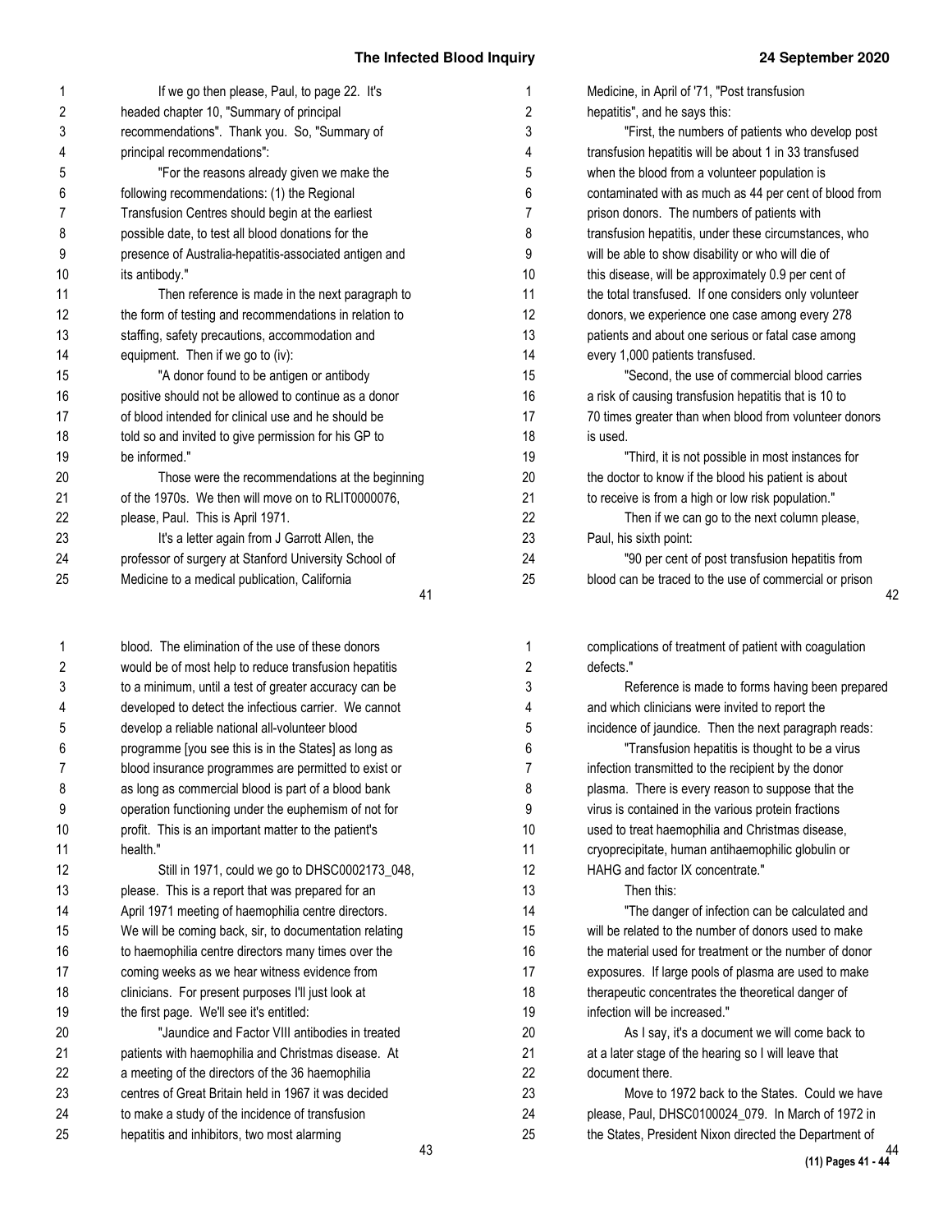If we go then please, Paul, to page 22. It's headed chapter 10, "Summary of principal recommendations". Thank you. So, "Summary of principal recommendations":

"For the reasons already given we make the following recommendations: (1) the Regional Transfusion Centres should begin at the earliest possible date, to test all blood donations for the presence of Australia-hepatitis-associated antigen and its antibody."

Then reference is made in the next paragraph to the form of testing and recommendations in relation to staffing, safety precautions, accommodation and equipment. Then if we go to (iv):

"A donor found to be antigen or antibody positive should not be allowed to continue as a donor of blood intended for clinical use and he should be told so and invited to give permission for his GP to be informed."

Those were the recommendations at the beginning of the 1970s. We then will move on to RLIT0000076, please, Paul. This is April 1971.

It's a letter again from J Garrott Allen, the professor of surgery at Stanford University School of Medicine to a medical publication, California Medicine, in April of '71, "Post transfusion hepatitis", and he says this:

"First, the numbers of patients who develop post transfusion hepatitis will be about 1 in 33 transfused when the blood from a volunteer population is contaminated with as much as 44 per cent of blood from prison donors. The numbers of patients with transfusion hepatitis, under these circumstances, who will be able to show disability or who will die of this disease, will be approximately 0.9 per cent of the total transfused. If one considers only volunteer donors, we experience one case among every 278 patients and about one serious or fatal case among every 1,000 patients transfused.

"Second, the use of commercial blood carries a risk of causing transfusion hepatitis that is 10 to 70 times greater than when blood from volunteer donors is used.

"Third, it is not possible in most instances for the doctor to know if the blood his patient is about to receive is from a high or low risk population."

Then if we can go to the next column please, Paul, his sixth point:

"90 per cent of post transfusion hepatitis from blood can be traced to the use of commercial or prison blood. The elimination of the use of these donors would be of most help to reduce transfusion hepatitis to a minimum, until a test of greater accuracy can be developed to detect the infectious carrier. We cannot develop a reliable national all-volunteer blood programme [you see this is in the States] as long as blood insurance programmes are permitted to exist or as long as commercial blood is part of a blood bank operation functioning under the euphemism of not for profit. This is an important matter to the patient's health."

Still in 1971, could we go to DHSC0002173_048, please. This is a report that was prepared for an April 1971 meeting of haemophilia centre directors. We will be coming back, sir, to documentation relating to haemophilia centre directors many times over the coming weeks as we hear witness evidence from clinicians. For present purposes I'll just look at the first page. We'll see it's entitled:

"Jaundice and Factor VIII antibodies in treated patients with haemophilia and Christmas disease. At a meeting of the directors of the 36 haemophilia centres of Great Britain held in 1967 it was decided to make a study of the incidence of transfusion hepatitis and inhibitors, two most alarming complications of treatment of patient with coagulation defects."

Reference is made to forms having been prepared and which clinicians were invited to report the incidence of jaundice. Then the next paragraph reads:

"Transfusion hepatitis is thought to be a virus infection transmitted to the recipient by the donor plasma. There is every reason to suppose that the virus is contained in the various protein fractions used to treat haemophilia and Christmas disease, cryoprecipitate, human antihaemophilic globulin or HAHG and factor IX concentrate."

Then this:

"The danger of infection can be calculated and will be related to the number of donors used to make the material used for treatment or the number of donor exposures. If large pools of plasma are used to make therapeutic concentrates the theoretical danger of infection will be increased."

As I say, it's a document we will come back to at a later stage of the hearing so I will leave that document there.

Move to 1972 back to the States. Could we have please, Paul, DHSC0100024_079. In March of 1972 in the States, President Nixon directed the Department of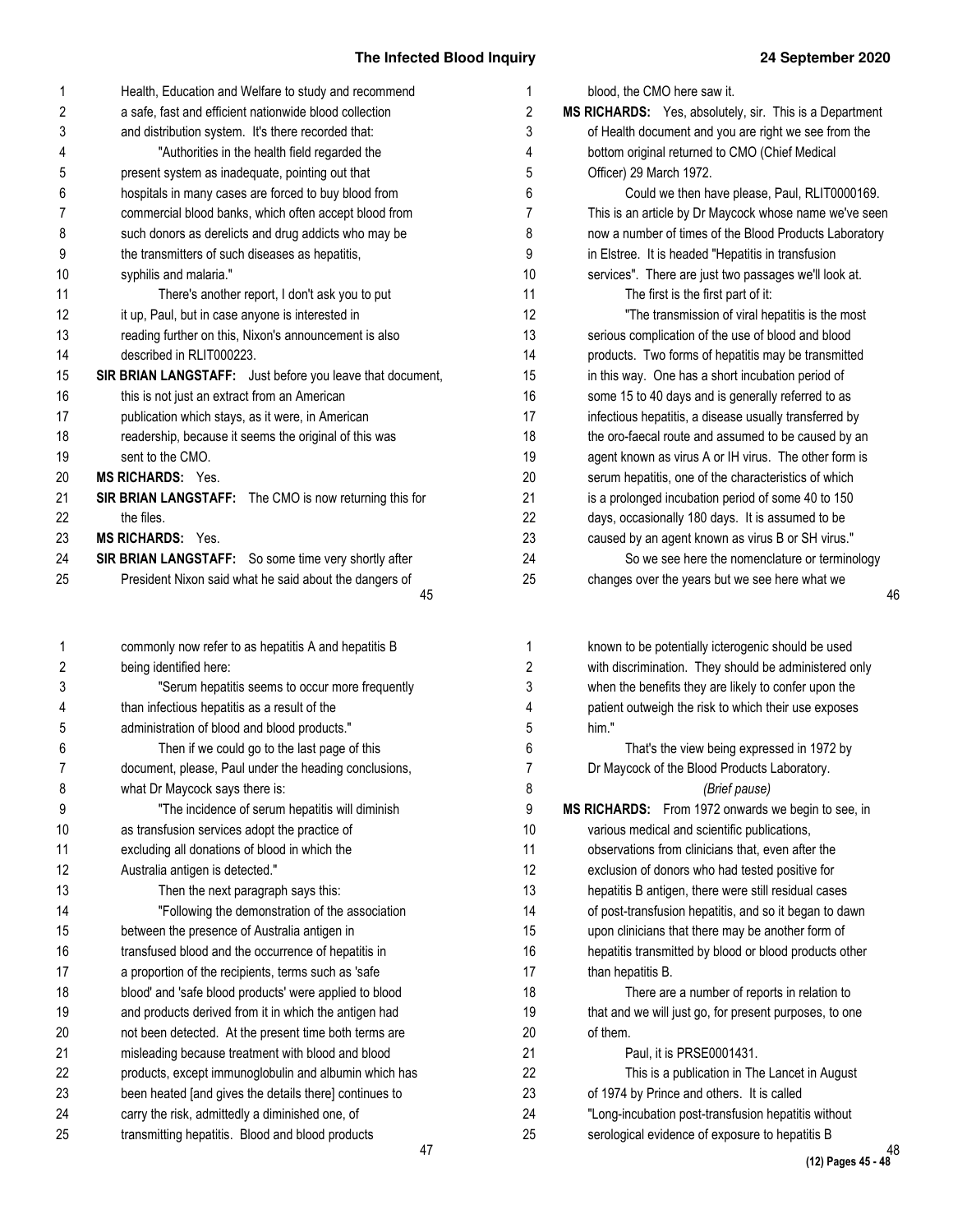Health, Education and Welfare to study and recommend a safe, fast and efficient nationwide blood collection and distribution system. It's there recorded that:

"Authorities in the health field regarded the present system as inadequate, pointing out that hospitals in many cases are forced to buy blood from commercial blood banks, which often accept blood from such donors as derelicts and drug addicts who may be the transmitters of such diseases as hepatitis, syphilis and malaria."

There's another report, I don't ask you to put it up, Paul, but in case anyone is interested in reading further on this, Nixon's announcement is also described in RLIT000223.

**SIR BRIAN LANGSTAFF:** Just before you leave that document, this is not just an extract from an American publication which stays, as it were, in American readership, because it seems the original of this was sent to the CMO.

**MS RICHARDS:** Yes.

**SIR BRIAN LANGSTAFF:** The CMO is now returning this for the files.

**MS RICHARDS:** Yes.

**SIR BRIAN LANGSTAFF:** So some time very shortly after President Nixon said what he said about the dangers of blood, the CMO here saw it.

**MS RICHARDS:** Yes, absolutely, sir. This is a Department of Health document and you are right we see from the bottom original returned to CMO (Chief Medical Officer) 29 March 1972.

Could we then have please, Paul, RLIT0000169. This is an article by Dr Maycock whose name we've seen now a number of times of the Blood Products Laboratory in Elstree. It is headed "Hepatitis in transfusion services". There are just two passages we'll look at.

The first is the first part of it:

"The transmission of viral hepatitis is the most serious complication of the use of blood and blood products. Two forms of hepatitis may be transmitted in this way. One has a short incubation period of some 15 to 40 days and is generally referred to as infectious hepatitis, a disease usually transferred by the oro-faecal route and assumed to be caused by an agent known as virus A or IH virus. The other form is serum hepatitis, one of the characteristics of which is a prolonged incubation period of some 40 to 150 days, occasionally 180 days. It is assumed to be caused by an agent known as virus B or SH virus."

So we see here the nomenclature or terminology changes over the years but we see here what we commonly now refer to as hepatitis A and hepatitis B being identified here:

"Serum hepatitis seems to occur more frequently than infectious hepatitis as a result of the administration of blood and blood products."

Then if we could go to the last page of this document, please, Paul under the heading conclusions, what Dr Maycock says there is:

"The incidence of serum hepatitis will diminish as transfusion services adopt the practice of excluding all donations of blood in which the Australia antigen is detected."

Then the next paragraph says this:

"Following the demonstration of the association between the presence of Australia antigen in transfused blood and the occurrence of hepatitis in a proportion of the recipients, terms such as 'safe blood' and 'safe blood products' were applied to blood and products derived from it in which the antigen had not been detected. At the present time both terms are misleading because treatment with blood and blood products, except immunoglobulin and albumin which has been heated [and gives the details there] continues to carry the risk, admittedly a diminished one, of transmitting hepatitis. Blood and blood products known to be potentially icterogenic should be used with discrimination. They should be administered only when the benefits they are likely to confer upon the patient outweigh the risk to which their use exposes him."

That's the view being expressed in 1972 by Dr Maycock of the Blood Products Laboratory.

*(Brief pause)*

**MS RICHARDS:** From 1972 onwards we begin to see, in various medical and scientific publications, observations from clinicians that, even after the exclusion of donors who had tested positive for hepatitis B antigen, there were still residual cases of post-transfusion hepatitis, and so it began to dawn upon clinicians that there may be another form of hepatitis transmitted by blood or blood products other than hepatitis B.

There are a number of reports in relation to that and we will just go, for present purposes, to one of them.

Paul, it is PRSE0001431.

This is a publication in The Lancet in August of 1974 by Prince and others. It is called "Long-incubation post-transfusion hepatitis without serological evidence of exposure to hepatitis B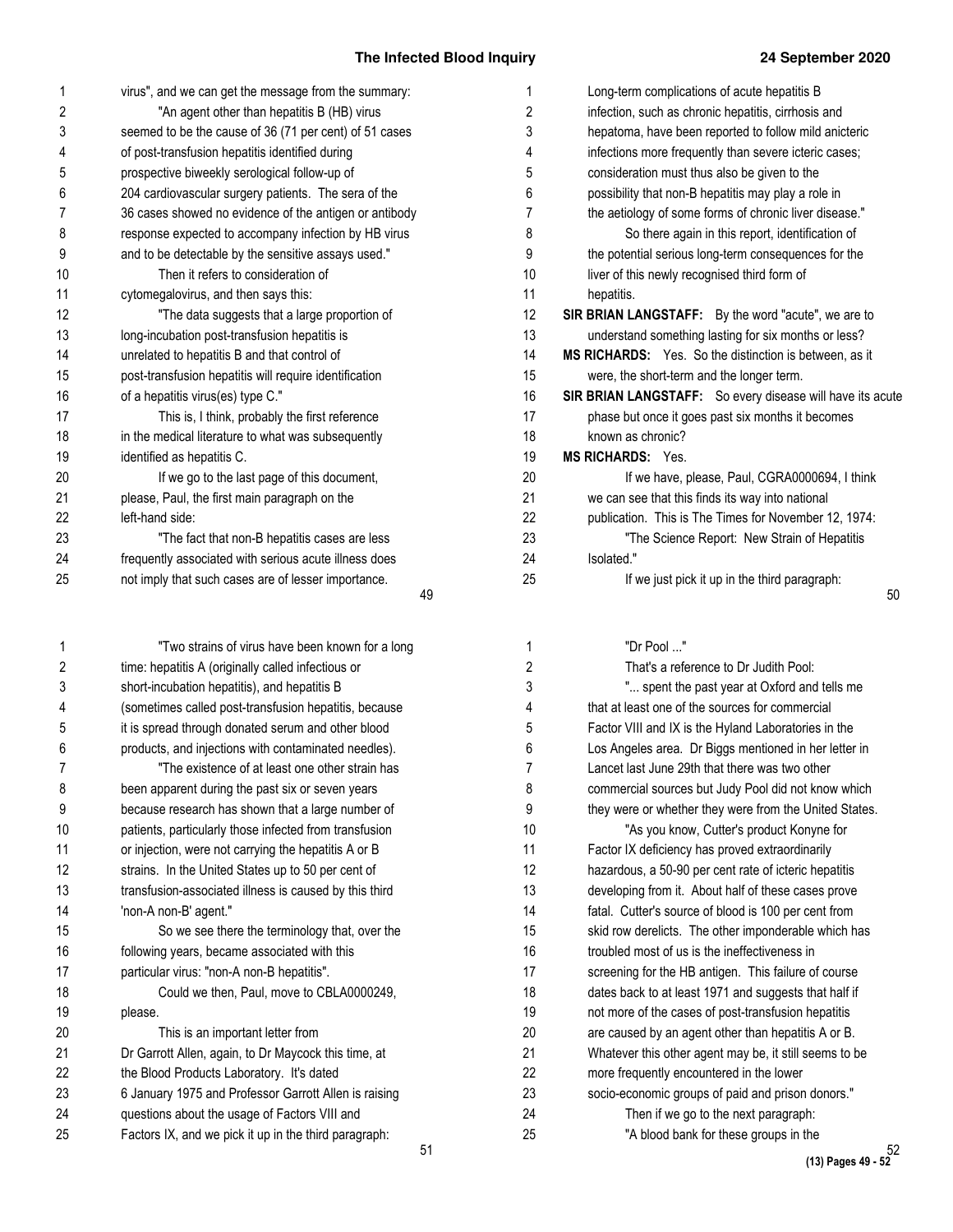virus", and we can get the message from the summary:

"An agent other than hepatitis B (HB) virus seemed to be the cause of 36 (71 per cent) of 51 cases of post-transfusion hepatitis identified during prospective biweekly serological follow-up of 204 cardiovascular surgery patients. The sera of the 36 cases showed no evidence of the antigen or antibody response expected to accompany infection by HB virus and to be detectable by the sensitive assays used."

Then it refers to consideration of cytomegalovirus, and then says this:

"The data suggests that a large proportion of long-incubation post-transfusion hepatitis is unrelated to hepatitis B and that control of post-transfusion hepatitis will require identification of a hepatitis virus(es) type C."

This is, I think, probably the first reference in the medical literature to what was subsequently identified as hepatitis C.

If we go to the last page of this document, please, Paul, the first main paragraph on the left-hand side:

"The fact that non-B hepatitis cases are less frequently associated with serious acute illness does not imply that such cases are of lesser importance. Long-term complications of acute hepatitis B infection, such as chronic hepatitis, cirrhosis and hepatoma, have been reported to follow mild anicteric infections more frequently than severe icteric cases; consideration must thus also be given to the possibility that non-B hepatitis may play a role in the aetiology of some forms of chronic liver disease."

So there again in this report, identification of the potential serious long-term consequences for the liver of this newly recognised third form of hepatitis.

**SIR BRIAN LANGSTAFF:** By the word "acute", we are to understand something lasting for six months or less?

**MS RICHARDS:** Yes. So the distinction is between, as it were, the short-term and the longer term.

**SIR BRIAN LANGSTAFF:** So every disease will have its acute phase but once it goes past six months it becomes known as chronic?

**MS RICHARDS:** Yes.

If we have, please, Paul, CGRA0000694, I think we can see that this finds its way into national publication. This is The Times for November 12, 1974:

"The Science Report: New Strain of Hepatitis Isolated."

If we just pick it up in the third paragraph:

"Two strains of virus have been known for a long time: hepatitis A (originally called infectious or short-incubation hepatitis), and hepatitis B (sometimes called post-transfusion hepatitis, because it is spread through donated serum and other blood products, and injections with contaminated needles).

"The existence of at least one other strain has been apparent during the past six or seven years because research has shown that a large number of patients, particularly those infected from transfusion or injection, were not carrying the hepatitis A or B strains. In the United States up to 50 per cent of transfusion-associated illness is caused by this third 'non-A non-B' agent."

So we see there the terminology that, over the following years, became associated with this particular virus: "non-A non-B hepatitis".

Could we then, Paul, move to CBLA0000249, please.

This is an important letter from Dr Garrott Allen, again, to Dr Maycock this time, at the Blood Products Laboratory. It's dated 6 January 1975 and Professor Garrott Allen is raising questions about the usage of Factors VIII and Factors IX, and we pick it up in the third paragraph:

"Dr Pool ..."

That's a reference to Dr Judith Pool:

"... spent the past year at Oxford and tells me that at least one of the sources for commercial Factor VIII and IX is the Hyland Laboratories in the Los Angeles area. Dr Biggs mentioned in her letter in Lancet last June 29th that there was two other commercial sources but Judy Pool did not know which they were or whether they were from the United States.

"As you know, Cutter's product Konyne for Factor IX deficiency has proved extraordinarily hazardous, a 50-90 per cent rate of icteric hepatitis developing from it. About half of these cases prove fatal. Cutter's source of blood is 100 per cent from skid row derelicts. The other imponderable which has troubled most of us is the ineffectiveness in screening for the HB antigen. This failure of course dates back to at least 1971 and suggests that half if not more of the cases of post-transfusion hepatitis are caused by an agent other than hepatitis A or B. Whatever this other agent may be, it still seems to be more frequently encountered in the lower socio-economic groups of paid and prison donors."

Then if we go to the next paragraph:

"A blood bank for these groups in the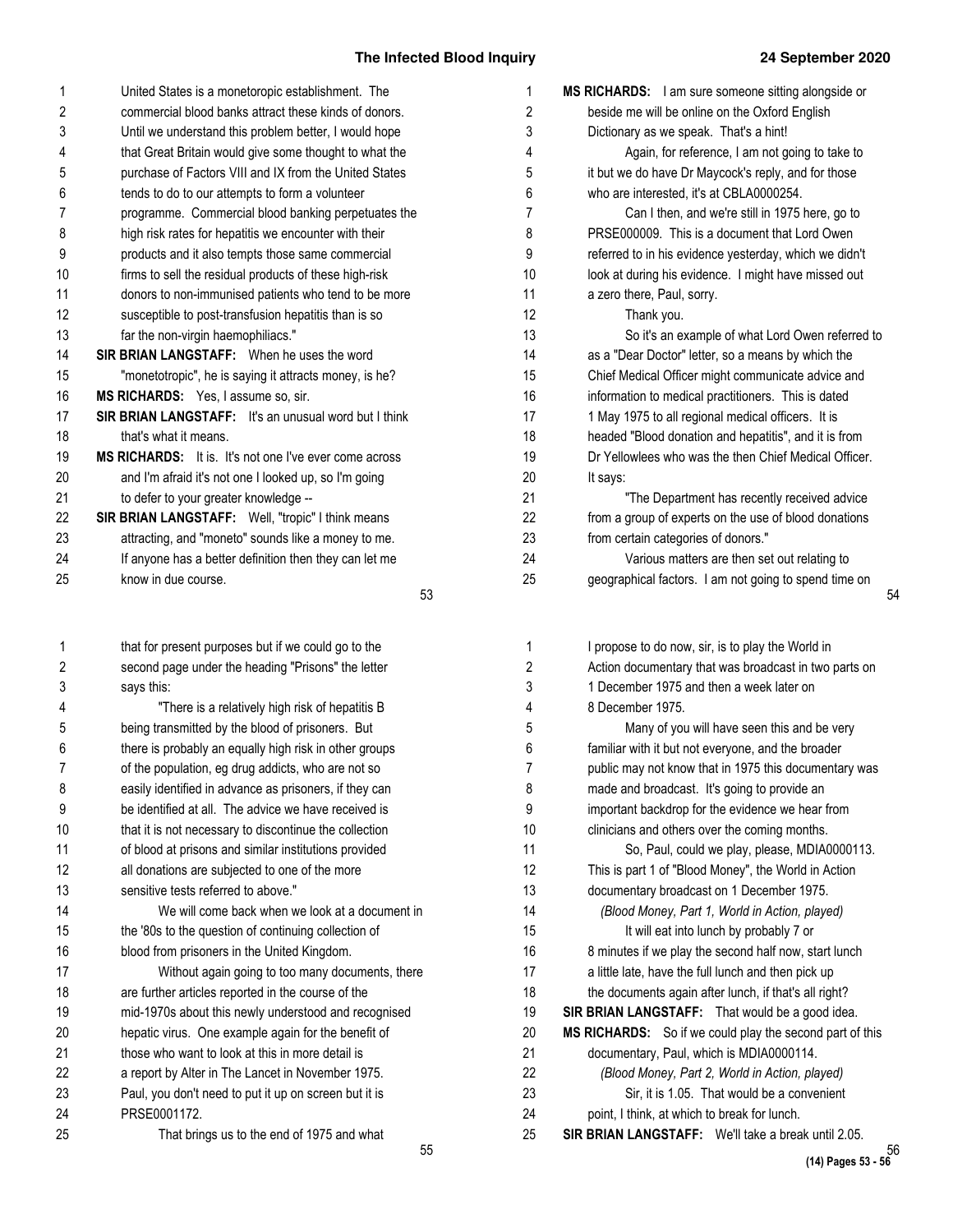United States is a monetoropic establishment. The commercial blood banks attract these kinds of donors. Until we understand this problem better, I would hope that Great Britain would give some thought to what the purchase of Factors VIII and IX from the United States tends to do to our attempts to form a volunteer programme. Commercial blood banking perpetuates the high risk rates for hepatitis we encounter with their products and it also tempts those same commercial firms to sell the residual products of these high-risk donors to non-immunised patients who tend to be more susceptible to post-transfusion hepatitis than is so far the non-virgin haemophiliacs."

**SIR BRIAN LANGSTAFF:** When he uses the word "monetotropic", he is saying it attracts money, is he?

**MS RICHARDS:** Yes, I assume so, sir.

**SIR BRIAN LANGSTAFF:** It's an unusual word but I think that's what it means.

**MS RICHARDS:** It is. It's not one I've ever come across and I'm afraid it's not one I looked up, so I'm going to defer to your greater knowledge --

**SIR BRIAN LANGSTAFF:** Well, "tropic" I think means attracting, and "moneto" sounds like a money to me. If anyone has a better definition then they can let me know in due course.

**MS RICHARDS:** I am sure someone sitting alongside or beside me will be online on the Oxford English Dictionary as we speak. That's a hint!

Again, for reference, I am not going to take to it but we do have Dr Maycock's reply, and for those who are interested, it's at CBLA0000254.

Can I then, and we're still in 1975 here, go to PRSE000009. This is a document that Lord Owen referred to in his evidence yesterday, which we didn't look at during his evidence. I might have missed out a zero there, Paul, sorry.

Thank you.

So it's an example of what Lord Owen referred to as a "Dear Doctor" letter, so a means by which the Chief Medical Officer might communicate advice and information to medical practitioners. This is dated 1 May 1975 to all regional medical officers. It is headed "Blood donation and hepatitis", and it is from Dr Yellowlees who was the then Chief Medical Officer. It says:

"The Department has recently received advice from a group of experts on the use of blood donations from certain categories of donors."

Various matters are then set out relating to geographical factors. I am not going to spend time on that for present purposes but if we could go to the second page under the heading "Prisons" the letter says this:

"There is a relatively high risk of hepatitis B being transmitted by the blood of prisoners. But there is probably an equally high risk in other groups of the population, eg drug addicts, who are not so easily identified in advance as prisoners, if they can be identified at all. The advice we have received is that it is not necessary to discontinue the collection of blood at prisons and similar institutions provided all donations are subjected to one of the more sensitive tests referred to above."

We will come back when we look at a document in the '80s to the question of continuing collection of blood from prisoners in the United Kingdom.

Without again going to too many documents, there are further articles reported in the course of the mid-1970s about this newly understood and recognised hepatic virus. One example again for the benefit of those who want to look at this in more detail is a report by Alter in The Lancet in November 1975. Paul, you don't need to put it up on screen but it is PRSE0001172.

That brings us to the end of 1975 and what I propose to do now, sir, is to play the World in Action documentary that was broadcast in two parts on 1 December 1975 and then a week later on 8 December 1975.

Many of you will have seen this and be very familiar with it but not everyone, and the broader public may not know that in 1975 this documentary was made and broadcast. It's going to provide an important backdrop for the evidence we hear from clinicians and others over the coming months.

So, Paul, could we play, please, MDIA0000113. This is part 1 of "Blood Money", the World in Action documentary broadcast on 1 December 1975.

*(Blood Money, Part 1, World in Action, played)*

It will eat into lunch by probably 7 or 8 minutes if we play the second half now, start lunch a little late, have the full lunch and then pick up the documents again after lunch, if that's all right?

**SIR BRIAN LANGSTAFF:** That would be a good idea.

**MS RICHARDS:** So if we could play the second part of this documentary, Paul, which is MDIA0000114.

*(Blood Money, Part 2, World in Action, played)*

Sir, it is 1.05. That would be a convenient point, I think, at which to break for lunch.

**SIR BRIAN LANGSTAFF:** We'll take a break until 2.05.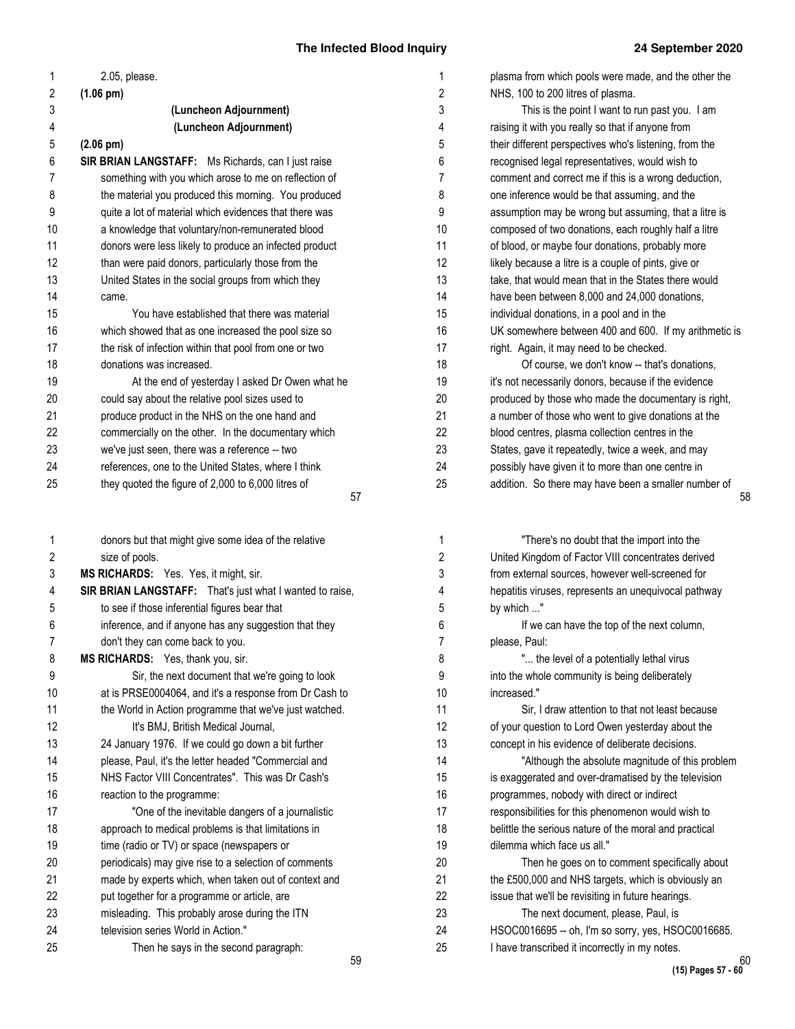2.05, please.

**(1.06 pm)**

**(Luncheon Adjournment)**

**(Luncheon Adjournment)**

**(2.06 pm)**

**SIR BRIAN LANGSTAFF:** Ms Richards, can I just raise something with you which arose to me on reflection of the material you produced this morning. You produced quite a lot of material which evidences that there was a knowledge that voluntary/non-remunerated blood donors were less likely to produce an infected product than were paid donors, particularly those from the United States in the social groups from which they came.

You have established that there was material which showed that as one increased the pool size so the risk of infection within that pool from one or two donations was increased.

At the end of yesterday I asked Dr Owen what he could say about the relative pool sizes used to produce product in the NHS on the one hand and commercially on the other. In the documentary which we've just seen, there was a reference -- two references, one to the United States, where I think they quoted the figure of 2,000 to 6,000 litres of plasma from which pools were made, and the other the NHS, 100 to 200 litres of plasma.

This is the point I want to run past you. I am raising it with you really so that if anyone from their different perspectives who's listening, from the recognised legal representatives, would wish to comment and correct me if this is a wrong deduction, one inference would be that assuming, and the assumption may be wrong but assuming, that a litre is composed of two donations, each roughly half a litre of blood, or maybe four donations, probably more likely because a litre is a couple of pints, give or take, that would mean that in the States there would have been between 8,000 and 24,000 donations, individual donations, in a pool and in the UK somewhere between 400 and 600. If my arithmetic is right. Again, it may need to be checked.

Of course, we don't know -- that's donations, it's not necessarily donors, because if the evidence produced by those who made the documentary is right, a number of those who went to give donations at the blood centres, plasma collection centres in the States, gave it repeatedly, twice a week, and may possibly have given it to more than one centre in addition. So there may have been a smaller number of donors but that might give some idea of the relative size of pools.

**MS RICHARDS:** Yes. Yes, it might, sir.

**SIR BRIAN LANGSTAFF:** That's just what I wanted to raise, to see if those inferential figures bear that inference, and if anyone has any suggestion that they don't they can come back to you.

**MS RICHARDS:** Yes, thank you, sir.

Sir, the next document that we're going to look at is PRSE0004064, and it's a response from Dr Cash to the World in Action programme that we've just watched.

It's BMJ, British Medical Journal, 24 January 1976. If we could go down a bit further please, Paul, it's the letter headed "Commercial and NHS Factor VIII Concentrates". This was Dr Cash's reaction to the programme:

"One of the inevitable dangers of a journalistic approach to medical problems is that limitations in time (radio or TV) or space (newspapers or periodicals) may give rise to a selection of comments made by experts which, when taken out of context and put together for a programme or article, are misleading. This probably arose during the ITN television series World in Action."

Then he says in the second paragraph:

"There's no doubt that the import into the United Kingdom of Factor VIII concentrates derived from external sources, however well-screened for hepatitis viruses, represents an unequivocal pathway by which ..."

If we can have the top of the next column, please, Paul:

"... the level of a potentially lethal virus into the whole community is being deliberately increased."

Sir, I draw attention to that not least because of your question to Lord Owen yesterday about the concept in his evidence of deliberate decisions.

"Although the absolute magnitude of this problem is exaggerated and over-dramatised by the television programmes, nobody with direct or indirect responsibilities for this phenomenon would wish to belittle the serious nature of the moral and practical dilemma which face us all."

Then he goes on to comment specifically about the £500,000 and NHS targets, which is obviously an issue that we'll be revisiting in future hearings.

The next document, please, Paul, is HSOC0016695 -- oh, I'm so sorry, yes, HSOC0016685. I have transcribed it incorrectly in my notes.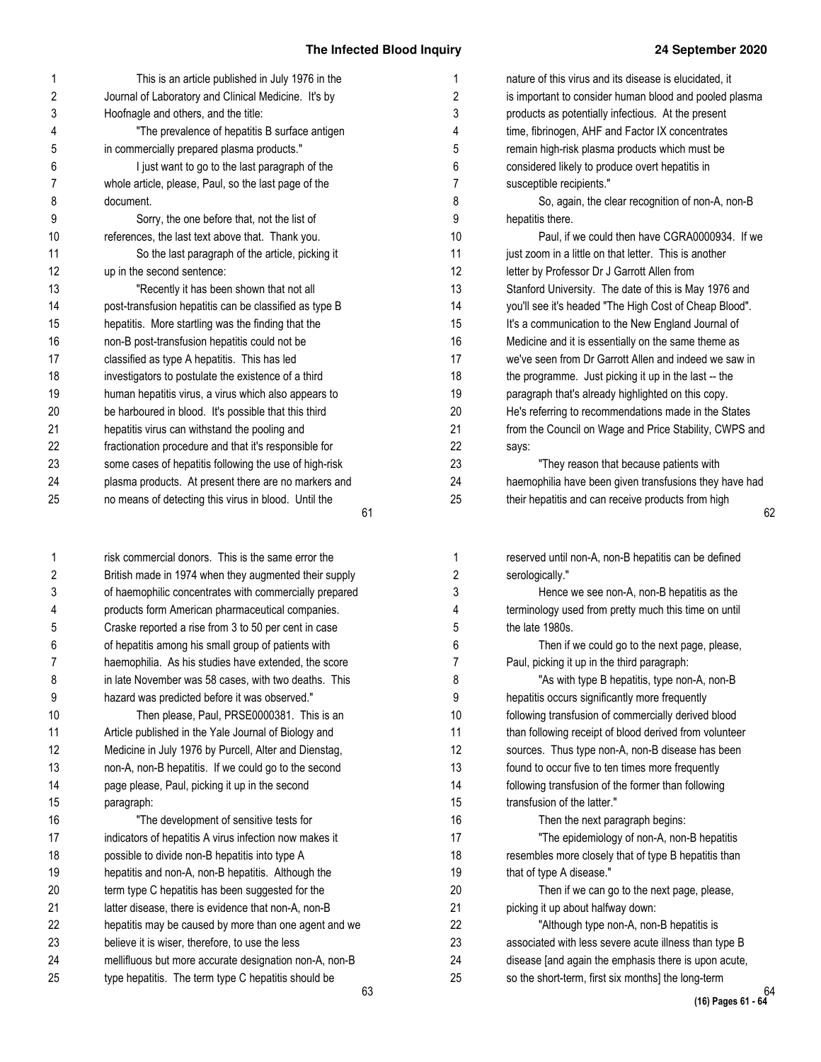This is an article published in July 1976 in the Journal of Laboratory and Clinical Medicine. It's by Hoofnagle and others, and the title:

"The prevalence of hepatitis B surface antigen in commercially prepared plasma products."

I just want to go to the last paragraph of the whole article, please, Paul, so the last page of the document.

Sorry, the one before that, not the list of references, the last text above that. Thank you.

So the last paragraph of the article, picking it up in the second sentence:

"Recently it has been shown that not all post-transfusion hepatitis can be classified as type B hepatitis. More startling was the finding that the non-B post-transfusion hepatitis could not be classified as type A hepatitis. This has led investigators to postulate the existence of a third human hepatitis virus, a virus which also appears to be harboured in blood. It's possible that this third hepatitis virus can withstand the pooling and fractionation procedure and that it's responsible for some cases of hepatitis following the use of high-risk plasma products. At present there are no markers and no means of detecting this virus in blood. Until the nature of this virus and its disease is elucidated, it is important to consider human blood and pooled plasma products as potentially infectious. At the present time, fibrinogen, AHF and Factor IX concentrates remain high-risk plasma products which must be considered likely to produce overt hepatitis in susceptible recipients."

So, again, the clear recognition of non-A, non-B hepatitis there.

Paul, if we could then have CGRA0000934. If we just zoom in a little on that letter. This is another letter by Professor Dr J Garrott Allen from Stanford University. The date of this is May 1976 and you'll see it's headed "The High Cost of Cheap Blood". It's a communication to the New England Journal of Medicine and it is essentially on the same theme as we've seen from Dr Garrott Allen and indeed we saw in the programme. Just picking it up in the last -- the paragraph that's already highlighted on this copy. He's referring to recommendations made in the States from the Council on Wage and Price Stability, CWPS and says:

"They reason that because patients with haemophilia have been given transfusions they have had their hepatitis and can receive products from high risk commercial donors. This is the same error the British made in 1974 when they augmented their supply of haemophilic concentrates with commercially prepared products form American pharmaceutical companies. Craske reported a rise from 3 to 50 per cent in case of hepatitis among his small group of patients with haemophilia. As his studies have extended, the score in late November was 58 cases, with two deaths. This hazard was predicted before it was observed."

Then please, Paul, PRSE0000381. This is an Article published in the Yale Journal of Biology and Medicine in July 1976 by Purcell, Alter and Dienstag, non-A, non-B hepatitis. If we could go to the second page please, Paul, picking it up in the second paragraph:

"The development of sensitive tests for indicators of hepatitis A virus infection now makes it possible to divide non-B hepatitis into type A hepatitis and non-A, non-B hepatitis. Although the term type C hepatitis has been suggested for the latter disease, there is evidence that non-A, non-B hepatitis may be caused by more than one agent and we believe it is wiser, therefore, to use the less mellifluous but more accurate designation non-A, non-B type hepatitis. The term type C hepatitis should be reserved until non-A, non-B hepatitis can be defined serologically."

Hence we see non-A, non-B hepatitis as the terminology used from pretty much this time on until the late 1980s.

Then if we could go to the next page, please, Paul, picking it up in the third paragraph:

"As with type B hepatitis, type non-A, non-B hepatitis occurs significantly more frequently following transfusion of commercially derived blood than following receipt of blood derived from volunteer sources. Thus type non-A, non-B disease has been found to occur five to ten times more frequently following transfusion of the former than following transfusion of the latter."

Then the next paragraph begins:

"The epidemiology of non-A, non-B hepatitis resembles more closely that of type B hepatitis than that of type A disease."

Then if we can go to the next page, please, picking it up about halfway down:

"Although type non-A, non-B hepatitis is associated with less severe acute illness than type B disease [and again the emphasis there is upon acute, so the short-term, first six months] the long-term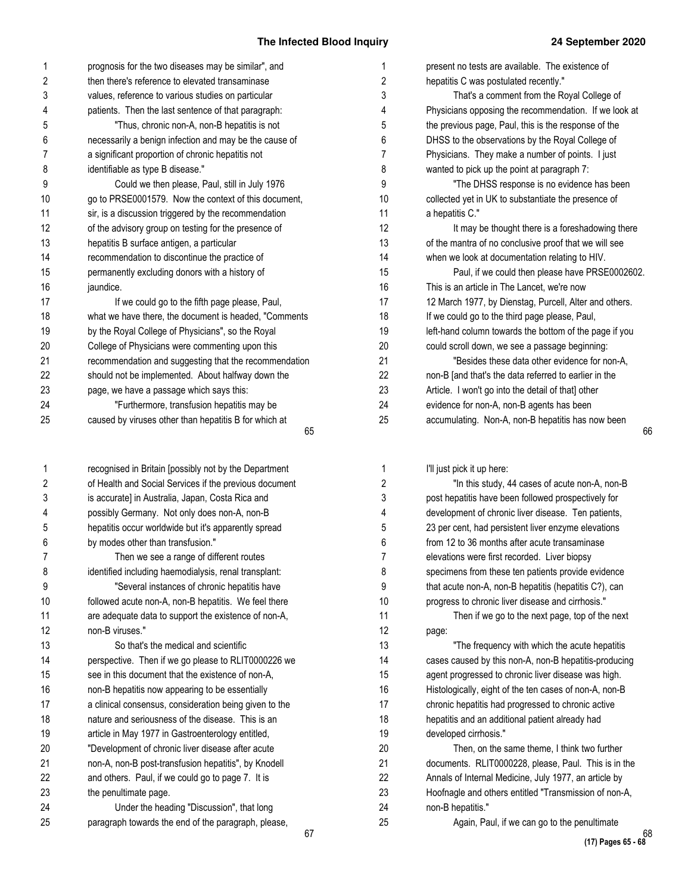prognosis for the two diseases may be similar", and then there's reference to elevated transaminase values, reference to various studies on particular patients. Then the last sentence of that paragraph:

"Thus, chronic non-A, non-B hepatitis is not necessarily a benign infection and may be the cause of a significant proportion of chronic hepatitis not identifiable as type B disease."

Could we then please, Paul, still in July 1976 go to PRSE0001579. Now the context of this document, sir, is a discussion triggered by the recommendation of the advisory group on testing for the presence of hepatitis B surface antigen, a particular recommendation to discontinue the practice of permanently excluding donors with a history of jaundice.

If we could go to the fifth page please, Paul, what we have there, the document is headed, "Comments by the Royal College of Physicians", so the Royal College of Physicians were commenting upon this recommendation and suggesting that the recommendation should not be implemented. About halfway down the page, we have a passage which says this:

"Furthermore, transfusion hepatitis may be caused by viruses other than hepatitis B for which at present no tests are available. The existence of hepatitis C was postulated recently."

That's a comment from the Royal College of Physicians opposing the recommendation. If we look at the previous page, Paul, this is the response of the DHSS to the observations by the Royal College of Physicians. They make a number of points. I just wanted to pick up the point at paragraph 7:

"The DHSS response is no evidence has been collected yet in UK to substantiate the presence of a hepatitis C."

It may be thought there is a foreshadowing there of the mantra of no conclusive proof that we will see when we look at documentation relating to HIV.

Paul, if we could then please have PRSE0002602. This is an article in The Lancet, we're now 12 March 1977, by Dienstag, Purcell, Alter and others. If we could go to the third page please, Paul, left-hand column towards the bottom of the page if you could scroll down, we see a passage beginning:

"Besides these data other evidence for non-A, non-B [and that's the data referred to earlier in the Article. I won't go into the detail of that] other evidence for non-A, non-B agents has been accumulating. Non-A, non-B hepatitis has now been recognised in Britain [possibly not by the Department of Health and Social Services if the previous document is accurate] in Australia, Japan, Costa Rica and possibly Germany. Not only does non-A, non-B hepatitis occur worldwide but it's apparently spread by modes other than transfusion."

Then we see a range of different routes identified including haemodialysis, renal transplant:

"Several instances of chronic hepatitis have followed acute non-A, non-B hepatitis. We feel there are adequate data to support the existence of non-A, non-B viruses."

So that's the medical and scientific perspective. Then if we go please to RLIT0000226 we see in this document that the existence of non-A, non-B hepatitis now appearing to be essentially a clinical consensus, consideration being given to the nature and seriousness of the disease. This is an article in May 1977 in Gastroenterology entitled, "Development of chronic liver disease after acute non-A, non-B post-transfusion hepatitis", by Knodell and others. Paul, if we could go to page 7. It is the penultimate page.

Under the heading "Discussion", that long paragraph towards the end of the paragraph, please, I'll just pick it up here:

"In this study, 44 cases of acute non-A, non-B post hepatitis have been followed prospectively for development of chronic liver disease. Ten patients, 23 per cent, had persistent liver enzyme elevations from 12 to 36 months after acute transaminase elevations were first recorded. Liver biopsy specimens from these ten patients provide evidence that acute non-A, non-B hepatitis (hepatitis C?), can progress to chronic liver disease and cirrhosis."

Then if we go to the next page, top of the next page:

"The frequency with which the acute hepatitis cases caused by this non-A, non-B hepatitis-producing agent progressed to chronic liver disease was high. Histologically, eight of the ten cases of non-A, non-B chronic hepatitis had progressed to chronic active hepatitis and an additional patient already had developed cirrhosis."

Then, on the same theme, I think two further documents. RLIT0000228, please, Paul. This is in the Annals of Internal Medicine, July 1977, an article by Hoofnagle and others entitled "Transmission of non-A, non-B hepatitis."

Again, Paul, if we can go to the penultimate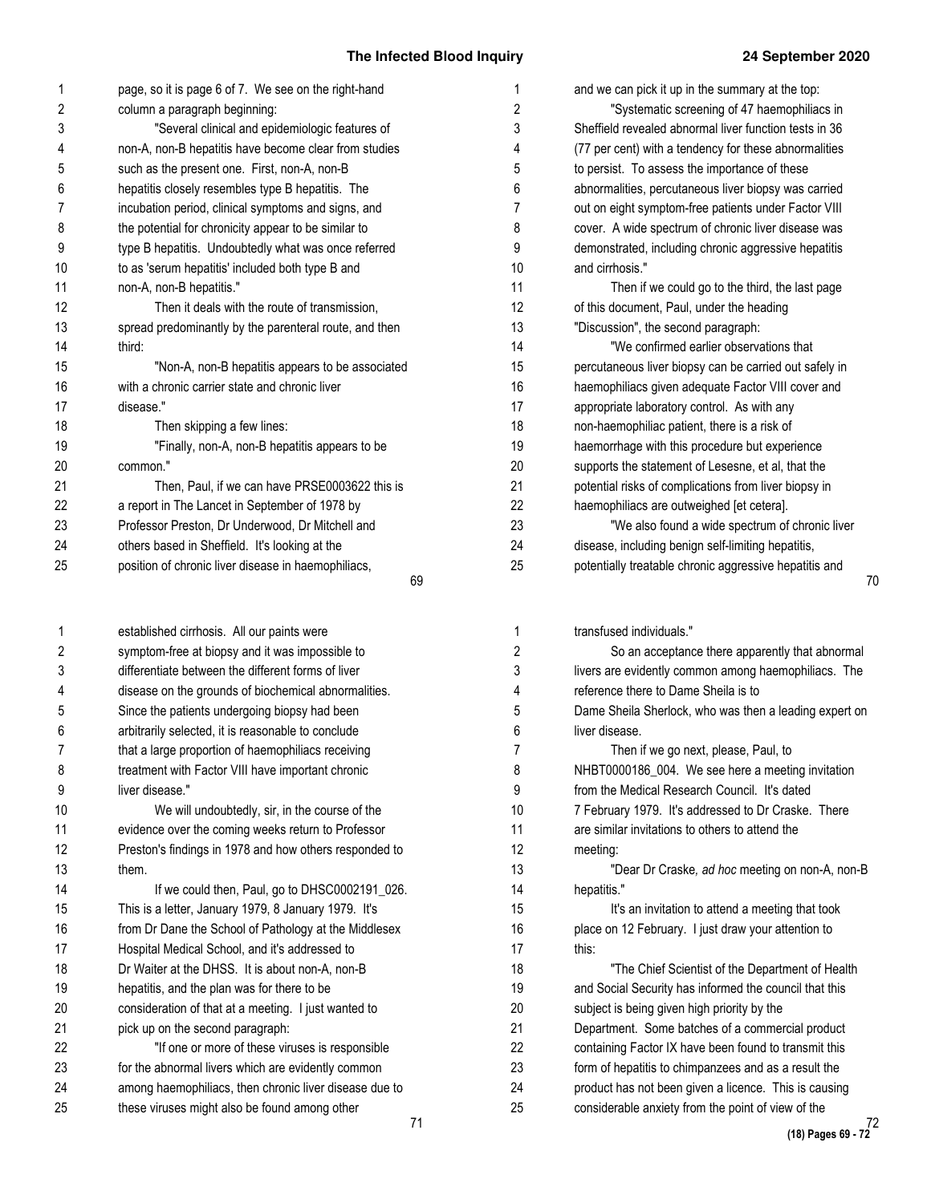page, so it is page 6 of 7. We see on the right-hand column a paragraph beginning:

"Several clinical and epidemiologic features of non-A, non-B hepatitis have become clear from studies such as the present one. First, non-A, non-B hepatitis closely resembles type B hepatitis. The incubation period, clinical symptoms and signs, and the potential for chronicity appear to be similar to type B hepatitis. Undoubtedly what was once referred to as 'serum hepatitis' included both type B and non-A, non-B hepatitis."

Then it deals with the route of transmission, spread predominantly by the parenteral route, and then third:

"Non-A, non-B hepatitis appears to be associated with a chronic carrier state and chronic liver disease."

Then skipping a few lines:

"Finally, non-A, non-B hepatitis appears to be common."

Then, Paul, if we can have PRSE0003622 this is a report in The Lancet in September of 1978 by Professor Preston, Dr Underwood, Dr Mitchell and others based in Sheffield. It's looking at the position of chronic liver disease in haemophiliacs, and we can pick it up in the summary at the top:

"Systematic screening of 47 haemophiliacs in Sheffield revealed abnormal liver function tests in 36 (77 per cent) with a tendency for these abnormalities to persist. To assess the importance of these abnormalities, percutaneous liver biopsy was carried out on eight symptom-free patients under Factor VIII cover. A wide spectrum of chronic liver disease was demonstrated, including chronic aggressive hepatitis and cirrhosis."

Then if we could go to the third, the last page of this document, Paul, under the heading "Discussion", the second paragraph:

"We confirmed earlier observations that percutaneous liver biopsy can be carried out safely in haemophiliacs given adequate Factor VIII cover and appropriate laboratory control. As with any non-haemophiliac patient, there is a risk of haemorrhage with this procedure but experience supports the statement of Lesesne, et al, that the potential risks of complications from liver biopsy in haemophiliacs are outweighed [et cetera].

"We also found a wide spectrum of chronic liver disease, including benign self-limiting hepatitis, potentially treatable chronic aggressive hepatitis and established cirrhosis. All our paints were symptom-free at biopsy and it was impossible to differentiate between the different forms of liver disease on the grounds of biochemical abnormalities. Since the patients undergoing biopsy had been arbitrarily selected, it is reasonable to conclude that a large proportion of haemophiliacs receiving treatment with Factor VIII have important chronic liver disease."

We will undoubtedly, sir, in the course of the evidence over the coming weeks return to Professor Preston's findings in 1978 and how others responded to them.

If we could then, Paul, go to DHSC0002191_026. This is a letter, January 1979, 8 January 1979. It's from Dr Dane the School of Pathology at the Middlesex Hospital Medical School, and it's addressed to Dr Waiter at the DHSS. It is about non-A, non-B hepatitis, and the plan was for there to be consideration of that at a meeting. I just wanted to pick up on the second paragraph:

"If one or more of these viruses is responsible for the abnormal livers which are evidently common among haemophiliacs, then chronic liver disease due to these viruses might also be found among other transfused individuals."

So an acceptance there apparently that abnormal livers are evidently common among haemophiliacs. The reference there to Dame Sheila is to Dame Sheila Sherlock, who was then a leading expert on liver disease.

Then if we go next, please, Paul, to NHBT0000186_004. We see here a meeting invitation from the Medical Research Council. It's dated 7 February 1979. It's addressed to Dr Craske. There are similar invitations to others to attend the meeting:

"Dear Dr Craske, *ad hoc* meeting on non-A, non-B hepatitis."

It's an invitation to attend a meeting that took place on 12 February. I just draw your attention to this:

"The Chief Scientist of the Department of Health and Social Security has informed the council that this subject is being given high priority by the Department. Some batches of a commercial product containing Factor IX have been found to transmit this form of hepatitis to chimpanzees and as a result the product has not been given a licence. This is causing considerable anxiety from the point of view of the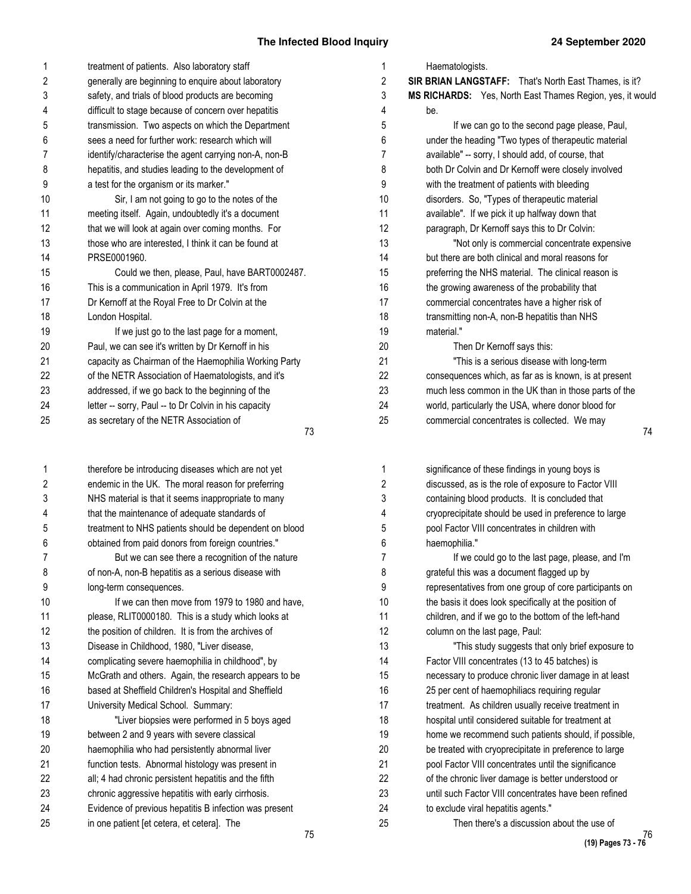treatment of patients. Also laboratory staff generally are beginning to enquire about laboratory safety, and trials of blood products are becoming difficult to stage because of concern over hepatitis transmission. Two aspects on which the Department sees a need for further work: research which will identify/characterise the agent carrying non-A, non-B hepatitis, and studies leading to the development of a test for the organism or its marker."

Sir, I am not going to go to the notes of the meeting itself. Again, undoubtedly it's a document that we will look at again over coming months. For those who are interested, I think it can be found at PRSE0001960.

Could we then, please, Paul, have BART0002487. This is a communication in April 1979. It's from Dr Kernoff at the Royal Free to Dr Colvin at the London Hospital.

If we just go to the last page for a moment, Paul, we can see it's written by Dr Kernoff in his capacity as Chairman of the Haemophilia Working Party of the NETR Association of Haematologists, and it's addressed, if we go back to the beginning of the letter -- sorry, Paul -- to Dr Colvin in his capacity as secretary of the NETR Association of Haematologists.

**SIR BRIAN LANGSTAFF:** That's North East Thames, is it?

**MS RICHARDS:** Yes, North East Thames Region, yes, it would be.

If we can go to the second page please, Paul, under the heading "Two types of therapeutic material available" -- sorry, I should add, of course, that both Dr Colvin and Dr Kernoff were closely involved with the treatment of patients with bleeding disorders. So, "Types of therapeutic material available". If we pick it up halfway down that paragraph, Dr Kernoff says this to Dr Colvin:

"Not only is commercial concentrate expensive but there are both clinical and moral reasons for preferring the NHS material. The clinical reason is the growing awareness of the probability that commercial concentrates have a higher risk of transmitting non-A, non-B hepatitis than NHS material."

Then Dr Kernoff says this:

"This is a serious disease with long-term consequences which, as far as is known, is at present much less common in the UK than in those parts of the world, particularly the USA, where donor blood for commercial concentrates is collected. We may therefore be introducing diseases which are not yet endemic in the UK. The moral reason for preferring NHS material is that it seems inappropriate to many that the maintenance of adequate standards of treatment to NHS patients should be dependent on blood obtained from paid donors from foreign countries."

But we can see there a recognition of the nature of non-A, non-B hepatitis as a serious disease with long-term consequences.

If we can then move from 1979 to 1980 and have, please, RLIT0000180. This is a study which looks at the position of children. It is from the archives of Disease in Childhood, 1980, "Liver disease, complicating severe haemophilia in childhood", by McGrath and others. Again, the research appears to be based at Sheffield Children's Hospital and Sheffield University Medical School. Summary:

"Liver biopsies were performed in 5 boys aged between 2 and 9 years with severe classical haemophilia who had persistently abnormal liver function tests. Abnormal histology was present in all; 4 had chronic persistent hepatitis and the fifth chronic aggressive hepatitis with early cirrhosis. Evidence of previous hepatitis B infection was present in one patient [et cetera, et cetera]. The significance of these findings in young boys is discussed, as is the role of exposure to Factor VIII containing blood products. It is concluded that cryoprecipitate should be used in preference to large pool Factor VIII concentrates in children with haemophilia."

If we could go to the last page, please, and I'm grateful this was a document flagged up by representatives from one group of core participants on the basis it does look specifically at the position of children, and if we go to the bottom of the left-hand column on the last page, Paul:

"This study suggests that only brief exposure to Factor VIII concentrates (13 to 45 batches) is necessary to produce chronic liver damage in at least 25 per cent of haemophiliacs requiring regular treatment. As children usually receive treatment in hospital until considered suitable for treatment at home we recommend such patients should, if possible, be treated with cryoprecipitate in preference to large pool Factor VIII concentrates until the significance of the chronic liver damage is better understood or until such Factor VIII concentrates have been refined to exclude viral hepatitis agents."

Then there's a discussion about the use of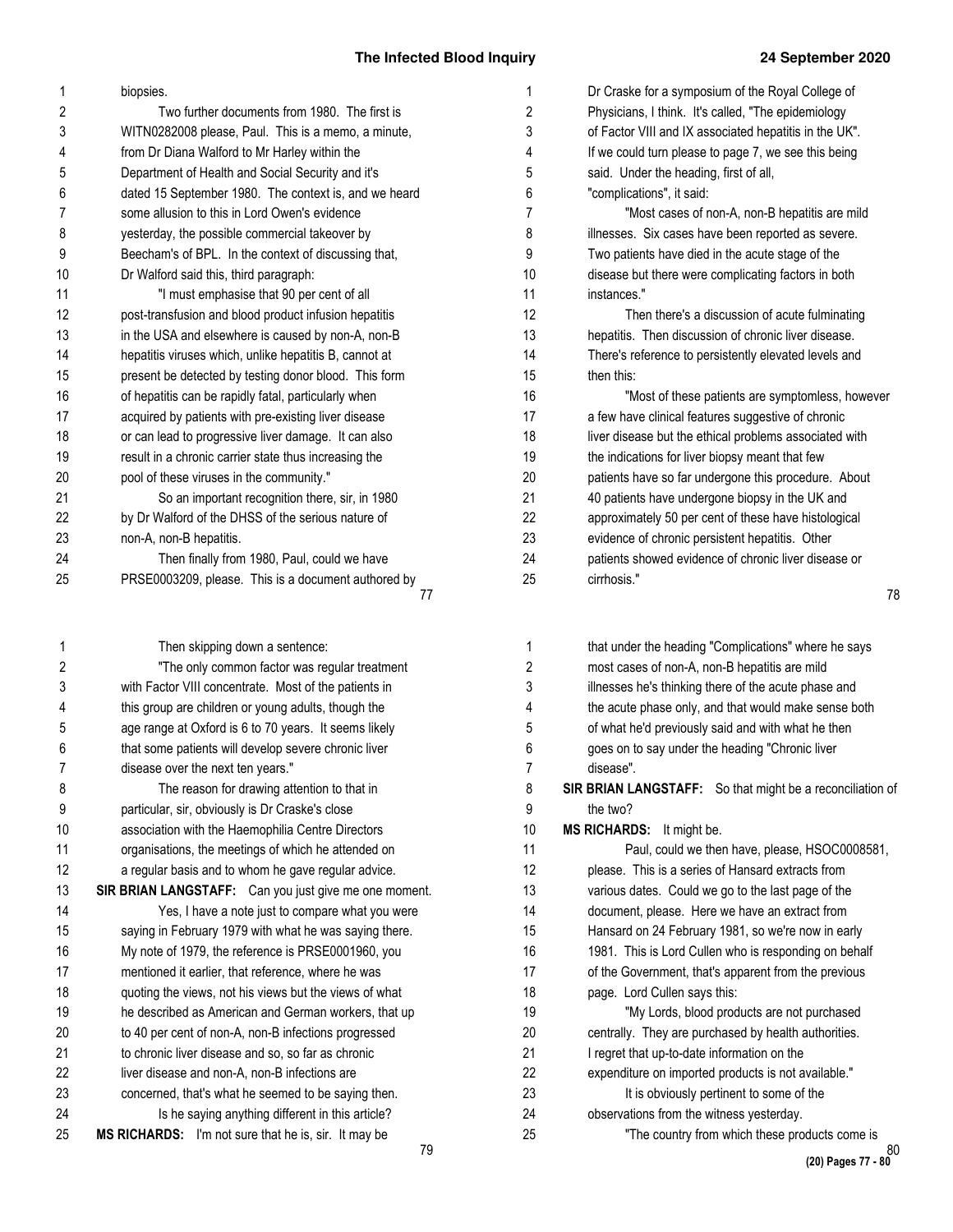biopsies.

Two further documents from 1980. The first is WITN0282008 please, Paul. This is a memo, a minute, from Dr Diana Walford to Mr Harley within the Department of Health and Social Security and it's dated 15 September 1980. The context is, and we heard some allusion to this in Lord Owen's evidence yesterday, the possible commercial takeover by Beecham's of BPL. In the context of discussing that, Dr Walford said this, third paragraph:

"I must emphasise that 90 per cent of all post-transfusion and blood product infusion hepatitis in the USA and elsewhere is caused by non-A, non-B hepatitis viruses which, unlike hepatitis B, cannot at present be detected by testing donor blood. This form of hepatitis can be rapidly fatal, particularly when acquired by patients with pre-existing liver disease or can lead to progressive liver damage. It can also result in a chronic carrier state thus increasing the pool of these viruses in the community."

So an important recognition there, sir, in 1980 by Dr Walford of the DHSS of the serious nature of non-A, non-B hepatitis.

Then finally from 1980, Paul, could we have PRSE0003209, please. This is a document authored by Dr Craske for a symposium of the Royal College of Physicians, I think. It's called, "The epidemiology of Factor VIII and IX associated hepatitis in the UK". If we could turn please to page 7, we see this being said. Under the heading, first of all, "complications", it said:

"Most cases of non-A, non-B hepatitis are mild illnesses. Six cases have been reported as severe. Two patients have died in the acute stage of the disease but there were complicating factors in both instances."

Then there's a discussion of acute fulminating hepatitis. Then discussion of chronic liver disease. There's reference to persistently elevated levels and then this:

"Most of these patients are symptomless, however a few have clinical features suggestive of chronic liver disease but the ethical problems associated with the indications for liver biopsy meant that few patients have so far undergone this procedure. About 40 patients have undergone biopsy in the UK and approximately 50 per cent of these have histological evidence of chronic persistent hepatitis. Other patients showed evidence of chronic liver disease or cirrhosis."

Then skipping down a sentence:

"The only common factor was regular treatment with Factor VIII concentrate. Most of the patients in this group are children or young adults, though the age range at Oxford is 6 to 70 years. It seems likely that some patients will develop severe chronic liver disease over the next ten years."

The reason for drawing attention to that in particular, sir, obviously is Dr Craske's close association with the Haemophilia Centre Directors organisations, the meetings of which he attended on a regular basis and to whom he gave regular advice.

**SIR BRIAN LANGSTAFF:** Can you just give me one moment. Yes, I have a note just to compare what you were saying in February 1979 with what he was saying there. My note of 1979, the reference is PRSE0001960, you mentioned it earlier, that reference, where he was quoting the views, not his views but the views of what he described as American and German workers, that up to 40 per cent of non-A, non-B infections progressed to chronic liver disease and so, so far as chronic liver disease and non-A, non-B infections are concerned, that's what he seemed to be saying then. Is he saying anything different in this article?

**MS RICHARDS:** I'm not sure that he is, sir. It may be that under the heading "Complications" where he says most cases of non-A, non-B hepatitis are mild illnesses he's thinking there of the acute phase and the acute phase only, and that would make sense both of what he'd previously said and with what he then goes on to say under the heading "Chronic liver disease".

**SIR BRIAN LANGSTAFF:** So that might be a reconciliation of the two?

**MS RICHARDS:** It might be.

Paul, could we then have, please, HSOC0008581, please. This is a series of Hansard extracts from various dates. Could we go to the last page of the document, please. Here we have an extract from Hansard on 24 February 1981, so we're now in early 1981. This is Lord Cullen who is responding on behalf of the Government, that's apparent from the previous page. Lord Cullen says this:

"My Lords, blood products are not purchased centrally. They are purchased by health authorities. I regret that up-to-date information on the expenditure on imported products is not available."

It is obviously pertinent to some of the observations from the witness yesterday.

"The country from which these products come is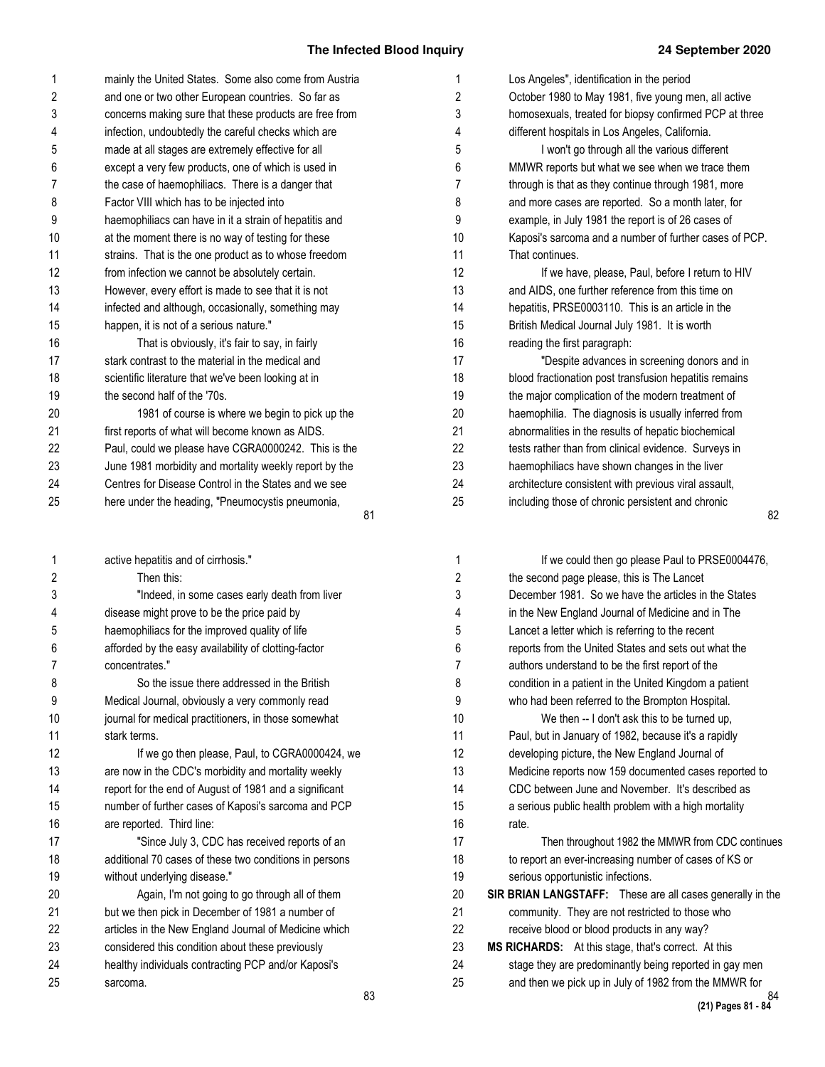mainly the United States. Some also come from Austria and one or two other European countries. So far as concerns making sure that these products are free from infection, undoubtedly the careful checks which are made at all stages are extremely effective for all except a very few products, one of which is used in the case of haemophiliacs. There is a danger that Factor VIII which has to be injected into haemophiliacs can have in it a strain of hepatitis and at the moment there is no way of testing for these strains. That is the one product as to whose freedom from infection we cannot be absolutely certain. However, every effort is made to see that it is not infected and although, occasionally, something may happen, it is not of a serious nature."

That is obviously, it's fair to say, in fairly stark contrast to the material in the medical and scientific literature that we've been looking at in the second half of the '70s.

1981 of course is where we begin to pick up the first reports of what will become known as AIDS. Paul, could we please have CGRA0000242. This is the June 1981 morbidity and mortality weekly report by the Centres for Disease Control in the States and we see here under the heading, "Pneumocystis pneumonia, Los Angeles", identification in the period October 1980 to May 1981, five young men, all active homosexuals, treated for biopsy confirmed PCP at three different hospitals in Los Angeles, California.

I won't go through all the various different MMWR reports but what we see when we trace them through is that as they continue through 1981, more and more cases are reported. So a month later, for example, in July 1981 the report is of 26 cases of Kaposi's sarcoma and a number of further cases of PCP. That continues.

If we have, please, Paul, before I return to HIV and AIDS, one further reference from this time on hepatitis, PRSE0003110. This is an article in the British Medical Journal July 1981. It is worth reading the first paragraph:

"Despite advances in screening donors and in blood fractionation post transfusion hepatitis remains the major complication of the modern treatment of haemophilia. The diagnosis is usually inferred from abnormalities in the results of hepatic biochemical tests rather than from clinical evidence. Surveys in haemophiliacs have shown changes in the liver architecture consistent with previous viral assault, including those of chronic persistent and chronic active hepatitis and of cirrhosis."

Then this:

"Indeed, in some cases early death from liver disease might prove to be the price paid by haemophiliacs for the improved quality of life afforded by the easy availability of clotting-factor concentrates."

So the issue there addressed in the British Medical Journal, obviously a very commonly read journal for medical practitioners, in those somewhat stark terms.

If we go then please, Paul, to CGRA0000424, we are now in the CDC's morbidity and mortality weekly report for the end of August of 1981 and a significant number of further cases of Kaposi's sarcoma and PCP are reported. Third line:

"Since July 3, CDC has received reports of an additional 70 cases of these two conditions in persons without underlying disease."

Again, I'm not going to go through all of them but we then pick in December of 1981 a number of articles in the New England Journal of Medicine which considered this condition about these previously healthy individuals contracting PCP and/or Kaposi's sarcoma.

If we could then go please Paul to PRSE0004476, the second page please, this is The Lancet December 1981. So we have the articles in the States in the New England Journal of Medicine and in The Lancet a letter which is referring to the recent reports from the United States and sets out what the authors understand to be the first report of the condition in a patient in the United Kingdom a patient who had been referred to the Brompton Hospital.

We then -- I don't ask this to be turned up, Paul, but in January of 1982, because it's a rapidly developing picture, the New England Journal of Medicine reports now 159 documented cases reported to CDC between June and November. It's described as a serious public health problem with a high mortality rate.

Then throughout 1982 the MMWR from CDC continues to report an ever-increasing number of cases of KS or serious opportunistic infections.

**SIR BRIAN LANGSTAFF:** These are all cases generally in the community. They are not restricted to those who receive blood or blood products in any way?

**MS RICHARDS:** At this stage, that's correct. At this stage they are predominantly being reported in gay men and then we pick up in July of 1982 from the MMWR for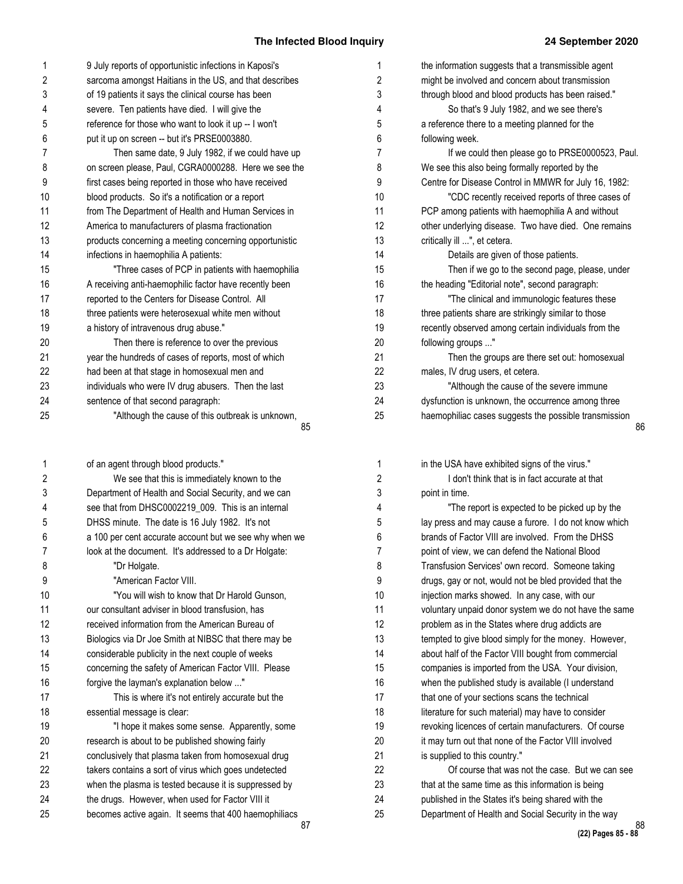9 July reports of opportunistic infections in Kaposi's sarcoma amongst Haitians in the US, and that describes of 19 patients it says the clinical course has been severe. Ten patients have died. I will give the reference for those who want to look it up -- I won't put it up on screen -- but it's PRSE0003880.

Then same date, 9 July 1982, if we could have up on screen please, Paul, CGRA0000288. Here we see the first cases being reported in those who have received blood products. So it's a notification or a report from The Department of Health and Human Services in America to manufacturers of plasma fractionation products concerning a meeting concerning opportunistic infections in haemophilia A patients:

"Three cases of PCP in patients with haemophilia A receiving anti-haemophilic factor have recently been reported to the Centers for Disease Control. All three patients were heterosexual white men without a history of intravenous drug abuse."

Then there is reference to over the previous year the hundreds of cases of reports, most of which had been at that stage in homosexual men and individuals who were IV drug abusers. Then the last sentence of that second paragraph:

"Although the cause of this outbreak is unknown, the information suggests that a transmissible agent might be involved and concern about transmission through blood and blood products has been raised."

So that's 9 July 1982, and we see there's a reference there to a meeting planned for the following week.

If we could then please go to PRSE0000523, Paul. We see this also being formally reported by the Centre for Disease Control in MMWR for July 16, 1982:

"CDC recently received reports of three cases of PCP among patients with haemophilia A and without other underlying disease. Two have died. One remains critically ill ...", et cetera.

Details are given of those patients.

Then if we go to the second page, please, under the heading "Editorial note", second paragraph:

"The clinical and immunologic features these three patients share are strikingly similar to those recently observed among certain individuals from the following groups ..."

Then the groups are there set out: homosexual males, IV drug users, et cetera.

"Although the cause of the severe immune dysfunction is unknown, the occurrence among three haemophiliac cases suggests the possible transmission of an agent through blood products."

We see that this is immediately known to the Department of Health and Social Security, and we can see that from DHSC0002219_009. This is an internal DHSS minute. The date is 16 July 1982. It's not a 100 per cent accurate account but we see why when we look at the document. It's addressed to a Dr Holgate:

"Dr Holgate.

"American Factor VIII.

"You will wish to know that Dr Harold Gunson, our consultant adviser in blood transfusion, has received information from the American Bureau of Biologics via Dr Joe Smith at NIBSC that there may be considerable publicity in the next couple of weeks concerning the safety of American Factor VIII. Please forgive the layman's explanation below ..."

This is where it's not entirely accurate but the essential message is clear:

"I hope it makes some sense. Apparently, some research is about to be published showing fairly conclusively that plasma taken from homosexual drug takers contains a sort of virus which goes undetected when the plasma is tested because it is suppressed by the drugs. However, when used for Factor VIII it becomes active again. It seems that 400 haemophiliacs in the USA have exhibited signs of the virus."

I don't think that is in fact accurate at that point in time.

"The report is expected to be picked up by the lay press and may cause a furore. I do not know which brands of Factor VIII are involved. From the DHSS point of view, we can defend the National Blood Transfusion Services' own record. Someone taking drugs, gay or not, would not be bled provided that the injection marks showed. In any case, with our voluntary unpaid donor system we do not have the same problem as in the States where drug addicts are tempted to give blood simply for the money. However, about half of the Factor VIII bought from commercial companies is imported from the USA. Your division, when the published study is available (I understand that one of your sections scans the technical literature for such material) may have to consider revoking licences of certain manufacturers. Of course it may turn out that none of the Factor VIII involved is supplied to this country."

Of course that was not the case. But we can see that at the same time as this information is being published in the States it's being shared with the Department of Health and Social Security in the way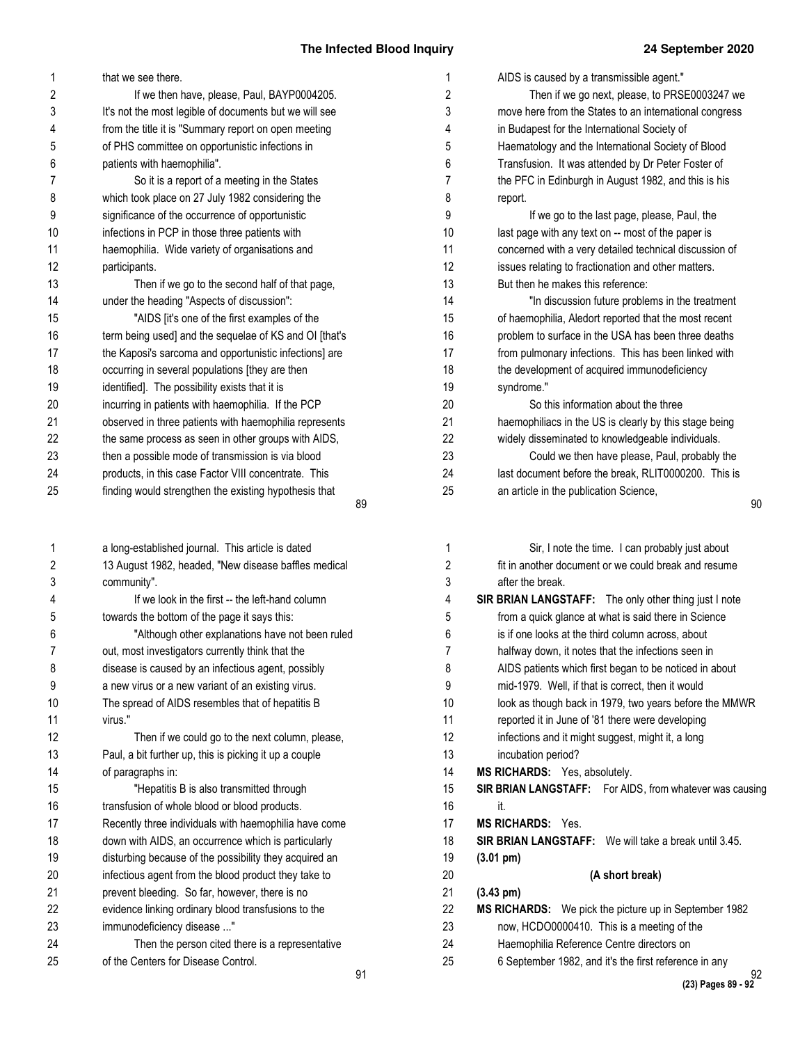that we see there.

If we then have, please, Paul, BAYP0004205. It's not the most legible of documents but we will see from the title it is "Summary report on open meeting of PHS committee on opportunistic infections in patients with haemophilia".

So it is a report of a meeting in the States which took place on 27 July 1982 considering the significance of the occurrence of opportunistic infections in PCP in those three patients with haemophilia. Wide variety of organisations and participants.

Then if we go to the second half of that page, under the heading "Aspects of discussion":

"AIDS [it's one of the first examples of the term being used] and the sequelae of KS and OI [that's the Kaposi's sarcoma and opportunistic infections] are occurring in several populations [they are then identified]. The possibility exists that it is incurring in patients with haemophilia. If the PCP observed in three patients with haemophilia represents the same process as seen in other groups with AIDS, then a possible mode of transmission is via blood products, in this case Factor VIII concentrate. This finding would strengthen the existing hypothesis that AIDS is caused by a transmissible agent."

Then if we go next, please, to PRSE0003247 we move here from the States to an international congress in Budapest for the International Society of Haematology and the International Society of Blood Transfusion. It was attended by Dr Peter Foster of the PFC in Edinburgh in August 1982, and this is his report.

If we go to the last page, please, Paul, the last page with any text on -- most of the paper is concerned with a very detailed technical discussion of issues relating to fractionation and other matters. But then he makes this reference:

"In discussion future problems in the treatment of haemophilia, Aledort reported that the most recent problem to surface in the USA has been three deaths from pulmonary infections. This has been linked with the development of acquired immunodeficiency syndrome."

So this information about the three haemophiliacs in the US is clearly by this stage being widely disseminated to knowledgeable individuals.

Could we then have please, Paul, probably the last document before the break, RLIT0000200. This is an article in the publication Science, a long-established journal. This article is dated 13 August 1982, headed, "New disease baffles medical community".

If we look in the first -- the left-hand column towards the bottom of the page it says this:

"Although other explanations have not been ruled out, most investigators currently think that the disease is caused by an infectious agent, possibly a new virus or a new variant of an existing virus. The spread of AIDS resembles that of hepatitis B virus."

Then if we could go to the next column, please, Paul, a bit further up, this is picking it up a couple of paragraphs in:

"Hepatitis B is also transmitted through transfusion of whole blood or blood products. Recently three individuals with haemophilia have come down with AIDS, an occurrence which is particularly disturbing because of the possibility they acquired an infectious agent from the blood product they take to prevent bleeding. So far, however, there is no evidence linking ordinary blood transfusions to the immunodeficiency disease ..."

Then the person cited there is a representative of the Centers for Disease Control.

Sir, I note the time. I can probably just about fit in another document or we could break and resume after the break.

**SIR BRIAN LANGSTAFF:** The only other thing just I note from a quick glance at what is said there in Science is if one looks at the third column across, about halfway down, it notes that the infections seen in AIDS patients which first began to be noticed in about mid-1979. Well, if that is correct, then it would look as though back in 1979, two years before the MMWR reported it in June of '81 there were developing infections and it might suggest, might it, a long incubation period?

**MS RICHARDS:** Yes, absolutely.

**SIR BRIAN LANGSTAFF:** For AIDS, from whatever was causing it.

**MS RICHARDS:** Yes.

**SIR BRIAN LANGSTAFF:** We will take a break until 3.45.

**(3.01 pm)**

**(A short break)**

**(3.43 pm)**

**MS RICHARDS:** We pick the picture up in September 1982 now, HCDO0000410. This is a meeting of the Haemophilia Reference Centre directors on 6 September 1982, and it's the first reference in any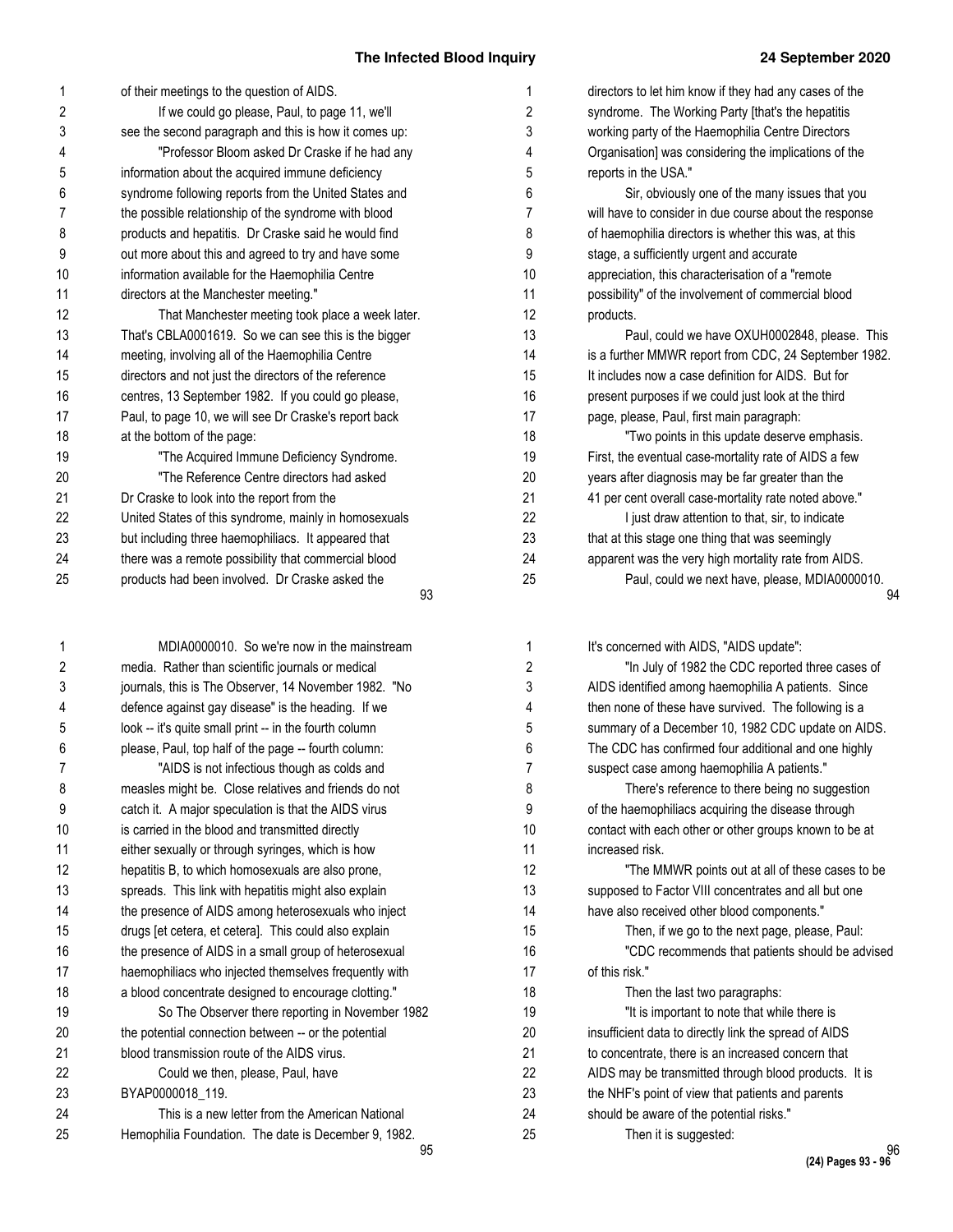of their meetings to the question of AIDS.

If we could go please, Paul, to page 11, we'll see the second paragraph and this is how it comes up:

"Professor Bloom asked Dr Craske if he had any information about the acquired immune deficiency syndrome following reports from the United States and the possible relationship of the syndrome with blood products and hepatitis. Dr Craske said he would find out more about this and agreed to try and have some information available for the Haemophilia Centre directors at the Manchester meeting."

That Manchester meeting took place a week later. That's CBLA0001619. So we can see this is the bigger meeting, involving all of the Haemophilia Centre directors and not just the directors of the reference centres, 13 September 1982. If you could go please, Paul, to page 10, we will see Dr Craske's report back at the bottom of the page:

"The Acquired Immune Deficiency Syndrome.

"The Reference Centre directors had asked Dr Craske to look into the report from the United States of this syndrome, mainly in homosexuals but including three haemophiliacs. It appeared that there was a remote possibility that commercial blood products had been involved. Dr Craske asked the directors to let him know if they had any cases of the syndrome. The Working Party [that's the hepatitis working party of the Haemophilia Centre Directors Organisation] was considering the implications of the reports in the USA."

Sir, obviously one of the many issues that you will have to consider in due course about the response of haemophilia directors is whether this was, at this stage, a sufficiently urgent and accurate appreciation, this characterisation of a "remote possibility" of the involvement of commercial blood products.

Paul, could we have OXUH0002848, please. This is a further MMWR report from CDC, 24 September 1982. It includes now a case definition for AIDS. But for present purposes if we could just look at the third page, please, Paul, first main paragraph:

"Two points in this update deserve emphasis. First, the eventual case-mortality rate of AIDS a few years after diagnosis may be far greater than the 41 per cent overall case-mortality rate noted above."

I just draw attention to that, sir, to indicate that at this stage one thing that was seemingly apparent was the very high mortality rate from AIDS.

Paul, could we next have, please, MDIA0000010.

MDIA0000010. So we're now in the mainstream media. Rather than scientific journals or medical journals, this is The Observer, 14 November 1982. "No defence against gay disease" is the heading. If we look -- it's quite small print -- in the fourth column please, Paul, top half of the page -- fourth column:

"AIDS is not infectious though as colds and measles might be. Close relatives and friends do not catch it. A major speculation is that the AIDS virus is carried in the blood and transmitted directly either sexually or through syringes, which is how hepatitis B, to which homosexuals are also prone, spreads. This link with hepatitis might also explain the presence of AIDS among heterosexuals who inject drugs [et cetera, et cetera]. This could also explain the presence of AIDS in a small group of heterosexual haemophiliacs who injected themselves frequently with a blood concentrate designed to encourage clotting."

So The Observer there reporting in November 1982 the potential connection between -- or the potential blood transmission route of the AIDS virus.

Could we then, please, Paul, have BYAP0000018_119.

This is a new letter from the American National Hemophilia Foundation. The date is December 9, 1982. It's concerned with AIDS, "AIDS update":

"In July of 1982 the CDC reported three cases of AIDS identified among haemophilia A patients. Since then none of these have survived. The following is a summary of a December 10, 1982 CDC update on AIDS. The CDC has confirmed four additional and one highly suspect case among haemophilia A patients."

There's reference to there being no suggestion of the haemophiliacs acquiring the disease through contact with each other or other groups known to be at increased risk.

"The MMWR points out at all of these cases to be supposed to Factor VIII concentrates and all but one have also received other blood components."

Then, if we go to the next page, please, Paul:

"CDC recommends that patients should be advised of this risk."

Then the last two paragraphs:

"It is important to note that while there is insufficient data to directly link the spread of AIDS to concentrate, there is an increased concern that AIDS may be transmitted through blood products. It is the NHF's point of view that patients and parents should be aware of the potential risks."

Then it is suggested: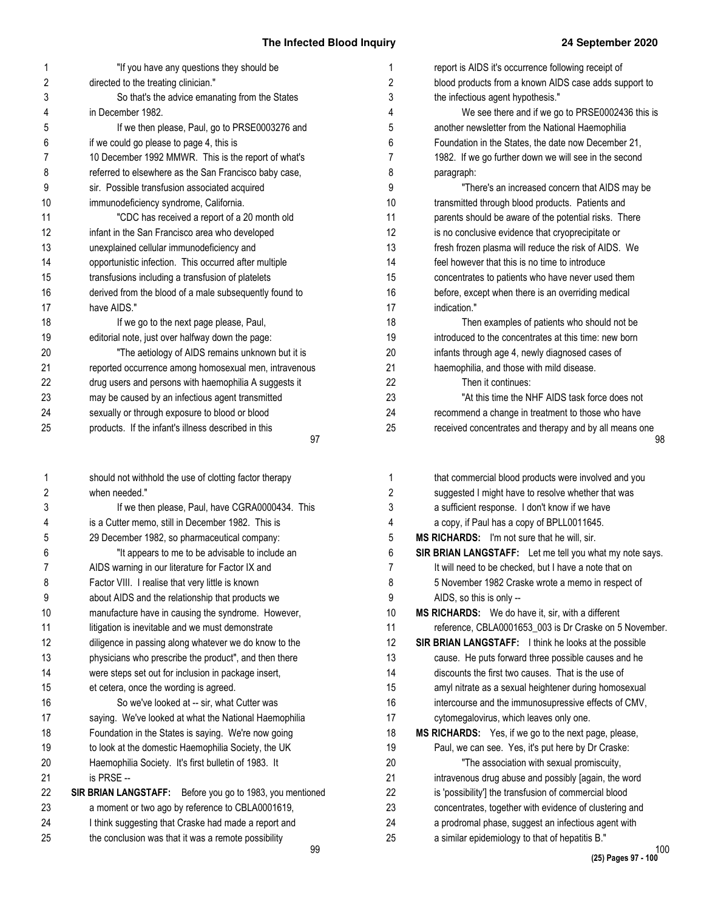"If you have any questions they should be directed to the treating clinician."

So that's the advice emanating from the States in December 1982.

If we then please, Paul, go to PRSE0003276 and if we could go please to page 4, this is 10 December 1992 MMWR. This is the report of what's referred to elsewhere as the San Francisco baby case, sir. Possible transfusion associated acquired immunodeficiency syndrome, California.

"CDC has received a report of a 20 month old infant in the San Francisco area who developed unexplained cellular immunodeficiency and opportunistic infection. This occurred after multiple transfusions including a transfusion of platelets derived from the blood of a male subsequently found to have AIDS."

If we go to the next page please, Paul, editorial note, just over halfway down the page:

"The aetiology of AIDS remains unknown but it is reported occurrence among homosexual men, intravenous drug users and persons with haemophilia A suggests it may be caused by an infectious agent transmitted sexually or through exposure to blood or blood products. If the infant's illness described in this report is AIDS it's occurrence following receipt of blood products from a known AIDS case adds support to the infectious agent hypothesis."

We see there and if we go to PRSE0002436 this is another newsletter from the National Haemophilia Foundation in the States, the date now December 21, 1982. If we go further down we will see in the second paragraph:

"There's an increased concern that AIDS may be transmitted through blood products. Patients and parents should be aware of the potential risks. There is no conclusive evidence that cryoprecipitate or fresh frozen plasma will reduce the risk of AIDS. We feel however that this is no time to introduce concentrates to patients who have never used them before, except when there is an overriding medical indication."

Then examples of patients who should not be introduced to the concentrates at this time: new born infants through age 4, newly diagnosed cases of haemophilia, and those with mild disease.

Then it continues:

"At this time the NHF AIDS task force does not recommend a change in treatment to those who have received concentrates and therapy and by all means one should not withhold the use of clotting factor therapy when needed."

If we then please, Paul, have CGRA0000434. This is a Cutter memo, still in December 1982. This is 29 December 1982, so pharmaceutical company:

"It appears to me to be advisable to include an AIDS warning in our literature for Factor IX and Factor VIII. I realise that very little is known about AIDS and the relationship that products we manufacture have in causing the syndrome. However, litigation is inevitable and we must demonstrate diligence in passing along whatever we do know to the physicians who prescribe the product", and then there were steps set out for inclusion in package insert, et cetera, once the wording is agreed.

So we've looked at -- sir, what Cutter was saying. We've looked at what the National Haemophilia Foundation in the States is saying. We're now going to look at the domestic Haemophilia Society, the UK Haemophilia Society. It's first bulletin of 1983. It is PRSE --

**SIR BRIAN LANGSTAFF:** Before you go to 1983, you mentioned a moment or two ago by reference to CBLA0001619, I think suggesting that Craske had made a report and the conclusion was that it was a remote possibility that commercial blood products were involved and you suggested I might have to resolve whether that was a sufficient response. I don't know if we have a copy, if Paul has a copy of BPLL0011645.

**MS RICHARDS:** I'm not sure that he will, sir.

**SIR BRIAN LANGSTAFF:** Let me tell you what my note says. It will need to be checked, but I have a note that on 5 November 1982 Craske wrote a memo in respect of AIDS, so this is only --

**MS RICHARDS:** We do have it, sir, with a different reference, CBLA0001653_003 is Dr Craske on 5 November.

**SIR BRIAN LANGSTAFF:** I think he looks at the possible cause. He puts forward three possible causes and he discounts the first two causes. That is the use of amyl nitrate as a sexual heightener during homosexual intercourse and the immunosupressive effects of CMV, cytomegalovirus, which leaves only one.

**MS RICHARDS:** Yes, if we go to the next page, please, Paul, we can see. Yes, it's put here by Dr Craske:

"The association with sexual promiscuity, intravenous drug abuse and possibly [again, the word is 'possibility'] the transfusion of commercial blood concentrates, together with evidence of clustering and a prodromal phase, suggest an infectious agent with a similar epidemiology to that of hepatitis B."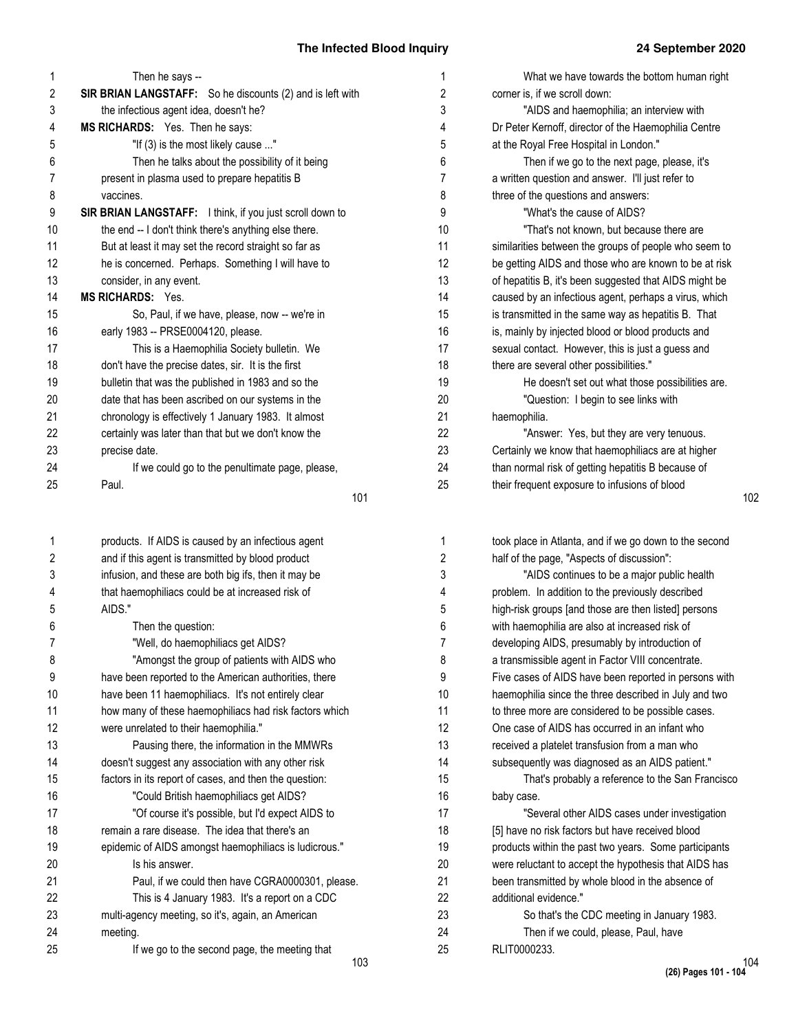Then he says --

**SIR BRIAN LANGSTAFF:** So he discounts (2) and is left with the infectious agent idea, doesn't he?

**MS RICHARDS:** Yes. Then he says:

"If (3) is the most likely cause ..."

Then he talks about the possibility of it being present in plasma used to prepare hepatitis B vaccines.

**SIR BRIAN LANGSTAFF:** I think, if you just scroll down to the end -- I don't think there's anything else there. But at least it may set the record straight so far as he is concerned. Perhaps. Something I will have to consider, in any event.

**MS RICHARDS:** Yes.

So, Paul, if we have, please, now -- we're in early 1983 -- PRSE0004120, please.

This is a Haemophilia Society bulletin. We don't have the precise dates, sir. It is the first bulletin that was the published in 1983 and so the date that has been ascribed on our systems in the chronology is effectively 1 January 1983. It almost certainly was later than that but we don't know the precise date.

If we could go to the penultimate page, please, Paul.

What we have towards the bottom human right corner is, if we scroll down:

"AIDS and haemophilia; an interview with Dr Peter Kernoff, director of the Haemophilia Centre at the Royal Free Hospital in London."

Then if we go to the next page, please, it's a written question and answer. I'll just refer to three of the questions and answers:

"What's the cause of AIDS?

"That's not known, but because there are similarities between the groups of people who seem to be getting AIDS and those who are known to be at risk of hepatitis B, it's been suggested that AIDS might be caused by an infectious agent, perhaps a virus, which is transmitted in the same way as hepatitis B. That is, mainly by injected blood or blood products and sexual contact. However, this is just a guess and there are several other possibilities."

He doesn't set out what those possibilities are.

"Question: I begin to see links with haemophilia.

"Answer: Yes, but they are very tenuous. Certainly we know that haemophiliacs are at higher than normal risk of getting hepatitis B because of their frequent exposure to infusions of blood products. If AIDS is caused by an infectious agent and if this agent is transmitted by blood product infusion, and these are both big ifs, then it may be that haemophiliacs could be at increased risk of AIDS."

Then the question:

"Well, do haemophiliacs get AIDS?

"Amongst the group of patients with AIDS who have been reported to the American authorities, there have been 11 haemophiliacs. It's not entirely clear how many of these haemophiliacs had risk factors which were unrelated to their haemophilia."

Pausing there, the information in the MMWRs doesn't suggest any association with any other risk factors in its report of cases, and then the question:

"Could British haemophiliacs get AIDS?

"Of course it's possible, but I'd expect AIDS to remain a rare disease. The idea that there's an epidemic of AIDS amongst haemophiliacs is ludicrous."

Is his answer.

Paul, if we could then have CGRA0000301, please.

This is 4 January 1983. It's a report on a CDC multi-agency meeting, so it's, again, an American meeting.

If we go to the second page, the meeting that took place in Atlanta, and if we go down to the second half of the page, "Aspects of discussion":

"AIDS continues to be a major public health problem. In addition to the previously described high-risk groups [and those are then listed] persons with haemophilia are also at increased risk of developing AIDS, presumably by introduction of a transmissible agent in Factor VIII concentrate. Five cases of AIDS have been reported in persons with haemophilia since the three described in July and two to three more are considered to be possible cases. One case of AIDS has occurred in an infant who received a platelet transfusion from a man who subsequently was diagnosed as an AIDS patient."

That's probably a reference to the San Francisco baby case.

"Several other AIDS cases under investigation [5] have no risk factors but have received blood products within the past two years. Some participants were reluctant to accept the hypothesis that AIDS has been transmitted by whole blood in the absence of additional evidence."

So that's the CDC meeting in January 1983.

Then if we could, please, Paul, have RLIT0000233.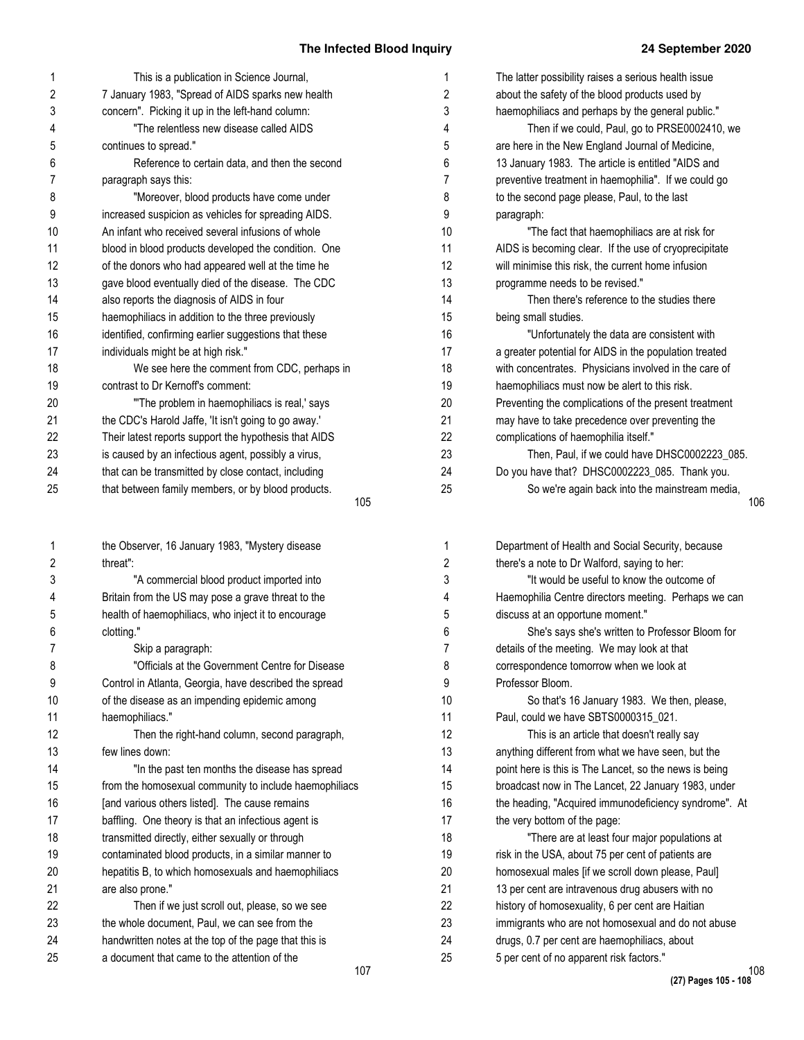This is a publication in Science Journal, 7 January 1983, "Spread of AIDS sparks new health concern". Picking it up in the left-hand column:

"The relentless new disease called AIDS continues to spread."

Reference to certain data, and then the second paragraph says this:

"Moreover, blood products have come under increased suspicion as vehicles for spreading AIDS. An infant who received several infusions of whole blood in blood products developed the condition. One of the donors who had appeared well at the time he gave blood eventually died of the disease. The CDC also reports the diagnosis of AIDS in four haemophiliacs in addition to the three previously identified, confirming earlier suggestions that these individuals might be at high risk."

We see here the comment from CDC, perhaps in contrast to Dr Kernoff's comment:

"'The problem in haemophiliacs is real,' says the CDC's Harold Jaffe, 'It isn't going to go away.' Their latest reports support the hypothesis that AIDS is caused by an infectious agent, possibly a virus, that can be transmitted by close contact, including that between family members, or by blood products. The latter possibility raises a serious health issue about the safety of the blood products used by haemophiliacs and perhaps by the general public."

Then if we could, Paul, go to PRSE0002410, we are here in the New England Journal of Medicine, 13 January 1983. The article is entitled "AIDS and preventive treatment in haemophilia". If we could go to the second page please, Paul, to the last paragraph:

"The fact that haemophiliacs are at risk for AIDS is becoming clear. If the use of cryoprecipitate will minimise this risk, the current home infusion programme needs to be revised."

Then there's reference to the studies there being small studies.

"Unfortunately the data are consistent with a greater potential for AIDS in the population treated with concentrates. Physicians involved in the care of haemophiliacs must now be alert to this risk. Preventing the complications of the present treatment may have to take precedence over preventing the complications of haemophilia itself."

Then, Paul, if we could have DHSC0002223_085. Do you have that? DHSC0002223_085. Thank you.

So we're again back into the mainstream media, the Observer, 16 January 1983, "Mystery disease threat":

"A commercial blood product imported into Britain from the US may pose a grave threat to the health of haemophiliacs, who inject it to encourage clotting."

Skip a paragraph:

"Officials at the Government Centre for Disease Control in Atlanta, Georgia, have described the spread of the disease as an impending epidemic among haemophiliacs."

Then the right-hand column, second paragraph, few lines down:

"In the past ten months the disease has spread from the homosexual community to include haemophiliacs [and various others listed]. The cause remains baffling. One theory is that an infectious agent is transmitted directly, either sexually or through contaminated blood products, in a similar manner to hepatitis B, to which homosexuals and haemophiliacs are also prone."

Then if we just scroll out, please, so we see the whole document, Paul, we can see from the handwritten notes at the top of the page that this is a document that came to the attention of the Department of Health and Social Security, because there's a note to Dr Walford, saying to her:

"It would be useful to know the outcome of Haemophilia Centre directors meeting. Perhaps we can discuss at an opportune moment."

She's says she's written to Professor Bloom for details of the meeting. We may look at that correspondence tomorrow when we look at Professor Bloom.

So that's 16 January 1983. We then, please, Paul, could we have SBTS0000315_021.

This is an article that doesn't really say anything different from what we have seen, but the point here is this is The Lancet, so the news is being broadcast now in The Lancet, 22 January 1983, under the heading, "Acquired immunodeficiency syndrome". At the very bottom of the page:

"There are at least four major populations at risk in the USA, about 75 per cent of patients are homosexual males [if we scroll down please, Paul] 13 per cent are intravenous drug abusers with no history of homosexuality, 6 per cent are Haitian immigrants who are not homosexual and do not abuse drugs, 0.7 per cent are haemophiliacs, about 5 per cent of no apparent risk factors."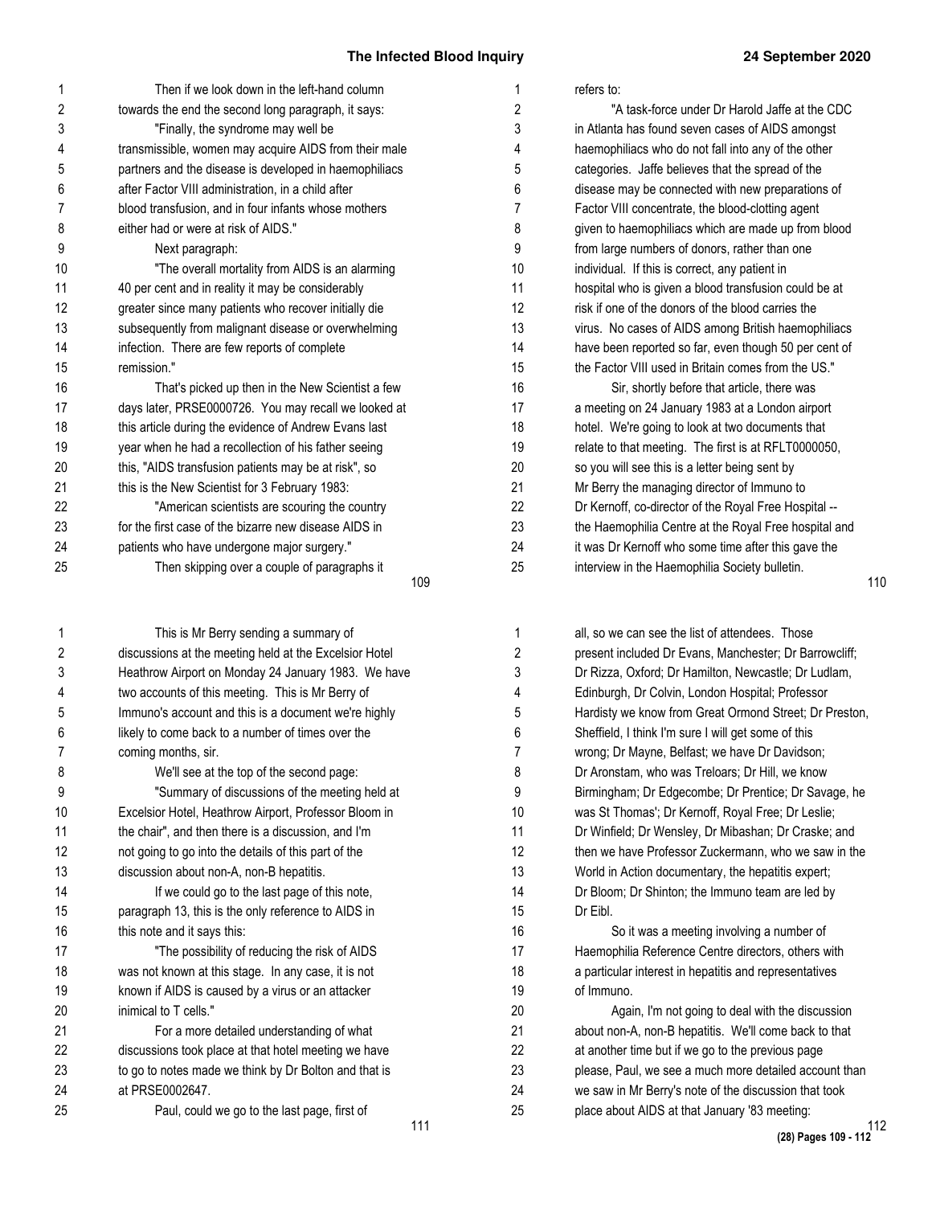Then if we look down in the left-hand column towards the end the second long paragraph, it says:

"Finally, the syndrome may well be transmissible, women may acquire AIDS from their male partners and the disease is developed in haemophiliacs after Factor VIII administration, in a child after blood transfusion, and in four infants whose mothers either had or were at risk of AIDS."

Next paragraph:

"The overall mortality from AIDS is an alarming 40 per cent and in reality it may be considerably greater since many patients who recover initially die subsequently from malignant disease or overwhelming infection. There are few reports of complete remission."

That's picked up then in the New Scientist a few days later, PRSE0000726. You may recall we looked at this article during the evidence of Andrew Evans last year when he had a recollection of his father seeing this, "AIDS transfusion patients may be at risk", so this is the New Scientist for 3 February 1983:

"American scientists are scouring the country for the first case of the bizarre new disease AIDS in patients who have undergone major surgery."

Then skipping over a couple of paragraphs it refers to:

"A task-force under Dr Harold Jaffe at the CDC in Atlanta has found seven cases of AIDS amongst haemophiliacs who do not fall into any of the other categories. Jaffe believes that the spread of the disease may be connected with new preparations of Factor VIII concentrate, the blood-clotting agent given to haemophiliacs which are made up from blood from large numbers of donors, rather than one individual. If this is correct, any patient in hospital who is given a blood transfusion could be at risk if one of the donors of the blood carries the virus. No cases of AIDS among British haemophiliacs have been reported so far, even though 50 per cent of the Factor VIII used in Britain comes from the US."

Sir, shortly before that article, there was a meeting on 24 January 1983 at a London airport hotel. We're going to look at two documents that relate to that meeting. The first is at RFLT0000050, so you will see this is a letter being sent by Mr Berry the managing director of Immuno to Dr Kernoff, co-director of the Royal Free Hospital -- the Haemophilia Centre at the Royal Free hospital and it was Dr Kernoff who some time after this gave the interview in the Haemophilia Society bulletin.

This is Mr Berry sending a summary of discussions at the meeting held at the Excelsior Hotel Heathrow Airport on Monday 24 January 1983. We have two accounts of this meeting. This is Mr Berry of Immuno's account and this is a document we're highly likely to come back to a number of times over the coming months, sir.

We'll see at the top of the second page:

"Summary of discussions of the meeting held at Excelsior Hotel, Heathrow Airport, Professor Bloom in the chair", and then there is a discussion, and I'm not going to go into the details of this part of the discussion about non-A, non-B hepatitis.

If we could go to the last page of this note, paragraph 13, this is the only reference to AIDS in this note and it says this:

"The possibility of reducing the risk of AIDS was not known at this stage. In any case, it is not known if AIDS is caused by a virus or an attacker inimical to T cells."

For a more detailed understanding of what discussions took place at that hotel meeting we have to go to notes made we think by Dr Bolton and that is at PRSE0002647.

Paul, could we go to the last page, first of all, so we can see the list of attendees. Those present included Dr Evans, Manchester; Dr Barrowcliff; Dr Rizza, Oxford; Dr Hamilton, Newcastle; Dr Ludlam, Edinburgh, Dr Colvin, London Hospital; Professor Hardisty we know from Great Ormond Street; Dr Preston, Sheffield, I think I'm sure I will get some of this wrong; Dr Mayne, Belfast; we have Dr Davidson; Dr Aronstam, who was Treloars; Dr Hill, we know Birmingham; Dr Edgecombe; Dr Prentice; Dr Savage, he was St Thomas'; Dr Kernoff, Royal Free; Dr Leslie; Dr Winfield; Dr Wensley, Dr Mibashan; Dr Craske; and then we have Professor Zuckermann, who we saw in the World in Action documentary, the hepatitis expert; Dr Bloom; Dr Shinton; the Immuno team are led by Dr Eibl.

So it was a meeting involving a number of Haemophilia Reference Centre directors, others with a particular interest in hepatitis and representatives of Immuno.

Again, I'm not going to deal with the discussion about non-A, non-B hepatitis. We'll come back to that at another time but if we go to the previous page please, Paul, we see a much more detailed account than we saw in Mr Berry's note of the discussion that took place about AIDS at that January '83 meeting: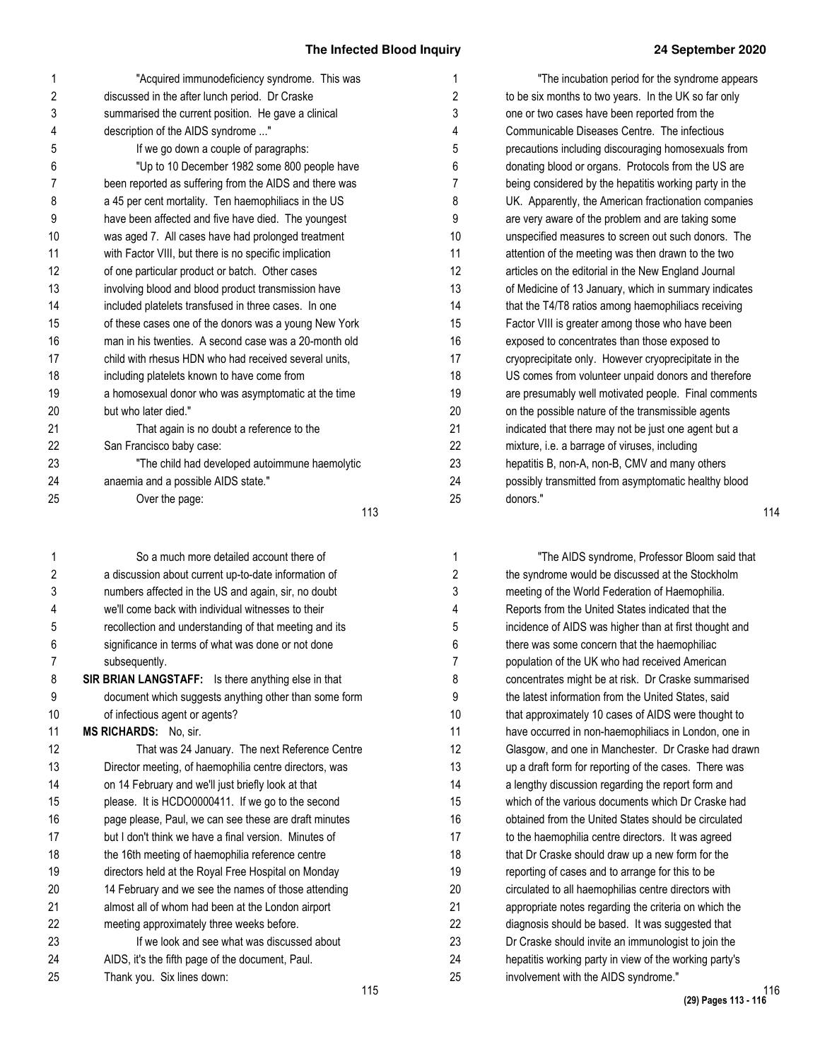"Acquired immunodeficiency syndrome. This was discussed in the after lunch period. Dr Craske summarised the current position. He gave a clinical description of the AIDS syndrome ..."

If we go down a couple of paragraphs:

"Up to 10 December 1982 some 800 people have been reported as suffering from the AIDS and there was a 45 per cent mortality. Ten haemophiliacs in the US have been affected and five have died. The youngest was aged 7. All cases have had prolonged treatment with Factor VIII, but there is no specific implication of one particular product or batch. Other cases involving blood and blood product transmission have included platelets transfused in three cases. In one of these cases one of the donors was a young New York man in his twenties. A second case was a 20-month old child with rhesus HDN who had received several units, including platelets known to have come from a homosexual donor who was asymptomatic at the time but who later died."

That again is no doubt a reference to the San Francisco baby case:

"The child had developed autoimmune haemolytic anaemia and a possible AIDS state."

Over the page:

"The incubation period for the syndrome appears to be six months to two years. In the UK so far only one or two cases have been reported from the Communicable Diseases Centre. The infectious precautions including discouraging homosexuals from donating blood or organs. Protocols from the US are being considered by the hepatitis working party in the UK. Apparently, the American fractionation companies are very aware of the problem and are taking some unspecified measures to screen out such donors. The attention of the meeting was then drawn to the two articles on the editorial in the New England Journal of Medicine of 13 January, which in summary indicates that the T4/T8 ratios among haemophiliacs receiving Factor VIII is greater among those who have been exposed to concentrates than those exposed to cryoprecipitate only. However cryoprecipitate in the US comes from volunteer unpaid donors and therefore are presumably well motivated people. Final comments on the possible nature of the transmissible agents indicated that there may not be just one agent but a mixture, i.e. a barrage of viruses, including hepatitis B, non-A, non-B, CMV and many others possibly transmitted from asymptomatic healthy blood donors."

So a much more detailed account there of a discussion about current up-to-date information of numbers affected in the US and again, sir, no doubt we'll come back with individual witnesses to their recollection and understanding of that meeting and its significance in terms of what was done or not done subsequently.

**SIR BRIAN LANGSTAFF:** Is there anything else in that document which suggests anything other than some form of infectious agent or agents?

**MS RICHARDS:** No, sir.

That was 24 January. The next Reference Centre Director meeting, of haemophilia centre directors, was on 14 February and we'll just briefly look at that please. It is HCDO0000411. If we go to the second page please, Paul, we can see these are draft minutes but I don't think we have a final version. Minutes of the 16th meeting of haemophilia reference centre directors held at the Royal Free Hospital on Monday 14 February and we see the names of those attending almost all of whom had been at the London airport meeting approximately three weeks before.

If we look and see what was discussed about AIDS, it's the fifth page of the document, Paul. Thank you. Six lines down:

"The AIDS syndrome, Professor Bloom said that the syndrome would be discussed at the Stockholm meeting of the World Federation of Haemophilia. Reports from the United States indicated that the incidence of AIDS was higher than at first thought and there was some concern that the haemophiliac population of the UK who had received American concentrates might be at risk. Dr Craske summarised the latest information from the United States, said that approximately 10 cases of AIDS were thought to have occurred in non-haemophiliacs in London, one in Glasgow, and one in Manchester. Dr Craske had drawn up a draft form for reporting of the cases. There was a lengthy discussion regarding the report form and which of the various documents which Dr Craske had obtained from the United States should be circulated to the haemophilia centre directors. It was agreed that Dr Craske should draw up a new form for the reporting of cases and to arrange for this to be circulated to all haemophilias centre directors with appropriate notes regarding the criteria on which the diagnosis should be based. It was suggested that Dr Craske should invite an immunologist to join the hepatitis working party in view of the working party's involvement with the AIDS syndrome."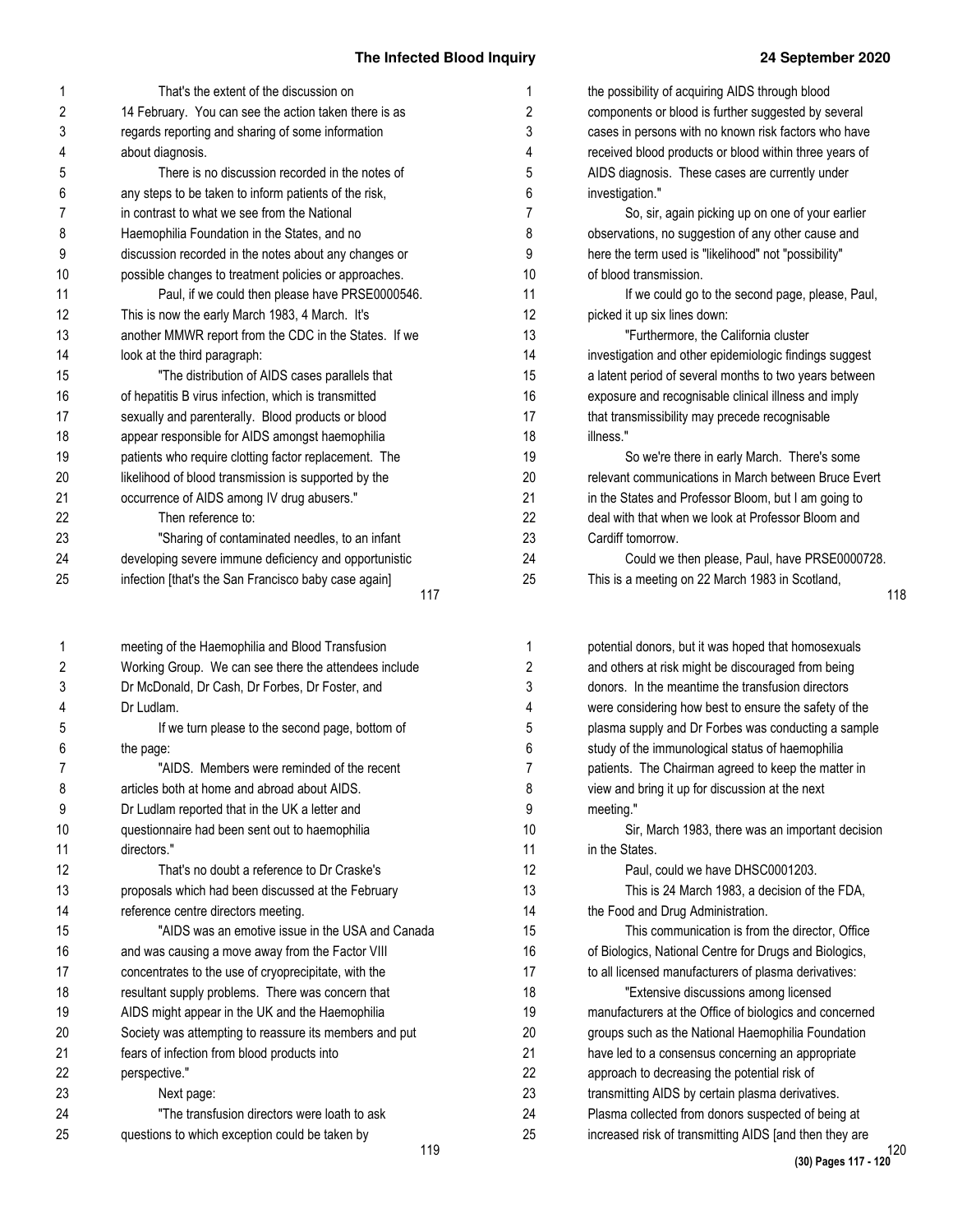That's the extent of the discussion on 14 February. You can see the action taken there is as regards reporting and sharing of some information about diagnosis.

There is no discussion recorded in the notes of any steps to be taken to inform patients of the risk, in contrast to what we see from the National Haemophilia Foundation in the States, and no discussion recorded in the notes about any changes or possible changes to treatment policies or approaches.

Paul, if we could then please have PRSE0000546. This is now the early March 1983, 4 March. It's another MMWR report from the CDC in the States. If we look at the third paragraph:

"The distribution of AIDS cases parallels that of hepatitis B virus infection, which is transmitted sexually and parenterally. Blood products or blood appear responsible for AIDS amongst haemophilia patients who require clotting factor replacement. The likelihood of blood transmission is supported by the occurrence of AIDS among IV drug abusers."

Then reference to:

"Sharing of contaminated needles, to an infant developing severe immune deficiency and opportunistic infection [that's the San Francisco baby case again] the possibility of acquiring AIDS through blood components or blood is further suggested by several cases in persons with no known risk factors who have received blood products or blood within three years of AIDS diagnosis. These cases are currently under investigation."

So, sir, again picking up on one of your earlier observations, no suggestion of any other cause and here the term used is "likelihood" not "possibility" of blood transmission.

If we could go to the second page, please, Paul, picked it up six lines down:

"Furthermore, the California cluster investigation and other epidemiologic findings suggest a latent period of several months to two years between exposure and recognisable clinical illness and imply that transmissibility may precede recognisable illness."

So we're there in early March. There's some relevant communications in March between Bruce Evert in the States and Professor Bloom, but I am going to deal with that when we look at Professor Bloom and Cardiff tomorrow.

Could we then please, Paul, have PRSE0000728. This is a meeting on 22 March 1983 in Scotland, meeting of the Haemophilia and Blood Transfusion Working Group. We can see there the attendees include Dr McDonald, Dr Cash, Dr Forbes, Dr Foster, and Dr Ludlam.

If we turn please to the second page, bottom of the page:

"AIDS. Members were reminded of the recent articles both at home and abroad about AIDS. Dr Ludlam reported that in the UK a letter and questionnaire had been sent out to haemophilia directors."

That's no doubt a reference to Dr Craske's proposals which had been discussed at the February reference centre directors meeting.

"AIDS was an emotive issue in the USA and Canada and was causing a move away from the Factor VIII concentrates to the use of cryoprecipitate, with the resultant supply problems. There was concern that AIDS might appear in the UK and the Haemophilia Society was attempting to reassure its members and put fears of infection from blood products into perspective."

Next page:

"The transfusion directors were loath to ask questions to which exception could be taken by potential donors, but it was hoped that homosexuals and others at risk might be discouraged from being donors. In the meantime the transfusion directors were considering how best to ensure the safety of the plasma supply and Dr Forbes was conducting a sample study of the immunological status of haemophilia patients. The Chairman agreed to keep the matter in view and bring it up for discussion at the next meeting."

Sir, March 1983, there was an important decision in the States.

Paul, could we have DHSC0001203.

This is 24 March 1983, a decision of the FDA, the Food and Drug Administration.

This communication is from the director, Office of Biologics, National Centre for Drugs and Biologics, to all licensed manufacturers of plasma derivatives:

"Extensive discussions among licensed manufacturers at the Office of biologics and concerned groups such as the National Haemophilia Foundation have led to a consensus concerning an appropriate approach to decreasing the potential risk of transmitting AIDS by certain plasma derivatives. Plasma collected from donors suspected of being at increased risk of transmitting AIDS [and then they are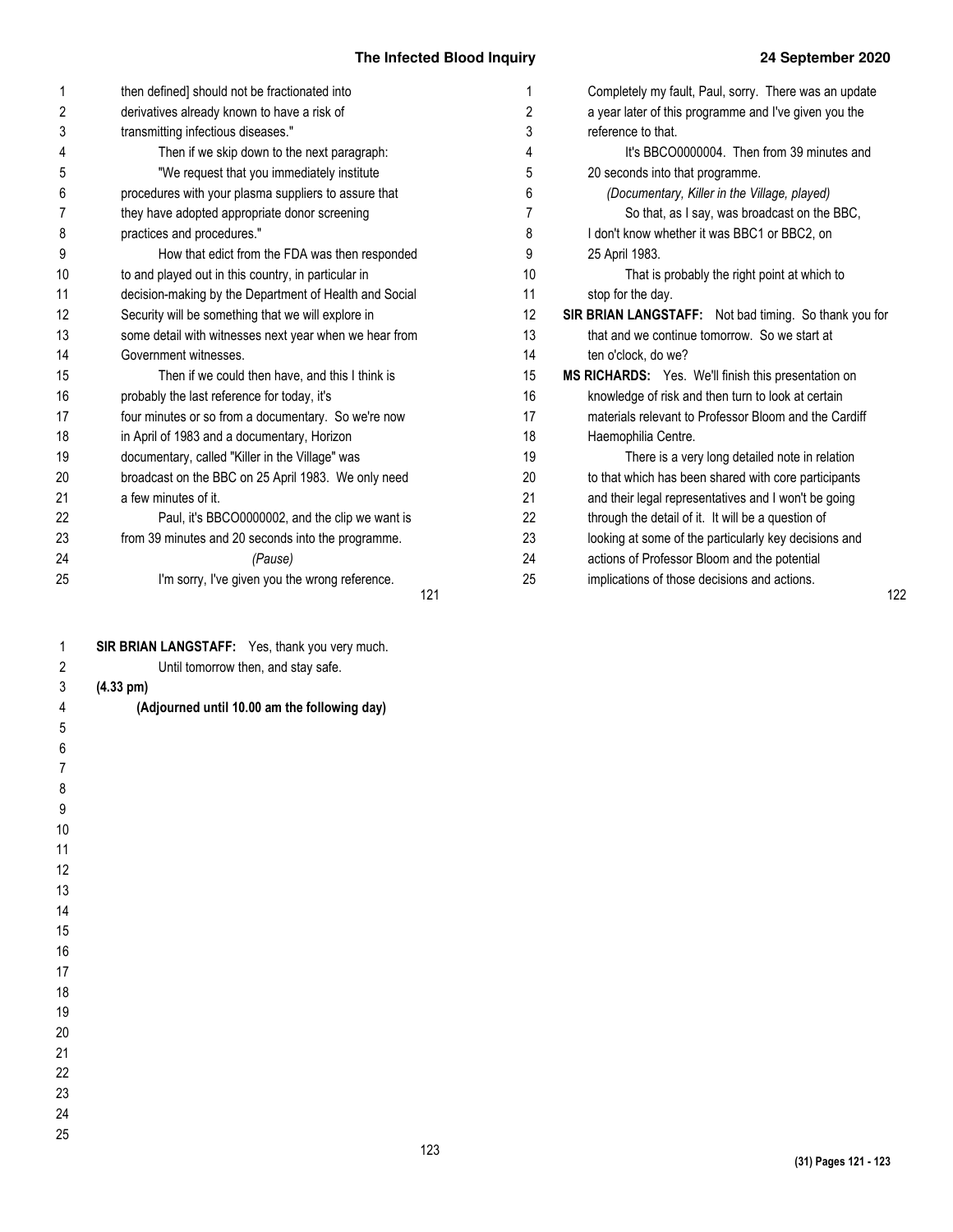then defined] should not be fractionated into derivatives already known to have a risk of transmitting infectious diseases."

Then if we skip down to the next paragraph:

"We request that you immediately institute procedures with your plasma suppliers to assure that they have adopted appropriate donor screening practices and procedures."

How that edict from the FDA was then responded to and played out in this country, in particular in decision-making by the Department of Health and Social Security will be something that we will explore in some detail with witnesses next year when we hear from Government witnesses.

Then if we could then have, and this I think is probably the last reference for today, it's four minutes or so from a documentary. So we're now in April of 1983 and a documentary, Horizon documentary, called "Killer in the Village" was broadcast on the BBC on 25 April 1983. We only need a few minutes of it.

Paul, it's BBCO0000002, and the clip we want is from 39 minutes and 20 seconds into the programme.

*(Pause)*

I'm sorry, I've given you the wrong reference. Completely my fault, Paul, sorry. There was an update a year later of this programme and I've given you the reference to that.

It's BBCO0000004. Then from 39 minutes and 20 seconds into that programme.

*(Documentary, Killer in the Village, played)*

So that, as I say, was broadcast on the BBC, I don't know whether it was BBC1 or BBC2, on 25 April 1983.

That is probably the right point at which to stop for the day.

**SIR BRIAN LANGSTAFF:** Not bad timing. So thank you for that and we continue tomorrow. So we start at ten o'clock, do we?

**MS RICHARDS:** Yes. We'll finish this presentation on knowledge of risk and then turn to look at certain materials relevant to Professor Bloom and the Cardiff Haemophilia Centre.

There is a very long detailed note in relation to that which has been shared with core participants and their legal representatives and I won't be going through the detail of it. It will be a question of looking at some of the particularly key decisions and actions of Professor Bloom and the potential implications of those decisions and actions.

**SIR BRIAN LANGSTAFF:** Yes, thank you very much. Until tomorrow then, and stay safe.

**(4.33 pm)**

**(Adjourned until 10.00 am the following day)**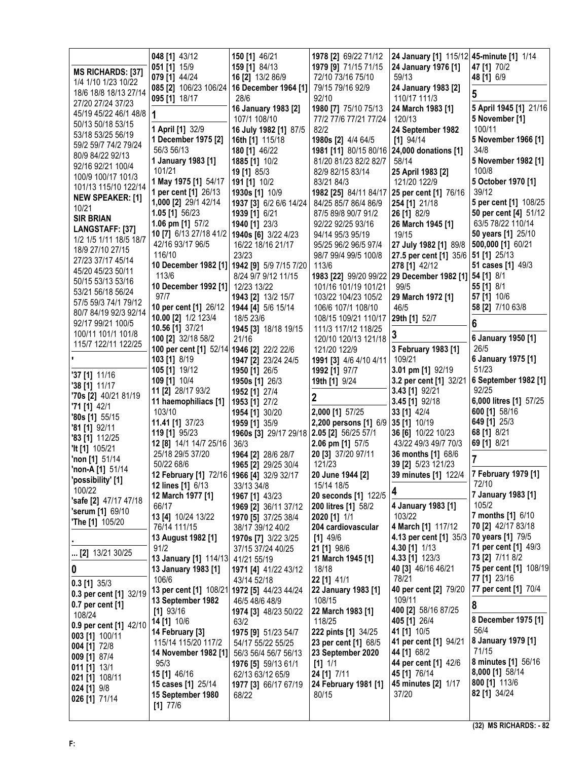**MS RICHARDS: [37]** 1/4 1/10 1/23 10/22 18/6 18/8 18/13 27/14 27/20 27/24 37/23 45/19 45/22 46/1 48/8 50/13 50/18 53/15 53/18 53/25 56/19 59/2 59/7 74/2 79/24 80/9 84/22 92/13 92/16 92/21 100/4 100/9 100/17 101/3 101/13 115/10 122/14

**NEW SPEAKER: [1]** 10/21

**SIR BRIAN LANGSTAFF: [37]** 1/2 1/5 1/11 18/5 18/7 18/9 27/10 27/15 27/23 37/17 45/14 45/20 45/23 50/11 50/15 53/13 53/16 53/21 56/18 56/24 57/5 59/3 74/1 79/12 80/7 84/19 92/3 92/14 92/17 99/21 100/5 100/11 101/1 101/8 115/7 122/11 122/25

**'**

**'37 [1]** 11/16
**'38 [1]** 11/17
**'70s [2]** 40/21 81/19
**'71 [1]** 42/1
**'80s [1]** 55/15
**'81 [1]** 92/11
**'83 [1]** 112/25
**'It [1]** 105/21
**'non [1]** 51/14
**'non-A [1]** 51/14
**'possibility' [1]** 100/22
**'safe [2]** 47/17 47/18
**'serum [1]** 69/10
**'The [1]** 105/20

**.**

**... [2]** 13/21 30/25

**0**

**0.3 [1]** 35/3
**0.3 per cent [1]** 32/19
**0.7 per cent [1]** 108/24
**0.9 per cent [1]** 42/10
**003 [1]** 100/11
**004 [1]** 72/8
**009 [1]** 87/4
**011 [1]** 13/1
**021 [1]** 108/11
**024 [1]** 9/8
**026 [1]** 71/14
**048 [1]** 43/12
**051 [1]** 15/9
**079 [1]** 44/24
**085 [2]** 106/23 106/24
**095 [1]** 18/17

**1**

**1 April [1]** 32/9
**1 December 1975 [2]** 56/3 56/13
**1 January 1983 [1]** 101/21
**1 May 1975 [1]** 54/17
**1 per cent [1]** 26/13
**1,000 [2]** 29/1 42/14
**1.05 [1]** 56/23
**1.06 pm [1]** 57/2
**10 [7]** 6/13 27/18 41/2 42/16 93/17 96/5 116/10
**10 December 1982 [1]** 113/6
**10 December 1992 [1]** 97/7
**10 per cent [1]** 26/12
**10.00 [2]** 1/2 123/4
**10.56 [1]** 37/21
**100 [2]** 32/18 58/2
**100 per cent [1]** 52/14
**103 [1]** 8/19
**105 [1]** 19/12
**109 [1]** 10/4
**11 [2]** 28/17 93/2
**11 haemophiliacs [1]** 103/10
**11.41 [1]** 37/23
**119 [1]** 95/23
**12 [8]** 14/1 14/7 25/16 25/18 29/5 37/20 50/22 68/6
**12 February [1]** 72/16
**12 lines [1]** 6/13
**12 March 1977 [1]** 66/17
**13 [4]** 10/24 13/22 76/14 111/15
**13 August 1982 [1]** 91/2
**13 January [1]** 114/13
**13 January 1983 [1]** 106/6
**13 per cent [1]** 108/21
**13 September 1982 [1]** 93/16
**14 [1]** 10/6
**14 February [3]** 115/14 115/20 117/2
**14 November 1982 [1]** 95/3
**15 [1]** 46/16
**15 cases [1]** 25/14
**15 September 1980 [1]** 77/6
**150 [1]** 46/21
**159 [1]** 84/13
**16 [2]** 13/2 86/9
**16 December 1964 [1]** 28/6
**16 January 1983 [2]** 107/1 108/10
**16 July 1982 [1]** 87/5
**16th [1]** 115/18
**180 [1]** 46/22
**1885 [1]** 10/2
**19 [1]** 85/3
**191 [1]** 10/2
**1930s [1]** 10/9
**1937 [3]** 6/2 6/6 14/24
**1939 [1]** 6/21
**1940 [1]** 23/3
**1940s [6]** 3/22 4/23 16/22 18/16 21/17 23/23
**1942 [9]** 5/9 7/15 7/20 8/24 9/7 9/12 11/15 12/23 13/22
**1943 [2]** 13/2 15/7
**1944 [4]** 5/6 15/14 18/5 23/6
**1945 [3]** 18/18 19/15 21/16
**1946 [2]** 22/2 22/6
**1947 [2]** 23/24 24/5
**1950 [1]** 26/5
**1950s [1]** 26/3
**1952 [1]** 27/4
**1953 [1]** 27/2
**1954 [1]** 30/20
**1959 [1]** 35/9
**1960s [3]** 29/17 29/18 36/3
**1964 [2]** 28/6 28/7
**1965 [2]** 29/25 30/4
**1966 [4]** 32/9 32/17 33/13 34/8
**1967 [1]** 43/23
**1969 [2]** 36/11 37/12
**1970 [5]** 37/25 38/4 38/17 39/12 40/2
**1970s [7]** 3/22 3/25 37/15 37/24 40/25 41/21 55/19
**1971 [4]** 41/22 43/12 43/14 52/18
**1972 [5]** 44/23 44/24 46/5 48/6 48/9
**1974 [3]** 48/23 50/22 63/2
**1975 [9]** 51/23 54/7 54/17 55/22 55/25 56/3 56/4 56/7 56/13
**1976 [5]** 59/13 61/1 62/13 63/12 65/9
**1977 [3]** 66/17 67/19 68/22
**1978 [2]** 69/22 71/12
**1979 [9]** 71/15 71/15 72/10 73/16 75/10 79/15 79/16 92/9 92/10
**1980 [7]** 75/10 75/13 77/2 77/6 77/21 77/24 82/2
**1980s [2]** 4/4 64/5
**1981 [11]** 80/15 80/16 81/20 81/23 82/2 82/7 82/9 82/15 83/14 83/21 84/3
**1982 [25]** 84/11 84/17 84/25 85/7 86/4 86/9 87/5 89/8 90/7 91/2 92/22 92/25 93/16 94/14 95/3 95/19 95/25 96/2 96/5 97/4 98/7 99/4 99/5 100/8 113/6
**1983 [22]** 99/20 99/22 101/16 101/19 101/21 103/22 104/23 105/2 106/6 107/1 108/10 108/15 109/21 110/17 111/3 117/12 118/25 120/10 120/13 121/18 121/20 122/9
**1991 [3]** 4/6 4/10 4/11
**1992 [1]** 97/7
**19th [1]** 9/24

**2**

**2,000 [1]** 57/25
**2,200 persons [1]** 6/9
**2.05 [2]** 56/25 57/1
**2.06 pm [1]** 57/5
**20 [3]** 37/20 97/11 121/23
**20 June 1944 [2]** 15/14 18/5
**20 seconds [1]** 122/5
**200 litres [1]** 58/2
**2020 [1]** 1/1
**204 cardiovascular [1]** 49/6
**21 [1]** 98/6
**21 March 1945 [1]** 18/18
**22 [1]** 41/1
**22 January 1983 [1]** 108/15
**22 March 1983 [1]** 118/25
**222 pints [1]** 34/25
**23 per cent [1]** 68/5
**23 September 2020 [1]** 1/1
**24 [1]** 7/11
**24 February 1981 [1]** 80/15
**24 January [1]** 115/12
**24 January 1976 [1]** 59/13
**24 January 1983 [2]** 110/17 111/3
**24 March 1983 [1]** 120/13
**24 September 1982 [1]** 94/14
**24,000 donations [1]** 58/14
**25 April 1983 [2]** 121/20 122/9
**25 per cent [1]** 76/16
**254 [1]** 21/18
**26 [1]** 82/9
**26 March 1945 [1]** 19/15
**27 July 1982 [1]** 89/8
**27.5 per cent [1]** 35/6
**278 [1]** 42/12
**29 December 1982 [1]** 99/5
**29 March 1972 [1]** 46/5
**29th [1]** 52/7

**3**

**3 February 1983 [1]** 109/21
**3.01 pm [1]** 92/19
**3.2 per cent [1]** 32/21
**3.43 [1]** 92/21
**3.45 [1]** 92/18
**33 [1]** 42/4
**35 [1]** 10/19
**36 [6]** 10/22 10/23 43/22 49/3 49/7 70/3
**36 months [1]** 68/6
**39 [2]** 5/23 121/23
**39 minutes [1]** 122/4

**4**

**4 January 1983 [1]** 103/22
**4 March [1]** 117/12
**4.13 per cent [1]** 35/3
**4.30 [1]** 1/13
**4.33 [1]** 123/3
**40 [3]** 46/16 46/21 78/21
**40 per cent [2]** 79/20 109/11
**400 [2]** 58/16 87/25
**405 [1]** 26/4
**41 [1]** 10/5
**41 per cent [1]** 94/21
**44 [1]** 68/2
**44 per cent [1]** 42/6
**45 [1]** 76/14
**45 minutes [2]** 1/17 37/20
**45-minute [1]** 1/14
**47 [1]** 70/2
**48 [1]** 6/9

**5**

**5 April 1945 [1]** 21/16
**5 November [1]** 100/11
**5 November 1966 [1]** 34/8
**5 November 1982 [1]** 100/8
**5 October 1970 [1]** 39/12
**5 per cent [1]** 108/25
**50 per cent [4]** 51/12 63/5 78/22 110/14
**50 years [1]** 25/10
**500,000 [1]** 60/21
**51 [1]** 25/13
**51 cases [1]** 49/3
**54 [1]** 8/1
**55 [1]** 8/1
**57 [1]** 10/6
**58 [2]** 7/10 63/8

**6**

**6 January 1950 [1]** 26/5
**6 January 1975 [1]** 51/23
**6 September 1982 [1]** 92/25
**6,000 litres [1]** 57/25
**600 [1]** 58/16
**649 [1]** 25/3
**68 [1]** 8/21
**69 [1]** 8/21

**7**

**7 February 1979 [1]** 72/10
**7 January 1983 [1]** 105/2
**7 months [1]** 6/10
**70 [2]** 42/17 83/18
**70 years [1]** 79/5
**71 per cent [1]** 49/3
**73 [2]** 7/11 8/2
**75 per cent [1]** 108/19
**77 [1]** 23/16
**77 per cent [1]** 70/4

**8**

**8 December 1975 [1]** 56/4
**8 January 1979 [1]** 71/15
**8 minutes [1]** 56/16
**8,000 [1]** 58/14
**800 [1]** 113/6
**82 [1]** 34/24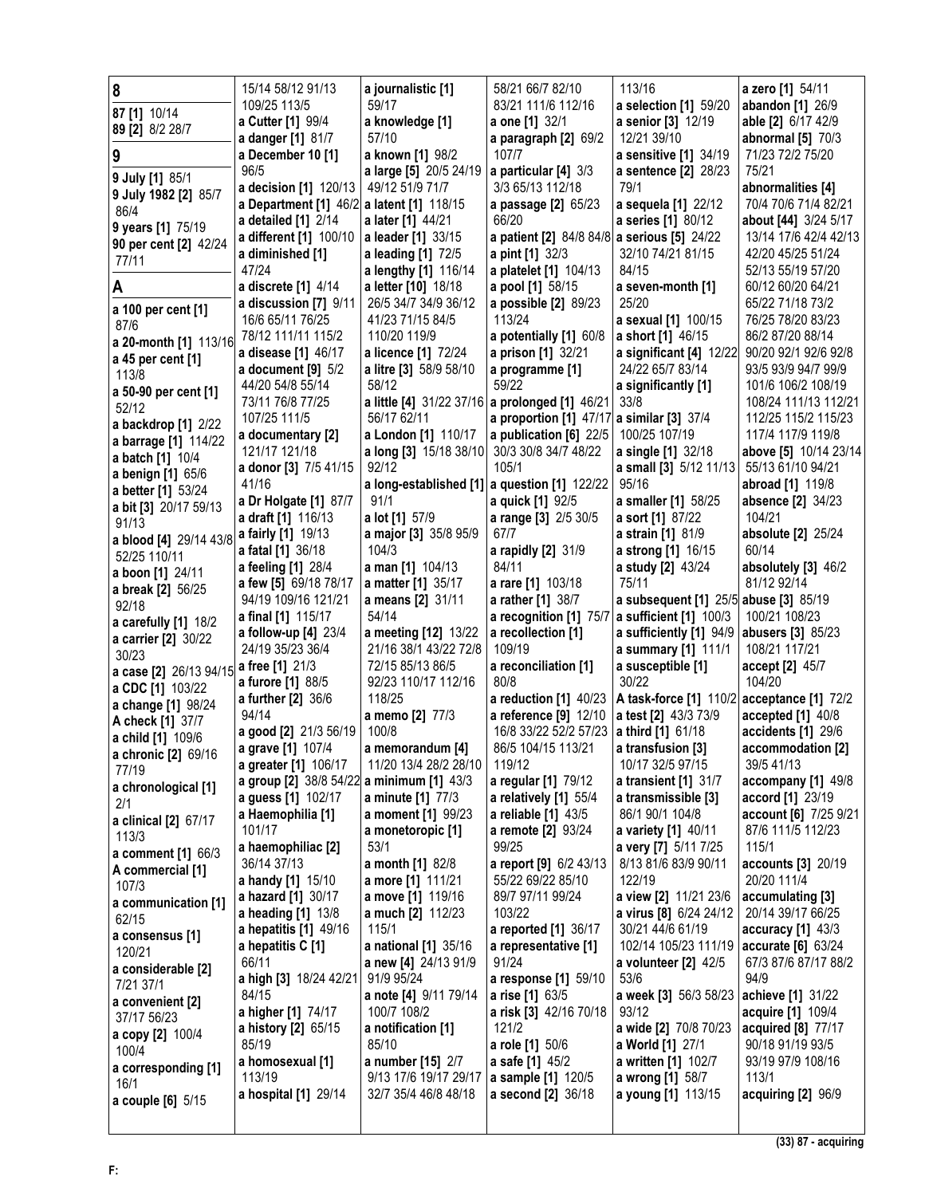## 8

**87 [1]** 10/14
**89 [2]** 8/2 28/7

## 9

**9 July [1]** 85/1
**9 July 1982 [2]** 85/7 86/4
**9 years [1]** 75/19
**90 per cent [2]** 42/24 77/11

## A

**a 100 per cent [1]** 87/6
**a 20-month [1]** 113/16
**a 45 per cent [1]** 113/8
**a 50-90 per cent [1]** 52/12
**a backdrop [1]** 2/22
**a barrage [1]** 114/22
**a batch [1]** 10/4
**a benign [1]** 65/6
**a better [1]** 53/24
**a bit [3]** 20/17 59/13 91/13
**a blood [4]** 29/14 43/8 52/25 110/11
**a boon [1]** 24/11
**a break [2]** 56/25 92/18
**a carefully [1]** 18/2
**a carrier [2]** 30/22 30/23
**a case [2]** 26/13 94/15
**a CDC [1]** 103/22
**a change [1]** 98/24
**A check [1]** 37/7
**a child [1]** 109/6
**a chronic [2]** 69/16 77/19
**a chronological [1]** 2/1
**a clinical [2]** 67/17 113/3
**a comment [1]** 66/3
**A commercial [1]** 107/3
**a communication [1]** 62/15
**a consensus [1]** 120/21
**a considerable [2]** 7/21 37/1
**a convenient [2]** 37/17 56/23
**a copy [2]** 100/4 100/4
**a corresponding [1]** 16/1
**a couple [6]** 5/15 15/14 58/12 91/13 109/25 113/5
**a Cutter [1]** 99/4
**a danger [1]** 81/7
**a December 10 [1]** 96/5
**a decision [1]** 120/13
**a Department [1]** 46/2
**a detailed [1]** 2/14
**a different [1]** 100/10
**a diminished [1]** 47/24
**a discrete [1]** 4/14
**a discussion [7]** 9/11 16/6 65/11 76/25 78/12 111/11 115/2
**a disease [1]** 46/17
**a document [9]** 5/2 44/20 54/8 55/14 73/11 76/8 77/25 107/25 111/5
**a documentary [2]** 121/17 121/18
**a donor [3]** 7/5 41/15 41/16
**a Dr Holgate [1]** 87/7
**a draft [1]** 116/13
**a fairly [1]** 19/13
**a fatal [1]** 36/18
**a feeling [1]** 28/4
**a few [5]** 69/18 78/17 94/19 109/16 121/21
**a final [1]** 115/17
**a follow-up [4]** 23/4 24/19 35/23 36/4
**a free [1]** 21/3
**a furore [1]** 88/5
**a further [2]** 36/6 94/14
**a good [2]** 21/3 56/19
**a grave [1]** 107/4
**a greater [1]** 106/17
**a group [2]** 38/8 54/22
**a guess [1]** 102/17
**a Haemophilia [1]** 101/17
**a haemophiliac [2]** 36/14 37/13
**a handy [1]** 15/10
**a hazard [1]** 30/17
**a heading [1]** 13/8
**a hepatitis [1]** 49/16
**a hepatitis C [1]** 66/11
**a high [3]** 18/24 42/21 84/15
**a higher [1]** 74/17
**a history [2]** 65/15 85/19
**a homosexual [1]** 113/19
**a hospital [1]** 29/14
**a journalistic [1]** 59/17
**a knowledge [1]** 57/10
**a known [1]** 98/2
**a large [5]** 20/5 24/19 49/12 51/9 71/7
**a latent [1]** 118/15
**a later [1]** 44/21
**a leader [1]** 33/15
**a leading [1]** 72/5
**a lengthy [1]** 116/14
**a letter [10]** 18/18 26/5 34/7 34/9 36/12 41/23 71/15 84/5 110/20 119/9
**a licence [1]** 72/24
**a litre [3]** 58/9 58/10 58/12
**a little [4]** 31/22 37/16 56/17 62/11
**a London [1]** 110/17
**a long [3]** 15/18 38/10 92/12
**a long-established [1]** 91/1
**a lot [1]** 57/9
**a major [3]** 35/8 95/9 104/3
**a man [1]** 104/13
**a matter [1]** 35/17
**a means [2]** 31/11 54/14
**a meeting [12]** 13/22 21/16 38/1 43/22 72/8 72/15 85/13 86/5 92/23 110/17 112/16 118/25
**a memo [2]** 77/3 100/8
**a memorandum [4]** 11/20 13/4 28/2 28/10
**a minimum [1]** 43/3
**a minute [1]** 77/3
**a moment [1]** 99/23
**a monetoropic [1]** 53/1
**a month [1]** 82/8
**a more [1]** 111/21
**a move [1]** 119/16
**a much [2]** 112/23 115/1
**a national [1]** 35/16
**a new [4]** 24/13 91/9 91/9 95/24
**a note [4]** 9/11 79/14 100/7 108/2
**a notification [1]** 85/10
**a number [15]** 2/7 9/13 17/6 19/17 29/17 32/7 35/4 46/8 48/18 58/21 66/7 82/10 83/21 111/6 112/16 107/7
**a one [1]** 32/1
**a paragraph [2]** 69/2 107/7
**a particular [4]** 3/3 3/3 65/13 112/18
**a passage [2]** 65/23 66/20
**a patient [2]** 84/8 84/8
**a pint [1]** 32/3
**a platelet [1]** 104/13
**a pool [1]** 58/15
**a possible [2]** 89/23 113/24
**a potentially [1]** 60/8
**a prison [1]** 32/21
**a programme [1]** 59/22
**a prolonged [1]** 46/21
**a proportion [1]** 47/17
**a publication [6]** 22/5 30/3 30/8 34/7 48/22 105/1
**a question [1]** 122/22
**a quick [1]** 92/5
**a range [3]** 2/5 30/5 67/7
**a rapidly [2]** 31/9 84/11
**a rare [1]** 103/18
**a rather [1]** 38/7
**a recognition [1]** 75/7
**a recollection [1]** 109/19
**a reconciliation [1]** 80/8
**a reduction [1]** 40/23
**a reference [9]** 12/10 16/8 33/22 52/2 57/23 86/5 104/15 113/21 119/12
**a regular [1]** 79/12
**a relatively [1]** 55/4
**a reliable [1]** 43/5
**a remote [2]** 93/24 99/25
**a report [9]** 6/2 43/13 55/22 69/22 85/10 89/7 97/11 99/24 103/22
**a reported [1]** 36/17
**a representative [1]** 91/24
**a response [1]** 59/10
**a rise [1]** 63/5
**a risk [3]** 42/16 70/18 121/2
**a role [1]** 50/6
**a safe [1]** 45/2
**a sample [1]** 120/5
**a second [2]** 36/18 113/16
**a selection [1]** 59/20
**a senior [3]** 12/19 12/21 39/10
**a sensitive [1]** 34/19
**a sentence [2]** 28/23 79/1
**a sequela [1]** 22/12
**a series [1]** 80/12
**a serious [5]** 24/22 32/10 74/21 81/15 84/15
**a seven-month [1]** 25/20
**a sexual [1]** 100/15
**a short [1]** 46/15
**a significant [4]** 12/22 24/22 65/7 83/14
**a significantly [1]** 33/8
**a similar [3]** 37/4 100/25 107/19
**a single [1]** 32/18
**a small [3]** 5/12 11/13 95/16
**a smaller [1]** 58/25
**a sort [1]** 87/22
**a strain [1]** 81/9
**a strong [1]** 16/15
**a study [2]** 43/24 75/11
**a subsequent [1]** 25/5
**a sufficient [1]** 100/3
**a sufficiently [1]** 94/9
**a summary [1]** 111/1
**a susceptible [1]** 30/22
**A task-force [1]** 110/2
**a test [2]** 43/3 73/9
**a third [1]** 61/18
**a transfusion [3]** 10/17 32/5 97/15
**a transient [1]** 31/7
**a transmissible [3]** 86/1 90/1 104/8
**a variety [1]** 40/11
**a very [7]** 5/11 7/25 8/13 81/6 83/9 90/11 122/19
**a view [2]** 11/21 23/6
**a virus [8]** 6/24 24/12 30/21 44/6 61/19 102/14 105/23 111/19
**a volunteer [2]** 42/5 53/6
**a week [3]** 56/3 58/23 93/12
**a wide [2]** 70/8 70/23
**a World [1]** 27/1
**a written [1]** 102/7
**a wrong [1]** 58/7
**a young [1]** 113/15
**a zero [1]** 54/11
**abandon [1]** 26/9
**able [2]** 6/17 42/9
**abnormal [5]** 70/3 71/23 72/2 75/20 75/21
**abnormalities [4]** 70/4 70/6 71/4 82/21
**about [44]** 3/24 5/17 13/14 17/6 42/4 42/13 42/20 45/25 51/24 52/13 55/19 57/20 60/12 60/20 64/21 65/22 71/18 73/2 76/25 78/20 83/23 86/2 87/20 88/14 90/20 92/1 92/6 92/8 93/5 93/9 94/7 99/8 101/6 106/2 108/19 108/24 111/13 112/21 112/25 115/2 115/23 117/4 117/9 119/8
**above [5]** 10/14 23/14 55/13 61/10 94/21
**abroad [1]** 119/8
**absence [2]** 34/23 104/21
**absolute [2]** 25/24 60/14
**absolutely [3]** 46/2 81/12 92/14
**abuse [3]** 85/19 100/21 108/23
**abusers [3]** 85/23 108/21 117/21
**accept [2]** 45/7 104/20
**acceptance [1]** 72/2
**accepted [1]** 40/8
**accidents [1]** 29/6
**accommodation [2]** 39/5 41/13
**accompany [1]** 49/8
**accord [1]** 23/19
**account [6]** 7/25 9/21 87/6 111/5 112/23 115/1
**accounts [3]** 20/19 20/20 111/4
**accumulating [3]** 20/14 39/17 66/25
**accuracy [1]** 43/3
**accurate [6]** 63/24 67/3 87/6 87/17 88/2 94/9
**achieve [1]** 31/22
**acquire [1]** 109/4
**acquired [8]** 77/17 90/18 91/19 93/5 93/19 97/9 108/16 113/1
**acquiring [2]** 96/9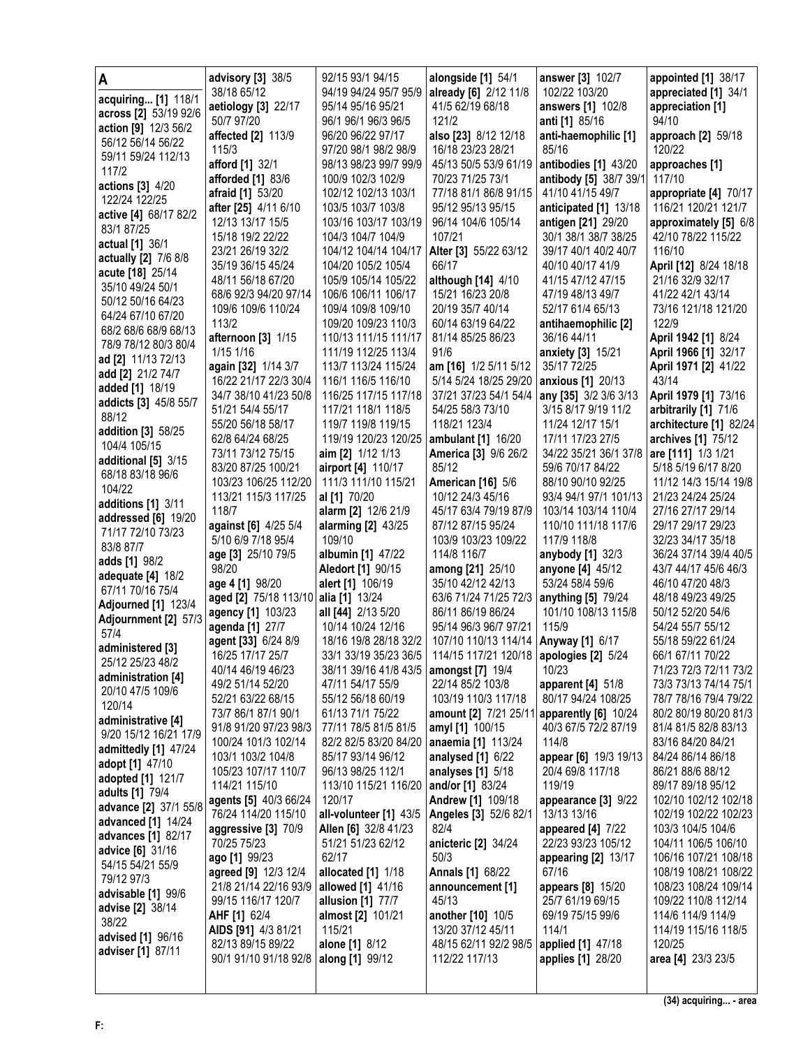# A

**acquiring... [1]** 118/1
**across [2]** 53/19 92/6
**action [9]** 12/3 56/2 56/14 56/22 59/11 59/24 112/13 117/2
**actions [3]** 4/20 122/24 122/25
**active [4]** 68/17 82/2 83/1 87/25
**actual [1]** 36/1
**actually [2]** 7/6 8/8
**acute [18]** 25/14 35/10 49/24 50/1 50/12 50/16 64/23 64/24 67/10 67/20 68/2 68/6 68/9 68/13 78/9 78/12 80/3 80/4
**ad [2]** 11/13 72/13
**add [2]** 21/2 74/7
**added [1]** 18/19
**addicts [3]** 45/8 55/7 88/12
**addition [3]** 58/25 104/4 105/15
**additional [5]** 3/15 68/18 83/18 96/6 104/22
**additions [1]** 3/11
**addressed [6]** 19/20 71/17 72/10 73/23 83/8 87/7
**adds [1]** 98/2
**adequate [4]** 18/2 67/11 70/16 75/4
**Adjourned [1]** 123/4
**Adjournment [2]** 57/3 57/4
**administered [3]** 25/12 25/23 48/2
**administration [4]** 20/10 47/5 109/6 120/14
**administrative [4]** 9/20 15/12 16/21 17/9
**admittedly [1]** 47/24
**adopt [1]** 47/10
**adopted [1]** 121/7
**adults [1]** 79/4
**advance [2]** 37/1 55/8
**advanced [1]** 14/24
**advances [1]** 82/17
**advice [6]** 31/16 54/15 54/21 55/9 79/12 97/3
**advisable [1]** 99/6
**advise [2]** 38/14 38/22
**advised [1]** 96/16
**adviser [1]** 87/11
**advisory [3]** 38/5 38/18 65/12
**aetiology [3]** 22/17 50/7 97/20
**affected [2]** 113/9 115/3
**afford [1]** 32/1
**afforded [1]** 83/6
**afraid [1]** 53/20
**after [25]** 4/11 6/10 12/13 13/17 15/5 15/18 19/2 22/22 23/21 26/19 32/2 35/19 36/15 45/24 48/11 56/18 67/20 68/6 92/3 94/20 97/14 109/6 109/6 110/24 113/2
**afternoon [3]** 1/15 1/15 1/16
**again [32]** 1/14 3/7 16/22 21/17 22/3 30/4 34/7 38/10 41/23 50/8 51/21 54/4 55/17 55/20 56/18 58/17 62/8 64/24 68/25 73/11 73/12 75/15 83/20 87/25 100/21 103/23 106/25 112/20 113/21 115/3 117/25 118/7
**against [6]** 4/25 5/4 5/10 6/9 7/18 95/4
**age [3]** 25/10 79/5 98/20
**age 4 [1]** 98/20
**aged [2]** 75/18 113/10
**agency [1]** 103/23
**agenda [1]** 27/7
**agent [33]** 6/24 8/9 16/25 17/17 25/7 40/14 46/19 46/23 49/2 51/14 52/20 52/21 63/22 68/15 73/7 86/1 87/1 90/1 91/8 91/20 97/23 98/3 100/24 101/3 102/14 103/1 103/2 104/8 105/23 107/17 110/7 114/21 115/10
**agents [5]** 40/3 66/24 76/24 114/20 115/10 70/25 75/23
**aggressive [3]** 70/9 70/25 75/23
**ago [1]** 99/23
**agreed [9]** 12/3 12/4 21/8 21/14 22/16 93/9 99/15 116/17 120/7
**AHF [1]** 62/4
**AIDS [91]** 4/3 81/21 82/13 89/15 89/22 90/1 91/10 91/18 92/8 92/15 93/1 94/15 94/19 94/24 95/7 95/9 95/14 95/16 95/21 96/1 96/1 96/3 96/5 96/20 96/22 97/17 97/20 98/1 98/2 98/9 98/13 98/23 99/7 99/9 100/9 102/3 102/9 102/12 102/13 103/1 103/5 103/7 103/8 103/16 103/17 103/19 104/3 104/7 104/9 104/12 104/14 104/17 104/20 105/2 105/4 105/9 105/14 105/22 106/6 106/11 106/17 109/4 109/8 109/10 109/20 109/23 110/3 110/13 111/15 111/17 111/19 112/25 113/4 113/7 113/24 115/24 116/1 116/5 116/10 116/25 117/15 117/18 117/21 118/1 118/5 119/7 119/8 119/15 119/19 120/23 120/25
**aim [2]** 1/12 1/13
**airport [4]** 110/17 111/3 111/10 115/21
**al [1]** 70/20
**alarm [2]** 12/6 21/9
**alarming [2]** 43/25 109/10
**albumin [1]** 47/22
**Aledort [1]** 90/15
**alert [1]** 106/19
**alia [1]** 13/24
**all [44]** 2/13 5/20 10/14 10/24 12/16 18/16 19/8 28/18 32/2 33/1 33/19 35/23 36/5 38/11 39/16 41/8 43/5 47/11 54/17 55/9 55/12 56/18 60/19 61/13 71/1 75/22 77/11 78/5 81/5 81/5 82/2 82/5 83/20 84/20 85/17 93/14 96/12 96/13 98/25 112/1 113/10 115/21 116/20 120/17
**all-volunteer [1]** 43/5
**Allen [6]** 32/8 41/23 51/21 51/23 62/12 62/17
**allocated [1]** 1/18
**allowed [1]** 41/16
**allusion [1]** 77/7
**almost [2]** 101/21 115/21
**alone [1]** 8/12
**along [1]** 99/12
**alongside [1]** 54/1
**already [6]** 2/12 11/8 41/5 62/19 68/18 121/2
**also [23]** 8/12 12/18 16/18 23/23 28/21 45/13 50/5 53/9 61/19 70/23 71/25 73/1 77/18 81/1 86/8 91/15 95/12 95/13 95/15 96/14 104/6 105/14 107/21
**Alter [3]** 55/22 63/12 66/17
**although [14]** 4/10 15/21 16/23 20/8 20/19 35/7 40/14 60/14 63/19 64/22 81/14 85/25 86/23 91/6
**am [16]** 1/2 5/11 5/12 5/14 5/24 18/25 29/20 37/21 37/23 54/1 54/4 54/25 58/3 73/10 118/21 123/4
**ambulant [1]** 16/20
**America [3]** 9/6 26/2 85/12
**American [16]** 5/6 10/12 24/3 45/16 45/17 63/4 79/19 87/9 87/12 87/15 95/24 103/9 103/23 109/22 114/8 116/7
**among [21]** 25/10 35/10 42/12 42/13 63/6 71/24 71/25 72/3 86/11 86/19 86/24 95/14 96/3 96/7 97/21 107/10 110/13 114/14 114/15 117/21 120/18
**amongst [7]** 19/4 22/14 85/2 103/8 103/19 110/3 117/18
**amount [2]** 7/21 25/11
**amyl [1]** 100/15
**anaemia [1]** 113/24
**analysed [1]** 6/22
**analyses [1]** 5/18
**and/or [1]** 83/24
**Andrew [1]** 109/18
**Angeles [3]** 52/6 82/1 82/4
**anicteric [2]** 34/24 50/3
**Annals [1]** 68/22
**announcement [1]** 45/13
**another [10]** 10/5 13/20 37/12 45/11 48/15 62/11 92/2 98/5 112/22 117/13
**answer [3]** 102/7 102/22 103/20
**answers [1]** 102/8
**anti [1]** 85/16
**anti-haemophilic [1]** 85/16
**antibodies [1]** 43/20
**antibody [5]** 38/7 39/1 41/10 41/15 49/7
**anticipated [1]** 13/18
**antigen [21]** 29/20 30/1 38/1 38/7 38/25 39/17 40/1 40/2 40/7 40/10 40/17 41/9 41/15 47/12 47/15 47/19 48/13 49/7 52/17 61/4 65/13
**antihaemophilic [2]** 36/16 44/11
**anxiety [3]** 15/21 35/17 72/25
**anxious [1]** 20/13
**any [35]** 3/2 3/6 3/13 3/15 8/17 9/19 11/2 11/24 12/17 15/1 17/11 17/23 27/5 34/22 35/21 36/1 37/8 59/6 70/17 84/22 88/10 90/10 92/25 93/4 94/1 97/1 101/13 103/14 103/14 110/4 110/10 111/18 117/6 117/9 118/8
**anybody [1]** 32/3
**anyone [4]** 45/12 53/24 58/4 59/6
**anything [5]** 79/24 101/10 108/13 115/8 115/9
**Anyway [1]** 6/17
**apologies [2]** 5/24 10/23
**apparent [4]** 51/8 80/17 94/24 108/25
**apparently [6]** 10/24 40/3 67/5 72/2 87/19 114/8
**appear [6]** 19/3 19/13 20/4 69/8 117/18 119/19
**appearance [3]** 9/22 13/13 13/16
**appeared [4]** 7/22 22/23 93/23 105/12
**appearing [2]** 13/17 67/16
**appears [8]** 15/20 25/7 61/19 69/15 69/19 75/15 99/6 114/1
**applied [1]** 47/18
**applies [1]** 28/20
**appointed [1]** 38/17
**appreciated [1]** 34/1
**appreciation [1]** 94/10
**approach [2]** 59/18 120/22
**approaches [1]** 117/10
**appropriate [4]** 70/17 116/21 120/21 121/7
**approximately [5]** 6/8 42/10 78/22 115/22 116/10
**April [12]** 8/24 18/18 21/16 32/9 32/17 41/22 42/1 43/14 73/16 121/18 121/20 122/9
**April 1942 [1]** 8/24
**April 1966 [1]** 32/17
**April 1971 [2]** 41/22 43/14
**April 1979 [1]** 73/16
**arbitrarily [1]** 71/6
**architecture [1]** 82/24
**archives [1]** 75/12
**are [111]** 1/3 1/21 5/18 5/19 6/17 8/20 11/12 14/3 15/14 19/8 21/23 24/24 25/24 27/16 27/17 29/14 29/17 29/17 29/23 32/23 34/17 35/18 36/24 37/14 39/4 40/5 43/7 44/17 45/6 46/3 46/10 47/20 48/3 48/18 49/23 49/25 50/12 52/20 54/6 54/24 55/7 55/12 55/18 59/22 61/24 66/1 67/11 70/22 71/23 72/3 72/11 73/2 73/3 73/13 74/14 75/1 78/7 78/16 79/4 79/22 80/2 80/19 80/20 81/3 81/4 81/5 82/8 83/13 83/16 84/20 84/21 84/24 86/14 86/18 86/21 88/6 88/12 89/17 89/18 95/12 102/10 102/12 102/18 102/19 102/22 102/23 103/3 104/5 104/6 104/11 106/5 106/10 106/16 107/21 108/18 108/19 108/21 108/22 108/23 108/24 109/14 109/22 110/8 112/14 114/6 114/9 114/9 114/19 115/16 118/5 120/25
**area [4]** 23/3 23/5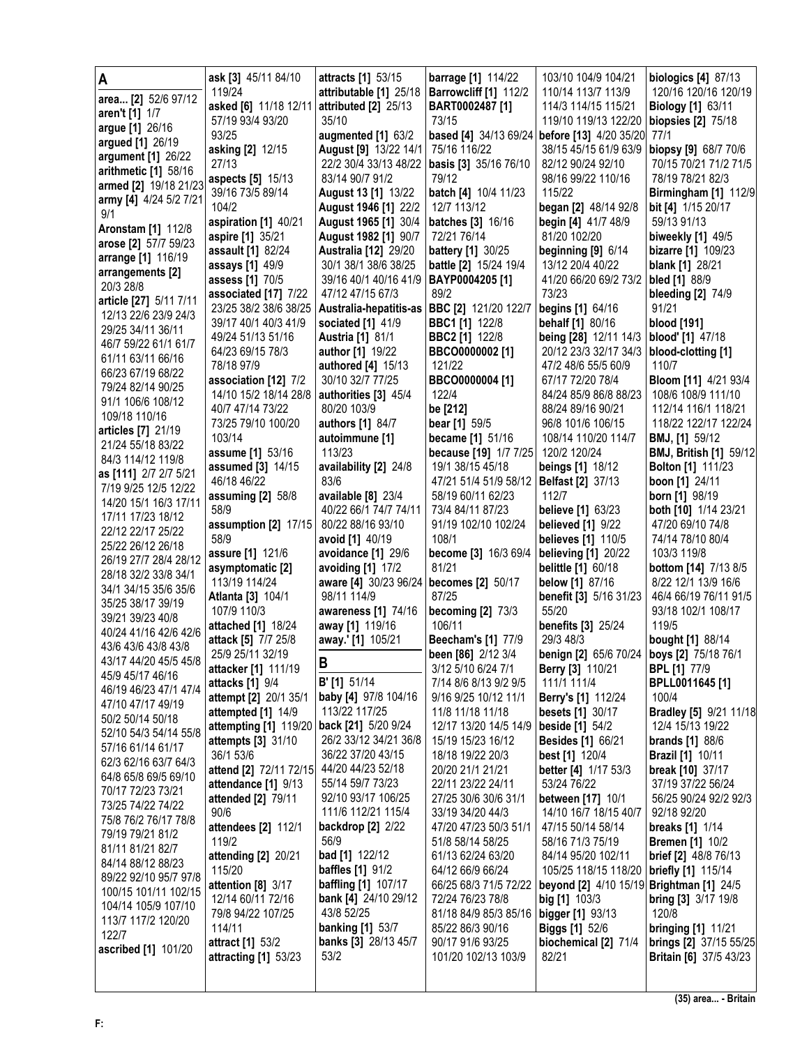# A

**area... [2]** 52/6 97/12
**aren't [1]** 1/7
**argue [1]** 26/16
**argued [1]** 26/19
**argument [1]** 26/22
**arithmetic [1]** 58/16
**armed [2]** 19/18 21/23
**army [4]** 4/24 5/2 7/21 9/1
**Aronstam [1]** 112/8
**arose [2]** 57/7 59/23
**arrange [1]** 116/19
**arrangements [2]** 20/3 28/8
**article [27]** 5/11 7/11 12/13 22/6 23/9 24/3 29/25 34/11 36/11 46/7 59/22 61/1 61/7 61/11 63/11 66/16 66/23 67/19 68/22 79/24 82/14 90/25 91/1 106/6 108/12 109/18 110/16
**articles [7]** 21/19 21/24 55/18 83/22 84/3 114/12 119/8
**as [111]** 2/7 2/7 5/21 7/19 9/25 12/5 12/22 14/20 15/1 16/3 17/11 17/11 17/23 18/12 22/12 22/17 25/22 25/22 26/12 26/18 26/19 27/7 28/4 28/12 28/18 32/2 33/8 34/1 34/1 34/15 35/6 35/6 35/25 38/17 39/19 39/21 39/23 40/8 40/24 41/16 42/6 42/6 43/6 43/6 43/8 43/8 43/17 44/20 45/5 45/8 45/9 45/17 46/16 46/19 46/23 47/1 47/4 47/10 47/17 49/19 50/2 50/14 50/18 52/10 54/3 54/14 55/8 57/16 61/14 61/17 62/3 62/16 63/7 64/3 64/8 65/8 69/5 69/10 70/17 72/23 73/21 73/25 74/22 74/22 75/8 76/2 76/17 78/8 79/19 79/21 81/2 81/11 81/21 82/7 84/14 88/12 88/23 89/22 92/10 95/7 97/8 100/15 101/11 102/15 104/14 105/9 107/10 113/7 117/2 120/20 122/7
**ascribed [1]** 101/20
**ask [3]** 45/11 84/10 119/24
**asked [6]** 11/18 12/11 57/19 93/4 93/20 93/25
**asking [2]** 12/15 27/13
**aspects [5]** 15/13 39/16 73/5 89/14 104/2
**aspiration [1]** 40/21
**aspire [1]** 35/21
**assault [1]** 82/24
**assays [1]** 49/9
**assess [1]** 70/5
**associated [17]** 7/22 23/25 38/2 38/6 38/25 39/17 40/1 40/3 41/9 49/24 51/13 51/16 64/23 69/15 78/3 78/18 97/9
**association [12]** 7/2 14/10 15/2 18/14 28/8 40/7 47/14 73/22 73/25 79/10 100/20 103/14
**assume [1]** 53/16
**assumed [3]** 14/15 46/18 46/22
**assuming [2]** 58/8 58/9
**assumption [2]** 17/15 58/9
**assure [1]** 121/6
**asymptomatic [2]** 113/19 114/24
**Atlanta [3]** 104/1 107/9 110/3
**attached [1]** 18/24
**attack [5]** 7/7 25/8 25/9 25/11 32/19
**attacker [1]** 111/19
**attacks [1]** 9/4
**attempt [2]** 20/1 35/1
**attempted [1]** 14/9
**attempting [1]** 119/20
**attempts [3]** 31/10 36/1 53/6
**attend [2]** 72/11 72/15
**attendance [1]** 9/13
**attended [2]** 79/11 90/6
**attendees [2]** 112/1 119/2
**attending [2]** 20/21 115/20
**attention [8]** 3/17 12/14 60/11 72/16 79/8 94/22 107/25 114/11
**attract [1]** 53/2
**attracting [1]** 53/23
**attracts [1]** 53/15
**attributable [1]** 25/18
**attributed [2]** 25/13 35/10
**augmented [1]** 63/2
**August [9]** 13/22 14/1 22/2 30/4 33/13 48/22 83/14 90/7 91/2
**August 13 [1]** 13/22
**August 1946 [1]** 22/2
**August 1965 [1]** 30/4
**August 1982 [1]** 90/7
**Australia [12]** 29/20 30/1 38/1 38/6 38/25 39/16 40/1 40/16 41/9 47/12 47/15 67/3
**Australia-hepatitis-associated [1]** 41/9
**Austria [1]** 81/1
**author [1]** 19/22
**authored [4]** 15/13 30/10 32/7 77/25
**authorities [3]** 45/4 80/20 103/9
**authors [1]** 84/7
**autoimmune [1]** 113/23
**availability [2]** 24/8 83/6
**available [8]** 23/4 40/22 66/1 74/7 74/11 80/22 88/16 93/10
**avoid [1]** 40/19
**avoidance [1]** 29/6
**avoiding [1]** 17/2
**aware [4]** 30/23 96/24 98/11 114/9
**awareness [1]** 74/16
**away [1]** 119/16
**away.' [1]** 105/21

# B

**B' [1]** 51/14
**baby [4]** 97/8 104/16 113/22 117/25
**back [21]** 5/20 9/24 26/2 33/12 34/21 36/8 36/22 37/20 43/15 44/20 44/23 52/18 55/14 59/7 73/23 92/10 93/17 106/25 111/6 112/21 115/4
**backdrop [2]** 2/22 56/9
**bad [1]** 122/12
**baffles [1]** 91/2
**baffling [1]** 107/17
**bank [4]** 24/10 29/12 43/8 52/25
**banking [1]** 53/7
**banks [3]** 28/13 45/7 53/2
**barrage [1]** 114/22
**Barrowcliff [1]** 112/2
**BART0002487 [1]** 73/15
**based [4]** 34/13 69/24 75/16 116/22
**basis [3]** 35/16 76/10 79/12
**batch [4]** 10/4 11/23 12/7 113/12
**batches [3]** 16/3 72/21 76/14
**battery [1]** 30/25
**battle [2]** 15/24 19/4
**BAYP0004205 [1]** 89/2
**BBC [2]** 121/20 122/7
**BBC1 [1]** 122/8
**BBC2 [1]** 122/8
**BBCO0000002 [1]** 121/22
**BBCO0000004 [1]** 122/4
**be [212]**
**bear [1]** 59/5
**became [1]** 51/16
**because [19]** 1/7 7/25 19/1 38/15 45/18 47/21 51/4 51/9 58/12 58/19 60/11 62/23 73/4 84/11 87/23 91/19 102/10 102/24 108/1
**become [3]** 16/3 69/4 81/21
**becomes [2]** 50/17 87/25
**becoming [2]** 73/3 106/11
**Beecham's [1]** 77/9
**been [86]** 2/12 3/4 3/12 5/10 6/24 7/1 7/14 8/6 8/13 9/2 9/5 9/16 9/25 10/12 11/1 11/8 11/18 11/18 12/17 13/20 14/5 14/9 15/19 15/23 16/12 18/13 19/22 20/3 20/20 21/1 21/21 22/11 23/22 24/11 27/25 30/6 30/6 31/1 33/19 34/20 44/3 47/20 47/23 50/3 51/1 51/8 58/14 58/25 61/13 62/24 63/20 64/12 66/9 66/24 66/25 68/3 71/5 72/22 72/24 76/23 78/8 81/18 84/9 85/3 85/16 85/22 86/3 90/16 90/17 91/6 93/25 101/20 102/13 103/9 103/10 104/9 104/21 110/14 113/7 113/9 114/3 114/15 115/21 119/10 119/13 122/20
**before [13]** 4/20 35/20 38/15 45/15 61/9 63/9 82/12 90/24 92/10 98/16 99/22 110/16 115/22
**began [2]** 48/14 92/8
**begin [4]** 41/7 48/9 81/20 102/20
**beginning [9]** 6/14 13/12 20/4 40/22 41/20 66/20 69/2 73/2 73/23
**begins [1]** 64/16
**behalf [1]** 80/16
**being [28]** 12/11 14/3 20/12 23/3 32/17 34/3 47/2 48/6 55/5 60/9 67/17 72/20 78/4 84/24 85/9 86/8 88/23 88/24 89/16 90/21 96/8 101/6 106/15 108/14 110/20 114/7 120/2 120/24
**beings [1]** 18/12
**Belfast [2]** 37/13 112/7
**believe [1]** 63/23
**believed [1]** 9/22
**believes [1]** 110/5
**believing [1]** 20/22
**belittle [1]** 60/18
**below [1]** 87/16
**benefit [3]** 5/16 31/23 55/20
**benefits [3]** 25/24 29/3 48/3
**benign [2]** 65/6 70/24
**Berry [3]** 110/21 111/1 111/4
**Berry's [1]** 112/24
**besets [1]** 30/17
**beside [1]** 54/2
**Besides [1]** 66/21
**best [1]** 120/4
**better [4]** 1/17 53/3 53/24 76/22
**between [17]** 10/1 14/10 16/7 18/15 40/7 47/15 50/14 58/14 58/16 71/3 75/19 84/14 95/20 102/11 105/25 118/15 118/20
**beyond [2]** 4/10 15/19
**big [1]** 103/3
**bigger [1]** 93/13
**Biggs [1]** 52/6
**biochemical [2]** 71/4 82/21
**biologics [4]** 87/13 120/16 120/16 120/19
**Biology [1]** 63/11
**biopsies [2]** 75/18 77/1
**biopsy [9]** 68/7 70/6 70/15 70/21 71/2 71/5 78/19 78/21 82/3
**Birmingham [1]** 112/9
**bit [4]** 1/15 20/17 59/13 91/13
**biweekly [1]** 49/5
**bizarre [1]** 109/23
**blank [1]** 28/21
**bled [1]** 88/9
**bleeding [2]** 74/9 91/21
**blood [191]**
**blood' [1]** 47/18
**blood-clotting [1]** 110/7
**Bloom [11]** 4/21 93/4 108/6 108/9 111/10 112/14 116/1 118/21 118/22 122/17 122/24
**BMJ, [1]** 59/12
**BMJ, British [1]** 59/12
**Bolton [1]** 111/23
**boon [1]** 24/11
**born [1]** 98/19
**both [10]** 1/14 23/21 47/20 69/10 74/8 74/14 78/10 80/4 103/3 119/8
**bottom [14]** 7/13 8/5 8/22 12/1 13/9 16/6 46/4 66/19 76/11 91/5 93/18 102/1 108/17 119/5
**bought [1]** 88/14
**boys [2]** 75/18 76/1
**BPL [1]** 77/9
**BPLL0011645 [1]** 100/4
**Bradley [5]** 9/21 11/18 12/4 15/13 19/22
**brands [1]** 88/6
**Brazil [1]** 10/11
**break [10]** 37/17 37/19 37/22 56/24 56/25 90/24 92/2 92/3 92/18 92/20
**breaks [1]** 1/14
**Bremen [1]** 10/2
**brief [2]** 48/8 76/13
**briefly [1]** 115/14
**Brightman [1]** 24/5
**bring [3]** 3/17 19/8 120/8
**bringing [1]** 11/21
**brings [2]** 37/15 55/25
**Britain [6]** 37/5 43/23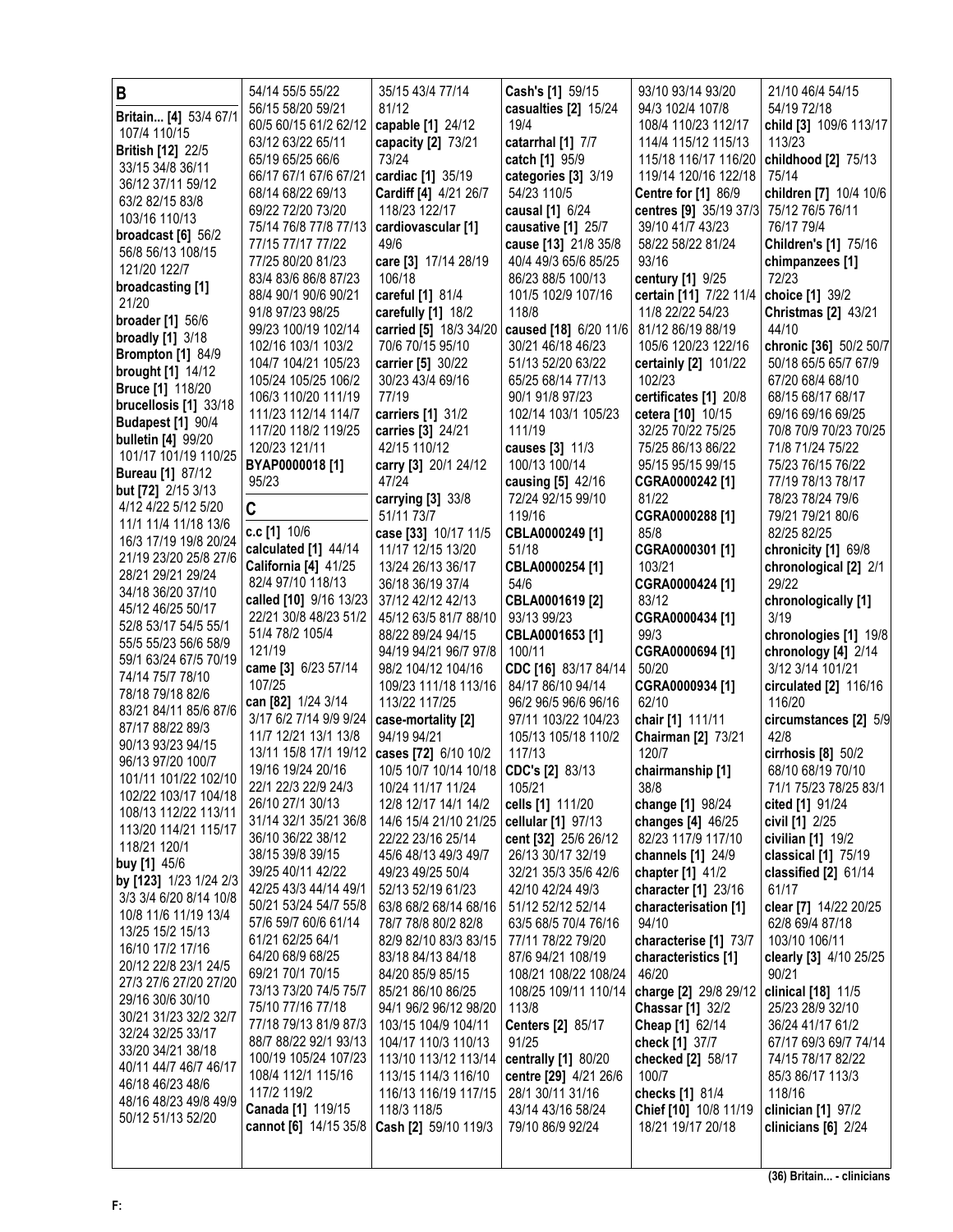**B**

**Britain... [4]** 53/4 67/1 107/4 110/15
**British [12]** 22/5 33/15 34/8 36/11 36/12 37/11 59/12 63/2 82/15 83/8 103/16 110/13
**broadcast [6]** 56/2 56/8 56/13 108/15 121/20 122/7
**broadcasting [1]** 21/20
**broader [1]** 56/6
**broadly [1]** 3/18
**Brompton [1]** 84/9
**brought [1]** 14/12
**Bruce [1]** 118/20
**brucellosis [1]** 33/18
**Budapest [1]** 90/4
**bulletin [4]** 99/20 101/17 101/19 110/25
**Bureau [1]** 87/12
**but [72]** 2/15 3/13 4/12 4/22 5/12 5/20 11/1 11/4 11/18 13/6 16/3 17/19 19/8 20/24 21/19 23/20 25/8 27/6 28/21 29/21 29/24 34/18 36/20 37/10 45/12 46/25 50/17 52/8 53/17 54/5 55/1 55/5 55/23 56/6 58/9 59/1 63/24 67/5 70/19 74/14 75/7 78/10 78/18 79/18 82/6 83/21 84/11 85/6 87/6 87/17 88/22 89/3 90/13 93/23 94/15 96/13 97/20 100/7 101/11 101/22 102/10 102/22 103/17 104/18 108/13 112/22 113/11 113/20 114/21 115/17 118/21 120/1
**buy [1]** 45/6
**by [123]** 1/23 1/24 2/3 3/3 3/4 6/20 8/14 10/8 10/8 11/6 11/19 13/4 13/25 15/2 15/13 16/10 17/2 17/16 20/12 22/8 23/1 24/5 27/3 27/6 27/20 27/20 29/16 30/6 30/10 30/21 31/23 32/2 32/7 32/24 32/25 33/17 33/20 34/21 38/18 40/11 44/7 46/7 46/17 46/18 46/23 48/6 48/16 48/23 49/8 49/9 50/12 51/13 52/20 54/14 55/5 55/22 56/15 58/20 59/21 60/5 60/15 61/2 62/12 63/12 63/22 65/11 65/19 65/25 66/6 66/17 67/1 67/6 67/21 68/14 68/22 69/13 69/22 72/20 73/20 75/14 76/8 77/8 77/13 77/15 77/17 77/22 77/25 80/20 81/23 83/4 83/6 86/8 87/23 88/4 90/1 90/6 90/21 91/8 97/23 98/25 99/23 100/19 102/14 102/16 103/1 103/2 104/7 104/21 105/23 105/24 105/25 106/2 106/3 110/20 111/19 111/23 112/14 114/7 117/20 118/2 119/25 120/23 121/11
**BYAP0000018 [1]** 95/23

**C**

**c.c [1]** 10/6
**calculated [1]** 44/14
**California [4]** 41/25 82/4 97/10 118/13
**called [10]** 9/16 13/23 22/21 30/8 48/23 51/2 51/4 78/2 105/4 121/19
**came [3]** 6/23 57/14 107/25
**can [82]** 1/24 3/14 3/17 6/2 7/14 9/9 9/24 11/7 12/21 13/1 13/8 13/11 15/8 17/1 19/12 19/16 19/24 20/16 22/1 22/3 22/9 24/3 26/10 27/1 30/13 31/14 32/1 35/21 36/8 36/10 36/22 38/12 38/15 39/8 39/15 39/25 40/11 42/22 42/25 43/3 44/14 49/1 50/21 53/24 54/7 55/8 57/6 59/7 60/6 61/14 61/21 62/25 64/1 64/20 68/9 68/25 69/21 70/1 70/15 73/13 73/20 74/5 75/7 75/10 77/16 77/18 77/18 79/13 81/9 87/3 88/7 88/22 92/1 93/13 100/19 105/24 107/23 108/4 112/1 115/16 117/2 119/2
**Canada [1]** 119/15
**cannot [6]** 14/15 35/8 35/15 43/4 77/14 81/12
**capable [1]** 24/12
**capacity [2]** 73/21 73/24
**cardiac [1]** 35/19
**Cardiff [4]** 4/21 26/7 118/23 122/17
**cardiovascular [1]** 49/6
**care [3]** 17/14 28/19 106/18
**careful [1]** 81/4
**carefully [1]** 18/2
**carried [5]** 18/3 34/20 70/6 70/15 95/10
**carrier [5]** 30/22 30/23 43/4 69/16 77/19
**carriers [1]** 31/2
**carries [3]** 24/21 42/15 110/12
**carry [3]** 20/1 24/12 47/24
**carrying [3]** 33/8 51/11 73/7
**case [33]** 10/17 11/5 11/17 12/15 13/20 13/24 26/13 36/17 36/18 36/19 37/4 37/12 42/12 42/13 45/12 63/5 81/7 88/10 88/22 89/24 94/15 94/19 94/21 96/7 97/8 98/2 104/12 104/16 109/23 111/18 113/16 113/22 117/25
**case-mortality [2]** 94/19 94/21
**cases [72]** 6/10 10/2 10/5 10/7 10/14 10/18 10/24 11/17 11/24 12/8 12/17 14/1 14/2 14/6 15/4 21/10 21/25 22/22 23/16 25/14 45/6 48/13 49/3 49/7 49/23 49/25 50/4 52/13 52/19 61/23 63/8 68/2 68/14 68/16 78/7 78/8 80/2 82/8 82/9 82/10 83/3 83/15 83/18 84/13 84/18 84/20 85/9 85/15 85/21 86/10 86/25 94/1 96/2 96/12 98/20 103/15 104/9 104/11 104/17 110/3 110/13 113/10 113/12 113/14 113/15 114/3 116/10 116/13 116/19 117/15 118/3 118/5
**Cash [2]** 59/10 119/3
**Cash's [1]** 59/15
**casualties [2]** 15/24 19/4
**catarrhal [1]** 7/7
**catch [1]** 95/9
**categories [3]** 3/19 54/23 110/5
**causal [1]** 6/24
**causative [1]** 25/7
**cause [13]** 21/8 35/8 40/4 49/3 65/6 85/25 86/23 88/5 100/13 101/5 102/9 107/16 118/8
**caused [18]** 6/20 11/6 30/21 46/18 46/23 51/13 52/20 63/22 65/25 68/14 77/13 90/1 91/8 97/23 102/14 103/1 105/23 111/19
**causes [3]** 11/3 100/13 100/14
**causing [5]** 42/16 72/24 92/15 99/10 119/16
**CBLA0000249 [1]** 51/18
**CBLA0000254 [1]** 54/6
**CBLA0001619 [2]** 93/13 99/23
**CBLA0001653 [1]** 100/11
**CDC [16]** 83/17 84/14 84/17 86/10 94/14 96/2 96/5 96/6 96/16 97/11 103/22 104/23 105/13 105/18 110/2 117/13
**CDC's [2]** 83/13 105/21
**cells [1]** 111/20
**cellular [1]** 97/13
**cent [32]** 25/6 26/12 26/13 30/17 32/19 32/21 35/3 35/6 42/6 42/10 42/24 49/3 51/12 52/12 52/14 63/5 68/5 70/4 76/16 77/11 78/22 79/20 87/6 94/21 108/19 108/21 108/22 108/24 108/25 109/11 110/14 113/8
**Centers [2]** 85/17 91/25
**centrally [1]** 80/20
**centre [29]** 4/21 26/6 28/1 30/11 31/16 43/14 43/16 58/24 79/10 86/9 92/24 93/10 93/14 93/20 94/3 102/4 107/8 108/4 110/23 112/17 114/4 115/12 115/13 115/18 116/17 116/20 119/14 120/16 122/18
**Centre for [1]** 86/9
**centres [9]** 35/19 37/3 39/10 41/7 43/23 58/22 58/22 81/24 93/16
**century [1]** 9/25
**certain [11]** 7/22 11/4 11/8 22/22 54/23 81/12 86/19 88/19 105/6 120/23 122/16
**certainly [2]** 101/22 102/23
**certificates [1]** 20/8
**cetera [10]** 10/15 32/25 70/22 75/25 75/25 86/13 86/22 95/15 95/15 99/15
**CGRA0000242 [1]** 81/22
**CGRA0000288 [1]** 85/8
**CGRA0000301 [1]** 103/21
**CGRA0000424 [1]** 83/12
**CGRA0000434 [1]** 99/3
**CGRA0000694 [1]** 50/20
**CGRA0000934 [1]** 62/10
**chair [1]** 111/11
**Chairman [2]** 73/21 120/7
**chairmanship [1]** 38/8
**change [1]** 98/24
**changes [4]** 46/25 82/23 117/9 117/10
**channels [1]** 24/9
**chapter [1]** 41/2
**character [1]** 23/16
**characterisation [1]** 94/10
**characterise [1]** 73/7
**characteristics [1]** 46/20
**charge [2]** 29/8 29/12
**Chassar [1]** 32/2
**Cheap [1]** 62/14
**check [1]** 37/7
**checked [2]** 58/17 100/7
**checks [1]** 81/4
**Chief [10]** 10/8 11/19 18/21 19/17 20/18 21/10 46/4 54/15 54/19 72/18
**child [3]** 109/6 113/17 113/23
**childhood [2]** 75/13 75/14
**children [7]** 10/4 10/6 75/12 76/5 76/11 76/17 79/4
**Children's [1]** 75/16
**chimpanzees [1]** 72/23
**choice [1]** 39/2
**Christmas [2]** 43/21 44/10
**chronic [36]** 50/2 50/7 50/18 65/5 65/7 67/9 67/20 68/4 68/10 68/15 68/17 68/17 69/16 69/16 69/25 70/8 70/9 70/23 70/25 71/8 71/24 75/22 75/23 76/15 76/22 77/19 78/13 78/17 78/23 78/24 79/6 79/21 79/21 80/6 82/25 82/25
**chronicity [1]** 69/8
**chronological [2]** 2/1 29/22
**chronologically [1]** 3/19
**chronologies [1]** 19/8
**chronology [4]** 2/14 3/12 3/14 101/21
**circulated [2]** 116/16 116/20
**circumstances [2]** 5/9 42/8
**cirrhosis [8]** 50/2 68/10 68/19 70/10 71/1 75/23 78/25 83/1
**cited [1]** 91/24
**civil [1]** 2/25
**civilian [1]** 19/2
**classical [1]** 75/19
**classified [2]** 61/14 61/17
**clear [7]** 14/22 20/25 62/8 69/4 87/18 103/10 106/11
**clearly [3]** 4/10 25/25 90/21
**clinical [18]** 11/5 25/23 28/9 32/10 36/24 41/17 61/2 67/17 69/3 69/7 74/14 74/15 78/17 82/22 85/3 86/17 113/3 118/16
**clinician [1]** 97/2
**clinicians [6]** 2/24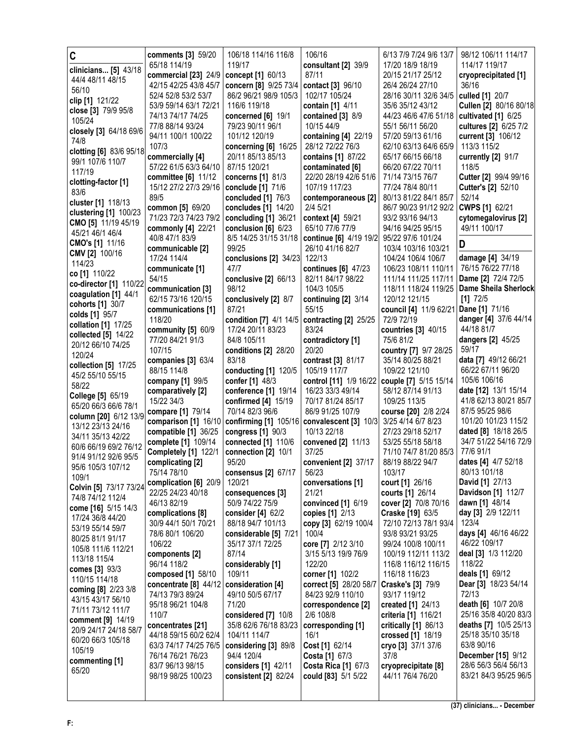## C

**clinicians... [5]** 43/18 44/4 48/11 48/15 56/10
**clip [1]** 121/22
**close [3]** 79/9 95/8 105/24
**closely [3]** 64/18 69/6 74/8
**clotting [6]** 83/6 95/18 99/1 107/6 110/7 117/19
**clotting-factor [1]** 83/6
**cluster [1]** 118/13
**clustering [1]** 100/23
**CMO [5]** 11/19 45/19 45/21 46/1 46/4
**CMO's [1]** 11/16
**CMV [2]** 100/16 114/23
**co [1]** 110/22
**co-director [1]** 110/22
**coagulation [1]** 44/1
**cohorts [1]** 30/7
**colds [1]** 95/7
**collation [1]** 17/25
**collected [5]** 14/22 20/12 66/10 74/25 120/24
**collection [5]** 17/25 45/2 55/10 55/15 58/22
**College [5]** 65/19 65/20 66/3 66/6 78/1
**column [20]** 6/12 13/9 13/12 23/13 24/16 34/11 35/13 42/22 60/6 66/19 69/2 76/12 91/4 91/12 92/6 95/5 95/6 105/3 107/12 109/1
**Colvin [5]** 73/17 73/24 74/8 74/12 112/4
**come [16]** 5/15 14/3 17/24 36/8 44/20 53/19 55/14 59/7 80/25 81/1 91/17 105/8 111/6 112/21 113/18 115/4
**comes [3]** 93/3 110/15 114/18
**coming [8]** 2/23 3/8 43/15 43/17 56/10 71/11 73/12 111/7
**comment [9]** 14/19 20/9 24/17 24/18 58/7 60/20 66/3 105/18 105/19
**commenting [1]** 65/20
**comments [3]** 59/20 65/18 114/19
**commercial [23]** 24/9 42/15 42/25 43/8 45/7 52/4 52/8 53/2 53/7 53/9 59/14 63/1 72/21 74/13 74/17 74/25 77/8 88/14 93/24 94/11 100/1 100/22 107/3
**commercially [4]** 57/22 61/5 63/3 64/10
**committee [6]** 11/12 15/12 27/2 27/3 29/16 89/5
**common [5]** 69/20 71/23 72/3 74/23 79/2
**commonly [4]** 22/21 40/8 47/1 83/9
**communicable [2]** 17/24 114/4
**communicate [1]** 54/15
**communication [3]** 62/15 73/16 120/15
**communications [1]** 118/20
**community [5]** 60/9 77/20 84/21 91/3 107/15
**companies [3]** 63/4 88/15 114/8
**company [1]** 99/5
**comparatively [2]** 15/22 34/3
**compare [1]** 79/14
**comparison [1]** 16/10
**compatible [1]** 36/25
**complete [1]** 109/14
**Completely [1]** 122/1
**complicating [2]** 75/14 78/10
**complication [6]** 20/9 22/25 24/23 40/18 46/13 82/19
**complications [8]** 30/9 44/1 50/1 70/21 78/6 80/1 106/20 106/22
**components [2]** 96/14 118/2
**composed [1]** 58/10
**concentrate [8]** 44/12 74/13 79/3 89/24 95/18 96/21 104/8 110/7
**concentrates [21]** 44/18 59/15 60/2 62/4 63/3 74/17 74/25 76/5 76/14 76/21 76/23 83/7 96/13 98/15 98/19 98/25 100/23 106/18 114/16 116/8 119/17
**concept [1]** 60/13
**concern [8]** 9/25 73/4 86/2 96/21 98/9 105/3 116/6 119/18
**concerned [6]** 19/1 79/23 90/11 96/1 101/12 120/19
**concerning [6]** 16/25 20/11 85/13 85/13 87/15 120/21
**concerns [1]** 81/3
**conclude [1]** 71/6
**concluded [1]** 76/3
**concludes [1]** 14/20
**concluding [1]** 36/21
**conclusion [6]** 6/23 8/5 14/25 31/15 31/18 99/25
**conclusions [2]** 34/23 47/7
**conclusive [2]** 66/13 98/12
**conclusively [2]** 8/7 87/21
**condition [7]** 4/1 14/5 17/24 20/11 83/23 84/8 105/11
**conditions [2]** 28/20 83/18
**conducting [1]** 120/5
**confer [1]** 48/3
**conference [1]** 19/14
**confirmed [4]** 15/19 70/14 82/3 96/6
**confirming [1]** 105/16
**congress [1]** 90/3
**connected [1]** 110/6
**connection [2]** 10/1 95/20
**consensus [2]** 67/17 120/21
**consequences [3]** 50/9 74/22 75/9
**consider [4]** 62/2 88/18 94/7 101/13
**considerable [5]** 7/21 35/17 37/1 72/25 87/14
**considerably [1]** 109/11
**consideration [4]** 49/10 50/5 67/17 71/20
**considered [7]** 10/8 35/8 62/6 76/18 83/23 104/11 114/7
**considering [3]** 89/8 94/4 120/4
**considers [1]** 42/11
**consistent [2]** 82/24 106/16
**consultant [2]** 39/9 87/11
**contact [3]** 96/10 102/17 105/24
**contain [1]** 4/11
**contained [3]** 8/9 10/15 44/9
**containing [4]** 22/19 28/12 72/22 76/3
**contains [1]** 87/22
**contaminated [6]** 22/20 28/19 42/6 51/6 107/19 117/23
**contemporaneous [2]** 2/4 5/21
**context [4]** 59/21 65/10 77/6 77/9
**continue [6]** 4/19 19/2 26/10 41/16 82/7 122/13
**continues [6]** 47/23 82/11 84/17 98/22 104/3 105/5
**continuing [2]** 3/14 55/15
**contracting [2]** 25/25 83/24
**contradictory [1]** 20/20
**contrast [3]** 81/17 105/19 117/7
**control [11]** 1/9 16/22 16/23 33/3 49/14 70/17 81/24 85/17 86/9 91/25 107/9
**convalescent [3]** 10/3 10/13 22/18
**convened [2]** 11/13 37/25
**convenient [2]** 37/17 56/23
**conversations [1]** 21/21
**convinced [1]** 6/19
**copies [1]** 2/13
**copy [3]** 62/19 100/4 100/4
**core [7]** 2/12 3/10 3/15 5/13 19/9 76/9 122/20
**corner [1]** 102/2
**correct [5]** 28/20 58/7 84/23 92/9 110/10
**correspondence [2]** 2/6 108/8
**corresponding [1]** 16/1
**Cost [1]** 62/14
**Costa [1]** 67/3
**Costa Rica [1]** 67/3
**could [83]** 5/1 5/22 6/13 7/9 7/24 9/6 13/7 17/20 18/9 18/19 20/15 21/17 25/12 26/4 26/24 27/10 28/16 30/11 32/6 34/5 35/6 35/12 43/12 44/23 46/6 47/6 51/18 55/1 56/11 56/20 57/20 59/13 61/16 62/10 63/13 64/6 65/9 65/17 66/15 66/18 66/20 67/22 70/11 71/14 73/15 76/7 77/24 78/4 80/11 80/13 81/22 84/1 85/7 86/7 90/23 91/12 92/2 93/2 93/16 94/13 94/16 94/25 95/15 95/22 97/6 101/24 103/4 103/16 103/21 104/24 106/4 106/7 106/23 108/11 110/11 111/14 111/25 117/11 118/11 118/24 119/25 120/12 121/15
**council [4]** 11/9 62/21 72/9 72/19
**countries [3]** 40/15 75/6 81/2
**country [7]** 9/7 28/25 35/14 80/25 88/21 109/22 121/10
**couple [7]** 5/15 15/14 58/12 87/14 91/13 109/25 113/5
**course [20]** 2/8 2/24 3/25 4/14 6/7 8/23 27/23 29/18 52/17 53/25 55/18 58/18 71/10 74/7 81/20 85/3 88/19 88/22 94/7 103/17
**court [1]** 26/16
**courts [1]** 26/14
**cover [2]** 70/8 70/16
**Craske [19]** 63/5 72/10 72/13 78/1 93/4 93/8 93/21 93/25 99/24 100/8 100/11 100/19 112/11 113/2 116/8 116/12 116/15 116/18 116/23
**Craske's [3]** 79/9 93/17 119/12
**created [1]** 24/13
**criteria [1]** 116/21
**critically [1]** 86/13
**crossed [1]** 18/19
**cryo [3]** 37/1 37/6 37/8
**cryoprecipitate [8]** 44/11 76/4 76/20 98/12 106/11 114/17 114/17 119/17
**cryoprecipitated [1]** 36/16
**culled [1]** 20/7
**Cullen [2]** 80/16 80/18
**cultivated [1]** 6/25
**cultures [2]** 6/25 7/2
**current [3]** 106/12 113/1 115/2
**currently [2]** 91/7 118/5
**Cutter [2]** 99/4 99/16
**Cutter's [2]** 52/10 52/14
**CWPS [1]** 62/21
**cytomegalovirus [2]** 49/11 100/17

## D

**damage [4]** 34/19 76/15 76/22 77/18
**Dame [2]** 72/4 72/5
**Dame Sheila Sherlock [1]** 72/5
**Dane [1]** 71/16
**danger [4]** 37/6 44/14 44/18 81/7
**dangers [2]** 45/25 59/17
**data [7]** 49/12 66/21 66/22 67/11 96/20 105/6 106/16
**date [12]** 13/1 15/14 41/8 62/13 80/21 85/7 87/5 95/25 98/6 101/20 101/23 115/2
**dated [8]** 18/18 26/5 34/7 51/22 54/16 72/9 77/6 91/1
**dates [4]** 4/7 52/18 80/13 101/18
**David [1]** 27/13
**Davidson [1]** 112/7
**dawn [1]** 48/14
**day [3]** 2/9 122/11 123/4
**days [4]** 46/16 46/22 46/22 109/17
**deal [3]** 1/3 112/20 118/22
**deals [1]** 69/12
**Dear [3]** 18/23 54/14 72/13
**death [6]** 10/7 20/8 25/16 35/8 40/20 83/3
**deaths [7]** 10/5 25/13 25/18 35/10 35/18 63/8 90/16
**December [15]** 9/12 28/6 56/3 56/4 56/13 83/21 84/3 95/25 96/5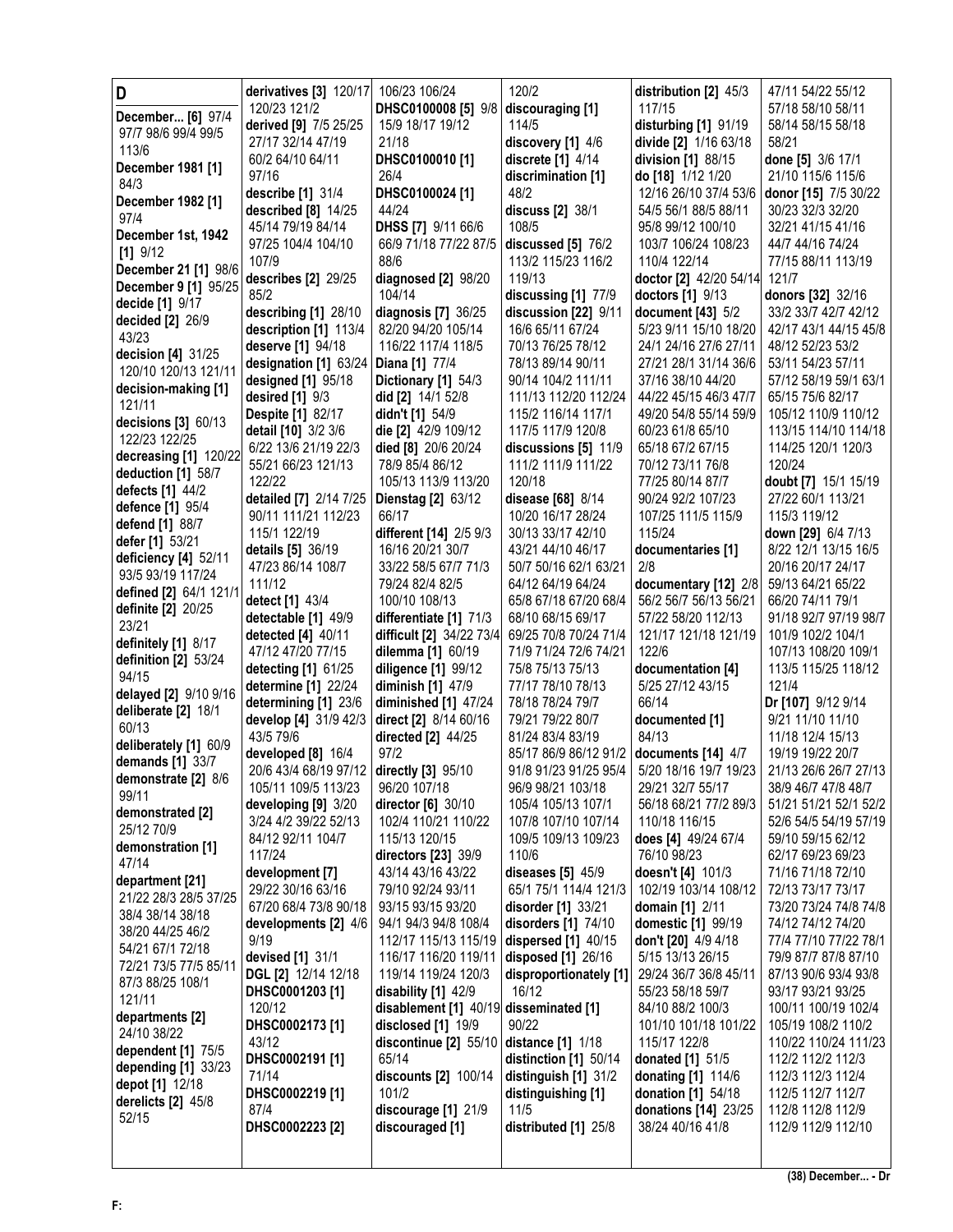# D

**December... [6]** 97/4 97/7 98/6 99/4 99/5 113/6
**December 1981 [1]** 84/3
**December 1982 [1]** 97/4
**December 1st, 1942 [1]** 9/12
**December 21 [1]** 98/6
**December 9 [1]** 95/25
**decide [1]** 9/17
**decided [2]** 26/9 43/23
**decision [4]** 31/25 120/10 120/13 121/11
**decision-making [1]** 121/11
**decisions [3]** 60/13 122/23 122/25
**decreasing [1]** 120/22
**deduction [1]** 58/7
**defects [1]** 44/2
**defence [1]** 95/4
**defend [1]** 88/7
**defer [1]** 53/21
**deficiency [4]** 52/11 93/5 93/19 117/24
**defined [2]** 64/1 121/1
**definite [2]** 20/25 23/21
**definitely [1]** 8/17
**definition [2]** 53/24 94/15
**delayed [2]** 9/10 9/16
**deliberate [2]** 18/1 60/13
**deliberately [1]** 60/9
**demands [1]** 33/7
**demonstrate [2]** 8/6 99/11
**demonstrated [2]** 25/12 70/9
**demonstration [1]** 47/14
**department [21]** 21/22 28/3 28/5 37/25 38/4 38/14 38/18 38/20 44/25 46/2 54/21 67/1 72/18 72/21 73/5 77/5 85/11 87/3 88/25 108/1 121/11
**departments [2]** 24/10 38/22
**dependent [1]** 75/5
**depending [1]** 33/23
**depot [1]** 12/18
**derelicts [2]** 45/8 52/15
**derivatives [3]** 120/17 120/23 121/2
**derived [9]** 7/5 25/25 27/17 32/14 47/19 60/2 64/10 64/11 97/16
**describe [1]** 31/4
**described [8]** 14/25 45/14 79/19 84/14 97/25 104/4 104/10 107/9
**describes [2]** 29/25 85/2
**describing [1]** 28/10
**description [1]** 113/4
**deserve [1]** 94/18
**designation [1]** 63/24
**designed [1]** 95/18
**desired [1]** 9/3
**Despite [1]** 82/17
**detail [10]** 3/2 3/6 6/22 13/6 21/19 22/3 55/21 66/23 121/13 122/22
**detailed [7]** 2/14 7/25 90/11 111/21 112/23 115/1 122/19
**details [5]** 36/19 47/23 86/14 108/7 111/12
**detect [1]** 43/4
**detectable [1]** 49/9
**detected [4]** 40/11 47/12 47/20 77/15
**detecting [1]** 61/25
**determine [1]** 22/24
**determining [1]** 23/6
**develop [4]** 31/9 42/3 43/5 79/6
**developed [8]** 16/4 20/6 43/4 68/19 97/12 105/11 109/5 113/23
**developing [9]** 3/20 3/24 4/2 39/22 52/13 84/12 92/11 104/7 117/24
**development [7]** 29/22 30/16 63/16 67/20 68/4 73/8 90/18
**developments [2]** 4/6 9/19
**devised [1]** 31/1
**DGL [2]** 12/14 12/18
**DHSC0001203 [1]** 120/12
**DHSC0002173 [1]** 43/12
**DHSC0002191 [1]** 65/14
**DHSC0002219 [1]** 71/14
**DHSC0002223 [2]** 87/4 106/23 106/24
**DHSC0100008 [5]** 9/8 15/9 18/17 19/12 21/18
**DHSC0100010 [1]** 26/4
**DHSC0100024 [1]** 44/24
**DHSS [7]** 9/11 66/6 66/9 71/18 77/22 87/5 88/6
**diagnosed [2]** 98/20 104/14
**diagnosis [7]** 36/25 82/20 94/20 105/14 116/22 117/4 118/5
**Diana [1]** 77/4
**Dictionary [1]** 54/3
**did [2]** 14/1 52/8
**didn't [1]** 54/9
**die [2]** 42/9 109/12
**died [8]** 20/6 20/24 78/9 85/4 86/12 105/13 113/9 113/20
**Dienstag [2]** 63/12 66/17
**different [14]** 2/5 9/3 16/16 20/21 30/7 33/22 58/5 67/7 71/3 79/24 82/4 82/5 100/10 108/13
**differentiate [1]** 71/3
**difficult [2]** 34/22 73/4
**dilemma [1]** 60/19
**diligence [1]** 99/12
**diminish [1]** 47/9
**diminished [1]** 47/24
**direct [2]** 8/14 60/16
**directed [2]** 44/25 97/2
**directly [3]** 95/10 96/20 107/18
**director [6]** 30/10 102/4 110/21 110/22 115/13 120/15
**directors [23]** 39/9 43/14 43/16 43/22 79/10 92/24 93/11 93/15 93/15 93/20 94/1 94/3 94/8 108/4 112/17 115/13 115/19 116/17 116/20 119/11 119/14 119/24 120/3
**disability [1]** 42/9
**disablement [1]** 40/19
**disclosed [1]** 19/9
**discontinue [2]** 55/10 65/14
**discounts [2]** 100/14 101/2
**discourage [1]** 21/9
**discouraged [1]** 120/2
**discouraging [1]** 114/5
**discovery [1]** 4/6
**discrete [1]** 4/14
**discrimination [1]** 48/2
**discuss [2]** 38/1 108/5
**discussed [5]** 76/2 113/2 115/23 116/2 119/13
**discussing [1]** 77/9
**discussion [22]** 9/11 16/6 65/11 67/24 70/13 76/25 78/12 78/13 89/14 90/11 90/14 104/2 111/11 111/13 112/20 112/24 115/2 116/14 117/1 117/5 117/9 120/8
**discussions [5]** 11/9 111/2 111/9 111/22 120/18
**disease [68]** 8/14 10/20 16/17 28/24 30/13 33/17 42/10 43/21 44/10 46/17 50/7 50/16 62/1 63/21 64/12 64/19 64/24 65/8 67/18 67/20 68/4 68/10 68/15 69/17 69/25 70/8 70/24 71/4 71/9 71/24 72/6 74/21 75/8 75/13 75/13 77/17 78/10 78/13 78/18 78/24 79/7 79/21 79/22 80/7 81/24 83/4 83/19 85/17 86/9 86/12 91/2 91/8 91/23 91/25 95/4 96/9 98/21 103/18 105/4 105/13 107/1 107/8 107/10 107/14 109/5 109/13 109/23 110/6
**diseases [5]** 45/9 65/1 75/1 114/4 121/3
**disorder [1]** 33/21
**disorders [1]** 74/10
**dispersed [1]** 40/15
**disposed [1]** 26/16
**disproportionately [1]** 16/12
**disseminated [1]** 90/22
**distance [1]** 1/18
**distinction [1]** 50/14
**distinguish [1]** 31/2
**distinguishing [1]** 11/5
**distributed [1]** 25/8
**distribution [2]** 45/3 117/15
**disturbing [1]** 91/19
**divide [2]** 1/16 63/18
**division [1]** 88/15
**do [18]** 1/12 1/20 12/16 26/10 37/4 53/6 54/5 56/1 88/5 88/11 95/8 99/12 100/10 103/7 106/24 108/23 110/4 122/14
**doctor [2]** 42/20 54/14
**doctors [1]** 9/13
**document [43]** 5/2 5/23 9/11 15/10 18/20 24/1 24/16 27/6 27/11 27/21 28/1 31/14 36/6 37/16 38/10 44/20 44/22 45/15 46/3 47/7 49/20 54/8 55/14 59/9 60/23 61/8 65/10 65/18 67/2 67/15 70/12 73/11 76/8 77/25 80/14 87/7 90/24 92/2 107/23 107/25 111/5 115/9 115/24
**documentaries [1]** 2/8
**documentary [12]** 2/8 56/2 56/7 56/13 56/21 57/22 58/20 112/13 121/17 121/18 121/19 122/6
**documentation [4]** 5/25 27/12 43/15 66/14
**documented [1]** 84/13
**documents [14]** 4/7 5/20 18/16 19/7 19/23 29/21 32/7 55/17 56/18 68/21 77/2 89/3 110/18 116/15
**does [4]** 49/24 67/4 76/10 98/23
**doesn't [4]** 101/3 102/19 103/14 108/12
**domain [1]** 2/11
**domestic [1]** 99/19
**don't [20]** 4/9 4/18 5/15 13/13 26/15 29/24 36/7 36/8 45/11 55/23 58/18 59/7 84/10 88/2 100/3 101/10 101/18 101/22 115/17 122/8
**donated [1]** 51/5
**donating [1]** 114/6
**donation [1]** 54/18
**donations [14]** 23/25 38/24 40/16 41/8 47/11 54/22 55/12 57/18 58/10 58/11 58/14 58/15 58/18 58/21
**done [5]** 3/6 17/1 21/10 115/6 115/6
**donor [15]** 7/5 30/22 30/23 32/3 32/20 32/21 41/15 41/16 44/7 44/16 74/24 77/15 88/11 113/19 121/7
**donors [32]** 32/16 33/2 33/7 42/7 42/12 42/17 43/1 44/15 45/8 48/12 52/23 53/2 53/11 54/23 57/11 57/12 58/19 59/1 63/1 65/15 75/6 82/17 105/12 110/9 110/12 113/15 114/10 114/18 114/25 120/1 120/3 120/24
**doubt [7]** 15/1 15/19 27/22 60/1 113/21 115/3 119/12
**down [29]** 6/4 7/13 8/22 12/1 13/15 16/5 20/16 20/17 24/17 59/13 64/21 65/22 66/20 74/11 79/1 91/18 92/7 97/19 98/7 101/9 102/1 104/1 107/13 108/20 109/1 113/5 115/15 118/12 121/4
**Dr [107]** 9/12 9/14 9/21 11/10 11/10 11/18 12/4 15/13 19/19 19/22 20/7 21/13 26/6 26/7 27/13 38/9 46/7 47/8 48/7 51/21 51/21 52/1 52/2 52/6 54/5 54/19 57/19 59/10 59/15 62/12 62/17 69/23 69/23 71/16 71/18 72/10 72/13 73/17 73/17 73/20 73/24 74/8 74/8 74/12 74/12 74/20 77/4 77/10 77/22 78/1 79/9 87/7 87/8 87/10 87/13 90/6 93/4 93/8 93/17 93/21 93/25 100/11 100/19 102/4 105/19 108/2 110/2 110/22 110/24 111/23 112/2 112/2 112/3 112/3 112/3 112/4 112/5 112/7 112/7 112/8 112/8 112/9 112/9 112/9 112/10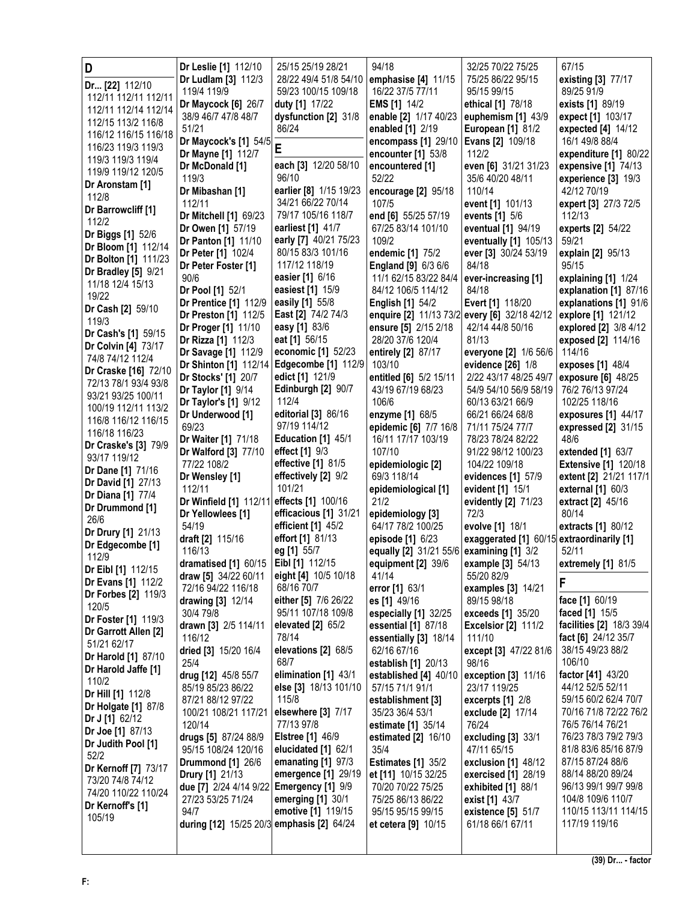# D

**Dr... [22]** 112/10 112/11 112/11 112/11 112/11 112/14 112/14 112/15 113/2 116/8 116/12 116/15 116/18 116/23 119/3 119/3 119/3 119/3 119/4 119/9 119/12 120/5
**Dr Aronstam [1]** 112/8
**Dr Barrowcliff [1]** 112/2
**Dr Biggs [1]** 52/6
**Dr Bloom [1]** 112/14
**Dr Bolton [1]** 111/23
**Dr Bradley [5]** 9/21 11/18 12/4 15/13 19/22
**Dr Cash [2]** 59/10 119/3
**Dr Cash's [1]** 59/15
**Dr Colvin [4]** 73/17 74/8 74/12 112/4
**Dr Craske [16]** 72/10 72/13 78/1 93/4 93/8 93/21 93/25 100/11 100/19 112/11 113/2 116/8 116/12 116/15 116/18 116/23
**Dr Craske's [3]** 79/9 93/17 119/12
**Dr Dane [1]** 71/16
**Dr David [1]** 27/13
**Dr Diana [1]** 77/4
**Dr Drummond [1]** 26/6
**Dr Drury [1]** 21/13
**Dr Edgecombe [1]** 112/9
**Dr Eibl [1]** 112/15
**Dr Evans [1]** 112/2
**Dr Forbes [2]** 119/3 120/5
**Dr Foster [1]** 119/3
**Dr Garrott Allen [2]** 51/21 62/17
**Dr Harold [1]** 87/10
**Dr Harold Jaffe [1]** 110/2
**Dr Hill [1]** 112/8
**Dr Holgate [1]** 87/8
**Dr J [1]** 62/12
**Dr Joe [1]** 87/13
**Dr Judith Pool [1]** 52/2
**Dr Kernoff [7]** 73/17 73/20 74/8 74/12 74/20 110/22 110/24
**Dr Kernoff's [1]** 105/19
**Dr Leslie [1]** 112/10
**Dr Ludlam [3]** 112/3 119/4 119/9
**Dr Maycock [6]** 26/7 38/9 46/7 47/8 48/7 51/21
**Dr Maycock's [1]** 54/5
**Dr Mayne [1]** 112/7
**Dr McDonald [1]** 119/3
**Dr Mibashan [1]** 112/11
**Dr Mitchell [1]** 69/23
**Dr Owen [1]** 57/19
**Dr Panton [1]** 11/10
**Dr Peter [1]** 102/4
**Dr Peter Foster [1]** 90/6
**Dr Pool [1]** 52/1
**Dr Prentice [1]** 112/9
**Dr Preston [1]** 112/5
**Dr Proger [1]** 11/10
**Dr Rizza [1]** 112/3
**Dr Savage [1]** 112/9
**Dr Shinton [1]** 112/14
**Dr Stocks' [1]** 20/7
**Dr Taylor [1]** 9/14
**Dr Taylor's [1]** 9/12
**Dr Underwood [1]** 69/23
**Dr Waiter [1]** 71/18
**Dr Walford [3]** 77/10 77/22 108/2
**Dr Wensley [1]** 112/11
**Dr Winfield [1]** 112/11
**Dr Yellowlees [1]** 54/19
**draft [2]** 115/16 116/13
**dramatised [1]** 60/15
**draw [5]** 34/22 60/11 72/16 94/22 116/18
**drawing [3]** 12/14 30/4 79/8
**drawn [3]** 2/5 114/11 116/12
**dried [3]** 15/20 16/4 25/4
**drug [12]** 45/8 55/7 85/19 85/23 86/22 87/21 88/12 97/22 100/21 108/21 117/21 120/14
**drugs [5]** 87/24 88/9 95/15 108/24 120/16
**Drummond [1]** 26/6
**Drury [1]** 21/13
**due [7]** 2/24 4/14 9/22 27/23 53/25 71/24 94/7
**during [12]** 15/25 20/3 25/15 25/19 28/21 28/22 49/4 51/8 54/10 59/23 100/15 109/18
**duty [1]** 17/22
**dysfunction [2]** 31/8 86/24

# E

**each [3]** 12/20 58/10 96/10
**earlier [8]** 1/15 19/23 34/21 66/22 70/14 79/17 105/16 118/7
**earliest [1]** 41/7
**early [7]** 40/21 75/23 80/15 83/1 101/16 117/12 118/19
**easier [1]** 6/16
**easiest [1]** 15/9
**easily [1]** 55/8
**East [2]** 74/2 74/3
**easy [1]** 83/6
**eat [1]** 56/15
**economic [1]** 52/23
**Edgecombe [1]** 112/9
**edict [1]** 121/9
**Edinburgh [2]** 90/7 112/4
**editorial [3]** 86/16 97/19 114/12
**Education [1]** 45/1
**effect [1]** 9/3
**effective [1]** 81/5
**effectively [2]** 9/2 101/21
**effects [1]** 100/16
**efficacious [1]** 31/21
**efficient [1]** 45/2
**effort [1]** 81/13
**eg [1]** 55/7
**Eibl [1]** 112/15
**eight [4]** 10/5 10/18 68/16 70/7
**either [5]** 7/6 26/22 95/11 107/18 109/8
**elevated [2]** 65/2 78/14
**elevations [2]** 68/5 68/7
**elimination [1]** 43/1
**else [3]** 18/13 101/10 115/8
**elsewhere [3]** 7/17 77/13 97/8
**Elstree [1]** 46/9
**elucidated [1]** 62/1
**emanating [1]** 97/3
**emergence [1]** 29/19
**Emergency [1]** 9/9
**emerging [1]** 30/1
**emotive [1]** 119/15
**emphasis [2]** 64/24 94/18
**emphasise [4]** 11/15 16/22 37/5 77/11
**EMS [1]** 14/2
**enable [2]** 1/17 40/23
**enabled [1]** 2/19
**encompass [1]** 29/10
**encounter [1]** 53/8
**encountered [1]** 52/22
**encourage [2]** 95/18 107/5
**end [6]** 55/25 57/19 67/25 83/14 101/10 109/2
**endemic [1]** 75/2
**England [9]** 6/3 6/6 11/1 62/15 83/22 84/4 84/12 106/5 114/12
**English [1]** 54/2
**enquire [2]** 11/13 73/2
**ensure [5]** 2/15 2/18 28/20 37/6 120/4
**entirely [2]** 87/17 103/10
**entitled [6]** 5/2 15/11 43/19 67/19 68/23 106/6
**enzyme [1]** 68/5
**epidemic [6]** 7/7 16/8 16/11 17/17 103/19 107/10
**epidemiologic [2]** 69/3 118/14
**epidemiological [1]** 21/2
**epidemiology [3]** 64/17 78/2 100/25
**episode [1]** 6/23
**equally [2]** 31/25 55/6
**equipment [2]** 39/6 41/14
**error [1]** 63/1
**es [1]** 49/16
**especially [1]** 32/25
**essential [1]** 87/18
**essentially [3]** 18/14 62/16 67/16
**establish [1]** 20/13
**established [4]** 40/10 57/15 71/1 91/1
**establishment [3]** 35/23 36/4 53/1
**estimate [1]** 35/14
**estimated [2]** 16/10 35/4
**Estimates [1]** 35/2
**et [11]** 10/15 32/25 70/20 70/22 75/25 75/25 86/13 86/22 95/15 95/15 99/15
**et cetera [9]** 10/15 32/25 70/22 75/25 75/25 86/22 95/15 99/15
**ethical [1]** 78/18
**euphemism [1]** 43/9
**European [1]** 81/2
**Evans [2]** 109/18 112/2
**even [6]** 31/21 31/23 35/6 40/20 48/11 110/14
**event [1]** 101/13
**events [1]** 5/6
**eventual [1]** 94/19
**eventually [1]** 105/13
**ever [3]** 30/24 53/19 84/18
**ever-increasing [1]** 84/18
**Evert [1]** 118/20
**every [6]** 32/18 42/12 42/14 44/8 50/16 81/13
**everyone [2]** 1/6 56/6
**evidence [26]** 1/8 2/22 43/17 48/25 49/7 54/9 54/10 56/9 58/19 60/13 63/21 66/9 66/21 66/24 68/8 71/11 75/24 77/7 78/23 78/24 82/22 91/22 98/12 100/23 104/22 109/18
**evidences [1]** 57/9
**evident [1]** 15/1
**evidently [2]** 71/23 72/3
**evolve [1]** 18/1
**exaggerated [1]** 60/15
**examining [1]** 3/2
**example [3]** 54/13 55/20 82/9
**examples [3]** 14/21 89/15 98/18
**exceeds [1]** 35/20
**Excelsior [2]** 111/2 111/10
**except [3]** 47/22 81/6 98/16
**exception [3]** 11/16 23/17 119/25
**excerpts [1]** 2/8
**exclude [2]** 17/14 76/24
**excluding [3]** 33/1 47/11 65/15
**exclusion [1]** 48/12
**exercised [1]** 28/19
**exhibited [1]** 88/1
**exist [1]** 43/7
**existence [5]** 51/7 61/18 66/1 67/11 67/15
**existing [3]** 77/17 89/25 91/9
**exists [1]** 89/19
**expect [1]** 103/17
**expected [4]** 14/12 16/1 49/8 88/4
**expenditure [1]** 80/22
**expensive [1]** 74/13
**experience [3]** 19/3 42/12 70/19
**expert [3]** 27/3 72/5 112/13
**experts [2]** 54/22 59/21
**explain [2]** 95/13 95/15
**explaining [1]** 1/24
**explanation [1]** 87/16
**explanations [1]** 91/6
**explore [1]** 121/12
**explored [2]** 3/8 4/12
**exposed [2]** 114/16 114/16
**exposes [1]** 48/4
**exposure [6]** 48/25 76/2 76/13 97/24 102/25 118/16
**exposures [1]** 44/17
**expressed [2]** 31/15 48/6
**extended [1]** 63/7
**Extensive [1]** 120/18
**extent [2]** 21/21 117/1
**external [1]** 60/3
**extract [2]** 45/16 80/14
**extracts [1]** 80/12
**extraordinarily [1]** 52/11
**extremely [1]** 81/5

# F

**face [1]** 60/19
**faced [1]** 15/5
**facilities [2]** 18/3 39/4
**fact [6]** 24/12 35/7 38/15 49/23 88/2 106/10
**factor [41]** 43/20 44/12 52/5 52/11 59/15 60/2 62/4 70/7 70/16 71/8 72/22 76/2 76/5 76/14 76/21 76/23 78/3 79/2 79/3 81/8 83/6 85/16 87/9 87/15 87/24 88/6 88/14 88/20 89/24 96/13 99/1 99/7 99/8 104/8 109/6 110/7 110/15 113/11 114/15 117/19 119/16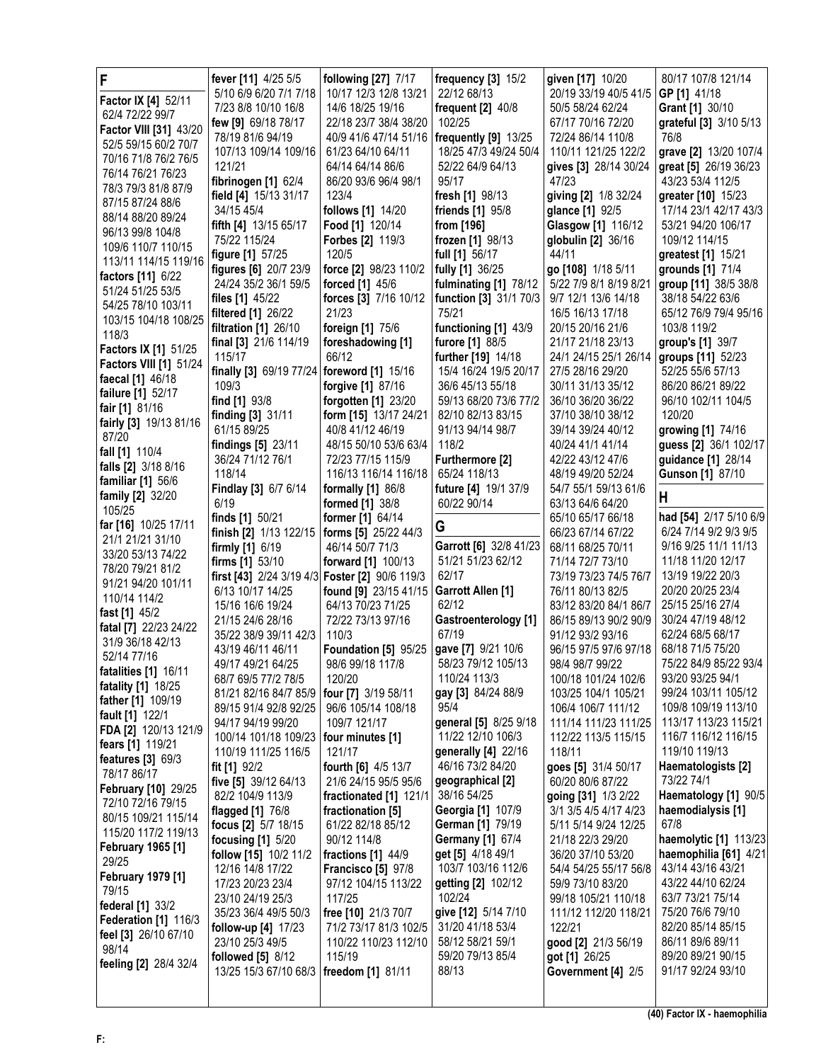## F

**Factor IX [4]** 52/11 62/4 72/22 99/7
**Factor VIII [31]** 43/20 52/5 59/15 60/2 70/7 70/16 71/8 76/2 76/5 76/14 76/21 76/23 78/3 79/3 81/8 87/9 87/15 87/24 88/6 88/14 88/20 89/24 96/13 99/8 104/8 109/6 110/7 110/15 113/11 114/15 119/16
**factors [11]** 6/22 51/24 51/25 53/5 54/25 78/10 103/11 103/15 104/18 108/25 118/3
**Factors IX [1]** 51/25
**Factors VIII [1]** 51/24
**faecal [1]** 46/18
**failure [1]** 52/17
**fair [1]** 81/16
**fairly [3]** 19/13 81/16 87/20
**fall [1]** 110/4
**falls [2]** 3/18 8/16
**familiar [1]** 56/6
**family [2]** 32/20 105/25
**far [16]** 10/25 17/11 21/1 21/21 31/10 33/20 53/13 74/22 78/20 79/21 81/2 91/21 94/20 101/11 110/14 114/2
**fast [1]** 45/2
**fatal [7]** 22/23 24/22 31/9 36/18 42/13 52/14 77/16
**fatalities [1]** 16/11
**fatality [1]** 18/25
**father [1]** 109/19
**fault [1]** 122/1
**FDA [2]** 120/13 121/9
**fears [1]** 119/21
**features [3]** 69/3 78/17 86/17
**February [10]** 29/25 72/10 72/16 79/15 80/15 109/21 115/14 115/20 117/2 119/13
**February 1965 [1]** 29/25
**February 1979 [1]** 79/15
**federal [1]** 33/2
**Federation [1]** 116/3
**feel [3]** 26/10 67/10 98/14
**feeling [2]** 28/4 32/4
**fever [11]** 4/25 5/5 5/10 6/9 6/20 7/1 7/18 7/23 8/8 10/10 16/8
**few [9]** 69/18 78/17 78/19 81/6 94/19 107/13 109/14 109/16 121/21
**fibrinogen [1]** 62/4
**field [4]** 15/13 31/17 34/15 45/4
**fifth [4]** 13/15 65/17 75/22 115/24
**figure [1]** 57/25
**figures [6]** 20/7 23/9 24/24 35/2 36/1 59/5
**files [1]** 45/22
**filtered [1]** 26/22
**filtration [1]** 26/10
**final [3]** 21/6 114/19 115/17
**finally [3]** 69/19 77/24 109/3
**find [1]** 93/8
**finding [3]** 31/11 61/15 89/25
**findings [5]** 23/11 36/24 71/12 76/1 118/14
**Findlay [3]** 6/7 6/14 6/19
**finds [1]** 50/21
**finish [2]** 1/13 122/15
**firmly [1]** 6/19
**firms [1]** 53/10
**first [43]** 2/24 3/19 4/3 6/13 10/17 14/25 15/16 16/6 19/24 21/15 24/6 28/16 35/22 38/9 39/11 42/3 43/19 46/11 46/11 49/17 49/21 64/25 68/7 69/5 77/2 78/5 81/21 82/16 84/7 85/9 89/15 91/4 92/8 92/25 94/17 94/19 99/20 100/14 101/18 109/23 110/19 111/25 116/5
**fit [1]** 92/2
**five [5]** 39/12 64/13 82/2 104/9 113/9
**flagged [1]** 76/8
**focus [2]** 5/7 18/15
**focusing [1]** 5/20
**follow [15]** 10/2 11/2 12/16 14/8 17/22 17/23 20/23 23/4 23/10 24/19 25/3 35/23 36/4 49/5 50/3
**follow-up [4]** 17/23 23/10 25/3 49/5
**followed [5]** 8/12 13/25 15/3 67/10 68/3
**following [27]** 7/17 10/17 12/3 12/8 13/21 14/6 18/25 19/16 22/18 23/7 38/4 38/20 40/9 41/6 47/14 51/16 61/23 64/10 64/11 64/14 64/14 86/6 86/20 93/6 96/4 98/1 123/4
**follows [1]** 14/20
**Food [1]** 120/14
**Forbes [2]** 119/3 120/5
**force [2]** 98/23 110/2
**forced [1]** 45/6
**forces [3]** 7/16 10/12 21/23
**foreign [1]** 75/6
**foreshadowing [1]** 66/12
**foreword [1]** 15/16
**forgive [1]** 87/16
**forgotten [1]** 23/20
**form [15]** 13/17 24/21 40/8 41/12 46/19 48/15 50/10 53/6 63/4 72/23 77/15 115/9 116/13 116/14 116/18
**formally [1]** 86/8
**formed [1]** 38/8
**former [1]** 64/14
**forms [5]** 25/22 44/3 46/14 50/7 71/3
**forward [1]** 100/13
**Foster [2]** 90/6 119/3
**found [9]** 23/15 41/15 64/13 70/23 71/25 72/22 73/13 97/16 110/3
**Foundation [5]** 95/25 98/6 99/18 117/8 120/20
**four [7]** 3/19 58/11 96/6 105/14 108/18 109/7 121/17
**four minutes [1]** 121/17
**fourth [6]** 4/5 13/7 21/6 24/15 95/5 95/6
**fractionated [1]** 121/1
**fractionation [5]** 61/22 82/18 85/12 90/12 114/8
**fractions [1]** 44/9
**Francisco [5]** 97/8 97/12 104/15 113/22 117/25
**free [10]** 21/3 70/7 71/2 73/17 81/3 102/5 110/22 110/23 112/10 115/19
**freedom [1]** 81/11
**frequency [3]** 15/2 22/12 68/13
**frequent [2]** 40/8 102/25
**frequently [9]** 13/25 18/25 47/3 49/24 50/4 52/22 64/9 64/13 95/17
**fresh [1]** 98/13
**friends [1]** 95/8
**from [196]**
**frozen [1]** 98/13
**full [1]** 56/17
**fully [1]** 36/25
**fulminating [1]** 78/12
**function [3]** 31/1 70/3 75/21
**functioning [1]** 43/9
**furore [1]** 88/5
**further [19]** 14/18 15/4 16/24 19/5 20/17 36/6 45/13 55/18 59/13 68/20 73/6 77/2 82/10 82/13 83/15 91/13 94/14 98/7 118/2
**Furthermore [2]** 65/24 118/13
**future [4]** 19/1 37/9 60/22 90/14

## G

**Garrott [6]** 32/8 41/23 51/21 51/23 62/12 62/17
**Garrott Allen [1]** 62/12
**Gastroenterology [1]** 67/19
**gave [7]** 9/21 10/6 58/23 79/12 105/13 110/24 113/3
**gay [3]** 84/24 88/9 95/4
**general [5]** 8/25 9/18 11/22 12/10 106/3
**generally [4]** 22/16 46/16 73/2 84/20
**geographical [2]** 38/16 54/25
**Georgia [1]** 107/9
**German [1]** 79/19
**Germany [1]** 67/4
**get [5]** 4/18 49/1 103/7 103/16 112/6
**getting [2]** 102/12 102/24
**give [12]** 5/14 7/10 31/20 41/18 53/4 58/12 58/21 59/1 59/20 79/13 85/4 88/13
**given [17]** 10/20 20/19 33/19 40/5 41/5 50/5 58/24 62/24 67/17 70/16 72/20 72/24 86/14 110/8 110/11 121/25 122/2
**gives [3]** 28/14 30/24 47/23
**giving [2]** 1/8 32/24
**glance [1]** 92/5
**Glasgow [1]** 116/12
**globulin [2]** 36/16 44/11
**go [108]** 1/18 5/11 5/22 7/9 8/1 8/19 8/21 9/7 12/1 13/6 14/18 16/5 16/13 17/18 20/15 20/16 21/6 21/17 21/18 23/13 24/1 24/15 25/1 26/14 27/5 28/16 29/20 30/11 31/13 35/12 36/10 36/20 36/22 37/10 38/10 38/12 39/14 39/24 40/12 40/24 41/1 41/14 42/22 43/12 47/6 48/19 49/20 52/24 54/7 55/1 59/13 61/6 63/13 64/6 64/20 65/10 65/17 66/18 66/23 67/14 67/22 68/11 68/25 70/11 71/14 72/7 73/10 73/19 73/23 74/5 76/7 76/11 80/13 82/5 83/12 83/20 84/1 86/7 86/15 89/13 90/2 90/9 91/12 93/2 93/16 96/15 97/5 97/6 97/18 98/4 98/7 99/22 100/18 101/24 102/6 103/25 104/1 105/21 106/4 106/7 111/12 111/14 111/23 111/25 112/22 113/5 115/15 118/11
**goes [5]** 31/4 50/17 60/20 80/6 87/22
**going [31]** 1/3 2/22 3/1 3/5 4/5 4/17 4/23 5/11 5/14 9/24 12/25 21/18 22/3 29/20 36/20 37/10 53/20 54/4 54/25 55/17 56/8 59/9 73/10 83/20 99/18 105/21 110/18 111/12 112/20 118/21 122/21
**good [2]** 21/3 56/19
**got [1]** 26/25
**Government [4]** 2/5 80/17 107/8 121/14
**GP [1]** 41/18
**Grant [1]** 30/10
**grateful [3]** 3/10 5/13 76/8
**grave [2]** 13/20 107/4
**great [5]** 26/19 36/23 43/23 53/4 112/5
**greater [10]** 15/23 17/14 23/1 42/17 43/7 53/21 94/20 106/17 109/12 114/15
**greatest [1]** 15/21
**grounds [1]** 71/4
**group [11]** 38/5 38/8 38/18 54/22 63/6 65/12 76/9 79/4 95/16 103/8 119/2
**group's [1]** 39/7
**groups [11]** 52/23 52/25 55/6 57/13 86/20 86/21 89/22 96/10 102/11 104/5 120/20
**growing [1]** 74/16
**guess [2]** 36/1 102/17
**guidance [1]** 28/14
**Gunson [1]** 87/10

## H

**had [54]** 2/17 5/10 6/9 6/24 7/14 9/2 9/3 9/5 9/16 9/25 11/1 11/13 11/18 11/20 12/17 13/19 19/22 20/3 20/20 20/25 23/4 25/15 25/16 27/4 30/24 47/19 48/12 62/24 68/5 68/17 68/18 71/5 75/20 75/22 84/9 85/22 93/4 93/20 93/25 94/1 99/24 103/11 105/12 109/8 109/19 113/10 113/17 113/23 115/21 116/7 116/12 116/15 119/10 119/13
**Haematologists [2]** 73/22 74/1
**Haematology [1]** 90/5
**haemodialysis [1]** 67/8
**haemolytic [1]** 113/23
**haemophilia [61]** 4/21 43/14 43/16 43/21 43/22 44/10 62/24 63/7 73/21 75/14 75/20 76/6 79/10 82/20 85/14 85/15 86/11 89/6 89/11 89/20 89/21 90/15 91/17 92/24 93/10

(40) Factor IX - haemophilia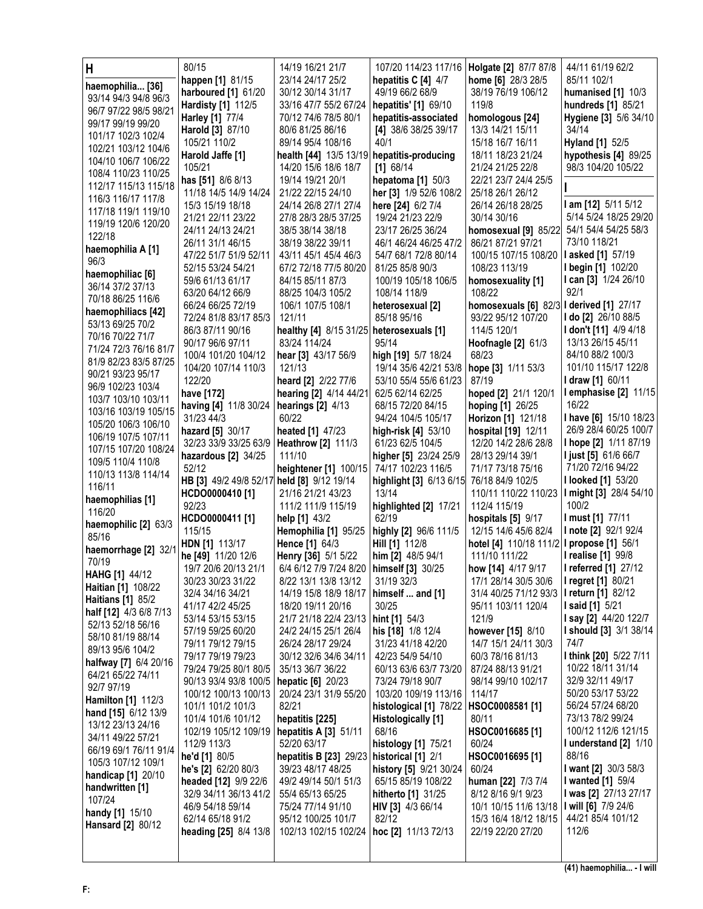## H

**haemophilia... [36]** 93/14 94/3 94/8 96/3 96/7 97/22 98/5 98/21 99/17 99/19 99/20 101/17 102/3 102/4 102/21 103/12 104/6 104/10 106/7 106/22 108/4 110/23 110/25 112/17 115/13 115/18 116/3 116/17 117/8 117/18 119/1 119/10 119/19 120/6 120/20 122/18
**haemophilia A [1]** 96/3
**haemophiliac [6]** 36/14 37/2 37/13 70/18 86/25 116/6
**haemophiliacs [42]** 53/13 69/25 70/2 70/16 70/22 71/7 71/24 72/3 76/16 81/7 81/9 82/23 83/5 87/25 90/21 93/23 95/17 96/9 102/23 103/4 103/7 103/10 103/11 103/16 103/19 105/15 105/20 106/3 106/10 106/19 107/5 107/11 107/15 107/20 108/24 109/5 110/4 110/8 110/13 113/8 114/14 116/11
**haemophilias [1]** 116/20
**haemophilic [2]** 63/3 85/16
**haemorrhage [2]** 32/1 70/19
**HAHG [1]** 44/12
**Haitian [1]** 108/22
**Haitians [1]** 85/2
**half [12]** 4/3 6/8 7/13 52/13 52/18 56/16 58/10 81/19 88/14 89/13 95/6 104/2
**halfway [7]** 6/4 20/16 64/21 65/22 74/11 92/7 97/19
**Hamilton [1]** 112/3
**hand [15]** 6/12 13/9 13/12 23/13 24/16 34/11 49/22 57/21 66/19 69/1 76/11 91/4 105/3 107/12 109/1
**handicap [1]** 20/10
**handwritten [1]** 107/24
**handy [1]** 15/10
**Hansard [2]** 80/12 80/15
**happen [1]** 81/15
**harboured [1]** 61/20
**Hardisty [1]** 112/5
**Harley [1]** 77/4
**Harold [3]** 87/10 105/21 110/2
**Harold Jaffe [1]** 105/21
**has [51]** 8/6 8/13 11/18 14/5 14/9 14/24 15/3 15/19 18/18 21/21 22/11 23/22 24/11 24/13 24/21 26/11 31/1 46/15 47/22 51/7 51/9 52/11 52/15 53/24 54/21 59/6 61/13 61/17 63/20 64/12 66/9 66/24 66/25 72/19 72/24 81/8 83/17 85/3 86/3 87/11 90/16 90/17 96/6 97/11 100/4 101/20 104/12 104/20 107/14 110/3 122/20
**have [172]**
**having [4]** 11/8 30/24 31/23 44/3
**hazard [5]** 30/17 32/23 33/9 33/25 63/9
**hazardous [2]** 34/25 52/12
**HB [3]** 49/2 49/8 52/17
**HCDO0000410 [1]** 92/23
**HCDO0000411 [1]** 115/15
**HDN [1]** 113/17
**he [49]** 11/20 12/6 19/7 20/6 20/13 21/1 30/23 30/23 31/22 32/4 34/16 34/21 41/17 42/2 45/25 53/14 53/15 53/15 57/19 59/25 60/20 79/11 79/12 79/15 79/17 79/19 79/23 79/24 79/25 80/1 80/5 90/13 93/4 93/8 100/5 100/12 100/13 100/13 101/1 101/2 101/3 101/4 101/6 101/12 102/19 105/12 109/19 112/9 113/3
**he'd [1]** 80/5
**he's [2]** 62/20 80/3
**headed [12]** 9/9 22/6 32/9 34/11 36/13 41/2 46/9 54/18 59/14 62/14 65/18 91/2
**heading [25]** 8/4 13/8 14/19 16/21 21/7 23/14 24/17 25/2 30/12 30/14 31/17 33/16 47/7 55/2 67/24 70/12 74/6 78/5 80/1 80/6 81/25 86/16 89/14 95/4 108/16
**health [44]** 13/5 13/19 14/20 15/6 18/6 18/7 19/14 19/21 20/1 21/22 22/15 24/10 24/14 26/8 27/1 27/4 27/8 28/3 28/5 37/25 38/5 38/14 38/18 38/19 38/22 39/11 43/11 45/1 45/4 46/3 67/2 72/18 77/5 80/20 84/15 85/11 87/3 88/25 104/3 105/2 106/1 107/5 108/1 121/11
**healthy [4]** 8/15 31/25 83/24 114/24
**hear [3]** 43/17 56/9 121/13
**heard [2]** 2/22 77/6
**hearing [2]** 4/14 44/21
**hearings [2]** 4/13 60/22
**heated [1]** 47/23
**Heathrow [2]** 111/3 111/10
**heightener [1]** 100/15
**held [8]** 9/12 19/14 21/16 21/21 43/23 111/2 111/9 115/19
**help [1]** 43/2
**Hemophilia [1]** 95/25
**Hence [1]** 64/3
**Henry [36]** 5/1 5/22 6/4 6/12 7/9 7/24 8/20 8/22 13/1 13/8 13/12 14/19 15/8 18/9 18/17 18/20 19/11 20/16 21/7 21/18 22/4 23/13 24/2 24/15 25/1 26/4 26/24 28/17 29/24 30/12 32/6 34/6 34/11 35/13 36/7 36/22
**hepatic [6]** 20/23 20/24 23/1 31/9 55/20 82/21
**hepatitis [225]**
**hepatitis A [3]** 51/11 52/20 63/17
**hepatitis B [23]** 29/23 39/23 48/17 48/25 49/2 49/14 50/1 51/3 55/4 65/13 65/25 75/24 77/14 91/10 95/12 100/25 101/7 102/13 102/15 102/24 107/20 114/23 117/16
**hepatitis C [4]** 4/7 49/19 66/2 68/9
**hepatitis' [1]** 69/10
**hepatitis-associated [4]** 38/6 38/25 39/17 40/1
**hepatitis-producing [1]** 68/14
**hepatoma [1]** 50/3
**her [3]** 1/9 52/6 108/2
**here [24]** 6/2 7/4 19/24 21/23 22/9 23/17 26/25 36/24 46/1 46/24 46/25 47/2 54/7 68/1 72/8 80/14 81/25 85/8 90/3 100/19 105/18 106/5 108/14 118/9
**heterosexual [2]** 85/18 95/16
**heterosexuals [1]** 95/14
**high [19]** 5/7 18/24 19/14 35/6 42/21 53/8 53/10 55/4 55/6 61/23 62/5 62/14 62/25 68/15 72/20 84/15 94/24 104/5 105/17
**high-risk [4]** 53/10 61/23 62/5 104/5
**higher [5]** 23/24 25/9 74/17 102/23 116/5
**highlight [3]** 6/13 6/15 13/14
**highlighted [2]** 17/21 62/19
**highly [2]** 96/6 111/5
**Hill [1]** 112/8
**him [2]** 48/5 94/1
**himself [3]** 30/25 31/19 32/3
**himself ... and [1]** 30/25
**hint [1]** 54/3
**his [18]** 1/8 12/4 31/23 41/18 42/20 42/23 54/9 54/10 60/13 63/6 63/7 73/20 73/24 79/18 90/7 103/20 109/19 113/16
**histological [1]** 78/22
**Histologically [1]** 68/16
**histology [1]** 75/21
**historical [1]** 2/1
**history [5]** 9/21 30/24 65/15 85/19 108/22
**hitherto [1]** 31/25
**HIV [3]** 4/3 66/14 82/12
**hoc [2]** 11/13 72/13
**Holgate [2]** 87/7 87/8
**home [6]** 28/3 28/5 38/19 76/19 106/12 119/8
**homologous [24]** 13/3 14/21 15/11 15/18 16/7 16/11 18/11 18/23 21/24 21/24 21/25 22/8 22/21 23/7 24/4 25/5 25/18 26/1 26/12 26/14 26/18 28/25 30/14 30/16
**homosexual [9]** 85/22 86/21 87/21 97/21 100/15 107/15 108/20 108/23 113/19
**homosexuality [1]** 108/22
**homosexuals [6]** 82/3 93/22 95/12 107/20 114/5 120/1
**Hoofnagle [2]** 61/3 68/23
**hope [3]** 1/11 53/3 87/19
**hoped [2]** 21/1 120/1
**hoping [1]** 26/25
**Horizon [1]** 121/18
**hospital [19]** 12/11 12/20 14/2 28/6 28/8 28/13 29/14 39/1 71/17 73/18 75/16 76/18 84/9 102/5 110/11 110/22 110/23 112/4 115/19
**hospitals [5]** 9/17 12/15 14/6 45/6 82/4
**hotel [4]** 110/18 111/2 111/10 111/22
**how [14]** 4/17 9/17 17/1 28/14 30/5 30/6 31/4 40/25 71/12 93/3 95/11 103/11 120/4 121/9
**however [15]** 8/10 14/7 15/1 24/11 30/3 60/3 78/16 81/13 87/24 88/13 91/21 98/14 99/10 102/17 114/17
**HSOC0008581 [1]** 80/11
**HSOC0016685 [1]** 60/24
**HSOC0016695 [1]** 60/24
**human [22]** 7/3 7/4 8/12 8/16 9/1 9/23 10/1 10/15 11/6 13/18 15/3 16/4 18/12 18/15 22/19 22/20 27/20 44/11 61/19 62/2 85/11 102/1
**humanised [1]** 10/3
**hundreds [1]** 85/21
**Hygiene [3]** 5/6 34/10 34/14
**Hyland [1]** 52/5
**hypothesis [4]** 89/25 98/3 104/20 105/22

## I

**I am [12]** 5/11 5/12 5/14 5/24 18/25 29/20 54/1 54/4 54/25 58/3 73/10 118/21
**I asked [1]** 57/19
**I begin [1]** 102/20
**I can [3]** 1/24 26/10 92/1
**I derived [1]** 27/17
**I do [2]** 26/10 88/5
**I don't [11]** 4/9 4/18 13/13 26/15 45/11 84/10 88/2 100/3 101/10 115/17 122/8
**I draw [1]** 60/11
**I emphasise [2]** 11/15 16/22
**I have [6]** 15/10 18/23 26/9 28/4 60/25 100/7
**I hope [2]** 1/11 87/19
**I just [5]** 61/6 66/7 71/20 72/16 94/22
**I looked [1]** 53/20
**I might [3]** 28/4 54/10 100/2
**I must [1]** 77/11
**I note [2]** 92/1 92/4
**I propose [1]** 56/1
**I realise [1]** 99/8
**I referred [1]** 27/12
**I regret [1]** 80/21
**I return [1]** 82/12
**I said [1]** 5/21
**I say [2]** 44/20 122/7
**I should [3]** 3/1 38/14 74/7
**I think [20]** 5/22 7/11 10/22 18/11 31/14 32/9 32/11 49/17 50/20 53/17 53/22 56/24 57/24 68/20 73/13 78/2 99/24 100/12 112/6 121/15
**I understand [2]** 1/10 88/16
**I want [2]** 30/3 58/3
**I wanted [1]** 59/4
**I was [2]** 27/13 27/17
**I will [6]** 7/9 24/6 44/21 85/4 101/12 112/6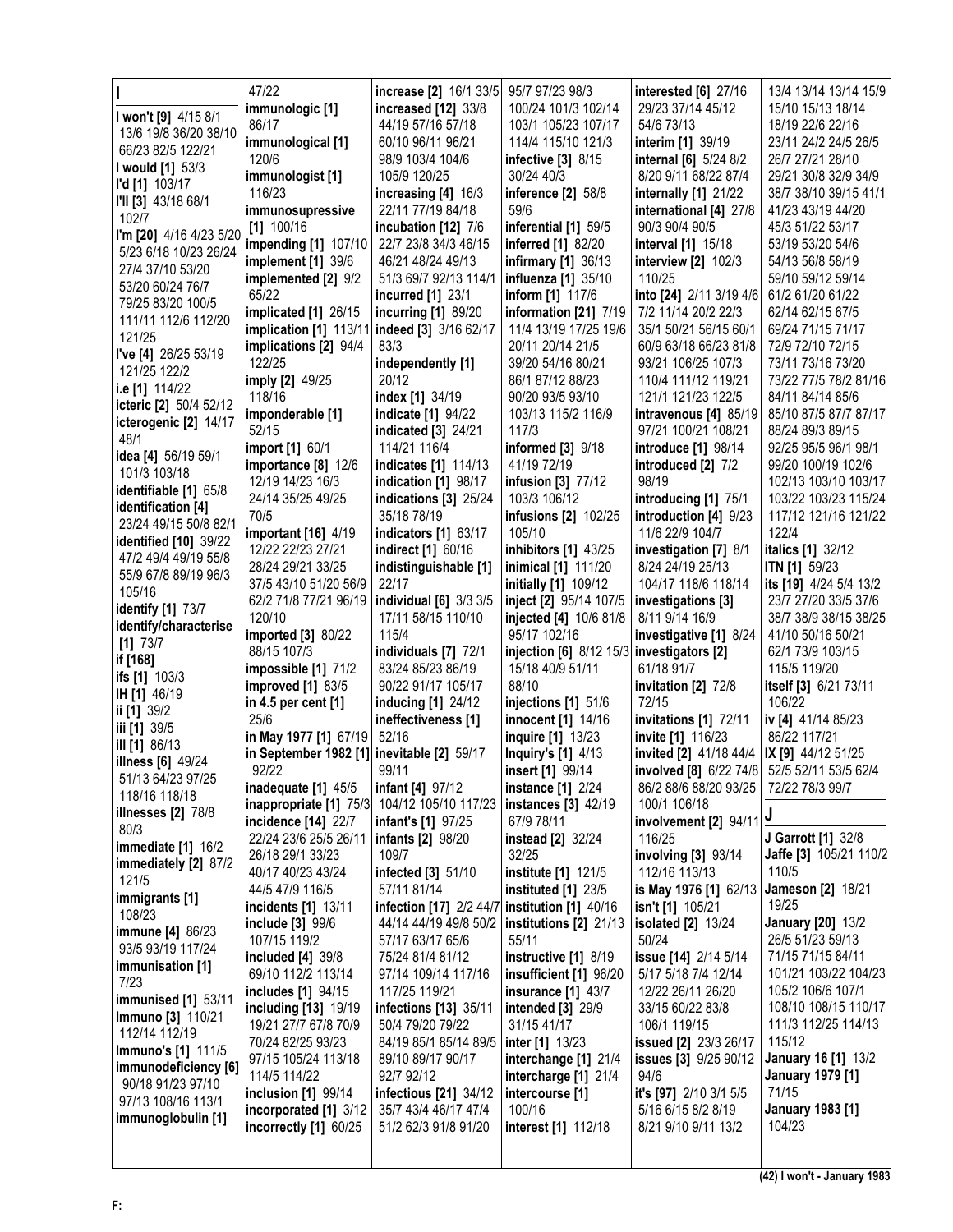**I**

**I won't [9]** 4/15 8/1 13/6 19/8 36/20 38/10 66/23 82/5 122/21
**I would [1]** 53/3
**I'd [1]** 103/17
**I'll [3]** 43/18 68/1 102/7
**I'm [20]** 4/16 4/23 5/20 5/23 6/18 10/23 26/24 27/4 37/10 53/20 53/20 60/24 76/7 79/25 83/20 100/5 111/11 112/6 112/20 121/25
**I've [4]** 26/25 53/19 121/25 122/2
**i.e [1]** 114/22
**icteric [2]** 50/4 52/12
**icterogenic [2]** 14/17 48/1
**idea [4]** 56/19 59/1 101/3 103/18
**identifiable [1]** 65/8
**identification [4]** 23/24 49/15 50/8 82/1
**identified [10]** 39/22 47/2 49/4 49/15 55/8 55/9 67/8 89/19 96/3 105/16
**identify [1]** 73/7
**identify/characterise [1]** 73/7
**if [168]**
**ifs [1]** 103/3
**IH [1]** 46/19
**ii [1]** 39/2
**iii [1]** 39/5
**ill [1]** 86/13
**illness [6]** 49/24 51/13 64/23 97/25 118/16 118/18
**illnesses [2]** 78/8 80/3
**immediate [1]** 16/2
**immediately [2]** 87/2 121/5
**immigrants [1]** 108/23
**immune [4]** 86/23 93/5 93/19 117/24
**immunisation [1]** 7/23
**immunised [1]** 53/11
**Immuno [3]** 110/21 112/14 112/19
**Immuno's [1]** 111/5
**immunodeficiency [6]** 90/18 91/23 97/10 97/13 108/16 113/1
**immunoglobulin [1]** 47/22
**immunologic [1]** 86/17
**immunological [1]** 120/6
**immunologist [1]** 116/23
**immunosupressive [1]** 100/16
**impending [1]** 107/10
**implement [1]** 39/6
**implemented [2]** 9/2 65/22
**implicated [1]** 26/15
**implication [1]** 113/11
**implications [2]** 94/4 122/25
**imply [2]** 49/25 118/16
**imponderable [1]** 52/15
**import [1]** 60/1
**importance [8]** 12/6 12/19 14/23 16/3 24/14 35/25 49/25 70/5
**important [16]** 4/19 12/22 22/23 27/21 28/24 29/21 33/25 37/5 43/10 51/20 56/9 62/2 71/8 77/21 96/19 120/10
**imported [3]** 80/22 88/15 107/3
**impossible [1]** 71/2
**improved [1]** 83/5
**in 4.5 per cent [1]** 25/6
**in May 1977 [1]** 67/19
**in September 1982 [1]** 92/22
**inadequate [1]** 45/5
**inappropriate [1]** 75/3
**incidence [14]** 22/7 22/24 23/6 25/5 26/11 26/18 29/1 33/23 40/17 40/23 43/24 44/5 47/9 116/5
**incidents [1]** 13/11
**include [3]** 99/6 107/15 119/2
**included [4]** 39/8 69/10 112/2 113/14
**includes [1]** 94/15
**including [13]** 19/19 19/21 27/7 67/8 70/9 70/24 82/25 93/23 97/15 105/24 113/18 114/5 114/22
**inclusion [1]** 99/14
**incorporated [1]** 3/12
**incorrectly [1]** 60/25
**increase [2]** 16/1 33/5
**increased [12]** 33/8 44/19 57/16 57/18 60/10 96/11 96/21 98/9 103/4 104/6 105/9 120/25
**increasing [4]** 16/3 22/11 77/19 84/18
**incubation [12]** 7/6 22/7 23/8 34/3 46/15 46/21 48/24 49/13 51/3 69/7 92/13 114/1
**incurred [1]** 23/1
**incurring [1]** 89/20
**indeed [3]** 3/16 62/17 83/3
**independently [1]** 20/12
**index [1]** 34/19
**indicate [1]** 94/22
**indicated [3]** 24/21 114/21 116/4
**indicates [1]** 114/13
**indication [1]** 98/17
**indications [3]** 25/24 35/18 78/19
**indicators [1]** 63/17
**indirect [1]** 60/16
**indistinguishable [1]** 22/17
**individual [6]** 3/3 3/5 17/11 58/15 110/10 115/4
**individuals [7]** 72/1 83/24 85/23 86/19 90/22 91/17 105/17
**inducing [1]** 24/12
**ineffectiveness [1]** 52/16
**inevitable [2]** 59/17 99/11
**infant [4]** 97/12 104/12 105/10 117/23
**infant's [1]** 97/25
**infants [2]** 98/20 109/7
**infected [3]** 51/10 57/11 81/14
**infection [17]** 2/2 44/7 44/14 44/19 49/8 50/2 57/17 63/17 65/6 75/24 81/4 81/12 97/14 109/14 117/16 117/25 119/21
**infections [13]** 35/11 50/4 79/20 79/22 84/19 85/1 85/14 89/5 89/10 89/17 90/17 92/7 92/12
**infectious [21]** 34/12 35/7 43/4 46/17 47/4 51/2 62/3 91/8 91/20 95/7 97/23 98/3 100/24 101/3 102/14 103/1 105/23 107/17 114/4 115/10 121/3
**infective [3]** 8/15 30/24 40/3
**inference [2]** 58/8 59/6
**inferential [1]** 59/5
**inferred [1]** 82/20
**infirmary [1]** 36/13
**influenza [1]** 35/10
**inform [1]** 117/6
**information [21]** 7/19 11/4 13/19 17/25 19/6 20/11 20/14 21/5 39/20 54/16 80/21 86/1 87/12 88/23 90/20 93/5 93/10 103/13 115/2 116/9 117/3
**informed [3]** 9/18 41/19 72/19
**infusion [3]** 77/12 103/3 106/12
**infusions [2]** 102/25 105/10
**inhibitors [1]** 43/25
**inimical [1]** 111/20
**initially [1]** 109/12
**inject [2]** 95/14 107/5
**injected [4]** 10/6 81/8 95/17 102/16
**injection [6]** 8/12 15/3 15/18 40/9 51/11 88/10
**injections [1]** 51/6
**innocent [1]** 14/16
**inquire [1]** 13/23
**Inquiry's [1]** 4/13
**insert [1]** 99/14
**instance [1]** 2/24
**instances [3]** 42/19 67/9 78/11
**instead [2]** 32/24 32/25
**institute [1]** 121/5
**instituted [1]** 23/5
**institution [1]** 40/16
**institutions [2]** 21/13 55/11
**instructive [1]** 8/19
**insufficient [1]** 96/20
**insurance [1]** 43/7
**intended [3]** 29/9 31/15 41/17
**inter [1]** 13/23
**interchange [1]** 21/4
**intercharge [1]** 21/4
**intercourse [1]** 100/16
**interest [1]** 112/18
**interested [6]** 27/16 29/23 37/14 45/12 54/6 73/13
**interim [1]** 39/19
**internal [6]** 5/24 8/2 8/20 9/11 68/22 87/4
**internally [1]** 21/22
**international [4]** 27/8 90/3 90/4 90/5
**interval [1]** 15/18
**interview [2]** 102/3 110/25
**into [24]** 2/11 3/19 4/6 7/2 11/14 20/2 22/3 35/1 50/21 56/15 60/1 60/9 63/18 66/23 81/8 93/21 106/25 107/3 110/4 111/12 119/21 121/1 121/23 122/5
**intravenous [4]** 85/19 97/21 100/21 108/21
**introduce [1]** 98/14
**introduced [2]** 7/2 98/19
**introducing [1]** 75/1
**introduction [4]** 9/23 11/6 22/9 104/7
**investigation [7]** 8/1 8/24 24/19 25/13 104/17 118/6 118/14
**investigations [3]** 8/11 9/14 16/9
**investigative [1]** 8/24
**investigators [2]** 61/18 91/7
**invitation [2]** 72/8 72/15
**invitations [1]** 72/11
**invite [1]** 116/23
**invited [2]** 41/18 44/4
**involved [8]** 6/22 74/8 86/2 88/6 88/20 93/25 100/1 106/18
**involvement [2]** 94/11 116/25
**involving [3]** 93/14 112/16 113/13
**is May 1976 [1]** 62/13
**isn't [1]** 105/21
**isolated [2]** 13/24 50/24
**issue [14]** 2/14 5/14 5/17 5/18 7/4 12/14 12/22 26/11 26/20 33/15 60/22 83/8 106/1 119/15
**issued [2]** 23/3 26/17
**issues [3]** 9/25 90/12 94/6
**it's [97]** 2/10 3/1 5/5 5/16 6/15 8/2 8/19 8/21 9/10 9/11 13/2 13/4 13/14 13/14 15/9 15/10 15/13 18/14 18/19 22/6 22/16 23/11 24/2 24/5 26/5 26/7 27/21 28/10 29/21 30/8 32/9 34/9 38/7 38/10 39/15 41/1 41/23 43/19 44/20 45/3 51/22 53/17 53/19 53/20 54/6 54/13 56/8 58/19 59/10 59/12 59/14 61/2 61/20 61/22 62/14 62/15 67/5 69/24 71/15 71/17 72/9 72/10 72/15 73/11 73/16 73/20 73/22 77/5 78/2 81/16 84/11 84/14 85/6 85/10 87/5 87/7 87/17 88/24 89/3 89/15 92/25 95/5 96/1 98/1 99/20 100/19 102/6 102/13 103/10 103/17 103/22 103/23 115/24 117/12 121/16 121/22 122/4
**italics [1]** 32/12
**ITN [1]** 59/23
**its [19]** 4/24 5/4 13/2 23/7 27/20 33/5 37/6 38/7 38/9 38/15 38/25 41/10 50/16 50/21 62/1 73/9 103/15 115/5 119/20
**itself [3]** 6/21 73/11 106/22
**iv [4]** 41/14 85/23 86/22 117/21
**IX [9]** 44/12 51/25 52/5 52/11 53/5 62/4 72/22 78/3 99/7

**J**

**J Garrott [1]** 32/8
**Jaffe [3]** 105/21 110/2 110/5
**Jameson [2]** 18/21 19/25
**January [20]** 13/2 26/5 51/23 59/13 71/15 71/15 84/11 101/21 103/22 104/23 105/2 106/7 107/1 108/10 108/15 110/17 111/3 112/25 114/13 115/12
**January 16 [1]** 13/2
**January 1979 [1]** 71/15
**January 1983 [1]** 104/23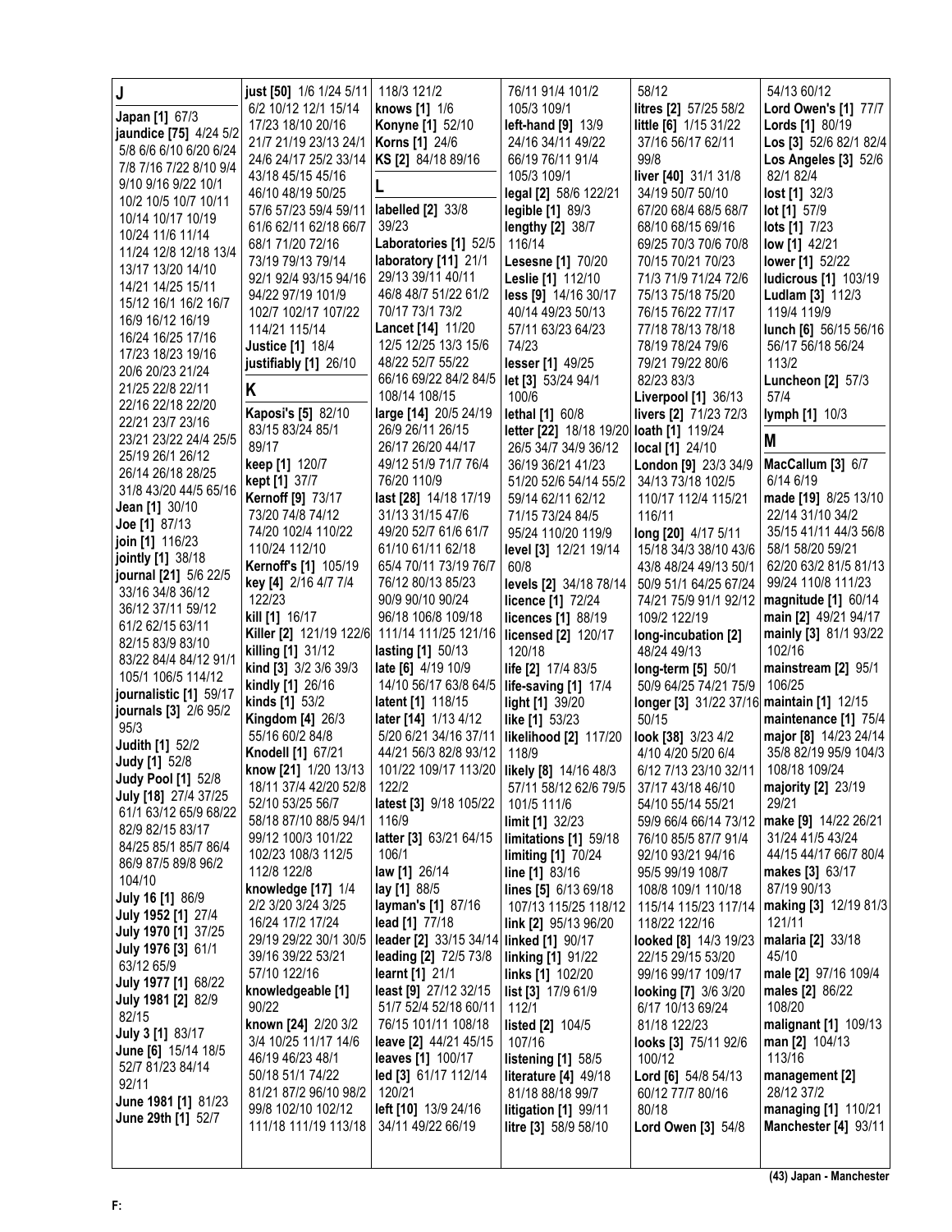## J

**Japan [1]** 67/3
**jaundice [75]** 4/24 5/2 5/8 6/6 6/10 6/20 6/24 7/8 7/16 7/22 8/10 9/4 9/10 9/16 9/22 10/1 10/2 10/5 10/7 10/11 10/14 10/17 10/19 10/24 11/6 11/14 11/24 12/8 12/18 13/4 13/17 13/20 14/10 14/21 14/25 15/11 15/12 16/1 16/2 16/7 16/9 16/12 16/19 16/24 16/25 17/16 17/23 18/23 19/16 20/6 20/23 21/24 21/25 22/8 22/11 22/16 22/18 22/20 22/21 23/7 23/16 23/21 23/22 24/4 25/5 25/19 26/1 26/12 26/14 26/18 28/25 31/8 43/20 44/5 65/16
**Jean [1]** 30/10
**Joe [1]** 87/13
**join [1]** 116/23
**jointly [1]** 38/18
**journal [21]** 5/6 22/5 33/16 34/8 36/12 36/12 37/11 59/12 61/2 62/15 63/11 82/15 83/9 83/10 83/22 84/4 84/12 91/1 105/1 106/5 114/12
**journalistic [1]** 59/17
**journals [3]** 2/6 95/2 95/3
**Judith [1]** 52/2
**Judy [1]** 52/8
**Judy Pool [1]** 52/8
**July [18]** 27/4 37/25 61/1 63/12 65/9 68/22 82/9 82/15 83/17 84/25 85/1 85/7 86/4 86/9 87/5 89/8 96/2 104/10
**July 16 [1]** 86/9
**July 1952 [1]** 27/4
**July 1970 [1]** 37/25
**July 1976 [3]** 61/1 63/12 65/9
**July 1977 [1]** 68/22
**July 1981 [2]** 82/9 82/15
**July 3 [1]** 83/17
**June [6]** 15/14 18/5 52/7 81/23 84/14 92/11
**June 1981 [1]** 81/23
**June 29th [1]** 52/7
**just [50]** 1/6 1/24 5/11 6/2 10/12 12/1 15/14 17/23 18/10 20/16 21/7 21/19 23/13 24/1 24/6 24/17 25/2 33/14 43/18 45/15 45/16 46/10 48/19 50/25 57/6 57/23 59/4 59/11 61/6 62/11 62/18 66/7 68/1 71/20 72/16 73/19 79/13 79/14 92/1 92/4 93/15 94/16 94/22 97/19 101/9 102/7 102/17 107/22 114/21 115/14
**Justice [1]** 18/4
**justifiably [1]** 26/10

## K

**Kaposi's [5]** 82/10 83/15 83/24 85/1 89/17
**keep [1]** 120/7
**kept [1]** 37/7
**Kernoff [9]** 73/17 73/20 74/8 74/12 74/20 102/4 110/22 110/24 112/10
**Kernoff's [1]** 105/19
**key [4]** 2/16 4/7 7/4 122/23
**kill [1]** 16/17
**Killer [2]** 121/19 122/6
**killing [1]** 31/12
**kind [3]** 3/2 3/6 39/3
**kindly [1]** 26/16
**kinds [1]** 53/2
**Kingdom [4]** 26/3 55/16 60/2 84/8
**Knodell [1]** 67/21
**know [21]** 1/20 13/13 18/11 37/4 42/20 52/8 52/10 53/25 56/7 58/18 87/10 88/5 94/1 99/12 100/3 101/22 102/23 108/3 112/5 112/8 122/8
**knowledge [17]** 1/4 2/2 3/20 3/24 3/25 16/24 17/2 17/24 29/19 29/22 30/1 30/5 39/16 39/22 53/21 57/10 122/16
**knowledgeable [1]** 90/22
**known [24]** 2/20 3/2 3/4 10/25 11/17 14/6 46/19 46/23 48/1 50/18 51/1 74/22 81/21 87/2 96/10 98/2 99/8 102/10 102/12 111/18 111/19 113/18 118/3 121/2
**knows [1]** 1/6
**Konyne [1]** 52/10
**Korns [1]** 24/6
**KS [2]** 84/18 89/16

## L

**labelled [2]** 33/8 39/23
**Laboratories [1]** 52/5
**laboratory [11]** 21/1 29/13 39/11 40/11 46/8 48/7 51/22 61/2 70/17 73/1 73/2
**Lancet [14]** 11/20 12/5 12/25 13/5 15/6 48/22 52/7 55/22 66/16 69/22 84/2 84/5 108/14 108/15
**large [14]** 20/5 24/19 26/9 26/11 26/15 26/17 26/20 44/17 49/12 51/9 71/7 76/4 76/20 110/9
**last [28]** 14/18 17/19 31/13 31/15 47/6 49/20 52/7 61/6 61/7 61/10 61/11 62/18 65/4 70/11 73/19 76/7 76/12 80/13 85/23 90/9 90/10 90/24 96/18 106/8 109/18 111/14 111/25 121/16
**lasting [1]** 50/13
**late [6]** 4/19 10/9 14/10 56/17 63/8 64/5
**latent [1]** 118/15
**later [14]** 1/13 4/12 5/20 6/21 34/16 37/11 44/21 56/3 82/8 93/12 101/22 109/17 113/20 122/2
**latest [3]** 9/18 105/22 116/9
**latter [3]** 63/21 64/15 106/1
**law [1]** 26/14
**lay [1]** 88/5
**layman's [1]** 87/16
**lead [1]** 77/18
**leader [2]** 33/15 34/14
**leading [2]** 72/5 73/8
**learnt [1]** 21/1
**least [9]** 27/12 32/15 51/7 52/4 52/18 60/11 76/15 101/11 108/18 107/16
**leave [2]** 44/21 45/15
**leaves [1]** 100/17
**led [3]** 61/17 112/14 120/21
**left [10]** 13/9 24/16 34/11 49/22 66/19 76/11 91/4 101/2 105/3 109/1
**left-hand [9]** 13/9 24/16 34/11 49/22 66/19 76/11 91/4 105/3 109/1
**legal [2]** 58/6 122/21
**legible [1]** 89/3
**lengthy [2]** 38/7 116/14
**Lesesne [1]** 70/20
**Leslie [1]** 112/10
**less [9]** 14/16 30/17 40/14 49/23 50/13 57/11 63/23 64/23 74/23
**lesser [1]** 49/25
**let [3]** 53/24 94/1 100/6
**lethal [1]** 60/8
**letter [22]** 18/18 19/20 26/5 34/7 34/9 36/12 36/19 36/21 41/23 51/20 52/6 54/14 55/2 59/14 62/11 62/12 71/15 73/24 84/5 95/24 110/20 119/9
**level [3]** 12/21 19/14 60/8
**levels [2]** 34/18 78/14
**licence [1]** 72/24
**licences [1]** 88/19
**licensed [2]** 120/17 120/18
**life [2]** 17/4 83/5
**life-saving [1]** 17/4
**light [1]** 39/20
**like [1]** 53/23
**likelihood [2]** 117/20 118/9
**likely [8]** 14/16 48/3 57/11 58/12 62/6 79/5 101/5 111/6
**limit [1]** 32/23
**limitations [1]** 59/18
**limiting [1]** 70/24
**line [1]** 83/16
**lines [5]** 6/13 69/18 107/13 115/25 118/12
**link [2]** 95/13 96/20
**linked [1]** 90/17
**linking [1]** 91/22
**links [1]** 102/20
**list [3]** 17/9 61/9 112/1
**listed [2]** 104/5 107/16
**listening [1]** 58/5
**literature [4]** 49/18 81/18 88/18 99/7
**litigation [1]** 99/11
**litre [3]** 58/9 58/10 58/12
**litres [2]** 57/25 58/2
**little [6]** 1/15 31/22 37/16 56/17 62/11 99/8
**liver [40]** 31/1 31/8 34/19 50/7 50/10 67/20 68/4 68/5 68/7 68/10 68/15 69/16 69/25 70/3 70/6 70/8 70/15 70/21 70/23 71/3 71/9 71/24 72/6 75/13 75/18 75/20 76/15 76/22 77/17 77/18 78/13 78/18 78/19 78/24 79/6 79/21 79/22 80/6 82/23 83/3
**Liverpool [1]** 36/13
**livers [2]** 71/23 72/3
**loath [1]** 119/24
**local [1]** 24/10
**London [9]** 23/3 34/9 34/13 73/18 102/5 110/17 112/4 115/21 116/11
**long [20]** 4/17 5/11 15/18 34/3 38/10 43/6 43/8 48/24 49/13 50/1 50/9 51/4 64/25 67/24 74/21 75/9 91/1 92/12 109/2 122/19
**long-incubation [2]** 48/24 49/13
**long-term [5]** 50/1 50/9 64/25 74/21 75/9
**longer [3]** 31/22 37/16 50/15
**look [38]** 3/23 4/2 4/10 4/20 5/20 6/4 6/12 7/13 23/10 32/11 37/17 43/18 46/10 54/10 55/14 55/21 59/9 66/4 66/14 73/12 76/10 85/5 87/7 91/4 92/10 93/21 94/16 95/5 99/19 108/7 108/8 109/1 110/18 115/14 115/23 117/14 118/22 122/16
**looked [8]** 14/3 19/23 22/15 29/15 53/20 99/16 99/17 109/17
**looking [7]** 3/6 3/20 6/17 10/13 69/24 81/18 122/23
**looks [3]** 75/11 92/6 100/12
**Lord [6]** 54/8 54/13 60/12 77/7 80/16 80/18
**Lord Owen [3]** 54/8 54/13 60/12
**Lord Owen's [1]** 77/7
**Lords [1]** 80/19
**Los [3]** 52/6 82/1 82/4
**Los Angeles [3]** 52/6 82/1 82/4
**lost [1]** 32/3
**lot [1]** 57/9
**lots [1]** 7/23
**low [1]** 42/21
**lower [1]** 52/22
**ludicrous [1]** 103/19
**Ludlam [3]** 112/3 119/4 119/9
**lunch [6]** 56/15 56/16 56/17 56/18 56/24 113/2
**Luncheon [2]** 57/3 57/4
**lymph [1]** 10/3

## M

**MacCallum [3]** 6/7 6/14 6/19
**made [19]** 8/25 13/10 22/14 31/10 34/2 35/15 41/13 44/3 56/8 58/1 58/20 59/21 62/20 63/2 81/5 81/13 99/24 110/8 111/23
**magnitude [1]** 60/14
**main [2]** 49/21 94/17
**mainly [3]** 81/13 93/22 102/16
**mainstream [2]** 95/1 106/25
**maintain [1]** 12/15
**maintenance [1]** 75/4
**major [8]** 14/23 24/14 35/8 82/19 95/9 104/3 108/18 109/24
**majority [2]** 23/19 29/21
**make [9]** 14/22 26/21 31/24 41/5 43/24 44/15 44/17 66/7 80/4
**makes [3]** 63/17 87/19 90/13
**making [3]** 12/19 81/3 121/11
**malaria [2]** 33/18 45/10
**male [2]** 97/16 109/4
**males [2]** 86/22 108/20
**malignant [1]** 109/13
**man [2]** 104/13 113/16
**management [2]** 28/12 37/2
**managing [1]** 110/21
**Manchester [4]** 93/11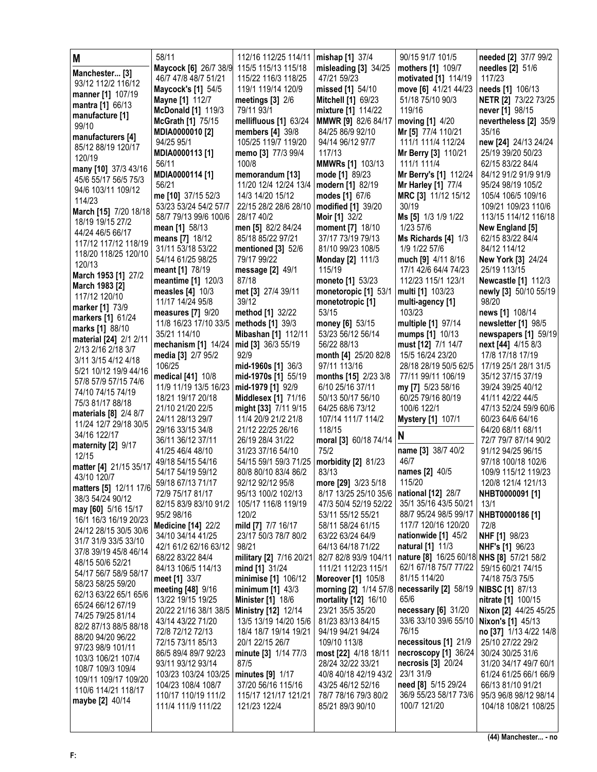## M

**Manchester... [3]** 93/12 112/2 116/12
**manner [1]** 107/19
**mantra [1]** 66/13
**manufacture [1]** 99/10
**manufacturers [4]** 85/12 88/19 120/17 120/19
**many [10]** 37/3 43/16 45/6 55/17 56/5 75/3 94/6 103/11 109/12 114/23
**March [15]** 7/20 18/18 18/19 19/15 27/2 44/24 46/5 66/17 117/12 117/12 118/19 118/20 118/25 120/10 120/13
**March 1953 [1]** 27/2
**March 1983 [2]** 117/12 120/10
**marker [1]** 73/9
**markers [1]** 61/24
**marks [1]** 88/10
**material [24]** 2/1 2/11 2/13 2/16 2/18 3/7 3/11 3/15 4/12 4/18 5/21 10/12 19/9 44/16 57/8 57/9 57/15 74/6 74/10 74/15 74/19 75/3 81/17 88/18
**materials [8]** 2/4 8/7 11/24 12/7 29/18 30/5 34/16 122/17
**maternity [2]** 9/17 12/15
**matter [4]** 21/15 35/17 43/10 120/7
**matters [5]** 12/11 17/6 38/3 54/24 90/12
**may [60]** 5/16 15/17 16/1 16/3 16/19 20/23 24/12 28/15 30/5 30/6 31/7 31/9 33/5 33/10 37/8 39/19 45/8 46/14 48/15 50/6 52/21 54/17 56/7 58/9 58/17 58/23 58/25 59/20 62/13 63/22 65/1 65/6 65/24 66/12 67/19 74/25 79/25 81/14 82/2 87/13 88/5 88/18 88/20 94/20 96/22 97/23 98/9 101/11 103/3 106/21 107/4 108/7 109/3 109/4 109/11 109/17 109/20 110/6 114/21 118/17
**maybe [2]** 40/14
58/11
**Maycock [6]** 26/7 38/9 46/7 47/8 48/7 51/21
**Maycock's [1]** 54/5
**Mayne [1]** 112/7
**McDonald [1]** 119/3
**McGrath [1]** 75/15
**MDIA0000010 [2]** 94/25 95/1
**MDIA0000113 [1]** 56/11
**MDIA0000114 [1]** 56/21
**me [10]** 37/15 52/3 53/23 53/24 54/2 57/7 58/7 79/13 99/6 100/6
**mean [1]** 58/13
**means [7]** 18/12 31/11 53/18 53/22 54/14 61/25 98/25
**meant [1]** 78/19
**meantime [1]** 120/3
**measles [4]** 10/3 11/17 14/24 95/8
**measures [7]** 9/20 11/8 16/23 17/10 33/5 35/21 114/10
**mechanism [1]** 14/24
**media [3]** 2/7 95/2 106/25
**medical [41]** 10/8 11/9 11/19 13/5 16/23 18/21 19/17 20/18 21/10 21/20 22/5 24/11 28/13 29/7 29/16 33/15 34/8 36/11 36/12 37/11 41/25 46/4 48/10 49/18 54/15 54/16 54/17 54/19 59/12 59/18 67/13 71/17 72/9 75/17 81/17 82/15 83/9 83/10 91/2 95/2 98/16
**Medicine [14]** 22/2 34/10 34/14 41/25 42/1 61/2 62/16 63/12 68/22 83/22 84/4 84/13 106/5 114/13
**meet [1]** 33/7
**meeting [48]** 9/16 13/22 19/15 19/25 20/22 21/16 38/1 38/5 43/14 43/22 71/20 72/8 72/12 72/13 72/15 73/11 85/13 86/5 89/4 89/7 92/23 93/11 93/12 93/14 103/23 103/24 103/25 104/23 108/4 108/7 110/17 110/19 111/2 111/4 111/9 111/22
112/16 112/25 114/11 115/5 115/13 115/18 115/22 116/3 118/25 119/1 119/14 120/9
**meetings [3]** 2/6 79/11 93/1
**mellifluous [1]** 63/24
**members [4]** 39/8 105/25 119/17 119/20
**memo [3]** 77/3 99/4 100/8
**memorandum [13]** 11/20 12/4 12/24 13/4 14/3 14/20 15/12 22/15 28/2 28/6 28/10 28/17 40/2
**men [5]** 82/2 84/24 85/18 85/22 97/21
**mentioned [3]** 52/6 79/17 99/22
**message [2]** 49/1 87/18
**met [3]** 27/4 39/11 39/12
**method [1]** 32/22
**methods [1]** 39/3
**Mibashan [1]** 112/11
**mid [3]** 36/3 55/19 92/9
**mid-1960s [1]** 36/3
**mid-1970s [1]** 55/19
**mid-1979 [1]** 92/9
**Middlesex [1]** 71/16
**might [33]** 7/11 9/15 11/4 20/9 21/2 21/8 21/12 22/25 26/16 26/19 28/4 31/22 31/23 37/16 54/10 54/15 59/1 59/3 71/25 80/8 80/10 83/4 86/2 92/12 92/12 95/8 95/13 100/2 102/13 105/17 116/8 119/19 120/2
**mild [7]** 7/7 16/17 23/17 50/3 78/7 80/2 98/21
**military [2]** 7/16 20/21
**mind [1]** 31/24
**minimise [1]** 106/12
**minimum [1]** 43/3
**Minister [1]** 18/6
**Ministry [12]** 12/14 13/5 13/19 14/20 15/6 18/4 18/7 19/14 19/21 20/1 22/15 26/7
**minute [3]** 1/14 77/3 87/5
**minutes [9]** 1/17 37/20 56/16 115/16 115/17 121/17 121/21 121/23 122/4
**mishap [1]** 37/4
**misleading [3]** 34/25 47/21 59/23
**missed [1]** 54/10
**Mitchell [1]** 69/23
**mixture [1]** 114/22
**MMWR [9]** 82/6 84/17 84/25 86/9 92/10 94/14 96/12 97/7 117/13
**MMWRs [1]** 103/13
**mode [1]** 89/23
**modern [1]** 82/19
**modes [1]** 67/6
**modified [1]** 39/20
**Moir [1]** 32/2
**moment [7]** 18/10 37/17 73/19 79/13 81/10 99/23 108/5
**Monday [2]** 111/3 115/19
**moneto [1]** 53/23
**monetoropic [1]** 53/1
**monetotropic [1]** 53/15
**money [6]** 53/15 53/23 56/12 56/14 56/22 88/13
**month [4]** 25/20 82/8 97/11 113/16
**months [15]** 2/23 3/8 6/10 25/16 37/11 50/13 50/17 56/10 64/25 68/6 73/12 107/14 111/7 114/2 118/15
**moral [3]** 60/18 74/14 75/2
**morbidity [2]** 81/23 83/13
**more [29]** 3/23 5/18 8/17 13/25 25/10 35/6 47/3 50/4 52/19 52/22 53/11 55/12 55/21 58/11 58/24 61/15 63/22 63/24 64/9 64/13 64/18 71/22 82/7 82/8 93/9 104/11 111/21 112/23 115/1
**Moreover [1]** 105/8
**morning [2]** 1/14 57/8
**mortality [12]** 16/10 23/21 35/5 35/20 81/23 83/13 84/15 94/19 94/21 94/24 109/10 113/8
**most [22]** 4/18 18/11 28/24 32/22 33/21 40/8 40/18 42/19 43/2 43/25 46/12 52/16 78/7 78/16 79/3 80/2 85/21 89/3 90/10
90/15 91/7 101/5
**mothers [1]** 109/7
**motivated [1]** 114/19
**move [6]** 41/21 44/23 51/18 75/10 90/3 119/16
**moving [1]** 4/20
**Mr [5]** 77/4 110/21 111/1 111/4 112/24
**Mr Berry [3]** 110/21 111/1 111/4
**Mr Berry's [1]** 112/24
**Mr Harley [1]** 77/4
**MRC [3]** 11/12 15/12 30/19
**Ms [5]** 1/3 1/9 1/22 1/23 57/6
**Ms Richards [4]** 1/3 1/9 1/22 57/6
**much [9]** 4/11 8/16 17/1 42/6 64/4 74/23 112/23 115/1 123/1
**multi [1]** 103/23
**multi-agency [1]** 103/23
**multiple [1]** 97/14
**mumps [1]** 10/13
**must [12]** 7/1 14/7 15/5 16/24 23/20 28/18 28/19 50/5 62/5 77/11 99/11 106/19
**my [7]** 5/23 58/16 60/25 79/16 80/19 100/6 122/1
**Mystery [1]** 107/1

## N

**name [3]** 38/7 40/2 46/7
**names [2]** 40/5 115/20
**national [12]** 28/7 35/1 35/16 43/5 50/21 88/7 95/24 98/5 99/17 117/7 120/16 120/20
**nationwide [1]** 45/2
**natural [1]** 11/3
**nature [8]** 16/25 60/18 62/1 67/18 75/7 77/22 81/15 114/20
**necessarily [2]** 58/19 65/6
**necessary [6]** 31/20 33/6 33/10 39/6 55/10 76/15
**necessitous [1]** 21/9
**necroscopy [1]** 36/24
**necrosis [3]** 20/24 23/1 31/9
**need [8]** 5/15 29/24 36/9 55/23 58/17 73/6 100/7 121/20
**needed [2]** 37/7 99/2
**needles [2]** 51/6 117/23
**needs [1]** 106/13
**NETR [2]** 73/22 73/25
**never [1]** 98/15
**nevertheless [2]** 35/9 35/16
**new [24]** 24/13 24/24 25/19 39/20 50/23 62/15 83/22 84/4 84/12 91/2 91/9 91/9 95/24 98/19 105/2 105/4 106/5 109/16 109/21 109/23 110/6 113/15 114/12 116/18
**New England [5]** 62/15 83/22 84/4 84/12 114/12
**New York [3]** 24/24 25/19 113/15
**Newcastle [1]** 112/3
**newly [3]** 50/10 55/19 98/20
**news [1]** 108/14
**newsletter [1]** 98/5
**newspapers [1]** 59/19
**next [44]** 4/15 8/3 17/8 17/18 17/19 17/19 25/1 28/1 31/5 35/12 37/15 37/19 39/24 39/25 40/12 41/11 42/22 44/5 47/13 52/24 59/9 60/6 60/23 64/6 64/16 64/20 68/11 68/11 72/7 79/7 87/14 90/2 91/12 94/25 96/15 97/18 100/18 102/6 109/9 115/12 119/23 120/8 121/4 121/13
**NHBT0000091 [1]** 13/1
**NHBT0000186 [1]** 72/8
**NHF [1]** 98/23
**NHF's [1]** 96/23
**NHS [8]** 57/21 58/2 59/15 60/21 74/15 74/18 75/3 75/5
**NIBSC [1]** 87/13
**nitrate [1]** 100/15
**Nixon [2]** 44/25 45/25
**Nixon's [1]** 45/13
**no [37]** 1/13 4/22 14/8 25/10 27/22 29/2 30/24 30/25 31/6 31/20 34/17 49/7 60/1 61/24 61/25 66/1 66/9 66/13 81/10 91/21 95/3 96/8 98/12 98/14 104/18 108/21 108/25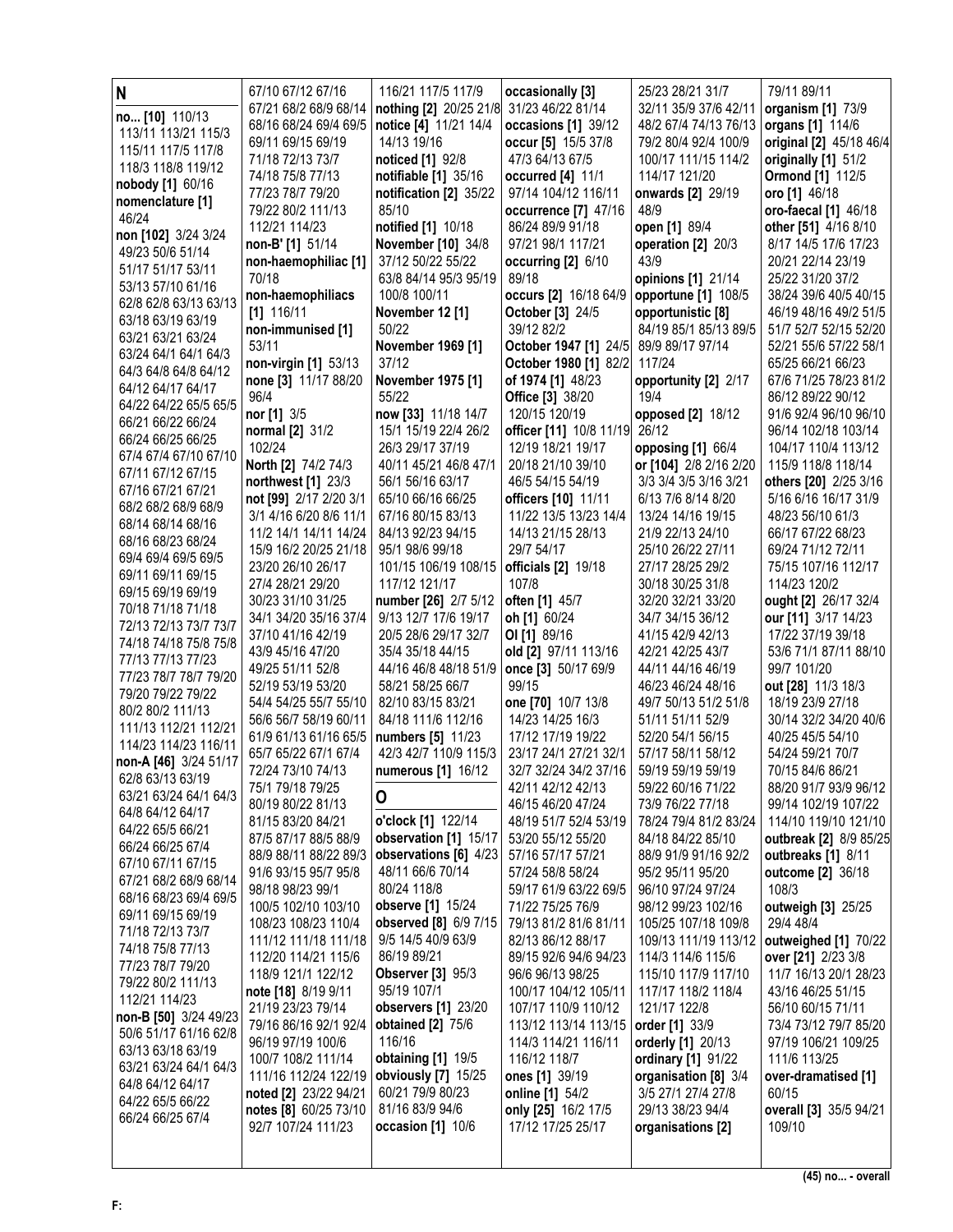**N**

**no... [10]** 110/13 113/11 113/21 115/3 115/11 117/5 117/8 118/3 118/8 119/12
**nobody [1]** 60/16
**nomenclature [1]** 46/24
**non [102]** 3/24 3/24 49/23 50/6 51/14 51/17 51/17 53/11 53/13 57/10 61/16 62/8 62/8 63/13 63/13 63/18 63/19 63/19 63/21 63/21 63/24 63/24 64/1 64/1 64/3 64/3 64/8 64/8 64/12 64/12 64/17 64/17 64/22 64/22 65/5 65/5 66/21 66/22 66/24 66/24 66/25 66/25 67/4 67/4 67/10 67/10 67/11 67/12 67/15 67/16 67/21 67/21 68/2 68/2 68/9 68/9 68/14 68/14 68/16 68/16 68/23 68/24 69/4 69/4 69/5 69/5 69/11 69/11 69/15 69/15 69/19 69/19 70/18 71/18 71/18 72/13 72/13 73/7 73/7 74/18 74/18 75/8 75/8 77/13 77/13 77/23 77/23 78/7 78/7 79/20 79/20 79/22 79/22 80/2 80/2 111/13 111/13 112/21 112/21 114/23 114/23 116/11
**non-A [46]** 3/24 51/17 62/8 63/13 63/19 63/21 63/24 64/1 64/3 64/8 64/12 64/17 64/22 65/5 66/21 66/24 66/25 67/4 67/10 67/11 67/15 67/21 68/2 68/9 68/14 68/16 68/23 69/4 69/5 69/11 69/15 69/19 71/18 72/13 73/7 74/18 75/8 77/13 77/23 78/7 79/20 79/22 80/2 111/13 112/21 114/23
**non-B [50]** 3/24 49/23 50/6 51/17 61/16 62/8 63/13 63/18 63/19 63/21 63/24 64/1 64/3 64/8 64/12 64/17 64/22 65/5 66/22 66/24 66/25 67/4 67/10 67/12 67/16 67/21 68/2 68/9 68/14 68/16 68/23 68/24 69/4 69/5 69/11 69/15 69/19 70/18 71/18 72/13 73/7 74/18 75/8 77/13 77/23 78/7 79/20 79/22 80/2 111/13 112/21 114/23
**non-B' [1]** 51/14
**non-haemophiliac [1]** 70/18
**non-haemophiliacs [1]** 116/11
**non-immunised [1]** 53/11
**non-virgin [1]** 53/13
**none [3]** 11/17 88/20 96/4
**nor [1]** 3/5
**normal [2]** 31/2 102/24
**North [2]** 74/2 74/3
**northwest [1]** 23/3
**not [99]** 2/17 2/20 3/1 3/1 4/16 6/20 8/6 11/1 11/2 14/1 14/11 14/24 15/9 16/2 20/25 21/18 23/20 26/10 26/17 27/4 28/21 29/20 30/23 31/10 31/25 34/1 34/20 35/16 37/4 37/10 41/16 42/19 43/9 45/16 47/20 49/25 51/11 52/8 52/19 53/19 53/20 54/4 54/25 55/7 55/10 56/6 56/7 58/19 60/11 61/9 61/13 61/16 65/5 65/7 65/22 67/1 67/4 72/24 73/10 74/13 75/1 79/18 79/25 80/19 80/22 81/13 81/15 83/20 84/21 87/5 87/17 88/5 88/9 88/9 88/11 88/22 89/3 91/6 93/15 95/7 95/8 98/18 98/23 99/1 100/5 102/10 103/10 108/23 108/23 110/4 111/12 111/18 111/18 112/20 114/21 115/6 118/9 121/1 122/12
**note [18]** 8/19 9/11 21/19 23/23 79/14 79/16 86/16 92/1 92/4 96/19 97/19 100/6 100/7 108/2 111/14 111/16 112/24 122/19
**noted [2]** 23/22 94/21
**notes [8]** 60/25 73/10 92/7 107/24 111/23 116/21 117/5 117/9
**nothing [2]** 20/25 21/8
**notice [4]** 11/21 14/4 14/13 19/16
**noticed [1]** 92/8
**notifiable [1]** 35/16
**notification [2]** 35/22 85/10
**notified [1]** 10/18
**November [10]** 34/8 37/12 50/22 55/22 63/8 84/14 95/3 95/19 100/8 100/11
**November 12 [1]** 50/22
**November 1969 [1]** 37/12
**November 1975 [1]** 55/22
**now [33]** 11/18 14/7 15/1 15/19 22/4 26/2 26/3 29/17 37/19 40/11 45/21 46/8 47/1 56/1 56/16 63/17 65/10 66/16 66/25 67/16 80/15 83/13 84/13 92/23 94/15 95/1 98/6 99/18 101/15 106/19 108/15 117/12 121/17
**number [26]** 2/7 5/12 9/13 12/7 17/6 19/17 20/5 28/6 29/17 32/7 35/4 35/18 44/15 44/16 46/8 48/18 51/9 58/21 58/25 66/7 82/10 83/15 83/21 84/18 111/6 112/16
**numbers [5]** 11/23 42/3 42/7 110/9 115/3
**numerous [1]** 16/12

**O**

**o'clock [1]** 122/14
**observation [1]** 15/17
**observations [6]** 4/23 48/11 66/6 70/14 80/24 118/8
**observe [1]** 15/24
**observed [8]** 6/9 7/15 9/5 14/5 40/9 63/9 86/19 89/21
**Observer [3]** 95/3 95/19 107/1
**observers [1]** 23/20
**obtained [2]** 75/6 116/16
**obtaining [1]** 19/5
**obviously [7]** 15/25 60/21 79/9 80/23 81/16 83/9 94/6
**occasion [1]** 10/6
**occasionally [3]** 31/23 46/22 81/14
**occasions [1]** 39/12
**occur [5]** 15/5 37/8 47/3 64/13 67/5
**occurred [4]** 11/1 97/14 104/12 116/11
**occurrence [7]** 47/16 86/24 89/9 91/18 97/21 98/1 117/21
**occurring [2]** 6/10 89/18
**occurs [2]** 16/18 64/9
**October [3]** 24/5 39/12 82/2
**October 1947 [1]** 24/5
**October 1980 [1]** 82/2
**of 1974 [1]** 48/23
**Office [3]** 38/20 120/15 120/19
**officer [11]** 10/8 11/19 12/19 18/21 19/17 20/18 21/10 39/10 46/5 54/15 54/19
**officers [10]** 11/11 11/22 13/5 13/23 14/4 14/13 21/15 28/13 29/7 54/17
**officials [2]** 19/18 107/8
**often [1]** 45/7
**oh [1]** 60/24
**Ol [1]** 89/16
**old [2]** 97/11 113/16
**once [3]** 50/17 69/9 99/15
**one [70]** 10/7 13/8 14/23 14/25 16/3 17/12 17/19 19/22 23/17 24/1 27/21 32/1 32/7 32/24 34/2 37/16 42/11 42/12 42/13 46/15 46/20 47/24 48/19 51/7 52/4 53/19 53/20 55/12 55/20 57/16 57/17 57/21 57/24 58/8 58/24 59/17 61/9 63/22 69/5 71/22 75/25 76/9 79/13 81/2 81/6 81/11 82/13 86/12 88/17 89/15 92/6 94/6 94/23 96/6 96/13 98/25 100/17 104/12 105/11 107/17 110/9 110/12 113/12 113/14 113/15 114/3 114/21 116/11 116/12 118/7
**ones [1]** 39/19
**online [1]** 54/2
**only [25]** 16/2 17/5 17/12 17/25 25/17 25/23 28/21 31/7 32/11 35/9 37/6 42/11 48/2 67/4 74/13 76/13 79/2 80/4 92/4 100/9 100/17 111/15 114/2 114/17 121/20
**onwards [2]** 29/19 48/9
**open [1]** 89/4
**operation [2]** 20/3 43/9
**opinions [1]** 21/14
**opportune [1]** 108/5
**opportunistic [8]** 84/19 85/1 85/13 89/5 89/9 89/17 97/14 117/24
**opportunity [2]** 2/17 19/4
**opposed [2]** 18/12 26/12
**opposing [1]** 66/4
**or [104]** 2/8 2/16 2/20 3/3 3/4 3/5 3/16 3/21 6/13 7/6 8/14 8/20 13/24 14/16 19/15 21/9 22/13 24/10 25/10 26/22 27/11 27/17 28/25 29/2 30/18 30/25 31/8 32/20 32/21 33/20 34/7 34/15 36/12 41/15 42/9 42/13 42/21 42/25 43/7 44/11 44/16 46/19 46/23 46/24 48/16 49/7 50/13 51/2 51/8 51/11 51/11 52/9 52/20 54/1 56/15 57/17 58/11 58/12 59/19 59/19 59/19 59/22 60/16 71/22 73/9 76/22 77/18 78/24 79/4 81/2 83/24 84/18 84/22 85/10 88/9 91/9 91/16 92/2 95/2 95/11 95/20 96/10 97/24 97/24 98/12 99/23 102/16 105/25 107/18 109/8 109/13 111/19 113/12 114/3 114/6 115/6 115/10 117/9 117/10 117/17 118/2 118/4 121/17 122/8
**order [1]** 33/9
**orderly [1]** 20/13
**ordinary [1]** 91/22
**organisation [8]** 3/4 3/5 27/1 27/4 27/8 29/13 38/23 94/4
**organisations [2]** 79/11 89/11
**organism [1]** 73/9
**organs [1]** 114/6
**original [2]** 45/18 46/4
**originally [1]** 51/2
**Ormond [1]** 112/5
**oro [1]** 46/18
**oro-faecal [1]** 46/18
**other [51]** 4/16 8/10 8/17 14/5 17/6 17/23 20/21 22/14 23/19 25/22 31/20 37/2 38/24 39/6 40/5 40/15 46/19 48/16 49/2 51/5 51/7 52/7 52/15 52/20 52/21 55/6 57/22 58/1 65/25 66/21 66/23 67/6 71/25 78/23 81/2 86/12 89/22 90/12 91/6 92/4 96/10 96/10 96/14 102/18 103/14 104/17 110/4 113/12 115/9 118/8 118/14
**others [20]** 2/25 3/16 5/16 6/16 16/17 31/9 48/23 56/10 61/3 66/17 67/22 68/23 69/24 71/12 72/11 75/15 107/16 112/17 114/23 120/2
**ought [2]** 26/17 32/4
**our [11]** 3/17 14/23 17/22 37/19 39/18 53/6 71/1 87/11 88/10 99/7 101/20
**out [28]** 11/3 18/3 18/19 23/9 27/18 30/14 32/2 34/20 40/6 40/25 45/5 54/10 54/24 59/21 70/7 70/15 84/6 86/21 88/20 91/7 93/9 96/12 99/14 102/19 107/22 114/10 119/10 121/10
**outbreak [2]** 8/9 85/25
**outbreaks [1]** 8/11
**outcome [2]** 36/18 108/3
**outweigh [3]** 25/25 29/4 48/4
**outweighed [1]** 70/22
**over [21]** 2/23 3/8 11/7 16/13 20/1 28/23 43/16 46/25 51/15 56/10 60/15 71/11 73/4 73/12 79/7 85/20 97/19 106/21 109/25 111/6 113/25
**over-dramatised [1]** 60/15
**overall [3]** 35/5 94/21 109/10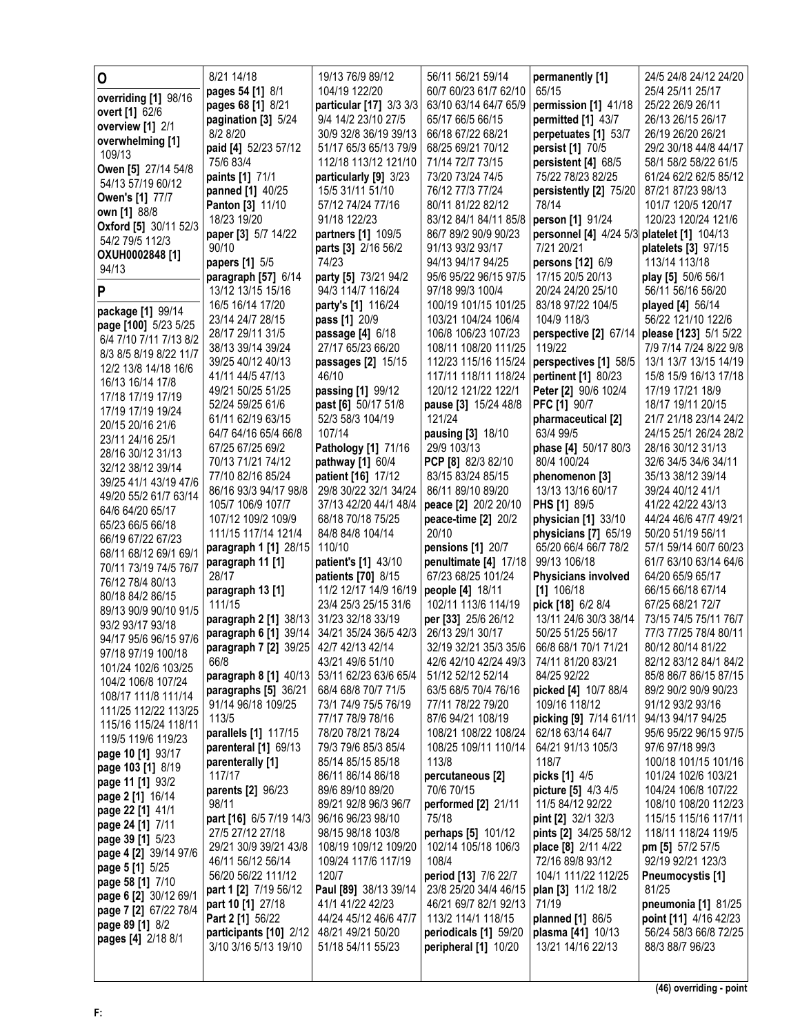**O**

**overriding [1]** 98/16
**overt [1]** 62/6
**overview [1]** 2/1
**overwhelming [1]** 109/13
**Owen [5]** 27/14 54/8 54/13 57/19 60/12
**Owen's [1]** 77/7
**own [1]** 88/8
**Oxford [5]** 30/11 52/3 54/2 79/5 112/3
**OXUH0002848 [1]** 94/13

**P**

**package [1]** 99/14
**page [100]** 5/23 5/25 6/4 7/10 7/11 7/13 8/2 8/3 8/5 8/19 8/22 11/7 12/2 13/8 14/18 16/6 16/13 16/14 17/8 17/18 17/19 17/19 17/19 17/19 19/24 20/15 20/16 21/6 23/11 24/16 25/1 28/16 30/12 31/13 32/12 38/12 39/14 39/25 41/1 43/19 47/6 49/20 55/2 61/7 63/14 64/6 64/20 65/17 65/23 66/5 66/18 66/19 67/22 67/23 68/11 68/12 69/1 69/1 70/11 73/19 74/5 76/7 76/12 78/4 80/13 80/18 84/2 86/15 89/13 90/9 90/10 91/5 93/2 93/17 93/18 94/17 95/6 96/15 97/6 97/18 97/19 100/18 101/24 102/6 103/25 104/2 106/8 107/24 108/17 111/8 111/14 111/25 112/22 113/25 115/16 115/24 118/11 119/5 119/6 119/23
**page 10 [1]** 93/17
**page 103 [1]** 8/19
**page 11 [1]** 93/2
**page 2 [1]** 16/14
**page 22 [1]** 41/1
**page 24 [1]** 7/11
**page 39 [1]** 5/23
**page 4 [2]** 39/14 97/6
**page 5 [1]** 5/25
**page 58 [1]** 7/10
**page 6 [2]** 30/12 69/1
**page 7 [2]** 67/22 78/4
**page 89 [1]** 8/2
**pages [4]** 2/18 8/1 8/21 14/18
**pages 54 [1]** 8/1
**pages 68 [1]** 8/21
**pagination [3]** 5/24 8/2 8/20
**paid [4]** 52/23 57/12 75/6 83/4
**paints [1]** 71/1
**panned [1]** 40/25
**Panton [3]** 11/10 18/23 19/20
**paper [3]** 5/7 14/22 90/10
**papers [1]** 5/5
**paragraph [57]** 6/14 13/12 13/15 15/16 16/5 16/14 17/20 23/14 24/7 28/15 28/17 29/11 31/5 38/13 39/14 39/24 39/25 40/12 40/13 41/11 44/5 47/13 49/21 50/25 51/25 52/24 59/25 61/6 61/11 62/19 63/15 64/7 64/16 65/4 66/8 67/25 67/25 69/2 70/13 71/21 74/12 77/10 82/16 85/24 86/16 93/3 94/17 98/8 105/7 106/9 107/7 107/12 109/2 109/9 111/15 117/14 121/4
**paragraph 1 [1]** 28/15
**paragraph 11 [1]** 28/17
**paragraph 13 [1]** 111/15
**paragraph 2 [1]** 38/13
**paragraph 6 [1]** 39/14
**paragraph 7 [2]** 39/25 66/8
**paragraph 8 [1]** 40/13
**paragraphs [5]** 36/21 91/14 96/18 109/25 113/5
**parallels [1]** 117/15
**parenteral [1]** 69/13
**parenterally [1]** 117/17
**parents [2]** 96/23 98/11
**part [16]** 6/5 7/19 14/3 27/5 27/12 27/18 29/21 30/9 39/21 43/8 46/11 56/12 56/14 56/20 56/22 111/12
**part 1 [2]** 7/19 56/12
**part 10 [1]** 27/18
**Part 2 [1]** 56/22
**participants [10]** 2/12 3/10 3/16 5/13 19/10 19/13 76/9 89/12 104/19 122/20
**particular [17]** 3/3 3/3 9/4 14/2 23/10 27/5 30/9 32/8 36/19 39/13 51/17 65/3 65/13 79/9 112/18 113/12 121/10
**particularly [9]** 3/23 15/5 31/11 51/10 57/12 74/24 77/16 91/18 122/23
**partners [1]** 109/5
**parts [3]** 2/16 56/2 74/23
**party [5]** 73/21 94/2 94/3 114/7 116/24
**party's [1]** 116/24
**pass [1]** 20/9
**passage [4]** 6/18 27/17 65/23 66/20
**passages [2]** 15/15 46/10
**passing [1]** 99/12
**past [6]** 50/17 51/8 52/3 58/3 104/19 107/14
**Pathology [1]** 71/16
**pathway [1]** 60/4
**patient [16]** 17/12 29/8 30/22 32/1 34/24 37/13 42/20 44/1 48/4 68/18 70/18 75/25 84/8 84/8 104/14 110/10
**patient's [1]** 43/10
**patients [70]** 8/15 11/2 12/17 14/9 16/19 23/4 25/3 25/15 31/6 31/23 32/18 33/19 34/21 35/24 36/5 42/3 42/7 42/13 42/14 43/21 49/6 51/10 53/11 62/23 63/6 65/4 68/4 68/8 70/7 71/5 73/1 74/9 75/5 76/19 77/17 78/9 78/16 78/20 78/21 78/24 79/3 79/6 85/3 85/4 85/14 85/15 85/18 86/11 86/14 86/18 89/6 89/10 89/20 89/21 92/8 96/3 96/7 96/16 96/23 98/10 98/15 98/18 103/8 108/19 109/12 109/20 109/24 117/6 117/19 120/7
**Paul [89]** 38/13 39/14 41/1 41/22 42/23 44/24 45/12 46/6 47/7 48/21 49/21 50/20 51/18 54/11 55/23 56/11 56/21 59/14 60/7 60/23 61/7 62/10 63/10 63/14 64/7 65/9 65/17 66/5 66/15 66/18 67/22 68/21 68/25 69/21 70/12 71/14 72/7 73/15 73/20 73/24 74/5 76/12 77/3 77/24 80/11 81/22 82/12 83/12 84/11 84/11 85/8 86/7 89/2 90/9 90/23 91/13 93/2 93/17 94/13 94/17 94/25 95/6 95/22 96/15 97/5 97/18 99/3 100/4 100/19 101/15 101/25 103/21 104/24 106/4 106/8 106/23 107/23 108/11 108/20 111/25 112/23 115/16 115/24 117/11 118/11 118/24 120/12 121/22 122/1 121/24
**pause [3]** 15/24 48/8 121/24
**pausing [3]** 18/10 29/9 103/13
**PCP [8]** 82/3 82/10 83/15 83/24 85/15 86/11 89/10 89/20
**peace [2]** 20/2 20/10
**peace-time [2]** 20/2 20/10
**pensions [1]** 20/7
**penultimate [4]** 17/18 67/23 68/25 101/24
**people [4]** 18/11 102/11 113/6 114/19
**per [33]** 25/6 26/12 26/13 29/1 30/17 32/19 32/21 35/3 35/6 42/6 42/10 42/24 49/3 51/12 52/12 52/14 63/5 68/5 70/4 76/16 77/11 78/22 79/20 87/6 94/21 108/19 108/21 108/22 108/24 108/25 109/11 110/14 113/8
**percutaneous [2]** 70/6 70/15
**performed [2]** 21/11 75/18
**perhaps [5]** 101/12 102/14 105/18 106/3 108/4
**period [13]** 7/6 22/7 23/8 25/20 34/4 46/15 46/21 69/7 82/1 92/13 113/2 114/1 118/15
**periodicals [1]** 59/20
**peripheral [1]** 10/20
**permanently [1]** 65/15
**permission [1]** 41/18
**permitted [1]** 43/7
**perpetuates [1]** 53/7
**persist [1]** 70/5
**persistent [4]** 68/5 75/22 78/23 82/5
**persistently [2]** 75/20 78/14
**person [1]** 91/24
**personnel [4]** 4/24 5/3 7/21 20/21
**persons [12]** 6/9 17/15 20/5 20/13 20/24 24/20 25/10 83/18 97/22 104/5 104/9 118/3
**perspective [2]** 67/14 119/22
**perspectives [1]** 58/5
**pertinent [1]** 80/23
**Peter [2]** 90/6 102/4
**PFC [1]** 90/7
**pharmaceutical [2]** 63/4 99/5
**phase [4]** 50/17 80/3 80/4 100/24
**phenomenon [3]** 13/13 13/16 60/17
**PHS [1]** 89/5
**physician [1]** 33/10
**physicians [7]** 65/19 65/20 66/4 66/7 78/2 99/13 106/18
**Physicians involved [1]** 106/18
**pick [18]** 6/2 8/4 13/11 24/6 30/3 38/14 50/25 51/25 56/17 66/8 68/1 70/1 71/21 74/11 81/20 83/21 84/25 92/22
**picked [4]** 10/7 88/4 109/16 118/12
**picking [9]** 7/14 61/11 62/18 63/14 64/7 64/21 91/13 105/3 118/7
**picks [1]** 4/5
**picture [5]** 4/3 4/5 11/5 84/12 92/22
**pint [2]** 32/1 32/3
**pints [2]** 34/25 58/12
**place [8]** 2/11 4/22 72/16 89/8 93/12 104/1 111/22 112/25
**plan [3]** 11/2 18/2 71/19
**planned [1]** 86/5
**plasma [41]** 10/13 13/21 14/16 22/13 24/5 24/8 24/12 24/20 25/4 25/11 25/17 25/22 26/9 26/11 26/13 26/15 26/17 26/19 26/20 26/21 29/2 30/18 44/8 44/17 58/1 58/2 58/22 61/5 61/24 62/2 62/5 85/12 87/21 87/23 98/13 101/7 120/5 120/17 120/23 120/24 121/6
**platelet [1]** 104/13
**platelets [3]** 97/15 113/14 113/18
**play [5]** 50/6 56/1 56/11 56/16 56/20
**played [4]** 56/14 56/22 121/10 122/6
**please [123]** 5/1 5/22 7/9 7/14 7/24 8/22 9/8 13/1 13/7 13/15 14/19 15/8 15/9 16/13 17/18 17/19 17/21 18/9 18/17 19/11 20/15 21/7 21/18 23/14 24/2 24/15 25/1 26/24 28/2 28/16 30/12 31/13 32/6 34/5 34/6 34/11 35/13 38/12 39/14 39/24 40/12 41/1 41/22 42/22 43/13 44/24 46/6 47/7 49/21 50/20 51/19 56/11 57/1 59/14 60/7 60/23 61/7 63/10 63/14 64/6 64/20 65/9 65/17 66/15 66/18 67/14 67/25 68/21 72/7 73/15 74/5 75/11 76/7 77/3 77/25 78/4 80/11 80/12 80/14 81/22 82/12 83/12 84/1 84/2 85/8 86/7 86/15 87/15 89/2 90/2 90/9 90/23 91/12 93/2 93/16 94/13 94/17 94/25 95/6 95/22 96/15 97/5 97/6 97/18 99/3 100/18 101/15 101/16 101/24 102/6 103/21 104/24 106/8 107/22 108/10 108/20 112/23 115/15 115/16 117/11 118/11 118/24 119/5
**pm [5]** 57/2 57/5 92/19 92/21 123/3
**Pneumocystis [1]** 81/25
**pneumonia [1]** 81/25
**point [11]** 4/16 42/23 56/24 58/3 66/8 72/25 88/3 88/7 96/23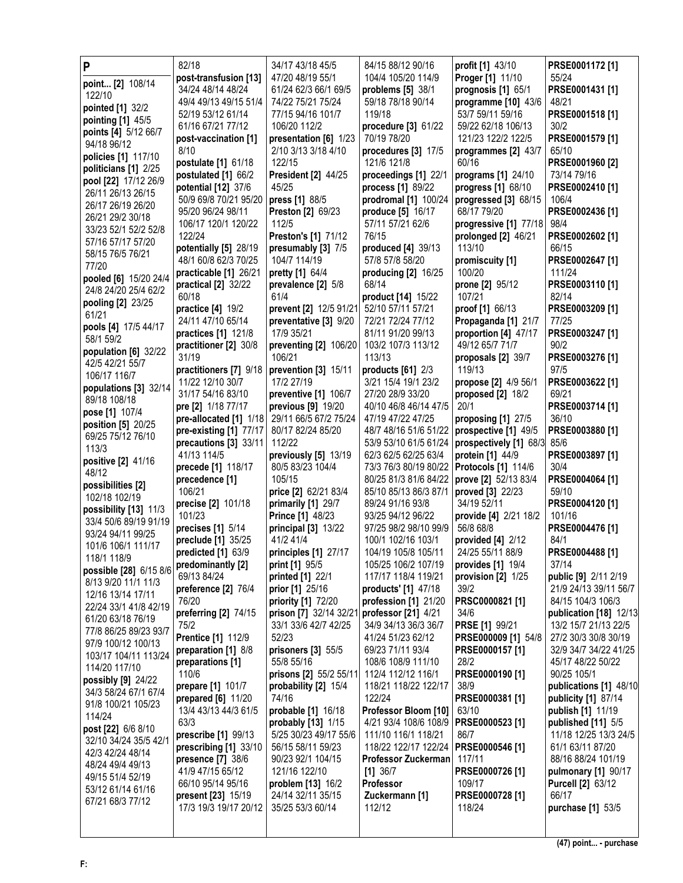# P

**point... [2]** 108/14 122/10
**pointed [1]** 32/2
**pointing [1]** 45/5
**points [4]** 5/12 66/7 94/18 96/12
**policies [1]** 117/10
**politicians [1]** 2/25
**pool [22]** 17/12 26/9 26/11 26/13 26/15 26/17 26/19 26/20 26/21 29/2 30/18 33/23 52/1 52/2 52/8 57/16 57/17 57/20 58/15 76/5 76/21 77/20
**pooled [6]** 15/20 24/4 24/8 24/20 25/4 62/2
**pooling [2]** 23/25 61/21
**pools [4]** 17/5 44/17 58/1 59/2
**population [6]** 32/22 42/5 42/21 55/7 106/17 116/7
**populations [3]** 32/14 89/18 108/18
**pose [1]** 107/4
**position [5]** 20/25 69/25 75/12 76/10 113/3
**positive [2]** 41/16 48/12
**possibilities [2]** 102/18 102/19
**possibility [13]** 11/3 33/4 50/6 89/19 91/19 93/24 94/11 99/25 101/6 106/1 111/17 118/1 118/9
**possible [28]** 6/15 8/6 8/13 9/20 11/1 11/3 12/16 13/14 17/11 22/24 33/1 41/8 42/19 61/20 63/18 76/19 77/8 86/25 89/23 93/7 97/9 100/12 100/13 103/17 104/11 113/24 114/20 117/10
**possibly [9]** 24/22 34/3 58/24 67/1 67/4 91/8 100/21 105/23 114/24
**post [22]** 6/6 8/10 32/10 34/24 35/5 42/1 42/3 42/24 48/14 48/24 49/4 49/13 49/15 51/4 52/19 53/12 61/14 61/16 67/21 68/3 77/12 82/18
**post-transfusion [13]** 34/24 48/14 48/24 49/4 49/13 49/15 51/4 52/19 53/12 61/14 61/16 67/21 77/12
**post-vaccination [1]** 8/10
**postulate [1]** 61/18
**postulated [1]** 66/2
**potential [12]** 37/6 50/9 69/8 70/21 95/20 95/20 96/24 98/11 106/17 120/1 120/22 122/24
**potentially [5]** 28/19 48/1 60/8 62/3 70/25
**practicable [1]** 26/21
**practical [2]** 32/22 60/18
**practice [4]** 19/2 24/11 47/10 65/14
**practices [1]** 121/8
**practitioner [2]** 30/8 31/19
**practitioners [7]** 9/18 11/22 12/10 30/7 31/17 54/16 83/10
**pre [2]** 1/18 77/17
**pre-allocated [1]** 1/18
**pre-existing [1]** 77/17
**precautions [3]** 33/11 41/13 114/5
**precede [1]** 118/17
**precedence [1]** 106/21
**precise [2]** 101/18 101/23
**precises [1]** 5/14
**preclude [1]** 35/25
**predicted [1]** 63/9
**predominantly [2]** 69/13 84/24
**preference [2]** 76/4 76/20
**preferring [2]** 74/15 75/2
**Prentice [1]** 112/9
**preparation [1]** 8/8
**preparations [1]** 110/6
**prepare [1]** 101/7
**prepared [6]** 11/20 13/4 43/13 44/3 61/5 63/3
**prescribe [1]** 99/13
**prescribing [1]** 33/10
**presence [7]** 38/6 41/9 47/15 65/12 66/10 95/14 95/16
**present [23]** 15/19 17/3 19/3 19/17 20/12 34/17 43/18 45/5 47/20 48/19 55/1 61/24 62/3 66/1 69/5 74/22 75/21 75/24 77/15 94/16 101/7 106/20 112/2
**presentation [6]** 1/23 2/10 3/13 3/18 4/10 122/15
**President [2]** 44/25 45/25
**press [1]** 88/5
**Preston [2]** 69/23 112/5
**Preston's [1]** 71/12
**presumably [3]** 7/5 104/7 114/19
**pretty [1]** 64/4
**prevalence [2]** 5/8 61/4
**prevent [2]** 12/5 91/21
**preventative [3]** 9/20 17/9 35/21
**preventing [2]** 106/20 106/21
**prevention [3]** 15/11 17/2 27/19
**preventive [1]** 106/7
**previous [9]** 19/20 29/11 66/5 67/2 75/24 80/17 82/24 85/20 112/22
**previously [5]** 13/19 80/5 83/23 104/4 105/15
**price [2]** 62/21 83/4
**primarily [1]** 29/7
**Prince [1]** 48/23
**principal [3]** 13/22 41/2 41/4
**principles [1]** 27/17
**print [1]** 95/5
**printed [1]** 22/1
**prior [1]** 25/16
**priority [1]** 72/20
**prison [7]** 32/14 32/21 33/1 33/6 42/7 42/25 52/23
**prisoners [3]** 55/5 55/8 55/16
**prisons [2]** 55/2 55/11
**probability [2]** 15/4 74/16
**probable [1]** 16/18
**probably [13]** 1/15 5/25 30/23 49/17 55/6 56/15 58/11 59/23 90/23 92/1 104/15 121/16 122/10
**problem [13]** 16/2 24/14 32/11 35/15 35/25 53/3 60/14 84/15 88/12 90/16 104/4 105/20 114/9
**problems [5]** 38/1 59/18 78/18 90/14 119/18
**procedure [3]** 61/22 70/19 78/20
**procedures [3]** 17/5 121/6 121/8
**proceedings [1]** 22/1
**process [1]** 89/22
**prodromal [1]** 100/24
**produce [5]** 16/17 57/11 57/21 62/6 76/15
**produced [4]** 39/13 57/8 57/8 58/20
**producing [2]** 16/25 68/14
**product [14]** 15/22 52/10 57/11 57/21 72/21 72/24 77/12 81/11 91/20 99/13 103/2 107/3 113/12 113/13
**products [61]** 2/3 3/21 15/4 19/1 23/2 27/20 28/9 33/20 40/10 46/8 46/14 47/5 47/19 47/22 47/25 48/7 48/16 51/6 51/22 53/9 53/10 61/5 61/24 62/3 62/5 62/25 63/4 73/3 76/3 80/19 80/22 80/25 81/3 81/6 84/22 85/10 85/13 86/3 87/1 89/24 91/16 93/8 93/25 94/12 96/22 97/25 98/2 98/10 99/9 100/1 102/16 103/1 104/19 105/8 105/11 105/25 106/2 107/19 117/17 118/4 119/21
**products' [1]** 47/18
**profession [1]** 21/20
**professor [21]** 4/21 34/9 34/13 36/3 36/7 41/24 51/23 62/12 69/23 71/11 93/4 108/6 108/9 111/10 112/4 112/12 116/1 118/21 118/22 122/17 122/24
**Professor Bloom [10]** 4/21 93/4 108/6 108/9 111/10 116/1 118/21 118/22 122/17 122/24
**Professor Zuckerman [1]** 36/7
**Professor Zuckermann [1]** 112/12
**profit [1]** 43/10
**Proger [1]** 11/10
**prognosis [1]** 65/1
**programme [10]** 43/6 53/7 59/11 59/16 59/22 62/18 106/13 121/23 122/2 122/5
**programmes [2]** 43/7 60/16
**programs [1]** 24/10
**progress [1]** 68/10
**progressed [3]** 68/15 68/17 79/20
**progressive [1]** 77/18
**prolonged [2]** 46/21 113/10
**promiscuity [1]** 100/20
**prone [2]** 95/12 107/21
**proof [1]** 66/13
**Propaganda [1]** 21/7
**proportion [4]** 47/17 49/12 65/7 71/7
**proposals [2]** 39/7 119/13
**propose [2]** 4/9 56/1
**proposed [2]** 18/2 20/1
**proposing [1]** 27/5
**prospective [1]** 49/5
**prospectively [1]** 68/3
**protein [1]** 44/9
**Protocols [1]** 114/6
**prove [2]** 52/13 83/4
**proved [3]** 22/23 34/19 52/11
**provide [4]** 2/21 18/2 56/8 68/8
**provided [4]** 2/12 24/25 55/11 88/9
**provides [1]** 19/4
**provision [2]** 1/25 39/2
**PRSC0000821 [1]** 34/6
**PRSE [1]** 99/21
**PRSE000009 [1]** 54/8
**PRSE0000157 [1]** 28/2
**PRSE0000190 [1]** 38/9
**PRSE0000381 [1]** 63/10
**PRSE0000523 [1]** 86/7
**PRSE0000546 [1]** 117/11
**PRSE0000726 [1]** 109/17
**PRSE0000728 [1]** 118/24
**PRSE0001172 [1]** 55/24
**PRSE0001431 [1]** 48/21
**PRSE0001518 [1]** 30/2
**PRSE0001579 [1]** 65/10
**PRSE0001960 [2]** 73/14 79/16
**PRSE0002410 [1]** 106/4
**PRSE0002436 [1]** 98/4
**PRSE0002602 [1]** 66/15
**PRSE0002647 [1]** 111/24
**PRSE0003110 [1]** 82/14
**PRSE0003209 [1]** 77/25
**PRSE0003247 [1]** 90/2
**PRSE0003276 [1]** 97/5
**PRSE0003622 [1]** 69/21
**PRSE0003714 [1]** 36/10
**PRSE0003880 [1]** 85/6
**PRSE0003897 [1]** 30/4
**PRSE0004064 [1]** 59/10
**PRSE0004120 [1]** 101/16
**PRSE0004476 [1]** 84/1
**PRSE0004488 [1]** 37/14
**public [9]** 2/11 2/19 21/9 24/13 39/11 56/7 84/15 104/3 106/3
**publication [18]** 12/13 13/2 15/7 21/13 22/5 27/2 30/3 30/8 30/19 32/9 34/7 34/22 41/25 45/17 48/22 50/22 90/25 105/1
**publications [1]** 48/10
**publicity [1]** 87/14
**publish [1]** 11/19
**published [11]** 5/5 11/18 12/25 13/3 24/5 61/1 63/11 87/20 88/16 88/24 101/19
**pulmonary [1]** 90/17
**Purcell [2]** 63/12 66/17
**purchase [1]** 53/5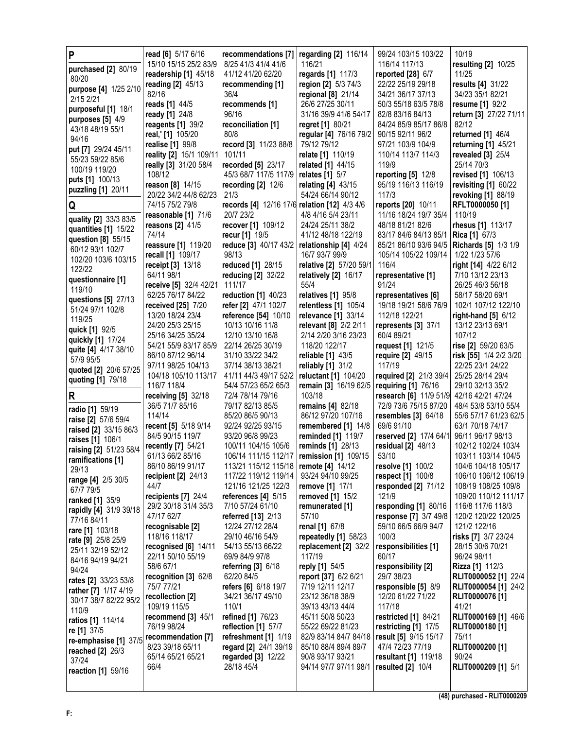## P

**purchased [2]** 80/19 80/20
**purpose [4]** 1/25 2/10 2/15 2/21
**purposeful [1]** 18/1
**purposes [5]** 4/9 43/18 48/19 55/1 94/16
**put [7]** 29/24 45/11 55/23 59/22 85/6 100/19 119/20
**puts [1]** 100/13
**puzzling [1]** 20/11

## Q

**quality [2]** 33/3 83/5
**quantities [1]** 15/22
**question [8]** 55/15 60/12 93/1 102/7 102/20 103/6 103/15 122/22
**questionnaire [1]** 119/10
**questions [5]** 27/13 51/24 97/1 102/8 119/25
**quick [1]** 92/5
**quickly [1]** 17/24
**quite [4]** 4/17 38/10 57/9 95/5
**quoted [2]** 20/6 57/25
**quoting [1]** 79/18

## R

**radio [1]** 59/19
**raise [2]** 57/6 59/4
**raised [2]** 33/15 86/3
**raises [1]** 106/1
**raising [2]** 51/23 58/4
**ramifications [1]** 29/13
**range [4]** 2/5 30/5 67/7 79/5
**ranked [1]** 35/9
**rapidly [4]** 31/9 39/18 77/16 84/11
**rare [1]** 103/18
**rate [9]** 25/8 25/9 25/11 32/19 52/12 84/16 94/19 94/21 94/24
**rates [2]** 33/23 53/8
**rather [7]** 1/17 4/19 30/17 38/7 82/22 95/2 110/9
**ratios [1]** 114/14
**re [1]** 37/5
**re-emphasise [1]** 37/5
**reached [2]** 26/3 37/24
**reaction [1]** 59/16
**read [6]** 5/17 6/16 15/10 15/15 25/2 83/9
**readership [1]** 45/18
**reading [2]** 45/13 82/16
**reads [1]** 44/5
**ready [1]** 24/8
**reagents [1]** 39/2
**real,' [1]** 105/20
**realise [1]** 99/8
**reality [2]** 15/1 109/11
**really [3]** 31/20 58/4 108/12
**reason [8]** 14/15 20/22 34/2 44/8 62/23 74/15 75/2 79/8
**reasonable [1]** 71/6
**reasons [2]** 41/5 74/14
**reassure [1]** 119/20
**recall [1]** 109/17
**receipt [3]** 13/18 64/11 98/1
**receive [5]** 32/4 42/21 62/25 76/17 84/22
**received [25]** 7/20 13/20 18/24 23/4 24/20 25/3 25/15 25/16 34/25 35/24 54/21 55/9 83/17 85/9 86/10 87/12 96/14 97/11 98/25 104/13 104/18 105/10 113/17 116/7 118/4
**receiving [5]** 32/18 36/5 71/7 85/16 114/14
**recent [5]** 5/18 9/14 84/5 90/15 119/7
**recently [7]** 54/21 61/13 66/2 85/16 86/10 86/19 91/17
**recipient [2]** 24/13 44/7
**recipients [7]** 24/4 29/2 30/18 31/4 35/3 47/17 62/7
**recognisable [2]** 118/16 118/17
**recognised [6]** 14/11 22/11 50/10 55/19 58/6 67/1
**recognition [3]** 62/8 75/7 77/21
**recollection [2]** 109/19 115/5
**recommend [3]** 45/1 76/19 98/24
**recommendation [7]** 8/23 39/18 65/11 65/14 65/21 65/21 66/4
**recommendations [7]** 8/25 41/3 41/4 41/6 41/12 41/20 62/20
**recommending [1]** 36/4
**recommends [1]** 96/16
**reconciliation [1]** 80/8
**record [3]** 11/23 88/8 101/11
**recorded [5]** 23/17 45/3 68/7 117/5 117/9
**recording [2]** 12/6 21/3
**records [4]** 12/16 17/6 20/7 23/2
**recover [1]** 109/12
**recur [1]** 19/5
**reduce [3]** 40/17 43/2 98/13
**reduced [1]** 28/15
**reducing [2]** 32/22 111/17
**reduction [1]** 40/23
**refer [2]** 47/1 102/7
**reference [54]** 10/10 10/13 10/16 11/8 12/10 13/10 16/8 22/14 26/25 30/19 31/10 33/22 34/2 37/14 38/13 38/21 41/11 44/3 49/17 52/2 54/4 57/23 65/2 65/3 72/4 78/14 79/16 79/17 82/13 85/5 85/20 86/5 90/13 92/24 92/25 93/15 93/20 96/8 99/23 100/11 104/15 105/6 106/14 111/15 112/17 113/21 115/12 115/18 117/22 119/12 119/14 121/16 121/25 122/3
**references [4]** 5/15 7/10 57/24 61/10
**referred [13]** 2/13 12/24 27/12 28/4 29/10 46/16 54/9 54/13 55/13 66/22 69/9 84/9 97/8
**referring [3]** 6/18 62/20 84/5
**refers [6]** 6/18 19/7 34/21 36/17 49/10 110/1
**refined [1]** 76/23
**reflection [1]** 57/7
**refreshment [1]** 1/19
**regard [2]** 24/1 39/19
**regarded [3]** 12/22 28/18 45/4
**regarding [2]** 116/14 116/21
**regards [1]** 117/3
**region [2]** 5/3 74/3
**regional [8]** 21/14 26/6 27/25 30/11 31/16 39/9 41/6 54/17
**regret [1]** 80/21
**regular [4]** 76/16 79/2 79/12 79/12
**relate [1]** 110/19
**related [1]** 44/15
**relates [1]** 5/7
**relating [4]** 43/15 54/24 66/14 90/12
**relation [12]** 4/3 4/6 4/8 4/16 5/4 23/11 24/24 25/11 38/2 41/12 48/18 122/19
**relationship [4]** 4/24 16/7 93/7 99/9
**relative [2]** 57/20 59/1 55/4
**relatively [2]** 16/17 55/4
**relatives [1]** 95/8
**relentless [1]** 105/4
**relevance [1]** 33/14
**relevant [8]** 2/2 2/11 2/14 2/20 3/16 23/23 118/20 122/17
**reliable [1]** 43/5
**reliably [1]** 31/2
**reluctant [1]** 104/20
**remain [3]** 16/19 62/5 103/18
**remains [4]** 82/18 86/12 97/20 107/16
**remembered [1]** 14/8
**reminded [1]** 119/7
**reminds [1]** 28/13
**remission [1]** 109/15
**remote [4]** 14/12 93/24 94/10 99/25
**remove [1]** 17/1
**removed [1]** 15/2
**remunerated [1]** 57/10
**renal [1]** 67/8
**repeatedly [1]** 58/23
**replacement [2]** 32/2 117/19
**reply [1]** 54/5
**report [37]** 6/2 6/21 7/19 12/11 12/17 23/12 36/18 38/9 39/13 43/13 44/4 45/11 50/8 50/23 55/22 69/22 81/23 82/9 83/14 84/7 84/18 85/10 88/4 89/4 89/7 90/8 93/7 93/21 94/14 97/7 97/11 98/1 99/24 103/15 103/22 116/14 117/13
**reported [28]** 6/7 22/22 25/19 29/18 34/21 36/17 37/13 50/3 55/18 63/5 78/8 82/8 83/16 84/13 84/24 85/9 85/17 86/8 90/15 92/11 96/2 97/21 103/9 104/9 110/14 113/7 114/3 119/9
**reporting [5]** 12/8 95/19 116/13 116/19 117/3
**reports [20]** 10/11 11/16 18/24 19/7 35/4 48/18 81/21 82/6 83/17 84/6 84/13 85/1 85/21 86/10 93/6 94/5 105/14 105/22 109/14 116/4
**representative [1]** 91/24
**representatives [6]** 19/18 19/21 58/6 76/9 112/18 122/21
**represents [3]** 37/1 60/4 89/21
**request [1]** 121/5
**require [2]** 49/15 117/19
**required [2]** 21/3 39/4
**requiring [1]** 76/16
**research [6]** 11/9 51/9 72/9 73/6 75/15 87/20
**resembles [3]** 64/18 69/6 91/10
**reserved [2]** 17/4 64/1
**residual [2]** 48/13 53/10
**resolve [1]** 100/2
**respect [1]** 100/8
**responded [2]** 71/12 121/9
**responding [1]** 80/16
**response [7]** 3/7 49/8 59/10 66/5 66/9 94/7 100/3
**responsibilities [1]** 60/17
**responsibility [2]** 29/7 38/23
**responsible [5]** 8/9 12/20 61/22 71/22 117/18
**restricted [1]** 84/21
**restricting [1]** 17/5
**result [5]** 9/15 15/17 47/4 72/23 77/19
**resultant [1]** 119/18
**resulted [2]** 10/4 10/19
**resulting [2]** 10/25 11/25
**results [4]** 31/22 34/23 35/1 82/21
**resume [1]** 92/2
**return [3]** 27/22 71/11 82/12
**returned [1]** 46/4
**returning [1]** 45/21
**revealed [3]** 25/4 25/14 70/3
**revised [1]** 106/13
**revisiting [1]** 60/22
**revoking [1]** 88/19
**RFLT0000050 [1]** 110/19
**rhesus [1]** 113/17
**Rica [1]** 67/3
**Richards [5]** 1/3 1/9 1/22 1/23 57/6
**right [14]** 4/22 6/12 7/10 13/12 23/13 26/25 46/3 56/18 58/17 58/20 69/1 102/1 107/12 122/10
**right-hand [5]** 6/12 13/12 23/13 69/1 107/12
**rise [2]** 59/20 63/5
**risk [55]** 1/4 2/2 3/20 22/25 23/1 24/22 25/25 28/14 29/4 29/10 32/13 35/2 42/16 42/21 47/24 48/4 53/8 53/10 55/4 55/6 57/17 61/23 62/5 63/1 70/18 74/17 96/11 96/17 98/13 102/12 102/24 103/4 103/11 103/14 104/5 104/6 104/18 105/17 106/10 106/12 106/19 108/19 108/25 109/8 109/20 110/12 111/17 116/8 117/6 118/3 120/2 120/22 120/25 121/2 122/16
**risks [7]** 3/7 23/24 28/15 30/6 70/21 96/24 98/11
**Rizza [1]** 112/3
**RLIT0000052 [1]** 22/4
**RLIT0000054 [1]** 24/2
**RLIT0000076 [1]** 41/21
**RLIT0000169 [1]** 46/6
**RLIT0000180 [1]** 75/11
**RLIT0000200 [1]** 90/24
**RLIT0000209 [1]** 5/1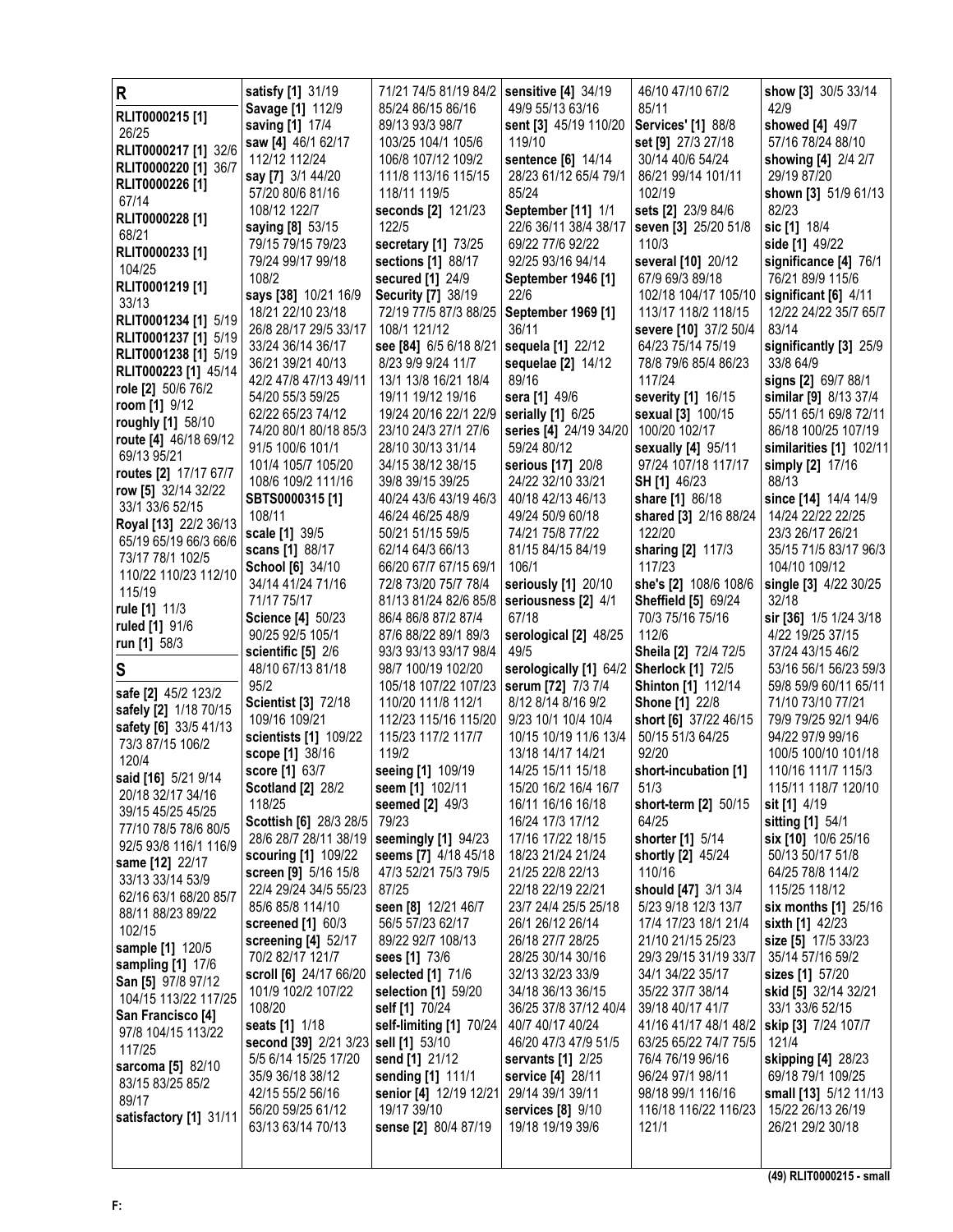**R**

**RLIT0000215 [1]** 26/25
**RLIT0000217 [1]** 32/6
**RLIT0000220 [1]** 36/7
**RLIT0000226 [1]** 67/14
**RLIT0000228 [1]** 68/21
**RLIT0000233 [1]** 104/25
**RLIT0001219 [1]** 33/13
**RLIT0001234 [1]** 5/19
**RLIT0001237 [1]** 5/19
**RLIT0001238 [1]** 5/19
**RLIT000223 [1]** 45/14
**role [2]** 50/6 76/2
**room [1]** 9/12
**roughly [1]** 58/10
**route [4]** 46/18 69/12 69/13 95/21
**routes [2]** 17/17 67/7
**row [5]** 32/14 32/22 33/1 33/6 52/15
**Royal [13]** 22/2 36/13 65/19 65/19 66/3 66/6 73/17 78/1 102/5 110/22 110/23 112/10 115/19
**rule [1]** 11/3
**ruled [1]** 91/6
**run [1]** 58/3

**S**

**safe [2]** 45/2 123/2
**safely [2]** 1/18 70/15
**safety [6]** 33/5 41/13 73/3 87/15 106/2 120/4
**said [16]** 5/21 9/14 20/18 32/17 34/16 39/15 45/25 45/25 77/10 78/5 78/6 80/5 92/5 93/8 116/1 116/9
**same [12]** 22/17 33/13 33/14 53/9 62/16 63/1 68/20 85/7 88/11 88/23 89/22 102/15
**sample [1]** 120/5
**sampling [1]** 17/6
**San [5]** 97/8 97/12 104/15 113/22 117/25
**San Francisco [4]** 97/8 104/15 113/22 117/25
**sarcoma [5]** 82/10 83/15 83/25 85/2 89/17
**satisfactory [1]** 31/11
**satisfy [1]** 31/19
**Savage [1]** 112/9
**saving [1]** 17/4
**saw [4]** 46/1 62/17 112/12 112/24
**say [7]** 3/1 44/20 57/20 80/6 81/16 108/12 122/7
**saying [8]** 53/15 79/15 79/15 79/23 79/24 99/17 99/18 108/2
**says [38]** 10/21 16/9 18/21 22/10 23/18 26/8 28/17 29/5 33/17 33/24 36/14 36/17 36/21 39/21 40/13 42/2 47/8 47/13 49/11 54/20 55/3 59/25 62/22 65/23 74/12 74/20 80/1 80/18 85/3 91/5 100/6 101/1 101/4 105/7 105/20 108/6 109/2 111/16
**SBTS0000315 [1]** 108/11
**scale [1]** 39/5
**scans [1]** 88/17
**School [6]** 34/10 34/14 41/24 71/16 71/17 75/17
**Science [4]** 50/23 90/25 92/5 105/1
**scientific [5]** 2/6 48/10 67/13 81/18 95/2
**Scientist [3]** 72/18 109/16 109/21
**scientists [1]** 109/22
**scope [1]** 38/16
**score [1]** 63/7
**Scotland [2]** 28/2 118/25
**Scottish [6]** 28/3 28/5 28/6 28/7 28/11 38/19
**scouring [1]** 109/22
**screen [9]** 5/16 15/8 22/4 29/24 34/5 55/23 85/6 85/8 114/10
**screened [1]** 60/3
**screening [4]** 52/17 70/2 82/17 121/7
**scroll [6]** 24/17 66/20 101/9 102/2 107/22 108/20
**seats [1]** 1/18
**second [39]** 2/21 3/23 5/5 6/14 15/25 17/20 35/9 36/18 38/12 42/15 55/2 56/16 56/20 59/25 61/12 63/13 63/14 70/13 71/21 74/5 81/19 84/2 85/24 86/15 86/16 89/13 93/3 98/7 103/25 104/1 105/6 106/8 107/12 109/2 111/8 113/16 115/15 118/11 119/5
**seconds [2]** 121/23 122/5
**secretary [1]** 73/25
**sections [1]** 88/17
**secured [1]** 24/9
**Security [7]** 38/19 72/19 77/5 87/3 88/25 108/1 121/12
**see [84]** 6/5 6/18 8/21 8/23 9/9 9/24 11/7 13/1 13/8 16/21 18/4 19/11 19/12 19/16 19/24 20/16 22/1 22/9 23/10 24/3 27/1 27/6 28/10 30/13 31/14 34/15 38/12 38/15 39/8 39/15 39/25 40/24 43/6 43/19 46/3 46/24 46/25 48/9 50/21 51/15 59/5 62/14 64/3 66/13 66/20 67/7 67/15 69/1 72/8 73/20 75/7 78/4 81/13 81/24 82/6 85/8 86/4 86/8 87/2 87/4 87/6 88/22 89/1 89/3 93/3 93/13 93/17 98/4 98/7 100/19 102/20 105/18 107/22 107/23 110/20 111/8 112/1 112/23 115/16 115/20 115/23 117/2 117/7 119/2
**seeing [1]** 109/19
**seem [1]** 102/11
**seemed [2]** 49/3 79/23
**seemingly [1]** 94/23
**seems [7]** 4/18 45/18 47/3 52/21 75/3 79/5 87/25
**seen [8]** 12/21 46/7 56/5 57/23 62/17 89/22 92/7 108/13
**sees [1]** 73/6
**selected [1]** 71/6
**selection [1]** 59/20
**self [1]** 70/24
**self-limiting [1]** 70/24
**sell [1]** 53/10
**send [1]** 21/12
**sending [1]** 111/1
**senior [4]** 12/19 12/21 19/17 39/10
**sense [2]** 80/4 87/19
**sensitive [4]** 34/19 49/9 55/13 63/16
**sent [3]** 45/19 110/20 119/10
**sentence [6]** 14/14 28/23 61/12 65/4 79/1 85/24
**September [11]** 1/1 22/6 36/11 38/4 38/17 69/22 77/6 92/22 92/25 93/16 94/14
**September 1946 [1]** 22/6
**September 1969 [1]** 36/11
**sequela [1]** 22/12
**sequelae [2]** 14/12 89/16
**sera [1]** 49/6
**serially [1]** 6/25
**series [4]** 24/19 34/20 59/24 80/12
**serious [17]** 20/8 24/22 32/10 33/21 40/18 42/13 46/13 49/24 50/9 60/18 74/21 75/8 77/22 81/15 84/15 84/19 106/1
**seriously [1]** 20/10
**seriousness [2]** 4/1 67/18
**serological [2]** 48/25 49/5
**serologically [1]** 64/2
**serum [72]** 7/3 7/4 8/12 8/14 8/16 9/2 9/23 10/1 10/4 10/4 10/15 10/19 11/6 13/4 13/18 14/17 14/21 14/25 15/11 15/18 15/20 16/2 16/4 16/7 16/11 16/16 16/18 16/24 17/3 17/12 17/16 17/22 18/15 18/23 21/24 21/24 21/25 22/8 22/13 22/18 22/19 22/21 23/7 24/4 25/5 25/18 26/1 26/12 26/14 26/18 27/7 28/25 28/25 30/14 30/16 32/13 32/23 33/9 34/18 36/13 36/15 36/25 37/8 37/12 40/4 40/7 40/17 40/24 46/20 47/3 47/9 51/5
**servants [1]** 2/25
**service [4]** 28/11 29/14 39/1 39/11
**services [8]** 9/10 19/18 19/19 39/6 46/10 47/10 67/2 85/11
**Services' [1]** 88/8
**set [9]** 27/3 27/18 30/14 40/6 54/24 86/21 99/14 101/11 102/19
**sets [2]** 23/9 84/6
**seven [3]** 25/20 51/8 110/3
**several [10]** 20/12 67/9 69/3 89/18 102/18 104/17 105/10 113/17 118/2 118/15
**severe [10]** 37/2 50/4 64/23 75/14 75/19 78/8 79/6 85/4 86/23 117/24
**severity [1]** 16/15
**sexual [3]** 100/15 100/20 102/17
**sexually [4]** 95/11 97/24 107/18 117/17
**SH [1]** 46/23
**share [1]** 86/18
**shared [3]** 2/16 88/24 122/20
**sharing [2]** 117/3 117/23
**she's [2]** 108/6 108/6
**Sheffield [5]** 69/24 70/3 75/16 75/16 112/6
**Sheila [2]** 72/4 72/5
**Sherlock [1]** 72/5
**Shinton [1]** 112/14
**Shone [1]** 22/8
**short [6]** 37/22 46/15 50/15 51/3 64/25 92/20
**short-incubation [1]** 51/3
**short-term [2]** 50/15 64/25
**shorter [1]** 5/14
**shortly [2]** 45/24 110/16
**should [47]** 3/1 3/4 5/23 9/18 12/3 13/7 17/4 17/23 18/1 21/4 21/10 21/15 25/23 29/3 29/15 31/19 33/7 34/1 34/22 35/17 35/22 37/7 38/14 39/18 40/17 41/7 41/16 41/17 48/1 48/2 63/25 65/22 74/7 75/5 76/4 76/19 96/16 96/24 97/1 98/11 98/18 99/1 116/16 116/18 116/22 116/23 121/1
**show [3]** 30/5 33/14 42/9
**showed [4]** 49/7 57/16 78/24 88/10
**showing [4]** 2/4 2/7 29/19 87/20
**shown [3]** 51/9 61/13 82/23
**sic [1]** 18/4
**side [1]** 49/22
**significance [4]** 76/1 76/21 89/9 115/6
**significant [6]** 4/11 12/22 24/22 35/7 65/7 83/14
**significantly [3]** 25/9 33/8 64/9
**signs [2]** 69/7 88/1
**similar [9]** 8/13 37/4 55/11 65/1 69/8 72/11 86/18 100/25 107/19
**similarities [1]** 102/11
**simply [2]** 17/16 88/13
**since [14]** 14/4 14/9 14/24 22/22 22/25 23/3 26/17 26/21 35/15 71/5 83/17 96/3 104/10 109/12
**single [3]** 4/22 30/25 32/18
**sir [36]** 1/5 1/24 3/18 4/22 19/25 37/15 37/24 43/25 46/2 53/16 56/1 56/23 59/3 59/8 59/9 60/11 65/11 71/10 73/10 77/21 79/9 79/25 92/1 94/6 94/22 97/9 99/16 100/5 100/10 101/18 110/16 111/7 115/3 115/11 118/7 120/10
**sit [1]** 4/19
**sitting [1]** 54/1
**six [10]** 10/6 25/16 50/13 50/17 51/8 64/25 78/8 114/2 115/25 118/12
**six months [1]** 25/16
**sixth [1]** 42/23
**size [5]** 17/5 33/23 35/14 57/16 59/2
**sizes [1]** 57/20
**skid [5]** 32/14 32/21 33/1 33/6 52/15
**skip [3]** 7/24 107/7 121/4
**skipping [4]** 28/23 69/18 79/1 109/25
**small [13]** 5/12 11/13 15/22 26/13 26/19 26/21 29/2 30/18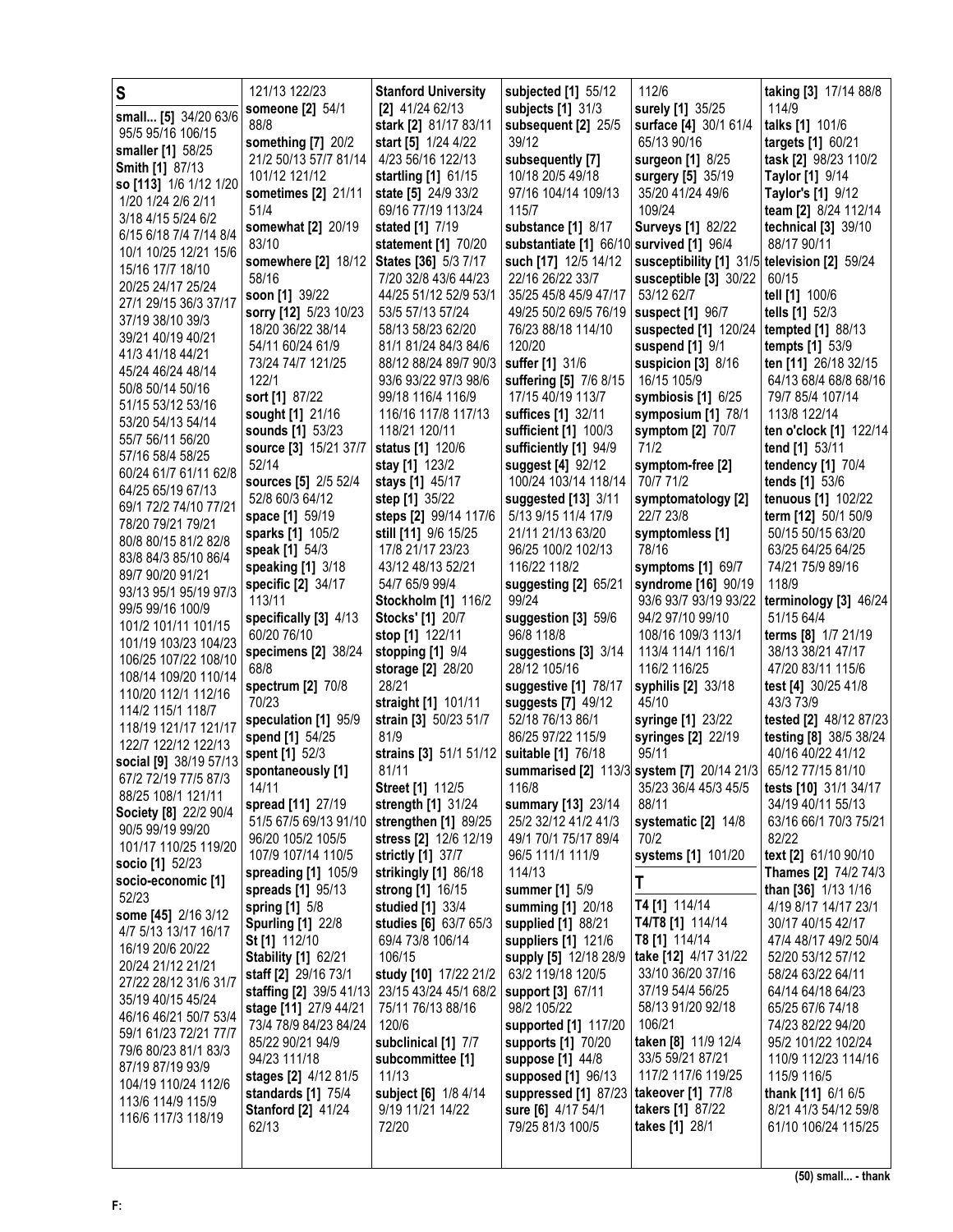## S

**small... [5]** 34/20 63/6 95/5 95/16 106/15
**smaller [1]** 58/25
**Smith [1]** 87/13
**so [113]** 1/6 1/12 1/20 1/20 1/24 2/6 2/11 3/18 4/15 5/24 6/2 6/15 6/18 7/4 7/14 8/4 10/1 10/25 12/21 15/6 15/16 17/7 18/10 20/25 24/17 25/24 27/1 29/15 36/3 37/17 37/19 38/10 39/3 39/21 40/19 40/21 41/3 41/18 44/21 45/24 46/24 48/14 50/8 50/14 50/16 51/15 53/12 53/16 53/20 54/13 54/14 55/7 56/11 56/20 57/16 58/4 58/25 60/24 61/7 61/11 62/8 64/25 65/19 67/13 69/1 72/2 74/10 77/21 78/20 79/21 79/21 80/8 80/15 81/2 82/8 83/8 84/3 85/10 86/4 89/7 90/20 91/21 93/13 95/1 95/19 97/3 99/5 99/16 100/9 101/2 101/11 101/15 101/19 103/23 104/23 106/25 107/22 108/10 108/14 109/20 110/14 110/20 112/1 112/16 114/2 115/1 118/7 118/19 121/17 121/17 122/7 122/12 122/13
**social [9]** 38/19 57/13 67/2 72/19 77/5 87/3 88/25 108/1 121/11
**Society [8]** 22/2 90/4 90/5 99/19 99/20 101/17 110/25 119/20
**socio [1]** 52/23
**socio-economic [1]** 52/23
**some [45]** 2/16 3/12 4/7 5/13 13/17 16/17 16/19 20/6 20/22 20/24 21/12 21/21 27/22 28/12 31/6 31/7 35/19 40/15 45/24 46/16 46/21 50/7 53/4 59/1 61/23 72/21 77/7 79/6 80/23 81/1 83/3 87/19 87/19 93/9 104/19 110/24 112/6 113/6 114/9 115/9 116/6 117/3 118/19 121/13 122/23
**someone [2]** 54/1 88/8
**something [7]** 20/2 21/2 50/13 57/7 81/14 101/12 121/12
**sometimes [2]** 21/11 51/4
**somewhat [2]** 20/19 83/10
**somewhere [2]** 18/12 58/16
**soon [1]** 39/22
**sorry [12]** 5/23 10/23 18/20 36/22 38/14 54/11 60/24 61/9 73/24 74/7 121/25 122/1
**sort [1]** 87/22
**sought [1]** 21/16
**sounds [1]** 53/23
**source [3]** 15/21 37/7 52/14
**sources [5]** 2/5 52/4 52/8 60/3 64/12
**space [1]** 59/19
**sparks [1]** 105/2
**speak [1]** 54/3
**speaking [1]** 3/18
**specific [2]** 34/17 113/11
**specifically [3]** 4/13 60/20 76/10
**specimens [2]** 38/24 68/8
**spectrum [2]** 70/8 70/23
**speculation [1]** 95/9
**spend [1]** 54/25
**spent [1]** 52/3
**spontaneously [1]** 14/11
**spread [11]** 27/19 51/5 67/5 69/13 91/10 96/20 105/2 105/5 107/9 107/14 110/5
**spreading [1]** 105/9
**spreads [1]** 95/13
**spring [1]** 5/8
**Spurling [1]** 22/8
**St [1]** 112/10
**Stability [1]** 62/21
**staff [2]** 29/16 73/1
**staffing [2]** 39/5 41/13
**stage [11]** 27/9 44/21 73/4 78/9 84/23 84/24 85/22 90/21 94/9 94/23 111/18
**stages [2]** 4/12 81/5
**standards [1]** 75/4
**Stanford [2]** 41/24 62/13
**Stanford University [2]** 41/24 62/13
**stark [2]** 81/17 83/11
**start [5]** 1/24 4/22 4/23 56/16 122/13
**startling [1]** 61/15
**state [5]** 24/9 33/2 69/16 77/19 113/24
**stated [1]** 7/19
**statement [1]** 70/20
**States [36]** 5/3 7/17 7/20 32/8 43/6 44/23 44/25 51/12 52/9 53/1 53/5 57/13 57/24 58/13 58/23 62/20 81/1 81/24 84/3 84/6 88/12 88/24 89/7 90/3 93/6 93/22 97/3 98/6 99/18 116/4 116/9 116/16 117/8 117/13 118/21 120/11
**status [1]** 120/6
**stay [1]** 123/2
**stays [1]** 45/17
**step [1]** 35/22
**steps [2]** 99/14 117/6
**still [11]** 9/6 15/25 17/8 21/17 23/23 43/12 48/13 52/21 54/7 65/9 99/4
**Stockholm [1]** 116/2
**Stocks' [1]** 20/7
**stop [1]** 122/11
**stopping [1]** 9/4
**storage [2]** 28/20 28/21
**straight [1]** 101/11
**strain [3]** 50/23 51/7 81/9
**strains [3]** 51/1 51/12 81/11
**Street [1]** 112/5
**strength [1]** 31/24
**strengthen [1]** 89/25
**stress [2]** 12/6 12/19
**strictly [1]** 37/7
**strikingly [1]** 86/18
**strong [1]** 16/15
**studied [1]** 33/4
**studies [6]** 63/7 65/3 69/4 73/8 106/14 106/15
**study [10]** 17/22 21/2 23/15 43/24 45/1 68/2 75/11 76/13 88/16 120/6
**subclinical [1]** 7/7
**subcommittee [1]** 11/13
**subject [6]** 1/8 4/14 9/19 11/21 14/22 72/20
**subjected [1]** 55/12
**subjects [1]** 31/3
**subsequent [2]** 25/5 39/12
**subsequently [7]** 10/18 20/5 49/18 97/16 104/14 109/13 115/7
**substance [1]** 8/17
**substantiate [1]** 66/10
**such [17]** 12/5 14/12 22/16 26/22 33/7 35/25 45/8 45/9 47/17 49/25 50/2 69/5 76/19 76/23 88/18 114/10 120/20
**suffer [1]** 31/6
**suffering [5]** 7/6 8/15 17/15 40/19 113/7
**suffices [1]** 32/11
**sufficient [1]** 100/3
**sufficiently [1]** 94/9
**suggest [4]** 92/12 100/24 103/14 118/14
**suggested [13]** 3/11 5/13 9/15 11/4 17/9 21/11 21/13 63/20 96/25 100/2 102/13 116/22 118/2
**suggesting [2]** 65/21 99/24
**suggestion [3]** 59/6 96/8 118/8
**suggestions [3]** 3/14 28/12 105/16
**suggestive [1]** 78/17
**suggests [7]** 49/12 52/18 76/13 86/1 86/25 97/22 115/9
**suitable [1]** 76/18
**summarised [2]** 113/3 116/8
**summary [13]** 23/14 25/2 32/12 41/2 41/3 49/1 70/1 75/17 89/4 96/5 111/1 111/9 114/13
**summer [1]** 5/9
**summing [1]** 20/18
**supplied [1]** 88/21
**suppliers [1]** 121/6
**supply [5]** 12/18 28/9 63/2 119/18 120/5
**support [3]** 67/11 98/2 105/22
**supported [1]** 117/20
**supports [1]** 70/20
**suppose [1]** 44/8
**supposed [1]** 96/13
**suppressed [1]** 87/23
**sure [6]** 4/17 54/1 79/25 81/3 100/5 112/6
**surely [1]** 35/25
**surface [4]** 30/1 61/4 65/13 90/16
**surgeon [1]** 8/25
**surgery [5]** 35/19 35/20 41/24 49/6 109/24
**Surveys [1]** 82/22
**survived [1]** 96/4
**susceptibility [1]** 31/5 53/12 62/7
**susceptible [3]** 30/22
**suspect [1]** 96/7
**suspected [1]** 120/24
**suspend [1]** 9/1
**suspicion [3]** 8/16 16/15 105/9
**symbiosis [1]** 6/25
**symposium [1]** 78/1
**symptom [2]** 70/7 71/2
**symptom-free [2]** 70/7 71/2
**symptomatology [2]** 22/7 23/8
**symptomless [1]** 78/16
**symptoms [1]** 69/7
**syndrome [16]** 90/19 93/6 93/7 93/19 93/22 94/2 97/10 99/10 108/16 109/3 113/1 113/4 114/1 116/1 116/2 116/25
**syphilis [2]** 33/18 45/10
**syringe [1]** 23/22
**syringes [2]** 22/19 95/11
**system [7]** 20/14 21/3 35/23 36/4 45/3 45/5 88/11
**systematic [2]** 14/8 70/2
**systems [1]** 101/20

## T

**T4 [1]** 114/14
**T4/T8 [1]** 114/14
**T8 [1]** 114/14
**take [12]** 4/17 31/22 33/10 36/20 37/16 37/19 54/4 56/25 58/13 91/20 92/18 106/21
**taken [8]** 11/9 12/4 33/5 59/21 87/21 117/2 117/6 119/25
**takeover [1]** 77/8
**takers [1]** 87/22
**takes [1]** 28/1
**taking [3]** 17/14 88/8 114/9
**talks [1]** 101/6
**targets [1]** 60/21
**task [2]** 98/23 110/2
**Taylor [1]** 9/14
**Taylor's [1]** 9/12
**team [2]** 8/24 112/14
**technical [3]** 39/10 88/17 90/11
**television [2]** 59/24 60/15
**tell [1]** 100/6
**tells [1]** 52/3
**tempted [1]** 88/13
**tempts [1]** 53/9
**ten [11]** 26/18 32/15 64/13 68/4 68/8 68/16 79/7 85/4 107/14 113/8 122/14
**ten o'clock [1]** 122/14
**tend [1]** 53/11
**tendency [1]** 70/4
**tends [1]** 53/6
**tenuous [1]** 102/22
**term [12]** 50/1 50/9 50/15 50/15 63/20 63/25 64/25 64/25 74/21 75/9 89/16 118/9
**terminology [3]** 46/24 51/15 64/4
**terms [8]** 1/7 21/19 38/13 38/21 47/17 47/20 83/11 115/6
**test [4]** 30/25 41/8 43/3 73/9
**tested [2]** 48/12 87/23
**testing [8]** 38/5 38/24 40/16 40/22 41/12 65/12 77/15 81/10
**tests [10]** 31/1 34/17 34/19 40/11 55/13 63/16 66/1 70/3 75/21 82/22
**text [2]** 61/10 90/10
**Thames [2]** 74/2 74/3
**than [36]** 1/13 1/16 4/19 8/17 14/17 23/1 30/17 40/15 42/17 47/4 48/17 49/2 50/4 52/20 53/12 57/12 58/24 63/22 64/11 64/14 64/18 64/23 65/25 67/6 74/18 74/23 82/22 94/20 95/2 101/22 102/24 110/9 112/23 114/16 115/9 116/5
**thank [11]** 6/1 6/5 8/21 41/3 54/12 59/8 61/10 106/24 115/25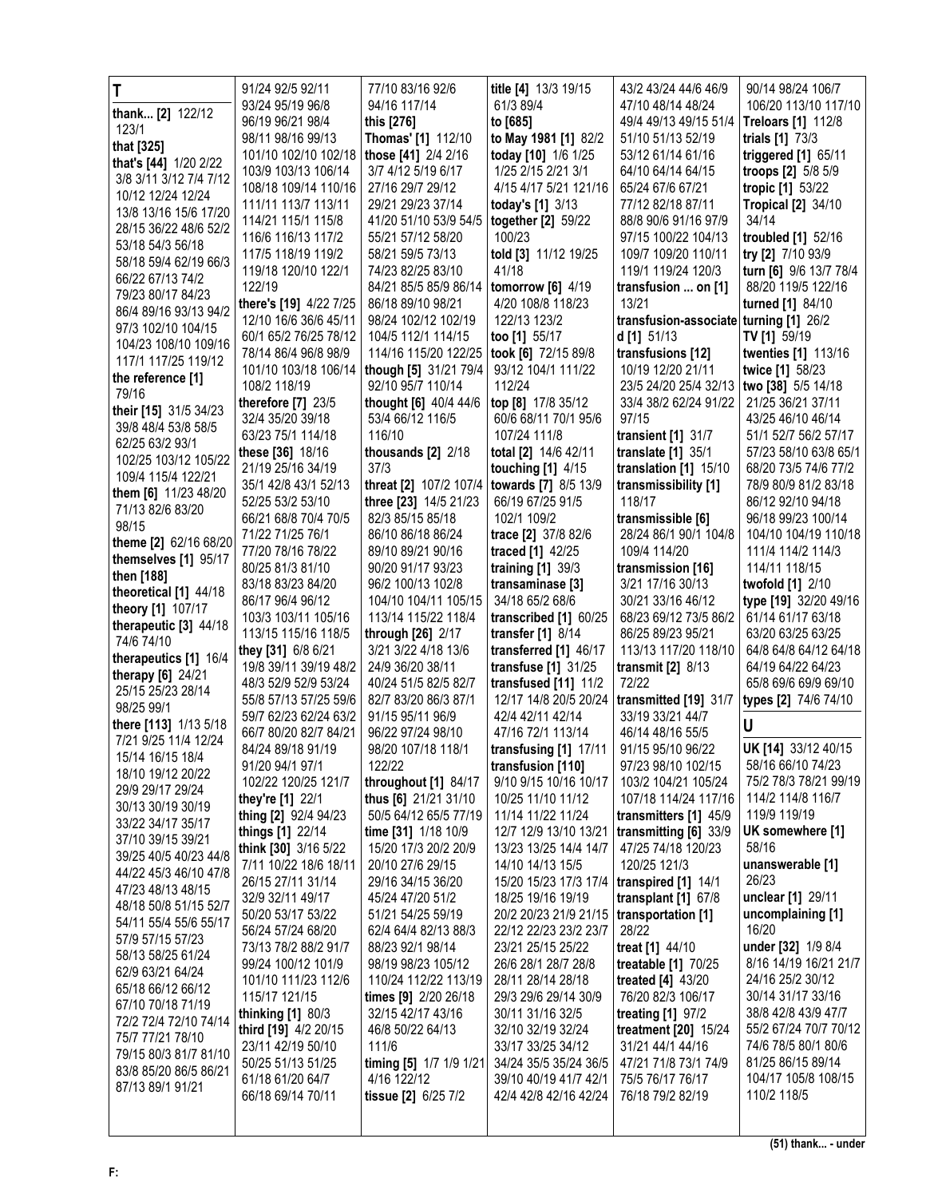**T**

**thank... [2]** 122/12 123/1
**that [325]**
**that's [44]** 1/20 2/22 3/8 3/11 3/12 7/4 7/12 10/12 12/24 12/24 13/8 13/16 15/6 17/20 28/15 36/22 48/6 52/2 53/18 54/3 56/18 58/18 59/4 62/19 66/3 66/22 67/13 74/2 79/23 80/17 84/23 86/4 89/16 93/13 94/2 97/3 102/10 104/15 104/23 108/10 109/16 117/1 117/25 119/12
**the reference [1]** 79/16
**their [15]** 31/5 34/23 39/8 48/4 53/8 58/5 62/25 63/2 93/1 102/25 103/12 105/22 109/4 115/4 122/21
**them [6]** 11/23 48/20 71/13 82/6 83/20 98/15
**theme [2]** 62/16 68/20
**themselves [1]** 95/17
**then [188]**
**theoretical [1]** 44/18
**theory [1]** 107/17
**therapeutic [3]** 44/18 74/6 74/10
**therapeutics [1]** 16/4
**therapy [6]** 24/21 25/15 25/23 28/14 98/25 99/1
**there [113]** 1/13 5/18 7/21 9/25 11/4 12/24 15/14 16/15 18/4 18/10 19/12 20/22 29/9 29/17 29/24 30/13 30/19 30/19 33/22 34/17 35/17 37/10 39/15 39/21 39/25 40/5 40/23 44/8 44/22 45/3 46/10 47/8 47/23 48/13 48/15 48/18 50/8 51/15 52/7 54/11 55/4 55/6 55/17 57/9 57/15 57/23 58/13 58/25 61/24 62/9 63/21 64/24 65/18 66/12 66/12 67/10 70/18 71/19 72/2 72/4 72/10 74/14 75/7 77/21 78/10 79/15 80/3 81/7 81/10 83/8 85/20 86/5 86/21 87/13 89/1 91/21 91/24 92/5 92/11 93/24 95/19 96/8 96/19 96/21 98/4 98/11 98/16 99/13 101/10 102/10 102/18 103/9 103/13 106/14 108/18 109/14 110/16 111/11 113/7 113/11 114/21 115/1 115/8 116/6 116/13 117/2 117/5 118/19 119/2 119/18 120/10 122/1 122/19
**there's [19]** 4/22 7/25 12/10 16/6 36/6 45/11 60/1 65/2 76/25 78/12 78/14 86/4 96/8 98/9 101/10 103/18 106/14 108/2 118/19
**therefore [7]** 23/5 32/4 35/20 39/18 63/23 75/1 114/18
**these [36]** 18/16 21/19 25/16 34/19 35/1 42/8 43/1 52/13 52/25 53/2 53/10 66/21 68/7 70/4 70/5 71/22 71/25 76/1 77/20 78/16 78/22 80/25 81/3 81/10 83/18 83/23 84/20 86/17 96/4 96/12 103/3 103/11 105/16 113/15 115/16 118/5
**they [31]** 6/8 6/21 19/8 39/11 39/19 48/2 48/3 52/9 52/9 53/24 55/8 57/13 57/25 59/6 59/7 62/23 62/24 63/2 66/7 80/20 82/7 84/21 84/24 89/18 91/19 91/20 94/1 97/1 102/22 120/25 121/7
**they're [1]** 22/1
**thing [2]** 92/4 94/23
**things [1]** 22/14
**think [30]** 3/16 5/22 7/11 10/22 18/6 18/11 26/15 27/11 31/14 32/9 32/11 49/17 50/20 53/17 53/22 56/24 57/24 68/20 73/13 78/2 88/2 91/7 99/24 100/12 101/9 101/10 111/23 112/6 115/17 121/15
**thinking [1]** 80/3
**third [19]** 4/2 20/15 23/11 42/19 50/10 50/25 51/13 51/25 61/18 61/20 64/7 66/18 69/14 70/11 77/10 83/16 92/6 94/16 117/14
**this [276]**
**Thomas' [1]** 112/10
**those [41]** 2/4 2/16 3/7 4/12 5/19 6/17 27/16 29/7 29/12 29/21 29/23 37/14 41/20 51/10 53/9 54/5 55/21 57/12 58/20 58/21 59/5 73/13 74/23 82/25 83/10 84/21 85/5 85/9 86/14 86/18 89/10 98/21 98/24 102/12 102/19 104/5 112/1 114/15 114/16 115/20 122/25
**though [5]** 31/21 79/4 92/10 95/7 110/14
**thought [6]** 40/4 44/6 53/4 66/12 116/5 116/10
**thousands [2]** 2/18 37/3
**threat [2]** 107/2 107/4
**three [23]** 14/5 21/23 82/3 85/15 85/18 86/10 86/18 86/24 89/10 89/21 90/16 90/20 91/17 93/23 96/2 100/13 102/8 104/10 104/11 105/15 113/14 115/22 118/4
**through [26]** 2/17 3/21 3/22 4/18 13/6 24/9 36/20 38/11 40/24 51/5 82/5 82/7 82/7 83/20 86/3 87/1 91/15 95/11 96/9 96/22 97/24 98/10 98/20 107/18 118/1 122/22
**throughout [1]** 84/17
**thus [6]** 21/21 31/10 50/5 64/12 65/5 77/19
**time [31]** 1/18 10/9 15/20 17/3 20/2 20/9 20/10 27/6 29/15 29/16 34/15 36/20 45/24 47/20 51/2 51/21 54/25 59/19 62/4 64/4 82/13 88/3 88/23 92/1 98/14 98/19 98/23 105/12 110/24 112/22 113/19 111/6
**times [9]** 2/20 26/18 32/15 42/17 43/16 46/8 50/22 64/13 111/6
**timing [5]** 1/7 1/9 1/21 4/16 122/12
**tissue [2]** 6/25 7/2
**title [4]** 13/3 19/15 61/3 89/4
**to [685]**
**to May 1981 [1]** 82/2
**today [10]** 1/6 1/25 1/25 2/15 2/21 3/1 4/15 4/17 5/21 121/16
**today's [1]** 3/13
**together [2]** 59/22 100/23
**told [3]** 11/12 19/25 41/18
**tomorrow [6]** 4/19 4/20 108/8 118/23 122/13 123/2
**too [1]** 55/17
**took [6]** 72/15 89/8 93/12 104/1 111/22 112/24
**top [8]** 17/8 35/12 60/6 68/11 70/1 95/6 107/24 111/8
**total [2]** 14/6 42/11
**touching [1]** 4/15
**towards [7]** 8/5 13/9 66/19 67/25 91/5 102/1 109/2
**trace [2]** 37/8 82/6
**traced [1]** 42/25
**training [1]** 39/3
**transaminase [3]** 34/18 65/2 68/6
**transcribed [1]** 60/25
**transfer [1]** 8/14
**transferred [1]** 46/17
**transfuse [1]** 31/25
**transfused [11]** 11/2 12/17 14/8 20/5 20/24 42/4 42/11 42/14 47/16 72/1 113/14
**transfusing [1]** 17/11
**transfusion [110]** 9/10 9/15 10/16 10/17 10/25 11/10 11/12 11/14 11/22 11/24 12/7 12/9 13/10 13/21 13/23 13/25 14/4 14/7 14/10 14/13 15/5 15/20 15/23 17/3 17/4 18/25 19/16 19/19 20/2 20/23 21/9 21/15 22/12 22/23 23/2 23/7 23/21 25/15 25/22 26/6 26/1 28/7 28/8 28/11 28/14 28/18 29/3 29/6 29/14 30/9 30/11 31/16 32/5 32/10 32/19 32/24 33/17 33/25 34/12 34/24 35/5 35/24 36/5 39/10 40/19 41/7 42/1 42/4 42/8 42/16 42/24 43/2 43/24 44/6 46/9 47/10 48/14 48/24 49/4 49/13 49/15 51/4 51/10 51/13 52/19 53/12 61/14 61/16 64/10 64/14 64/15 65/24 67/6 67/21 77/12 82/18 87/11 88/8 90/6 91/16 97/9 97/15 100/22 104/13 109/7 109/20 110/11 119/1 119/24 120/3
**transfusion ... on [1]** 13/21
**transfusion-associated [1]** 51/13
**transfusions [12]** 10/19 12/20 21/11 23/5 24/20 25/4 32/13 33/4 38/2 62/24 91/22 97/15
**transient [1]** 31/7
**translate [1]** 35/1
**translation [1]** 15/10
**transmissibility [1]** 118/17
**transmissible [6]** 28/24 86/1 90/1 104/8 109/4 114/20
**transmission [16]** 3/21 17/16 30/13 30/21 33/16 46/12 68/23 69/12 73/5 86/2 86/25 89/23 95/21 113/13 117/20 118/10
**transmit [2]** 8/13 72/22
**transmitted [19]** 31/7 33/19 33/21 44/7 46/14 48/16 55/5 91/15 95/10 96/22 97/23 98/10 102/15 103/2 104/21 105/24 107/18 114/24 117/16
**transmitters [1]** 45/9
**transmitting [6]** 33/9 47/25 74/18 120/23 120/25 121/3
**transpired [1]** 14/1
**transplant [1]** 67/8
**transportation [1]** 28/22
**treat [1]** 44/10
**treatable [1]** 70/25
**treated [4]** 43/20 76/20 82/3 106/17
**treating [1]** 97/2
**treatment [20]** 15/24 31/21 44/1 44/16 47/21 71/8 73/1 74/9 75/5 76/17 76/17 76/18 79/2 82/19 90/14 98/24 106/7 106/20 113/10 117/10
**Treloars [1]** 112/8
**trials [1]** 73/3
**triggered [1]** 65/11
**troops [2]** 5/8 5/9
**tropic [1]** 53/22
**Tropical [2]** 34/10 34/14
**troubled [1]** 52/16
**try [2]** 7/10 93/9
**turn [6]** 9/6 13/7 78/4 88/20 119/5 122/16
**turned [1]** 84/10
**turning [1]** 26/2
**TV [1]** 59/19
**twenties [1]** 113/16
**twice [1]** 58/23
**two [38]** 5/5 14/18 21/25 36/21 37/11 43/25 46/10 46/14 51/1 52/7 56/2 57/17 57/23 58/10 63/8 65/1 68/20 73/5 74/6 77/2 78/9 80/9 81/2 83/18 86/12 92/10 94/18 96/18 99/23 100/14 104/10 104/19 110/18 111/4 114/2 114/3 114/11 118/15
**twofold [1]** 2/10
**type [19]** 32/20 49/16 61/14 61/17 63/18 63/20 63/25 63/25 64/8 64/8 64/12 64/18 64/19 64/22 64/23 65/8 69/6 69/9 69/10
**types [2]** 74/6 74/10

**U**

**UK [14]** 33/12 40/15 58/16 66/10 74/23 75/2 78/3 78/21 99/19 114/2 114/8 116/7 119/9 119/19
**UK somewhere [1]** 58/16
**unanswerable [1]** 26/23
**unclear [1]** 29/11
**uncomplaining [1]** 16/20
**under [32]** 1/9 8/4 8/16 14/19 16/21 21/7 24/16 25/2 30/12 30/14 31/17 33/16 38/8 42/8 43/9 47/7 55/2 67/24 70/7 70/12 74/6 78/5 80/1 80/6 81/25 86/15 89/14 104/17 105/8 108/15 110/2 118/5

(51) thank... - under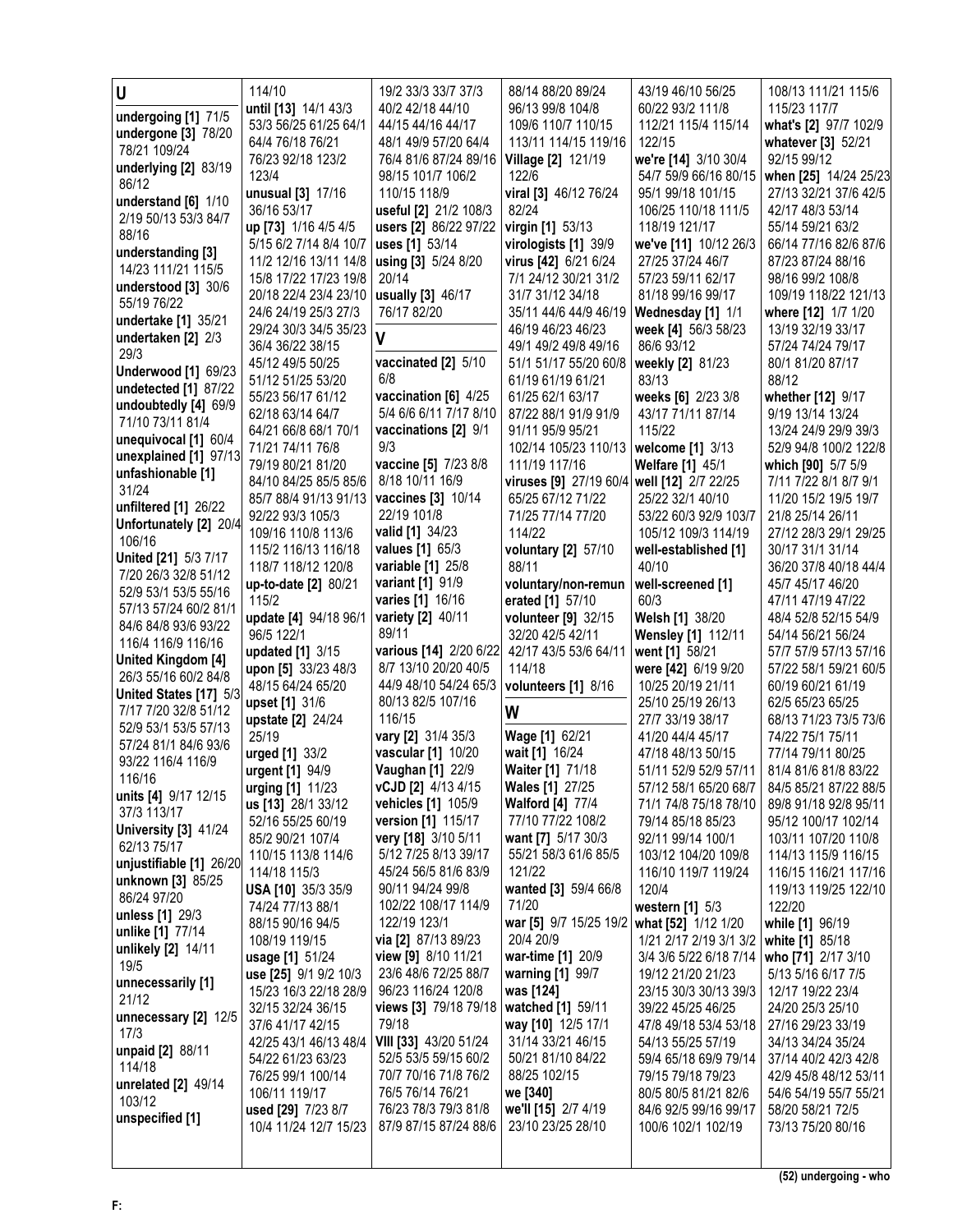**U**

**undergoing [1]** 71/5
**undergone [3]** 78/20 78/21 109/24
**underlying [2]** 83/19 86/12
**understand [6]** 1/10 2/19 50/13 53/3 84/7 88/16
**understanding [3]** 14/23 111/21 115/5
**understood [3]** 30/6 55/19 76/22
**undertake [1]** 35/21
**undertaken [2]** 2/3 29/3
**Underwood [1]** 69/23
**undetected [1]** 87/22
**undoubtedly [4]** 69/9 71/10 73/11 81/4
**unequivocal [1]** 60/4
**unexplained [1]** 97/13
**unfashionable [1]** 31/24
**unfiltered [1]** 26/22
**Unfortunately [2]** 20/4 106/16
**United [21]** 5/3 7/17 7/20 26/3 32/8 51/12 52/9 53/1 53/5 55/16 57/13 57/24 60/2 81/1 84/6 84/8 93/6 93/22 116/4 116/9 116/16
**United Kingdom [4]** 26/3 55/16 60/2 84/8
**United States [17]** 5/3 7/17 7/20 32/8 51/12 52/9 53/1 53/5 57/13 57/24 81/1 84/6 93/6 93/22 116/4 116/9 116/16
**units [4]** 9/17 12/15 37/3 113/17
**University [3]** 41/24 62/13 75/17
**unjustifiable [1]** 26/20
**unknown [3]** 85/25 86/24 97/20
**unless [1]** 29/3
**unlike [1]** 77/14
**unlikely [2]** 14/11 19/5
**unnecessarily [1]** 21/12
**unnecessary [2]** 12/5 17/3
**unpaid [2]** 88/11 114/18
**unrelated [2]** 49/14 103/12
**unspecified [1]** 114/10
**until [13]** 14/1 43/3 53/3 56/25 61/25 64/1 64/4 76/18 76/21 76/23 92/18 123/2 123/4
**unusual [3]** 17/16 36/16 53/17
**up [73]** 1/16 4/5 4/5 5/15 6/2 7/14 8/4 10/7 11/2 12/16 13/11 14/8 15/8 17/22 17/23 19/8 20/18 22/4 23/4 23/10 24/6 24/19 25/3 27/3 29/24 30/3 34/5 35/23 36/4 36/22 38/15 45/12 49/5 50/25 51/12 51/25 53/20 55/23 56/17 61/12 62/18 63/14 64/7 64/21 66/8 68/1 70/1 71/21 74/11 76/8 79/19 80/21 81/20 84/10 84/25 85/5 85/6 85/7 88/4 91/13 91/13 92/22 93/3 105/3 109/16 110/8 113/6 115/2 116/13 116/18 118/7 118/12 120/8
**up-to-date [2]** 80/21 115/2
**update [4]** 94/18 96/1 96/5 122/1
**updated [1]** 3/15
**upon [5]** 33/23 48/3 48/15 64/24 65/20
**upset [1]** 31/6
**upstate [2]** 24/24 25/19
**urged [1]** 33/2
**urgent [1]** 94/9
**urging [1]** 11/23
**us [13]** 28/1 33/12 52/16 55/25 60/19 85/2 90/21 107/4 110/15 113/8 114/6 114/18 115/3
**USA [10]** 35/3 35/9 74/24 77/13 88/1 88/15 90/16 94/5 108/19 119/15
**usage [1]** 51/24
**use [25]** 9/1 9/2 10/3 15/23 16/3 22/18 28/9 32/15 32/24 36/15 37/6 41/17 42/15 42/25 43/1 46/13 48/4 54/22 61/23 63/23 76/25 99/1 100/14 106/11 119/17
**used [29]** 7/23 8/7 10/4 11/24 12/7 15/23 19/2 33/3 33/7 37/3 40/2 42/18 44/10 44/15 44/16 44/17 48/1 49/9 57/20 64/4 76/4 81/6 87/24 89/16 98/15 101/7 106/2 110/15 118/9
**useful [2]** 21/2 108/3
**users [2]** 86/22 97/22
**uses [1]** 53/14
**using [3]** 5/24 8/20 20/14
**usually [3]** 46/17 76/17 82/20

**V**

**vaccinated [2]** 5/10 6/8
**vaccination [6]** 4/25 5/4 6/6 6/11 7/17 8/10
**vaccinations [2]** 9/1 9/3
**vaccine [5]** 7/23 8/8 8/18 10/11 16/9
**vaccines [3]** 10/14 22/19 101/8
**valid [1]** 34/23
**values [1]** 65/3
**variable [1]** 25/8
**variant [1]** 91/9
**varies [1]** 16/16
**variety [2]** 40/11 89/11
**various [14]** 2/20 6/22 8/7 13/10 20/20 40/5 44/9 48/10 54/24 65/3 80/13 82/5 107/16 116/15
**vary [2]** 31/4 35/3
**vascular [1]** 10/20
**Vaughan [1]** 22/9
**vCJD [2]** 4/13 4/15
**vehicles [1]** 105/9
**version [1]** 115/17
**very [18]** 3/10 5/11 5/12 7/25 8/13 39/17 45/24 56/5 81/6 83/9 90/11 94/24 99/8 102/22 108/17 114/9 122/19 123/1
**via [2]** 87/13 89/23
**view [9]** 8/10 11/21 23/6 48/6 72/25 88/7 96/23 116/24 120/8
**views [3]** 79/18 79/18 79/18
**VIII [33]** 43/20 51/24 52/5 53/5 59/15 60/2 70/7 70/16 71/8 76/2 76/5 76/14 76/21 76/23 78/3 79/3 81/8 87/9 87/15 87/24 88/6 88/14 88/20 89/24 96/13 99/8 104/8 109/6 110/7 110/15 113/11 114/15 119/16
**Village [2]** 121/19 122/6
**viral [3]** 46/12 76/24 82/24
**virgin [1]** 53/13
**virologists [1]** 39/9
**virus [42]** 6/21 6/24 7/1 24/12 30/21 31/2 31/7 31/12 34/18 35/11 44/6 44/9 46/19 46/19 46/23 46/23 49/1 49/2 49/8 49/16 51/1 51/17 55/20 60/8 61/19 61/19 61/21 61/25 62/1 63/17 87/22 88/1 91/9 91/9 91/11 95/9 95/21 102/14 105/23 110/13 111/19 117/16
**viruses [9]** 27/19 60/4 65/25 67/12 71/22 71/25 77/14 77/20 114/22
**voluntary [2]** 57/10 88/11
**voluntary/non-remunerated [1]** 57/10
**volunteer [9]** 32/15 32/20 42/5 42/11 42/17 43/5 53/6 64/11 114/18
**volunteers [1]** 8/16

**W**

**Wage [1]** 62/21
**wait [1]** 16/24
**Waiter [1]** 71/18
**Wales [1]** 27/25
**Walford [4]** 77/4 77/10 77/22 108/2
**want [7]** 5/17 30/3 55/21 58/3 61/6 85/5 121/22
**wanted [3]** 59/4 66/8 71/20
**war [5]** 9/7 15/25 19/2 20/4 20/9
**war-time [1]** 20/9
**warning [1]** 99/7
**was [124]**
**watched [1]** 59/11
**way [10]** 12/5 17/1 31/14 33/21 46/15 50/21 81/10 84/22 88/25 102/15
**we [340]**
**we'll [15]** 2/7 4/19 23/10 23/25 28/10 43/19 46/10 56/25 60/22 93/2 111/8 112/21 115/4 115/14 122/15
**we're [14]** 3/10 30/4 54/7 59/9 66/16 80/15 95/1 99/18 101/15 106/25 110/18 111/5 118/19 121/17
**we've [11]** 10/12 26/3 27/25 37/24 46/7 57/23 59/11 62/17 81/18 99/16 99/17
**Wednesday [1]** 1/1
**week [4]** 56/3 58/23 86/6 93/12
**weekly [2]** 81/23 83/13
**weeks [6]** 2/23 3/8 43/17 71/11 87/14 115/22
**welcome [1]** 3/13
**Welfare [1]** 45/1
**well [12]** 2/7 22/25 25/22 32/1 40/10 53/22 60/3 92/9 103/7 105/12 109/3 114/19
**well-established [1]** 40/10
**well-screened [1]** 60/3
**Welsh [1]** 38/20
**Wensley [1]** 112/11
**went [1]** 58/21
**were [42]** 6/19 9/20 10/25 20/19 21/11 25/10 25/19 26/13 27/7 33/19 38/17 41/20 44/4 45/17 47/18 48/13 50/15 51/11 52/9 52/9 57/11 57/12 58/1 65/20 68/7 71/1 74/8 75/18 78/10 79/14 85/18 85/23 92/11 99/14 100/1 103/12 104/20 109/8 116/10 119/7 119/24 120/4
**western [1]** 5/3
**what [52]** 1/12 1/20 1/21 2/17 2/19 3/1 3/2 3/4 3/6 5/22 6/18 7/14 19/12 21/20 21/23 23/15 30/3 30/13 39/3 39/22 45/25 46/25 47/8 49/18 53/4 53/18 54/13 55/25 57/19 59/4 65/18 69/9 79/14 79/15 79/18 79/23 80/5 80/5 81/21 82/6 84/6 92/5 99/16 99/17 100/6 102/1 102/19 108/13 111/21 115/6 115/23 117/7
**what's [2]** 97/7 102/9
**whatever [3]** 52/21 92/15 99/12
**when [25]** 14/24 25/23 27/13 32/21 37/6 42/5 42/17 48/3 53/14 55/14 59/21 63/2 66/14 77/16 82/6 87/6 87/23 87/24 88/16 98/16 99/2 108/8 109/19 118/22 121/13
**where [12]** 1/7 1/20 13/19 32/19 33/17 57/24 74/24 79/17 80/1 81/20 87/17 88/12
**whether [12]** 9/17 9/19 13/14 13/24 13/24 24/9 29/9 39/3 52/9 94/8 100/2 122/8
**which [90]** 5/7 5/9 7/11 7/22 8/1 8/7 9/1 11/20 15/2 19/5 19/7 21/8 25/14 26/11 27/12 28/3 29/1 29/25 30/17 31/1 31/14 36/20 37/8 40/18 44/4 45/7 45/17 46/20 47/11 47/19 47/22 48/4 52/8 52/15 54/9 54/14 56/21 56/24 57/7 57/9 57/13 57/16 57/22 58/1 59/21 60/5 60/19 60/21 61/19 62/5 65/23 65/25 68/13 71/23 73/5 73/6 74/22 75/1 75/11 77/14 79/11 80/25 81/4 81/6 81/8 83/22 84/5 85/21 87/22 88/5 89/8 91/18 92/8 95/11 95/12 100/17 102/14 103/11 107/20 110/8 114/13 115/9 116/15 116/15 116/21 117/16 119/13 119/25 122/10 122/20
**while [1]** 96/19
**white [1]** 85/18
**who [71]** 2/17 3/10 5/13 5/16 6/17 7/5 12/17 19/22 23/4 24/20 25/3 25/10 27/16 29/23 33/19 34/13 34/24 35/24 37/14 40/2 42/3 42/8 42/9 45/8 48/12 53/11 54/6 54/19 55/7 55/21 58/20 58/21 72/5 73/13 75/20 80/16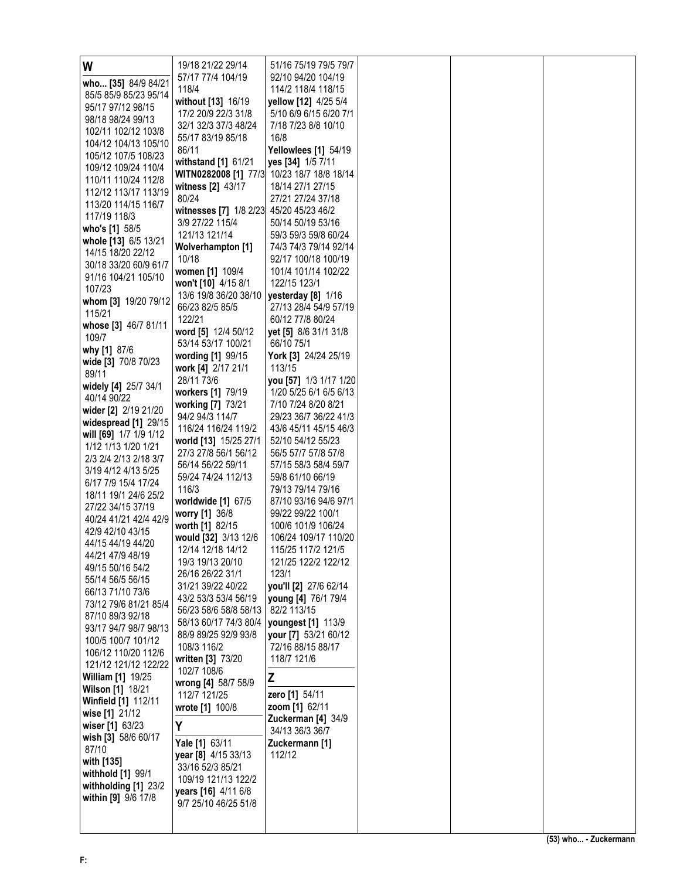## W

**who... [35]** 84/9 84/21 85/5 85/9 85/23 95/14 95/17 97/12 98/15 98/18 98/24 99/13 102/11 102/12 103/8 104/12 104/13 105/10 105/12 107/5 108/23 109/12 109/24 110/4 110/11 110/24 112/8 112/12 113/17 113/19 113/20 114/15 116/7 117/19 118/3
**who's [1]** 58/5
**whole [13]** 6/5 13/21 14/15 18/20 22/12 30/18 33/20 60/9 61/7 91/16 104/21 105/10 107/23
**whom [3]** 19/20 79/12 115/21
**whose [3]** 46/7 81/11 109/7
**why [1]** 87/6
**wide [3]** 70/8 70/23 89/11
**widely [4]** 25/7 34/1 40/14 90/22
**wider [2]** 2/19 21/20
**widespread [1]** 29/15
**will [69]** 1/7 1/9 1/12 1/12 1/13 1/20 1/21 2/3 2/4 2/13 2/18 3/7 3/19 4/12 4/13 5/25 6/17 7/9 15/4 17/24 18/11 19/1 24/6 25/2 27/22 34/15 37/19 40/24 41/21 42/4 42/9 42/10 43/15 44/15 44/19 44/20 44/21 47/9 48/19 49/15 50/16 54/2 55/14 56/5 56/15 66/13 71/10 73/6 73/12 79/6 81/21 85/4 87/10 89/3 92/18 93/17 94/7 98/7 98/13 100/5 100/7 101/12 106/12 110/20 112/6 121/12 121/12 122/22
**William [1]** 19/25
**Wilson [1]** 18/21
**Winfield [1]** 112/11
**wise [1]** 21/12
**wiser [1]** 63/23
**wish [3]** 58/6 60/17 87/10
**with [135]**
**withhold [1]** 99/1
**withholding [1]** 23/2
**within [9]** 9/6 17/8 19/18 21/22 29/14 57/17 77/4 104/19 118/4
**without [13]** 16/19 17/2 20/9 22/3 31/8 32/1 32/3 37/3 48/24 55/17 83/19 85/18 86/11
**withstand [1]** 61/21
**WITN0282008 [1]** 77/3
**witness [2]** 43/17 80/24
**witnesses [7]** 1/8 2/23 3/9 27/22 115/4 121/13 121/14
**Wolverhampton [1]** 10/18
**women [1]** 109/4
**won't [10]** 4/15 8/1 13/6 19/8 36/20 38/10 66/23 82/5 85/5 122/21
**word [5]** 12/4 50/12 53/14 53/17 100/21
**wording [1]** 99/15
**work [4]** 2/17 21/1 28/11 73/6
**workers [1]** 79/19
**working [7]** 73/21 94/2 94/3 114/7 116/24 116/24 119/2
**world [13]** 15/25 27/1 27/3 27/8 56/1 56/12 56/14 56/22 59/11 59/24 74/24 112/13 116/3
**worldwide [1]** 67/5
**worry [1]** 36/8
**worth [1]** 82/15
**would [32]** 3/13 12/6 12/14 12/18 14/12 19/3 19/13 20/10 26/16 26/22 31/1 31/21 39/22 40/22 43/2 53/3 53/4 56/19 56/23 58/6 58/8 58/13 58/13 60/17 74/3 80/4 88/9 89/25 92/9 93/8 108/3 116/2
**written [3]** 73/20 102/7 108/6
**wrong [4]** 58/7 58/9 112/7 121/25
**wrote [1]** 100/8

## Y

**Yale [1]** 63/11
**year [8]** 4/15 33/13 33/16 52/3 85/21 109/19 121/13 122/2
**years [16]** 4/11 6/8 9/7 25/10 46/25 51/8 51/16 75/19 79/5 79/7 92/10 94/20 104/19 114/2 118/4 118/15
**yellow [12]** 4/25 5/4 5/10 6/9 6/15 6/20 7/1 7/18 7/23 8/8 10/10 16/8
**Yellowlees [1]** 54/19
**yes [34]** 1/5 7/11 10/23 18/7 18/8 18/14 18/14 27/1 27/15 27/21 27/24 37/18 45/20 45/23 46/2 50/14 50/19 53/16 59/3 59/3 59/8 60/24 74/3 74/3 79/14 92/14 92/17 100/18 100/19 101/4 101/14 102/22 122/15 123/1
**yesterday [8]** 1/16 27/13 28/4 54/9 57/19 60/12 77/8 80/24
**yet [5]** 8/6 31/1 31/8 66/10 75/1
**York [3]** 24/24 25/19 113/15
**you [57]** 1/3 1/17 1/20 1/20 5/25 6/1 6/5 6/13 7/10 7/24 8/20 8/21 29/23 36/7 36/22 41/3 43/6 45/11 45/15 46/3 52/10 54/12 55/23 56/5 57/7 57/8 57/8 57/15 58/3 58/4 59/7 59/8 61/10 66/19 79/13 79/14 79/16 87/10 93/16 94/6 97/1 99/22 99/22 100/1 100/6 101/9 106/24 106/24 109/17 110/20 115/25 117/2 121/5 121/25 122/2 122/12 123/1
**you'll [2]** 27/6 62/14
**young [4]** 76/1 79/4 82/2 113/15
**youngest [1]** 113/9
**your [7]** 53/21 60/12 72/16 88/15 88/17 118/7 121/6

## Z

**zero [1]** 54/11
**zoom [1]** 62/11
**Zuckerman [4]** 34/9 34/13 36/3 36/7
**Zuckermann [1]** 112/12